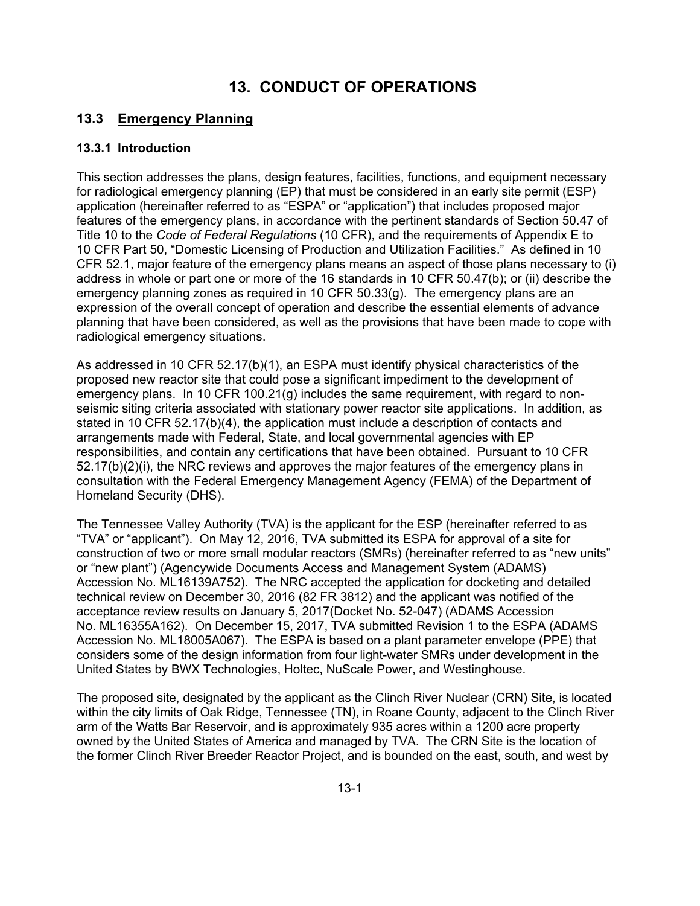# 13. CONDUCT OF OPERATIONS

## 13.3 Emergency Planning

### 13.3.1 Introduction

This section addresses the plans, design features, facilities, functions, and equipment necessary for radiological emergency planning (EP) that must be considered in an early site permit (ESP) application (hereinafter referred to as "ESPA" or "application") that includes proposed major features of the emergency plans, in accordance with the pertinent standards of Section 50.47 of Title 10 to the *Code of Federal Regulations* (10 CFR), and the requirements of Appendix E to 10 CFR Part 50, "Domestic Licensing of Production and Utilization Facilities." As defined in 10 CFR 52.1, major feature of the emergency plans means an aspect of those plans necessary to (i) address in whole or part one or more of the 16 standards in 10 CFR 50.47(b); or (ii) describe the emergency planning zones as required in 10 CFR 50.33(g). The emergency plans are an expression of the overall concept of operation and describe the essential elements of advance planning that have been considered, as well as the provisions that have been made to cope with radiological emergency situations.

As addressed in 10 CFR 52.17(b)(1), an ESPA must identify physical characteristics of the proposed new reactor site that could pose a significant impediment to the development of emergency plans. In 10 CFR 100.21(g) includes the same requirement, with regard to non-seismic siting criteria associated with stationary power reactor site applications. In addition, as stated in 10 CFR 52.17(b)(4), the application must include a description of contacts and arrangements made with Federal, State, and local governmental agencies with EP responsibilities, and contain any certifications that have been obtained. Pursuant to 10 CFR 52.17(b)(2)(i), the NRC reviews and approves the major features of the emergency plans in consultation with the Federal Emergency Management Agency (FEMA) of the Department of Homeland Security (DHS).

The Tennessee Valley Authority (TVA) is the applicant for the ESP (hereinafter referred to as "TVA" or "applicant"). On May 12, 2016, TVA submitted its ESPA for approval of a site for construction of two or more small modular reactors (SMRs) (hereinafter referred to as "new units" or "new plant") (Agencywide Documents Access and Management System (ADAMS) Accession No. ML16139A752). The NRC accepted the application for docketing and detailed technical review on December 30, 2016 (82 FR 3812) and the applicant was notified of the acceptance review results on January 5, 2017(Docket No. 52-047) (ADAMS Accession No. ML16355A162). On December 15, 2017, TVA submitted Revision 1 to the ESPA (ADAMS Accession No. ML18005A067). The ESPA is based on a plant parameter envelope (PPE) that considers some of the design information from four light-water SMRs under development in the United States by BWX Technologies, Holtec, NuScale Power, and Westinghouse.

The proposed site, designated by the applicant as the Clinch River Nuclear (CRN) Site, is located within the city limits of Oak Ridge, Tennessee (TN), in Roane County, adjacent to the Clinch River arm of the Watts Bar Reservoir, and is approximately 935 acres within a 1200 acre property owned by the United States of America and managed by TVA. The CRN Site is the location of the former Clinch River Breeder Reactor Project, and is bounded on the east, south, and west by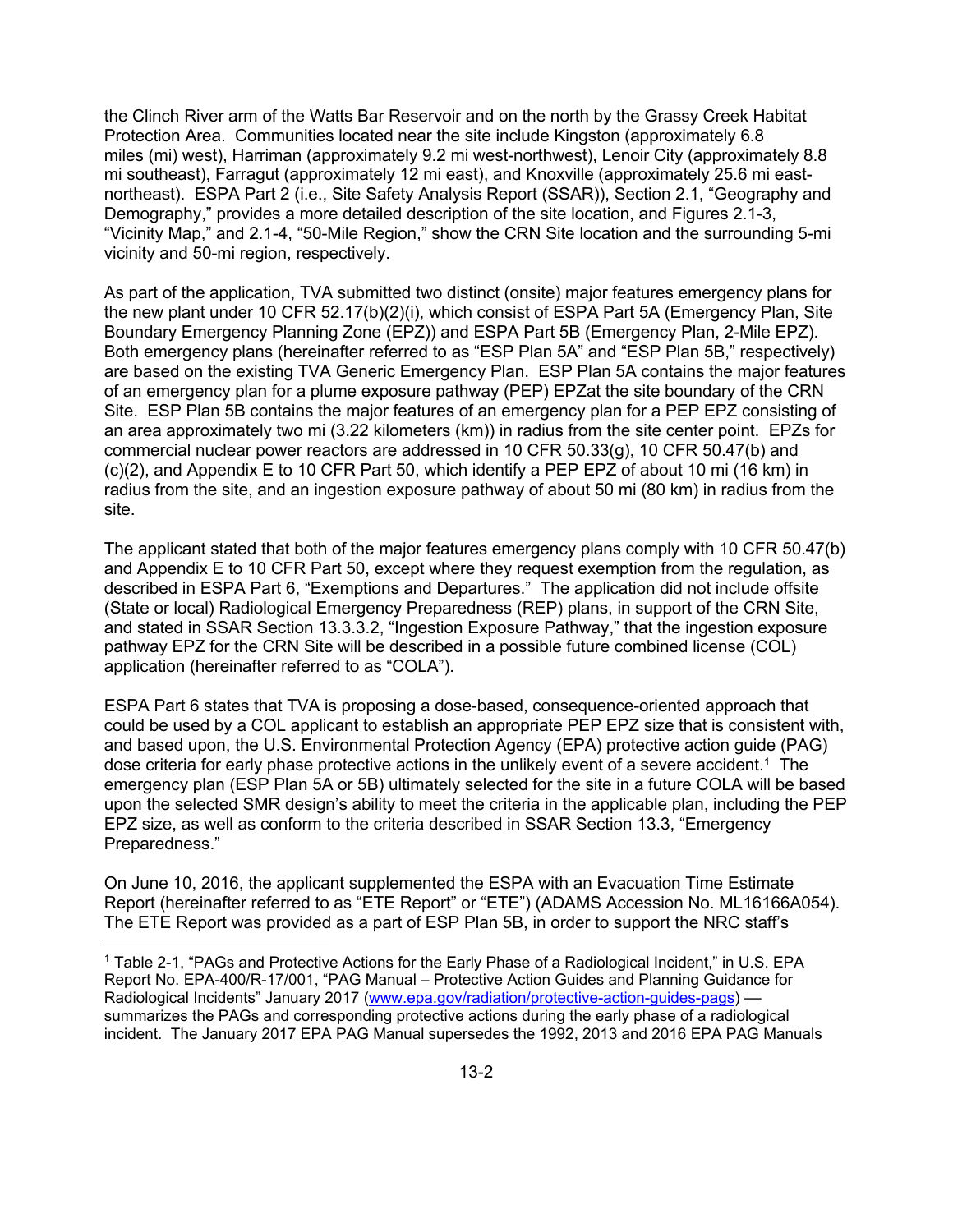the Clinch River arm of the Watts Bar Reservoir and on the north by the Grassy Creek Habitat Protection Area. Communities located near the site include Kingston (approximately 6.8 miles (mi) west), Harriman (approximately 9.2 mi west-northwest), Lenoir City (approximately 8.8 mi southeast), Farragut (approximately 12 mi east), and Knoxville (approximately 25.6 mi east-northeast). ESPA Part 2 (i.e., Site Safety Analysis Report (SSAR)), Section 2.1, "Geography and Demography," provides a more detailed description of the site location, and Figures 2.1-3, "Vicinity Map," and 2.1-4, "50-Mile Region," show the CRN Site location and the surrounding 5-mi vicinity and 50-mi region, respectively.

As part of the application, TVA submitted two distinct (onsite) major features emergency plans for the new plant under 10 CFR 52.17(b)(2)(i), which consist of ESPA Part 5A (Emergency Plan, Site Boundary Emergency Planning Zone (EPZ)) and ESPA Part 5B (Emergency Plan, 2-Mile EPZ). Both emergency plans (hereinafter referred to as "ESP Plan 5A" and "ESP Plan 5B," respectively) are based on the existing TVA Generic Emergency Plan. ESP Plan 5A contains the major features of an emergency plan for a plume exposure pathway (PEP) EPZat the site boundary of the CRN Site. ESP Plan 5B contains the major features of an emergency plan for a PEP EPZ consisting of an area approximately two mi (3.22 kilometers (km)) in radius from the site center point. EPZs for commercial nuclear power reactors are addressed in 10 CFR 50.33(g), 10 CFR 50.47(b) and (c)(2), and Appendix E to 10 CFR Part 50, which identify a PEP EPZ of about 10 mi (16 km) in radius from the site, and an ingestion exposure pathway of about 50 mi (80 km) in radius from the site.

The applicant stated that both of the major features emergency plans comply with 10 CFR 50.47(b) and Appendix E to 10 CFR Part 50, except where they request exemption from the regulation, as described in ESPA Part 6, "Exemptions and Departures." The application did not include offsite (State or local) Radiological Emergency Preparedness (REP) plans, in support of the CRN Site, and stated in SSAR Section 13.3.3.2, "Ingestion Exposure Pathway," that the ingestion exposure pathway EPZ for the CRN Site will be described in a possible future combined license (COL) application (hereinafter referred to as "COLA").

ESPA Part 6 states that TVA is proposing a dose-based, consequence-oriented approach that could be used by a COL applicant to establish an appropriate PEP EPZ size that is consistent with, and based upon, the U.S. Environmental Protection Agency (EPA) protective action guide (PAG) dose criteria for early phase protective actions in the unlikely event of a severe accident.[1] The emergency plan (ESP Plan 5A or 5B) ultimately selected for the site in a future COLA will be based upon the selected SMR design's ability to meet the criteria in the applicable plan, including the PEP EPZ size, as well as conform to the criteria described in SSAR Section 13.3, "Emergency Preparedness."

On June 10, 2016, the applicant supplemented the ESPA with an Evacuation Time Estimate Report (hereinafter referred to as "ETE Report" or "ETE") (ADAMS Accession No. ML16166A054). The ETE Report was provided as a part of ESP Plan 5B, in order to support the NRC staff's

[1] Table 2-1, "PAGs and Protective Actions for the Early Phase of a Radiological Incident," in U.S. EPA Report No. EPA-400/R-17/001, "PAG Manual – Protective Action Guides and Planning Guidance for Radiological Incidents" January 2017 (www.epa.gov/radiation/protective-action-guides-pags) — summarizes the PAGs and corresponding protective actions during the early phase of a radiological incident. The January 2017 EPA PAG Manual supersedes the 1992, 2013 and 2016 EPA PAG Manuals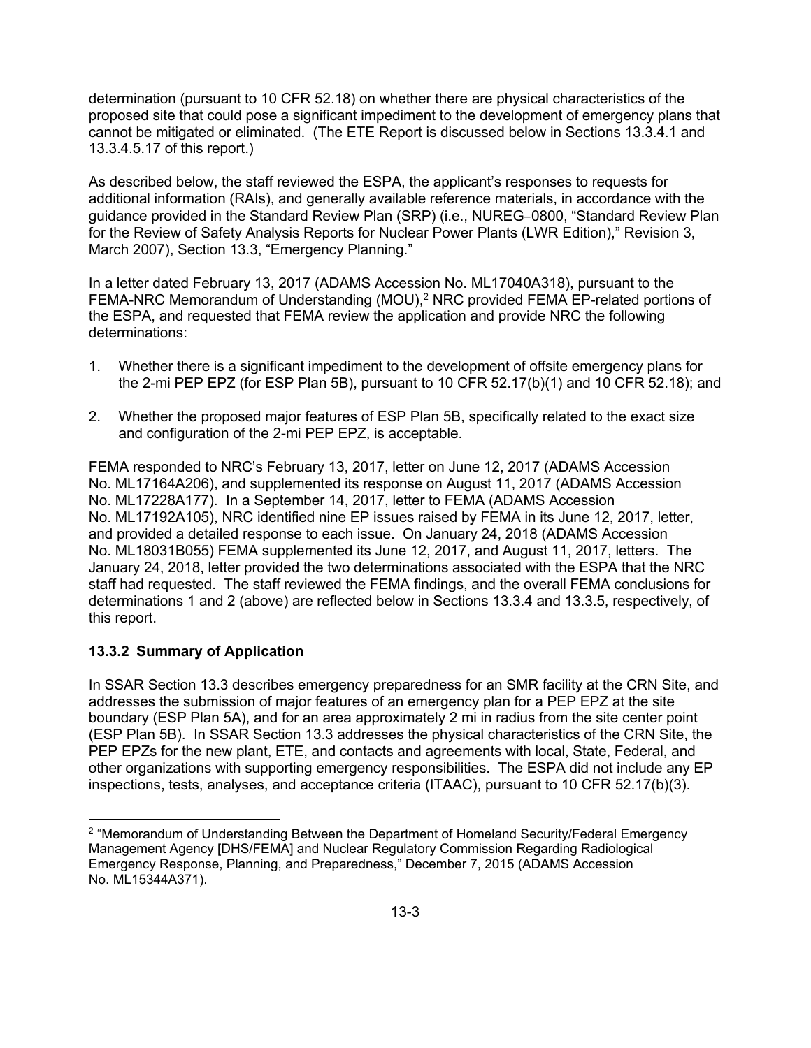determination (pursuant to 10 CFR 52.18) on whether there are physical characteristics of the proposed site that could pose a significant impediment to the development of emergency plans that cannot be mitigated or eliminated. (The ETE Report is discussed below in Sections 13.3.4.1 and 13.3.4.5.17 of this report.)

As described below, the staff reviewed the ESPA, the applicant's responses to requests for additional information (RAIs), and generally available reference materials, in accordance with the guidance provided in the Standard Review Plan (SRP) (i.e., NUREG‑0800, "Standard Review Plan for the Review of Safety Analysis Reports for Nuclear Power Plants (LWR Edition)," Revision 3, March 2007), Section 13.3, "Emergency Planning."

In a letter dated February 13, 2017 (ADAMS Accession No. ML17040A318), pursuant to the FEMA-NRC Memorandum of Understanding (MOU),[2] NRC provided FEMA EP-related portions of the ESPA, and requested that FEMA review the application and provide NRC the following determinations:

1. Whether there is a significant impediment to the development of offsite emergency plans for the 2-mi PEP EPZ (for ESP Plan 5B), pursuant to 10 CFR 52.17(b)(1) and 10 CFR 52.18); and
2. Whether the proposed major features of ESP Plan 5B, specifically related to the exact size and configuration of the 2-mi PEP EPZ, is acceptable.

FEMA responded to NRC's February 13, 2017, letter on June 12, 2017 (ADAMS Accession No. ML17164A206), and supplemented its response on August 11, 2017 (ADAMS Accession No. ML17228A177). In a September 14, 2017, letter to FEMA (ADAMS Accession No. ML17192A105), NRC identified nine EP issues raised by FEMA in its June 12, 2017, letter, and provided a detailed response to each issue. On January 24, 2018 (ADAMS Accession No. ML18031B055) FEMA supplemented its June 12, 2017, and August 11, 2017, letters. The January 24, 2018, letter provided the two determinations associated with the ESPA that the NRC staff had requested. The staff reviewed the FEMA findings, and the overall FEMA conclusions for determinations 1 and 2 (above) are reflected below in Sections 13.3.4 and 13.3.5, respectively, of this report.

### 13.3.2 Summary of Application

In SSAR Section 13.3 describes emergency preparedness for an SMR facility at the CRN Site, and addresses the submission of major features of an emergency plan for a PEP EPZ at the site boundary (ESP Plan 5A), and for an area approximately 2 mi in radius from the site center point (ESP Plan 5B). In SSAR Section 13.3 addresses the physical characteristics of the CRN Site, the PEP EPZs for the new plant, ETE, and contacts and agreements with local, State, Federal, and other organizations with supporting emergency responsibilities. The ESPA did not include any EP inspections, tests, analyses, and acceptance criteria (ITAAC), pursuant to 10 CFR 52.17(b)(3).

[2] "Memorandum of Understanding Between the Department of Homeland Security/Federal Emergency Management Agency [DHS/FEMA] and Nuclear Regulatory Commission Regarding Radiological Emergency Response, Planning, and Preparedness," December 7, 2015 (ADAMS Accession No. ML15344A371).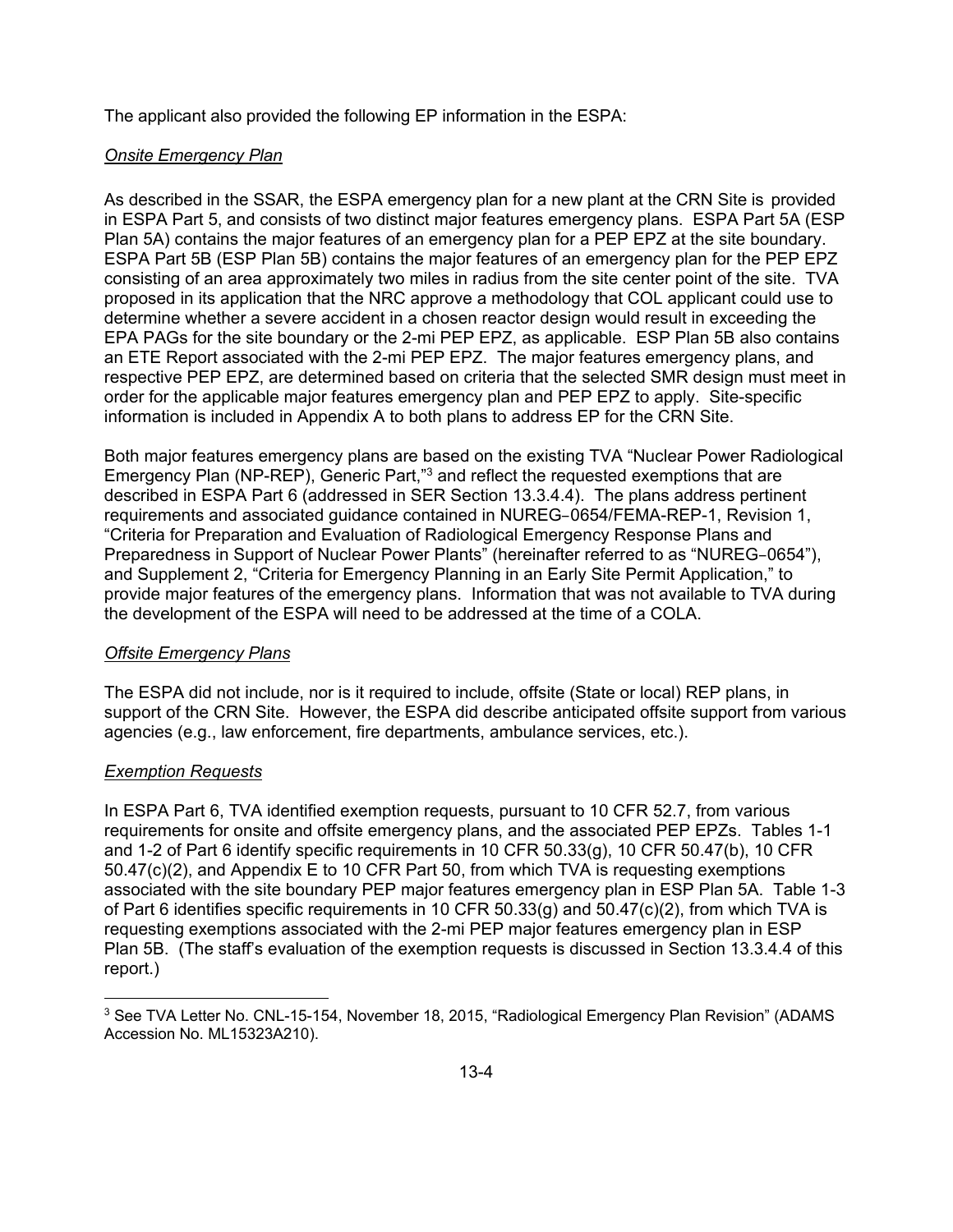The applicant also provided the following EP information in the ESPA:

*Onsite Emergency Plan*

As described in the SSAR, the ESPA emergency plan for a new plant at the CRN Site is provided in ESPA Part 5, and consists of two distinct major features emergency plans. ESPA Part 5A (ESP Plan 5A) contains the major features of an emergency plan for a PEP EPZ at the site boundary. ESPA Part 5B (ESP Plan 5B) contains the major features of an emergency plan for the PEP EPZ consisting of an area approximately two miles in radius from the site center point of the site. TVA proposed in its application that the NRC approve a methodology that COL applicant could use to determine whether a severe accident in a chosen reactor design would result in exceeding the EPA PAGs for the site boundary or the 2-mi PEP EPZ, as applicable. ESP Plan 5B also contains an ETE Report associated with the 2-mi PEP EPZ. The major features emergency plans, and respective PEP EPZ, are determined based on criteria that the selected SMR design must meet in order for the applicable major features emergency plan and PEP EPZ to apply. Site-specific information is included in Appendix A to both plans to address EP for the CRN Site.

Both major features emergency plans are based on the existing TVA "Nuclear Power Radiological Emergency Plan (NP-REP), Generic Part,"[3] and reflect the requested exemptions that are described in ESPA Part 6 (addressed in SER Section 13.3.4.4). The plans address pertinent requirements and associated guidance contained in NUREG‑0654/FEMA-REP-1, Revision 1, "Criteria for Preparation and Evaluation of Radiological Emergency Response Plans and Preparedness in Support of Nuclear Power Plants" (hereinafter referred to as "NUREG‑0654"), and Supplement 2, "Criteria for Emergency Planning in an Early Site Permit Application," to provide major features of the emergency plans. Information that was not available to TVA during the development of the ESPA will need to be addressed at the time of a COLA.

*Offsite Emergency Plans*

The ESPA did not include, nor is it required to include, offsite (State or local) REP plans, in support of the CRN Site. However, the ESPA did describe anticipated offsite support from various agencies (e.g., law enforcement, fire departments, ambulance services, etc.).

*Exemption Requests*

In ESPA Part 6, TVA identified exemption requests, pursuant to 10 CFR 52.7, from various requirements for onsite and offsite emergency plans, and the associated PEP EPZs. Tables 1-1 and 1-2 of Part 6 identify specific requirements in 10 CFR 50.33(g), 10 CFR 50.47(b), 10 CFR 50.47(c)(2), and Appendix E to 10 CFR Part 50, from which TVA is requesting exemptions associated with the site boundary PEP major features emergency plan in ESP Plan 5A. Table 1-3 of Part 6 identifies specific requirements in 10 CFR 50.33(g) and 50.47(c)(2), from which TVA is requesting exemptions associated with the 2-mi PEP major features emergency plan in ESP Plan 5B. (The staff's evaluation of the exemption requests is discussed in Section 13.3.4.4 of this report.)

[3] See TVA Letter No. CNL-15-154, November 18, 2015, "Radiological Emergency Plan Revision" (ADAMS Accession No. ML15323A210).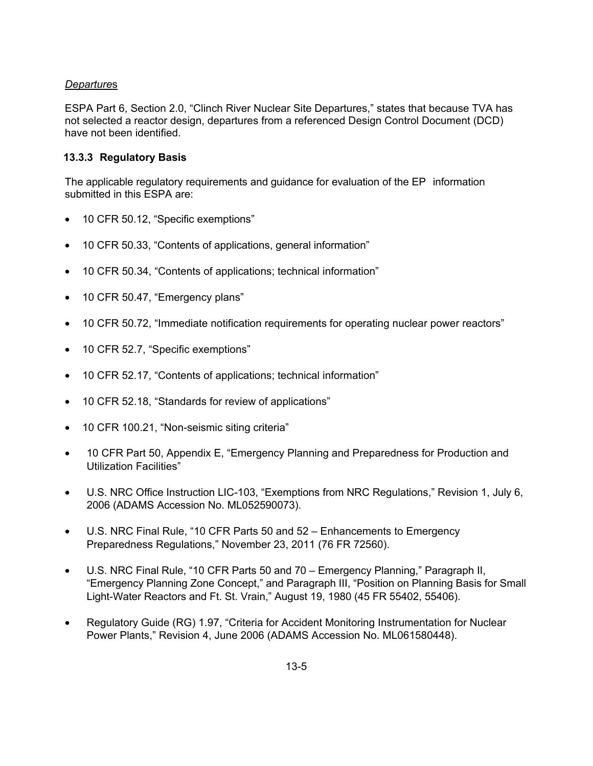*Departures*

ESPA Part 6, Section 2.0, "Clinch River Nuclear Site Departures," states that because TVA has not selected a reactor design, departures from a referenced Design Control Document (DCD) have not been identified.

### 13.3.3 Regulatory Basis

The applicable regulatory requirements and guidance for evaluation of the EP information submitted in this ESPA are:

- 10 CFR 50.12, "Specific exemptions"
- 10 CFR 50.33, "Contents of applications, general information"
- 10 CFR 50.34, "Contents of applications; technical information"
- 10 CFR 50.47, "Emergency plans"
- 10 CFR 50.72, "Immediate notification requirements for operating nuclear power reactors"
- 10 CFR 52.7, "Specific exemptions"
- 10 CFR 52.17, "Contents of applications; technical information"
- 10 CFR 52.18, "Standards for review of applications"
- 10 CFR 100.21, "Non-seismic siting criteria"
- 10 CFR Part 50, Appendix E, "Emergency Planning and Preparedness for Production and Utilization Facilities"
- U.S. NRC Office Instruction LIC-103, "Exemptions from NRC Regulations," Revision 1, July 6, 2006 (ADAMS Accession No. ML052590073).
- U.S. NRC Final Rule, "10 CFR Parts 50 and 52 – Enhancements to Emergency Preparedness Regulations," November 23, 2011 (76 FR 72560).
- U.S. NRC Final Rule, "10 CFR Parts 50 and 70 – Emergency Planning," Paragraph II, "Emergency Planning Zone Concept," and Paragraph III, "Position on Planning Basis for Small Light-Water Reactors and Ft. St. Vrain," August 19, 1980 (45 FR 55402, 55406).
- Regulatory Guide (RG) 1.97, "Criteria for Accident Monitoring Instrumentation for Nuclear Power Plants," Revision 4, June 2006 (ADAMS Accession No. ML061580448).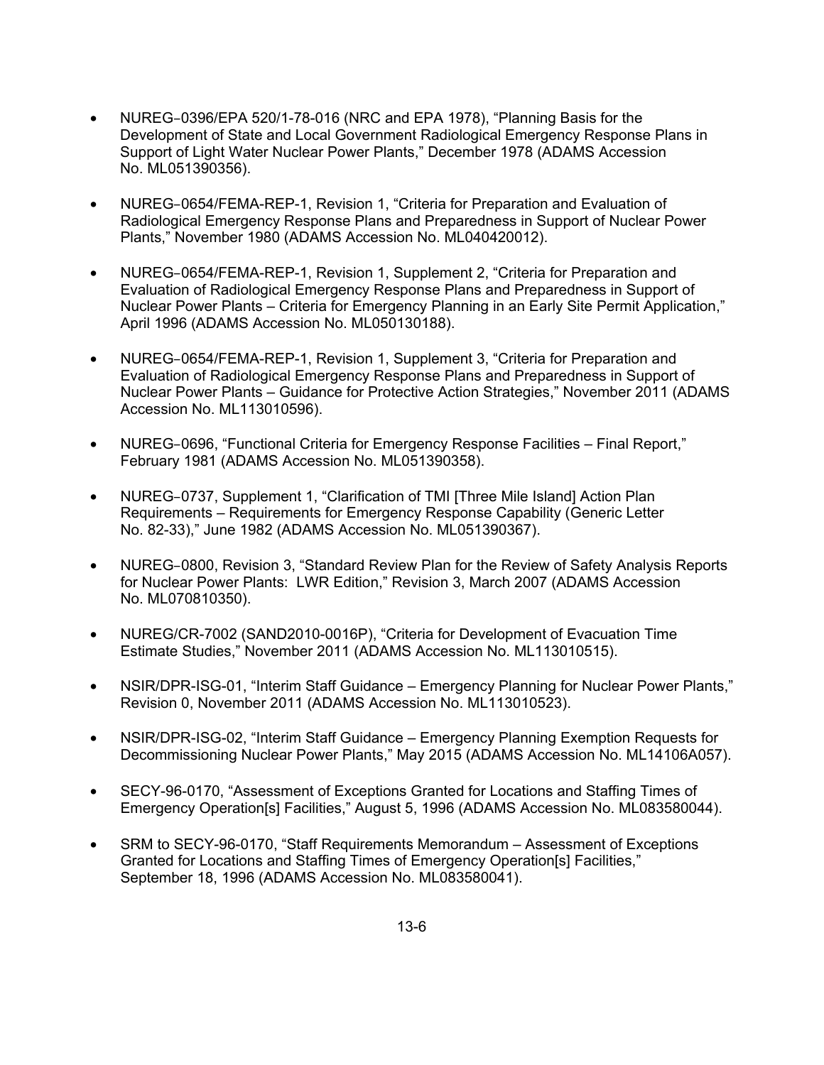- NUREG‑0396/EPA 520/1-78-016 (NRC and EPA 1978), "Planning Basis for the Development of State and Local Government Radiological Emergency Response Plans in Support of Light Water Nuclear Power Plants," December 1978 (ADAMS Accession No. ML051390356).

- NUREG‑0654/FEMA-REP-1, Revision 1, "Criteria for Preparation and Evaluation of Radiological Emergency Response Plans and Preparedness in Support of Nuclear Power Plants," November 1980 (ADAMS Accession No. ML040420012).

- NUREG‑0654/FEMA-REP-1, Revision 1, Supplement 2, "Criteria for Preparation and Evaluation of Radiological Emergency Response Plans and Preparedness in Support of Nuclear Power Plants – Criteria for Emergency Planning in an Early Site Permit Application," April 1996 (ADAMS Accession No. ML050130188).

- NUREG‑0654/FEMA-REP-1, Revision 1, Supplement 3, "Criteria for Preparation and Evaluation of Radiological Emergency Response Plans and Preparedness in Support of Nuclear Power Plants – Guidance for Protective Action Strategies," November 2011 (ADAMS Accession No. ML113010596).

- NUREG‑0696, "Functional Criteria for Emergency Response Facilities – Final Report," February 1981 (ADAMS Accession No. ML051390358).

- NUREG‑0737, Supplement 1, "Clarification of TMI [Three Mile Island] Action Plan Requirements – Requirements for Emergency Response Capability (Generic Letter No. 82-33)," June 1982 (ADAMS Accession No. ML051390367).

- NUREG‑0800, Revision 3, "Standard Review Plan for the Review of Safety Analysis Reports for Nuclear Power Plants: LWR Edition," Revision 3, March 2007 (ADAMS Accession No. ML070810350).

- NUREG/CR-7002 (SAND2010-0016P), "Criteria for Development of Evacuation Time Estimate Studies," November 2011 (ADAMS Accession No. ML113010515).

- NSIR/DPR-ISG-01, "Interim Staff Guidance – Emergency Planning for Nuclear Power Plants," Revision 0, November 2011 (ADAMS Accession No. ML113010523).

- NSIR/DPR-ISG-02, "Interim Staff Guidance – Emergency Planning Exemption Requests for Decommissioning Nuclear Power Plants," May 2015 (ADAMS Accession No. ML14106A057).

- SECY-96-0170, "Assessment of Exceptions Granted for Locations and Staffing Times of Emergency Operation[s] Facilities," August 5, 1996 (ADAMS Accession No. ML083580044).

- SRM to SECY-96-0170, "Staff Requirements Memorandum – Assessment of Exceptions Granted for Locations and Staffing Times of Emergency Operation[s] Facilities," September 18, 1996 (ADAMS Accession No. ML083580041).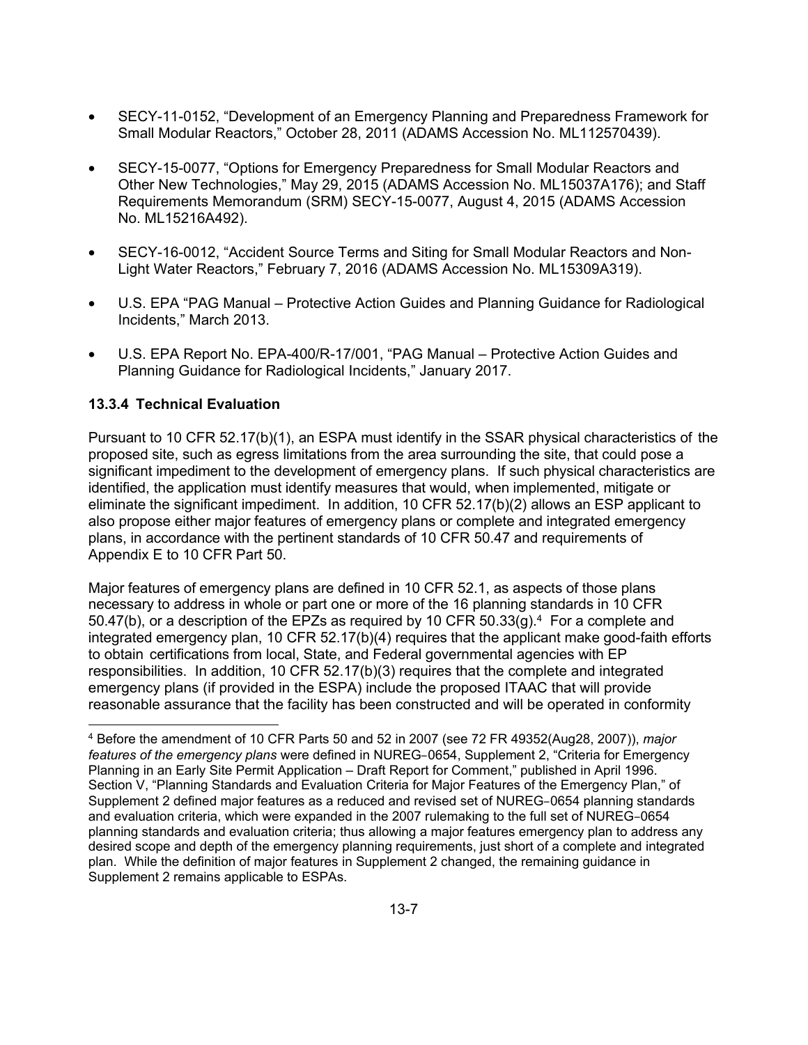- SECY-11-0152, "Development of an Emergency Planning and Preparedness Framework for Small Modular Reactors," October 28, 2011 (ADAMS Accession No. ML112570439).

- SECY-15-0077, "Options for Emergency Preparedness for Small Modular Reactors and Other New Technologies," May 29, 2015 (ADAMS Accession No. ML15037A176); and Staff Requirements Memorandum (SRM) SECY-15-0077, August 4, 2015 (ADAMS Accession No. ML15216A492).

- SECY-16-0012, "Accident Source Terms and Siting for Small Modular Reactors and Non-Light Water Reactors," February 7, 2016 (ADAMS Accession No. ML15309A319).

- U.S. EPA "PAG Manual – Protective Action Guides and Planning Guidance for Radiological Incidents," March 2013.

- U.S. EPA Report No. EPA-400/R-17/001, "PAG Manual – Protective Action Guides and Planning Guidance for Radiological Incidents," January 2017.

### 13.3.4 Technical Evaluation

Pursuant to 10 CFR 52.17(b)(1), an ESPA must identify in the SSAR physical characteristics of the proposed site, such as egress limitations from the area surrounding the site, that could pose a significant impediment to the development of emergency plans. If such physical characteristics are identified, the application must identify measures that would, when implemented, mitigate or eliminate the significant impediment. In addition, 10 CFR 52.17(b)(2) allows an ESP applicant to also propose either major features of emergency plans or complete and integrated emergency plans, in accordance with the pertinent standards of 10 CFR 50.47 and requirements of Appendix E to 10 CFR Part 50.

Major features of emergency plans are defined in 10 CFR 52.1, as aspects of those plans necessary to address in whole or part one or more of the 16 planning standards in 10 CFR 50.47(b), or a description of the EPZs as required by 10 CFR 50.33(g).[4] For a complete and integrated emergency plan, 10 CFR 52.17(b)(4) requires that the applicant make good-faith efforts to obtain certifications from local, State, and Federal governmental agencies with EP responsibilities. In addition, 10 CFR 52.17(b)(3) requires that the complete and integrated emergency plans (if provided in the ESPA) include the proposed ITAAC that will provide reasonable assurance that the facility has been constructed and will be operated in conformity

[4] Before the amendment of 10 CFR Parts 50 and 52 in 2007 (see 72 FR 49352(Aug28, 2007)), *major features of the emergency plans* were defined in NUREG‑0654, Supplement 2, "Criteria for Emergency Planning in an Early Site Permit Application – Draft Report for Comment," published in April 1996. Section V, "Planning Standards and Evaluation Criteria for Major Features of the Emergency Plan," of Supplement 2 defined major features as a reduced and revised set of NUREG‑0654 planning standards and evaluation criteria, which were expanded in the 2007 rulemaking to the full set of NUREG‑0654 planning standards and evaluation criteria; thus allowing a major features emergency plan to address any desired scope and depth of the emergency planning requirements, just short of a complete and integrated plan. While the definition of major features in Supplement 2 changed, the remaining guidance in Supplement 2 remains applicable to ESPAs.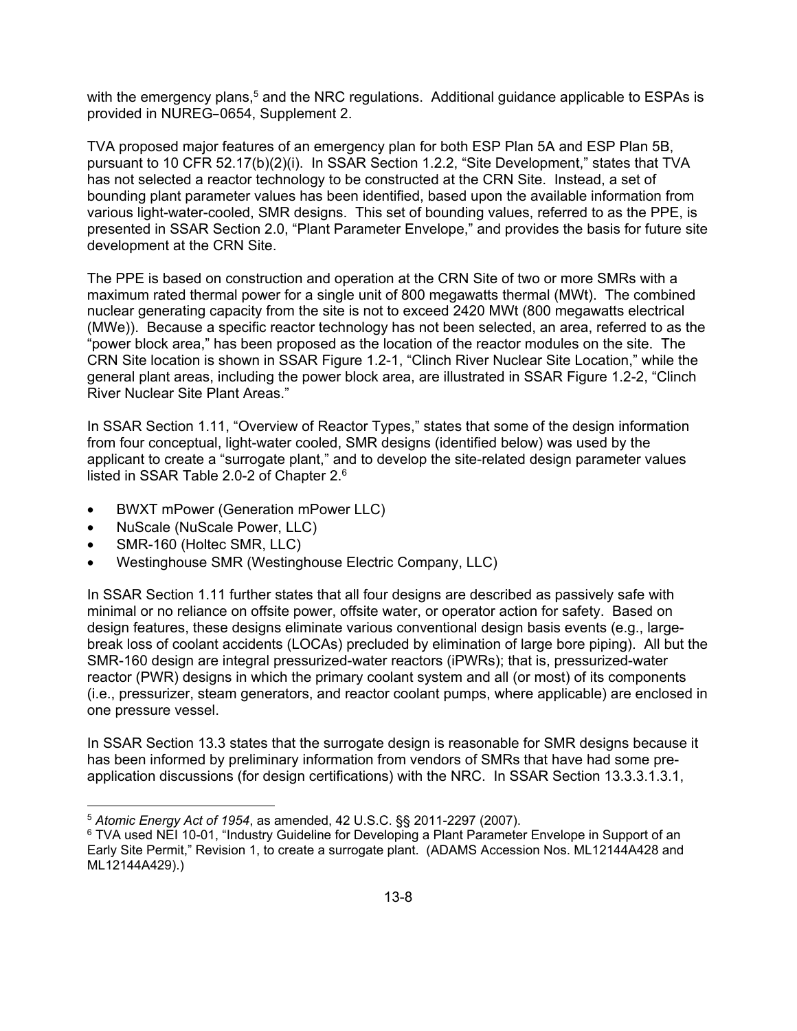with the emergency plans,[5] and the NRC regulations. Additional guidance applicable to ESPAs is provided in NUREG-0654, Supplement 2.

TVA proposed major features of an emergency plan for both ESP Plan 5A and ESP Plan 5B, pursuant to 10 CFR 52.17(b)(2)(i). In SSAR Section 1.2.2, "Site Development," states that TVA has not selected a reactor technology to be constructed at the CRN Site. Instead, a set of bounding plant parameter values has been identified, based upon the available information from various light-water-cooled, SMR designs. This set of bounding values, referred to as the PPE, is presented in SSAR Section 2.0, "Plant Parameter Envelope," and provides the basis for future site development at the CRN Site.

The PPE is based on construction and operation at the CRN Site of two or more SMRs with a maximum rated thermal power for a single unit of 800 megawatts thermal (MWt). The combined nuclear generating capacity from the site is not to exceed 2420 MWt (800 megawatts electrical (MWe)). Because a specific reactor technology has not been selected, an area, referred to as the "power block area," has been proposed as the location of the reactor modules on the site. The CRN Site location is shown in SSAR Figure 1.2-1, "Clinch River Nuclear Site Location," while the general plant areas, including the power block area, are illustrated in SSAR Figure 1.2-2, "Clinch River Nuclear Site Plant Areas."

In SSAR Section 1.11, "Overview of Reactor Types," states that some of the design information from four conceptual, light-water cooled, SMR designs (identified below) was used by the applicant to create a "surrogate plant," and to develop the site-related design parameter values listed in SSAR Table 2.0-2 of Chapter 2.[6]

- BWXT mPower (Generation mPower LLC)
- NuScale (NuScale Power, LLC)
- SMR-160 (Holtec SMR, LLC)
- Westinghouse SMR (Westinghouse Electric Company, LLC)

In SSAR Section 1.11 further states that all four designs are described as passively safe with minimal or no reliance on offsite power, offsite water, or operator action for safety. Based on design features, these designs eliminate various conventional design basis events (e.g., large-break loss of coolant accidents (LOCAs) precluded by elimination of large bore piping). All but the SMR-160 design are integral pressurized-water reactors (iPWRs); that is, pressurized-water reactor (PWR) designs in which the primary coolant system and all (or most) of its components (i.e., pressurizer, steam generators, and reactor coolant pumps, where applicable) are enclosed in one pressure vessel.

In SSAR Section 13.3 states that the surrogate design is reasonable for SMR designs because it has been informed by preliminary information from vendors of SMRs that have had some pre-application discussions (for design certifications) with the NRC. In SSAR Section 13.3.3.1.3.1,

---

[5] *Atomic Energy Act of 1954*, as amended, 42 U.S.C. §§ 2011-2297 (2007).

[6] TVA used NEI 10-01, "Industry Guideline for Developing a Plant Parameter Envelope in Support of an Early Site Permit," Revision 1, to create a surrogate plant. (ADAMS Accession Nos. ML12144A428 and ML12144A429).)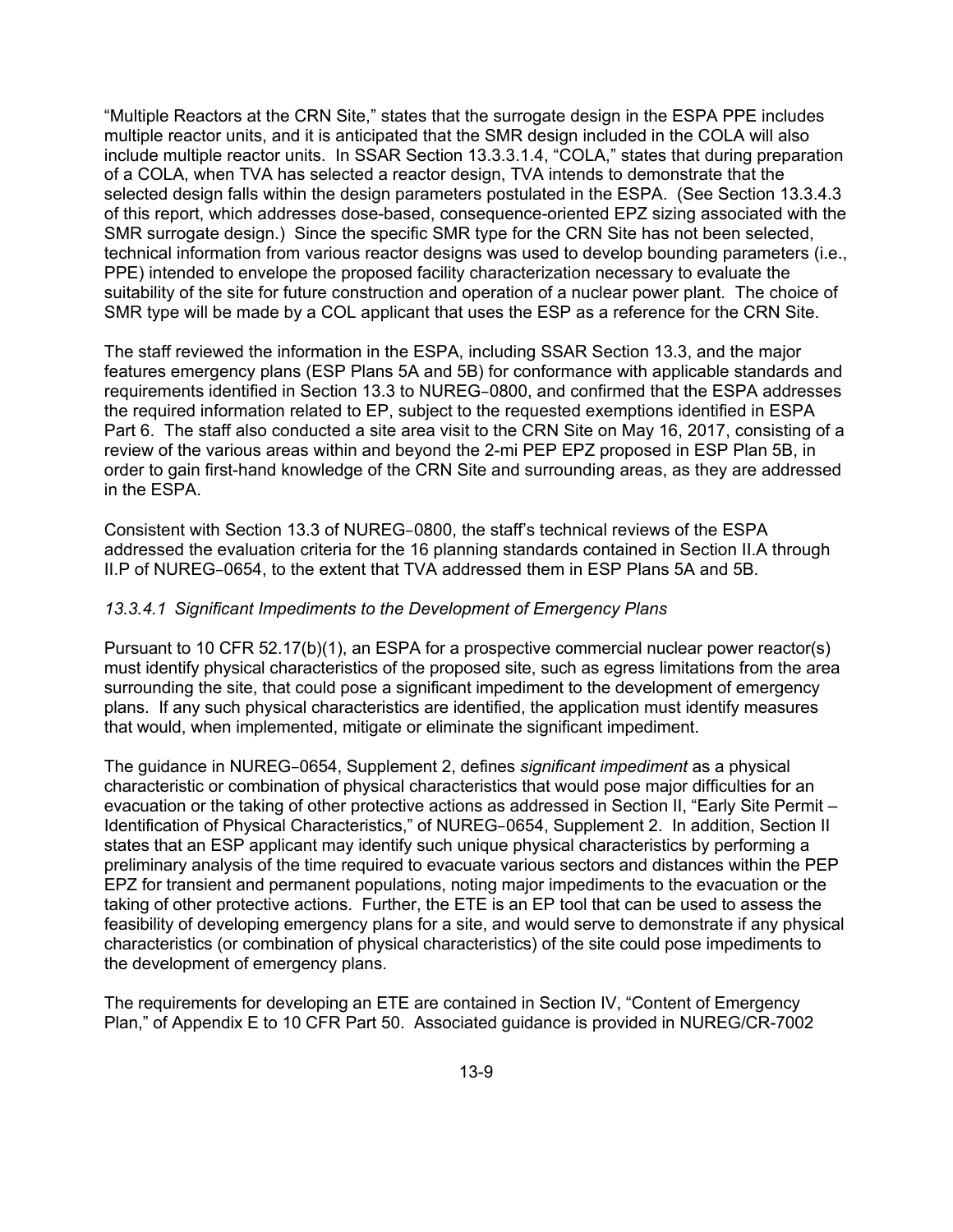"Multiple Reactors at the CRN Site," states that the surrogate design in the ESPA PPE includes multiple reactor units, and it is anticipated that the SMR design included in the COLA will also include multiple reactor units. In SSAR Section 13.3.3.1.4, "COLA," states that during preparation of a COLA, when TVA has selected a reactor design, TVA intends to demonstrate that the selected design falls within the design parameters postulated in the ESPA. (See Section 13.3.4.3 of this report, which addresses dose-based, consequence-oriented EPZ sizing associated with the SMR surrogate design.) Since the specific SMR type for the CRN Site has not been selected, technical information from various reactor designs was used to develop bounding parameters (i.e., PPE) intended to envelope the proposed facility characterization necessary to evaluate the suitability of the site for future construction and operation of a nuclear power plant. The choice of SMR type will be made by a COL applicant that uses the ESP as a reference for the CRN Site.

The staff reviewed the information in the ESPA, including SSAR Section 13.3, and the major features emergency plans (ESP Plans 5A and 5B) for conformance with applicable standards and requirements identified in Section 13.3 to NUREG‑0800, and confirmed that the ESPA addresses the required information related to EP, subject to the requested exemptions identified in ESPA Part 6. The staff also conducted a site area visit to the CRN Site on May 16, 2017, consisting of a review of the various areas within and beyond the 2-mi PEP EPZ proposed in ESP Plan 5B, in order to gain first-hand knowledge of the CRN Site and surrounding areas, as they are addressed in the ESPA.

Consistent with Section 13.3 of NUREG‑0800, the staff's technical reviews of the ESPA addressed the evaluation criteria for the 16 planning standards contained in Section II.A through II.P of NUREG‑0654, to the extent that TVA addressed them in ESP Plans 5A and 5B.

### *13.3.4.1 Significant Impediments to the Development of Emergency Plans*

Pursuant to 10 CFR 52.17(b)(1), an ESPA for a prospective commercial nuclear power reactor(s) must identify physical characteristics of the proposed site, such as egress limitations from the area surrounding the site, that could pose a significant impediment to the development of emergency plans. If any such physical characteristics are identified, the application must identify measures that would, when implemented, mitigate or eliminate the significant impediment.

The guidance in NUREG‑0654, Supplement 2, defines *significant impediment* as a physical characteristic or combination of physical characteristics that would pose major difficulties for an evacuation or the taking of other protective actions as addressed in Section II, "Early Site Permit – Identification of Physical Characteristics," of NUREG‑0654, Supplement 2. In addition, Section II states that an ESP applicant may identify such unique physical characteristics by performing a preliminary analysis of the time required to evacuate various sectors and distances within the PEP EPZ for transient and permanent populations, noting major impediments to the evacuation or the taking of other protective actions. Further, the ETE is an EP tool that can be used to assess the feasibility of developing emergency plans for a site, and would serve to demonstrate if any physical characteristics (or combination of physical characteristics) of the site could pose impediments to the development of emergency plans.

The requirements for developing an ETE are contained in Section IV, "Content of Emergency Plan," of Appendix E to 10 CFR Part 50. Associated guidance is provided in NUREG/CR-7002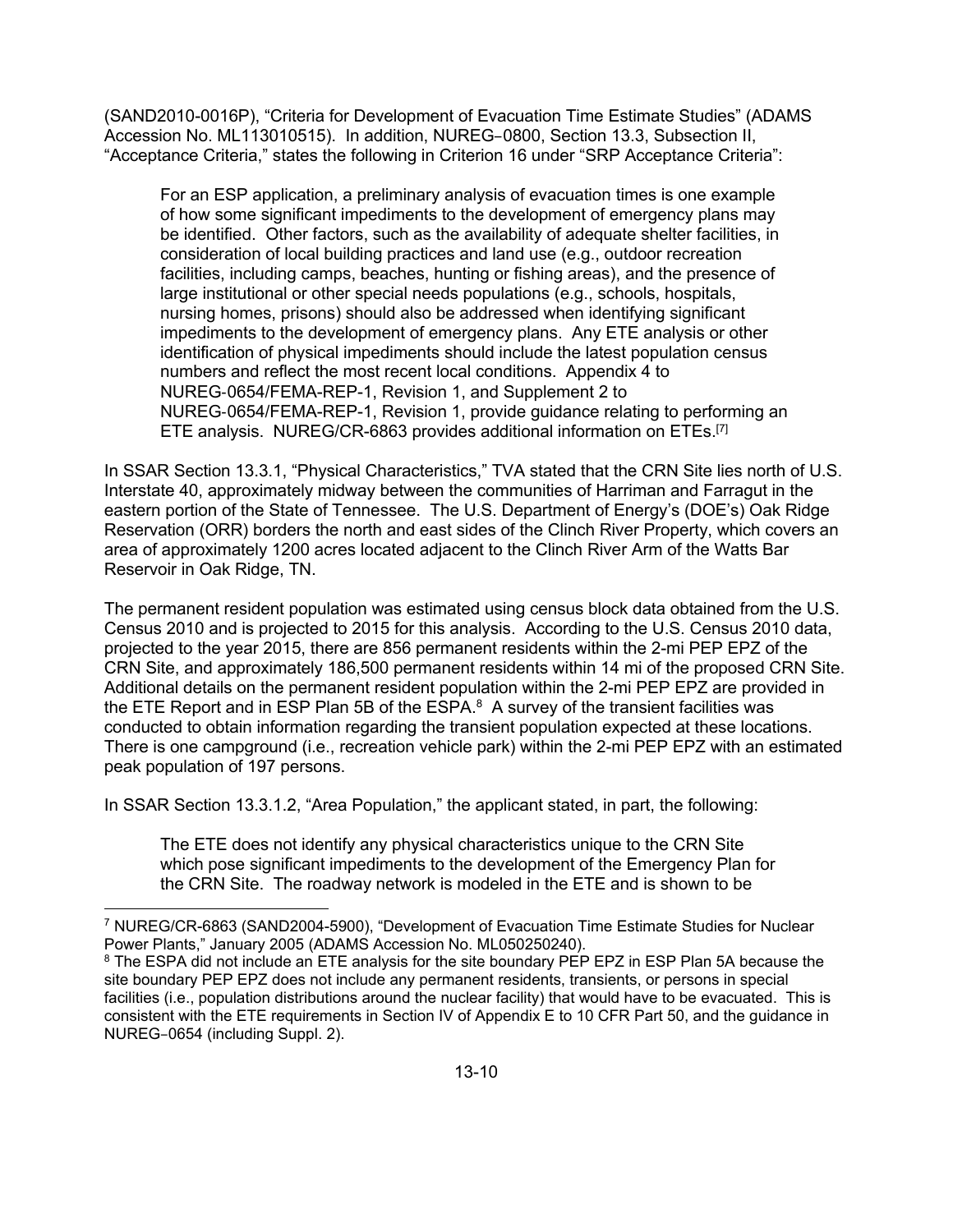(SAND2010-0016P), “Criteria for Development of Evacuation Time Estimate Studies” (ADAMS Accession No. ML113010515). In addition, NUREG-0800, Section 13.3, Subsection II, “Acceptance Criteria,” states the following in Criterion 16 under “SRP Acceptance Criteria”:

> For an ESP application, a preliminary analysis of evacuation times is one example of how some significant impediments to the development of emergency plans may be identified. Other factors, such as the availability of adequate shelter facilities, in consideration of local building practices and land use (e.g., outdoor recreation facilities, including camps, beaches, hunting or fishing areas), and the presence of large institutional or other special needs populations (e.g., schools, hospitals, nursing homes, prisons) should also be addressed when identifying significant impediments to the development of emergency plans. Any ETE analysis or other identification of physical impediments should include the latest population census numbers and reflect the most recent local conditions. Appendix 4 to NUREG-0654/FEMA-REP-1, Revision 1, and Supplement 2 to NUREG-0654/FEMA-REP-1, Revision 1, provide guidance relating to performing an ETE analysis. NUREG/CR-6863 provides additional information on ETEs.[7]

In SSAR Section 13.3.1, “Physical Characteristics,” TVA stated that the CRN Site lies north of U.S. Interstate 40, approximately midway between the communities of Harriman and Farragut in the eastern portion of the State of Tennessee. The U.S. Department of Energy’s (DOE’s) Oak Ridge Reservation (ORR) borders the north and east sides of the Clinch River Property, which covers an area of approximately 1200 acres located adjacent to the Clinch River Arm of the Watts Bar Reservoir in Oak Ridge, TN.

The permanent resident population was estimated using census block data obtained from the U.S. Census 2010 and is projected to 2015 for this analysis. According to the U.S. Census 2010 data, projected to the year 2015, there are 856 permanent residents within the 2-mi PEP EPZ of the CRN Site, and approximately 186,500 permanent residents within 14 mi of the proposed CRN Site. Additional details on the permanent resident population within the 2-mi PEP EPZ are provided in the ETE Report and in ESP Plan 5B of the ESPA.[8] A survey of the transient facilities was conducted to obtain information regarding the transient population expected at these locations. There is one campground (i.e., recreation vehicle park) within the 2-mi PEP EPZ with an estimated peak population of 197 persons.

In SSAR Section 13.3.1.2, “Area Population,” the applicant stated, in part, the following:

> The ETE does not identify any physical characteristics unique to the CRN Site which pose significant impediments to the development of the Emergency Plan for the CRN Site. The roadway network is modeled in the ETE and is shown to be

---

[7] NUREG/CR-6863 (SAND2004-5900), “Development of Evacuation Time Estimate Studies for Nuclear Power Plants,” January 2005 (ADAMS Accession No. ML050250240).

[8] The ESPA did not include an ETE analysis for the site boundary PEP EPZ in ESP Plan 5A because the site boundary PEP EPZ does not include any permanent residents, transients, or persons in special facilities (i.e., population distributions around the nuclear facility) that would have to be evacuated. This is consistent with the ETE requirements in Section IV of Appendix E to 10 CFR Part 50, and the guidance in NUREG-0654 (including Suppl. 2).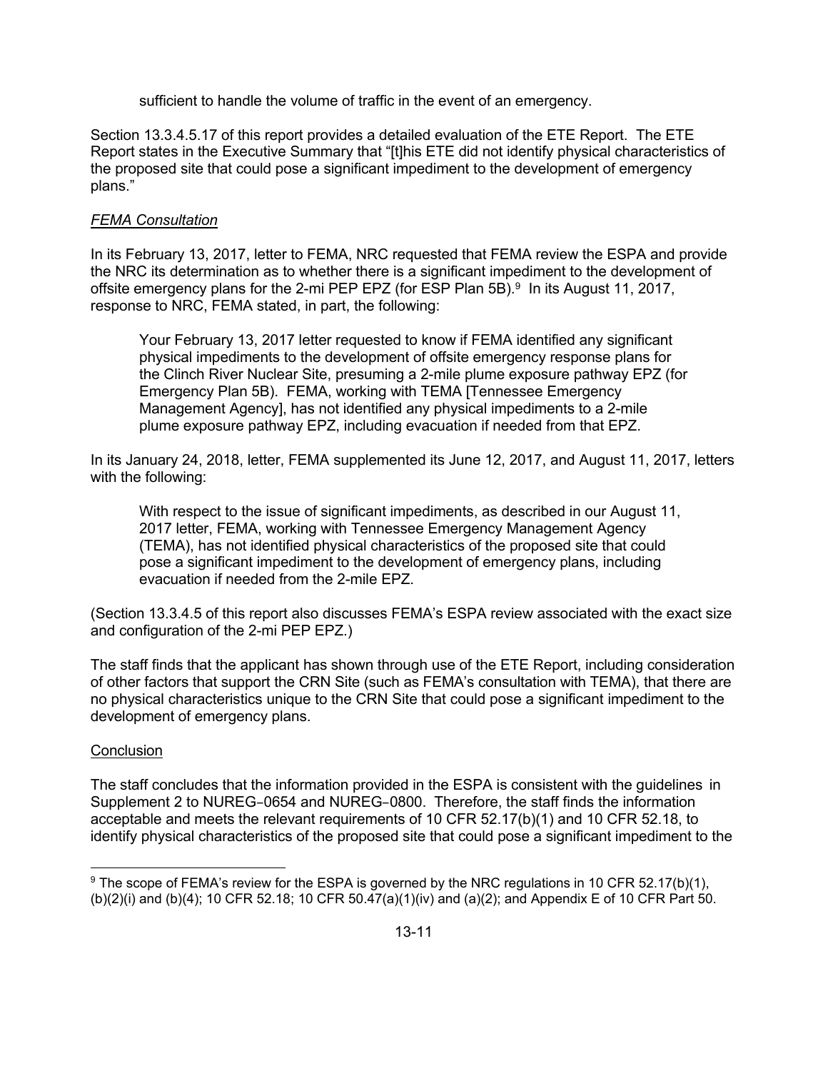sufficient to handle the volume of traffic in the event of an emergency.

Section 13.3.4.5.17 of this report provides a detailed evaluation of the ETE Report. The ETE Report states in the Executive Summary that "[t]his ETE did not identify physical characteristics of the proposed site that could pose a significant impediment to the development of emergency plans."

*FEMA Consultation*

In its February 13, 2017, letter to FEMA, NRC requested that FEMA review the ESPA and provide the NRC its determination as to whether there is a significant impediment to the development of offsite emergency plans for the 2-mi PEP EPZ (for ESP Plan 5B).[9] In its August 11, 2017, response to NRC, FEMA stated, in part, the following:

> Your February 13, 2017 letter requested to know if FEMA identified any significant physical impediments to the development of offsite emergency response plans for the Clinch River Nuclear Site, presuming a 2-mile plume exposure pathway EPZ (for Emergency Plan 5B). FEMA, working with TEMA [Tennessee Emergency Management Agency], has not identified any physical impediments to a 2-mile plume exposure pathway EPZ, including evacuation if needed from that EPZ.

In its January 24, 2018, letter, FEMA supplemented its June 12, 2017, and August 11, 2017, letters with the following:

> With respect to the issue of significant impediments, as described in our August 11, 2017 letter, FEMA, working with Tennessee Emergency Management Agency (TEMA), has not identified physical characteristics of the proposed site that could pose a significant impediment to the development of emergency plans, including evacuation if needed from the 2-mile EPZ.

(Section 13.3.4.5 of this report also discusses FEMA's ESPA review associated with the exact size and configuration of the 2-mi PEP EPZ.)

The staff finds that the applicant has shown through use of the ETE Report, including consideration of other factors that support the CRN Site (such as FEMA's consultation with TEMA), that there are no physical characteristics unique to the CRN Site that could pose a significant impediment to the development of emergency plans.

Conclusion

The staff concludes that the information provided in the ESPA is consistent with the guidelines in Supplement 2 to NUREG‑0654 and NUREG‑0800. Therefore, the staff finds the information acceptable and meets the relevant requirements of 10 CFR 52.17(b)(1) and 10 CFR 52.18, to identify physical characteristics of the proposed site that could pose a significant impediment to the

[9] The scope of FEMA's review for the ESPA is governed by the NRC regulations in 10 CFR 52.17(b)(1), (b)(2)(i) and (b)(4); 10 CFR 52.18; 10 CFR 50.47(a)(1)(iv) and (a)(2); and Appendix E of 10 CFR Part 50.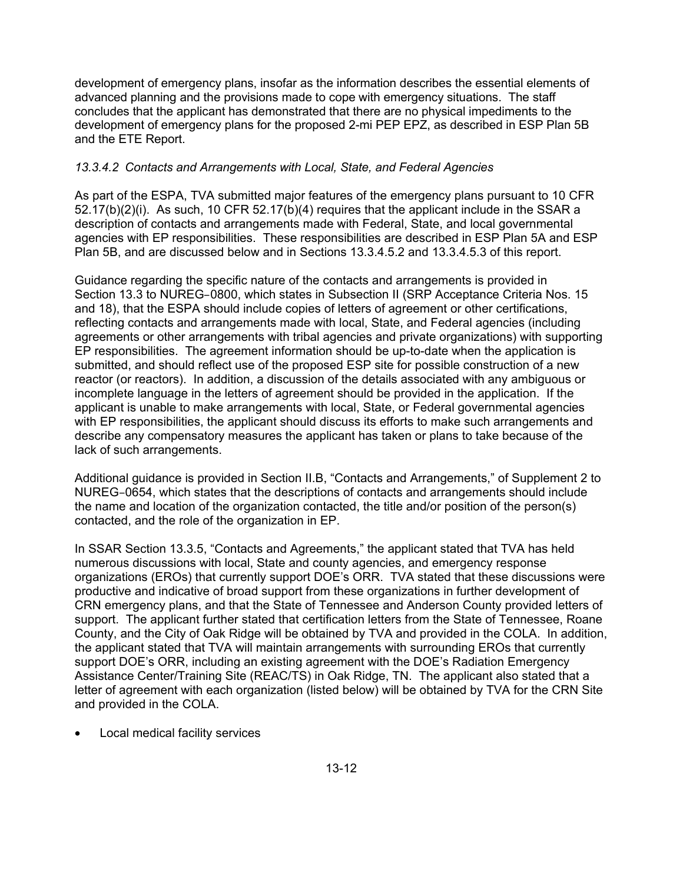development of emergency plans, insofar as the information describes the essential elements of advanced planning and the provisions made to cope with emergency situations. The staff concludes that the applicant has demonstrated that there are no physical impediments to the development of emergency plans for the proposed 2-mi PEP EPZ, as described in ESP Plan 5B and the ETE Report.

### *13.3.4.2 Contacts and Arrangements with Local, State, and Federal Agencies*

As part of the ESPA, TVA submitted major features of the emergency plans pursuant to 10 CFR 52.17(b)(2)(i). As such, 10 CFR 52.17(b)(4) requires that the applicant include in the SSAR a description of contacts and arrangements made with Federal, State, and local governmental agencies with EP responsibilities. These responsibilities are described in ESP Plan 5A and ESP Plan 5B, and are discussed below and in Sections 13.3.4.5.2 and 13.3.4.5.3 of this report.

Guidance regarding the specific nature of the contacts and arrangements is provided in Section 13.3 to NUREG-0800, which states in Subsection II (SRP Acceptance Criteria Nos. 15 and 18), that the ESPA should include copies of letters of agreement or other certifications, reflecting contacts and arrangements made with local, State, and Federal agencies (including agreements or other arrangements with tribal agencies and private organizations) with supporting EP responsibilities. The agreement information should be up-to-date when the application is submitted, and should reflect use of the proposed ESP site for possible construction of a new reactor (or reactors). In addition, a discussion of the details associated with any ambiguous or incomplete language in the letters of agreement should be provided in the application. If the applicant is unable to make arrangements with local, State, or Federal governmental agencies with EP responsibilities, the applicant should discuss its efforts to make such arrangements and describe any compensatory measures the applicant has taken or plans to take because of the lack of such arrangements.

Additional guidance is provided in Section II.B, "Contacts and Arrangements," of Supplement 2 to NUREG-0654, which states that the descriptions of contacts and arrangements should include the name and location of the organization contacted, the title and/or position of the person(s) contacted, and the role of the organization in EP.

In SSAR Section 13.3.5, "Contacts and Agreements," the applicant stated that TVA has held numerous discussions with local, State and county agencies, and emergency response organizations (EROs) that currently support DOE's ORR. TVA stated that these discussions were productive and indicative of broad support from these organizations in further development of CRN emergency plans, and that the State of Tennessee and Anderson County provided letters of support. The applicant further stated that certification letters from the State of Tennessee, Roane County, and the City of Oak Ridge will be obtained by TVA and provided in the COLA. In addition, the applicant stated that TVA will maintain arrangements with surrounding EROs that currently support DOE's ORR, including an existing agreement with the DOE's Radiation Emergency Assistance Center/Training Site (REAC/TS) in Oak Ridge, TN. The applicant also stated that a letter of agreement with each organization (listed below) will be obtained by TVA for the CRN Site and provided in the COLA.

- Local medical facility services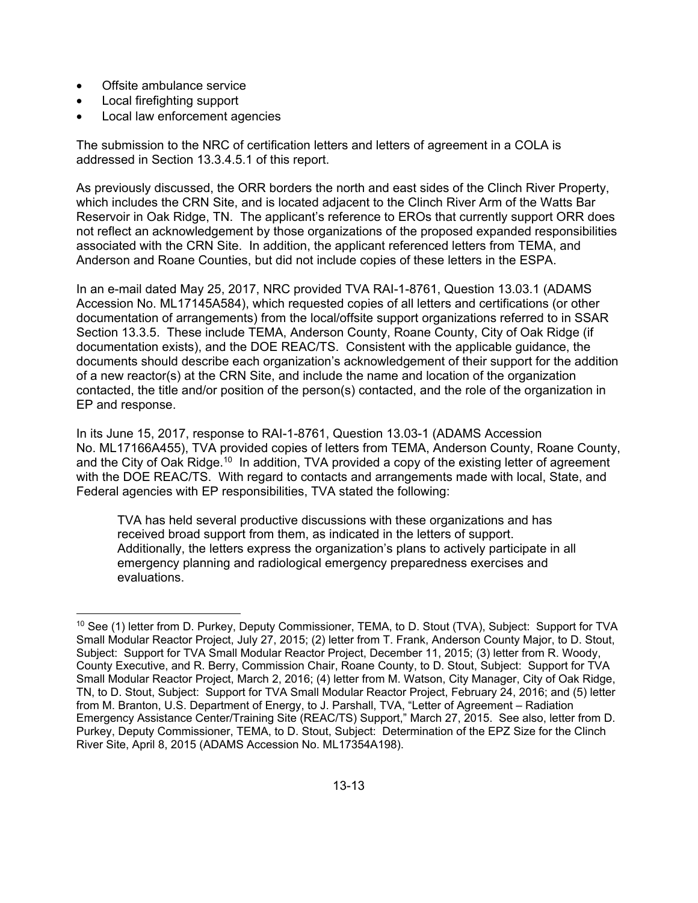- Offsite ambulance service
- Local firefighting support
- Local law enforcement agencies

The submission to the NRC of certification letters and letters of agreement in a COLA is addressed in Section 13.3.4.5.1 of this report.

As previously discussed, the ORR borders the north and east sides of the Clinch River Property, which includes the CRN Site, and is located adjacent to the Clinch River Arm of the Watts Bar Reservoir in Oak Ridge, TN. The applicant's reference to EROs that currently support ORR does not reflect an acknowledgement by those organizations of the proposed expanded responsibilities associated with the CRN Site. In addition, the applicant referenced letters from TEMA, and Anderson and Roane Counties, but did not include copies of these letters in the ESPA.

In an e-mail dated May 25, 2017, NRC provided TVA RAI-1-8761, Question 13.03.1 (ADAMS Accession No. ML17145A584), which requested copies of all letters and certifications (or other documentation of arrangements) from the local/offsite support organizations referred to in SSAR Section 13.3.5. These include TEMA, Anderson County, Roane County, City of Oak Ridge (if documentation exists), and the DOE REAC/TS. Consistent with the applicable guidance, the documents should describe each organization's acknowledgement of their support for the addition of a new reactor(s) at the CRN Site, and include the name and location of the organization contacted, the title and/or position of the person(s) contacted, and the role of the organization in EP and response.

In its June 15, 2017, response to RAI-1-8761, Question 13.03-1 (ADAMS Accession No. ML17166A455), TVA provided copies of letters from TEMA, Anderson County, Roane County, and the City of Oak Ridge.[10] In addition, TVA provided a copy of the existing letter of agreement with the DOE REAC/TS. With regard to contacts and arrangements made with local, State, and Federal agencies with EP responsibilities, TVA stated the following:

> TVA has held several productive discussions with these organizations and has received broad support from them, as indicated in the letters of support. Additionally, the letters express the organization's plans to actively participate in all emergency planning and radiological emergency preparedness exercises and evaluations.

---

[10] See (1) letter from D. Purkey, Deputy Commissioner, TEMA, to D. Stout (TVA), Subject: Support for TVA Small Modular Reactor Project, July 27, 2015; (2) letter from T. Frank, Anderson County Major, to D. Stout, Subject: Support for TVA Small Modular Reactor Project, December 11, 2015; (3) letter from R. Woody, County Executive, and R. Berry, Commission Chair, Roane County, to D. Stout, Subject: Support for TVA Small Modular Reactor Project, March 2, 2016; (4) letter from M. Watson, City Manager, City of Oak Ridge, TN, to D. Stout, Subject: Support for TVA Small Modular Reactor Project, February 24, 2016; and (5) letter from M. Branton, U.S. Department of Energy, to J. Parshall, TVA, "Letter of Agreement – Radiation Emergency Assistance Center/Training Site (REAC/TS) Support," March 27, 2015. See also, letter from D. Purkey, Deputy Commissioner, TEMA, to D. Stout, Subject: Determination of the EPZ Size for the Clinch River Site, April 8, 2015 (ADAMS Accession No. ML17354A198).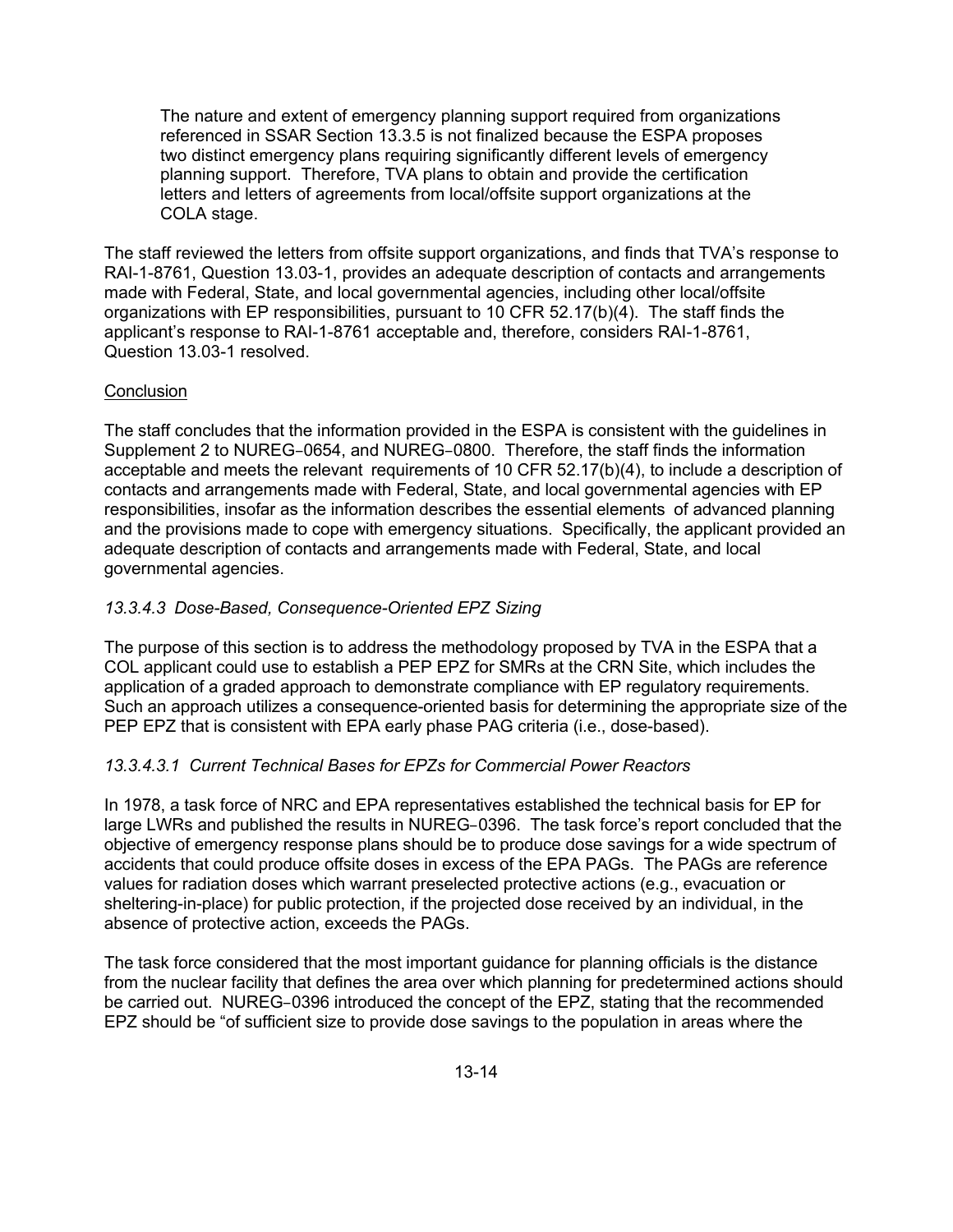> The nature and extent of emergency planning support required from organizations referenced in SSAR Section 13.3.5 is not finalized because the ESPA proposes two distinct emergency plans requiring significantly different levels of emergency planning support. Therefore, TVA plans to obtain and provide the certification letters and letters of agreements from local/offsite support organizations at the COLA stage.

The staff reviewed the letters from offsite support organizations, and finds that TVA's response to RAI-1-8761, Question 13.03-1, provides an adequate description of contacts and arrangements made with Federal, State, and local governmental agencies, including other local/offsite organizations with EP responsibilities, pursuant to 10 CFR 52.17(b)(4). The staff finds the applicant's response to RAI-1-8761 acceptable and, therefore, considers RAI-1-8761, Question 13.03-1 resolved.

Conclusion

The staff concludes that the information provided in the ESPA is consistent with the guidelines in Supplement 2 to NUREG-0654, and NUREG-0800. Therefore, the staff finds the information acceptable and meets the relevant requirements of 10 CFR 52.17(b)(4), to include a description of contacts and arrangements made with Federal, State, and local governmental agencies with EP responsibilities, insofar as the information describes the essential elements of advanced planning and the provisions made to cope with emergency situations. Specifically, the applicant provided an adequate description of contacts and arrangements made with Federal, State, and local governmental agencies.

### *13.3.4.3 Dose-Based, Consequence-Oriented EPZ Sizing*

The purpose of this section is to address the methodology proposed by TVA in the ESPA that a COL applicant could use to establish a PEP EPZ for SMRs at the CRN Site, which includes the application of a graded approach to demonstrate compliance with EP regulatory requirements. Such an approach utilizes a consequence-oriented basis for determining the appropriate size of the PEP EPZ that is consistent with EPA early phase PAG criteria (i.e., dose-based).

#### *13.3.4.3.1 Current Technical Bases for EPZs for Commercial Power Reactors*

In 1978, a task force of NRC and EPA representatives established the technical basis for EP for large LWRs and published the results in NUREG-0396. The task force's report concluded that the objective of emergency response plans should be to produce dose savings for a wide spectrum of accidents that could produce offsite doses in excess of the EPA PAGs. The PAGs are reference values for radiation doses which warrant preselected protective actions (e.g., evacuation or sheltering-in-place) for public protection, if the projected dose received by an individual, in the absence of protective action, exceeds the PAGs.

The task force considered that the most important guidance for planning officials is the distance from the nuclear facility that defines the area over which planning for predetermined actions should be carried out. NUREG-0396 introduced the concept of the EPZ, stating that the recommended EPZ should be "of sufficient size to provide dose savings to the population in areas where the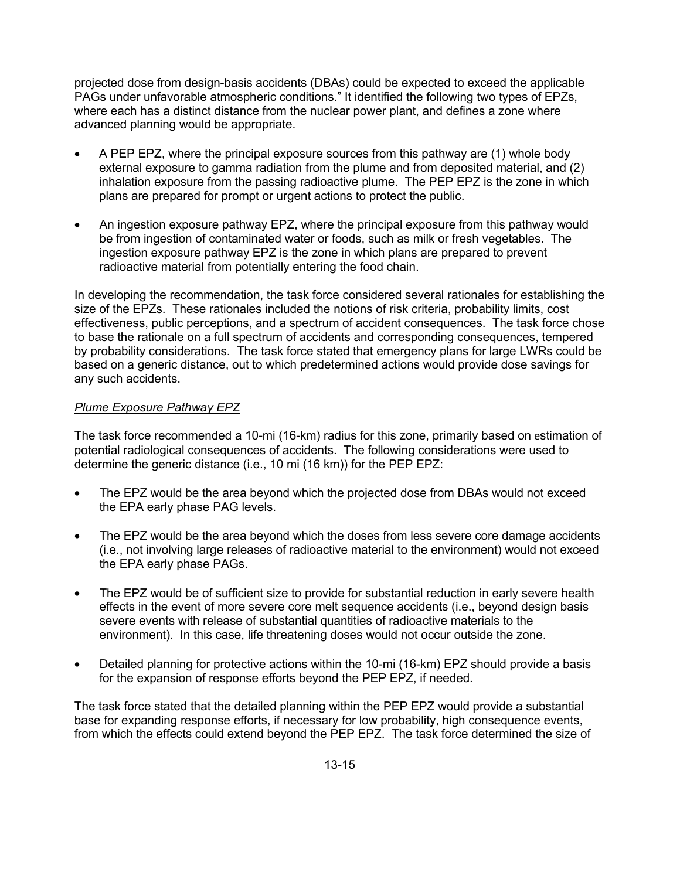projected dose from design-basis accidents (DBAs) could be expected to exceed the applicable PAGs under unfavorable atmospheric conditions." It identified the following two types of EPZs, where each has a distinct distance from the nuclear power plant, and defines a zone where advanced planning would be appropriate.

- A PEP EPZ, where the principal exposure sources from this pathway are (1) whole body external exposure to gamma radiation from the plume and from deposited material, and (2) inhalation exposure from the passing radioactive plume. The PEP EPZ is the zone in which plans are prepared for prompt or urgent actions to protect the public.
- An ingestion exposure pathway EPZ, where the principal exposure from this pathway would be from ingestion of contaminated water or foods, such as milk or fresh vegetables. The ingestion exposure pathway EPZ is the zone in which plans are prepared to prevent radioactive material from potentially entering the food chain.

In developing the recommendation, the task force considered several rationales for establishing the size of the EPZs. These rationales included the notions of risk criteria, probability limits, cost effectiveness, public perceptions, and a spectrum of accident consequences. The task force chose to base the rationale on a full spectrum of accidents and corresponding consequences, tempered by probability considerations. The task force stated that emergency plans for large LWRs could be based on a generic distance, out to which predetermined actions would provide dose savings for any such accidents.

*Plume Exposure Pathway EPZ*

The task force recommended a 10-mi (16-km) radius for this zone, primarily based on estimation of potential radiological consequences of accidents. The following considerations were used to determine the generic distance (i.e., 10 mi (16 km)) for the PEP EPZ:

- The EPZ would be the area beyond which the projected dose from DBAs would not exceed the EPA early phase PAG levels.
- The EPZ would be the area beyond which the doses from less severe core damage accidents (i.e., not involving large releases of radioactive material to the environment) would not exceed the EPA early phase PAGs.
- The EPZ would be of sufficient size to provide for substantial reduction in early severe health effects in the event of more severe core melt sequence accidents (i.e., beyond design basis severe events with release of substantial quantities of radioactive materials to the environment). In this case, life threatening doses would not occur outside the zone.
- Detailed planning for protective actions within the 10-mi (16-km) EPZ should provide a basis for the expansion of response efforts beyond the PEP EPZ, if needed.

The task force stated that the detailed planning within the PEP EPZ would provide a substantial base for expanding response efforts, if necessary for low probability, high consequence events, from which the effects could extend beyond the PEP EPZ. The task force determined the size of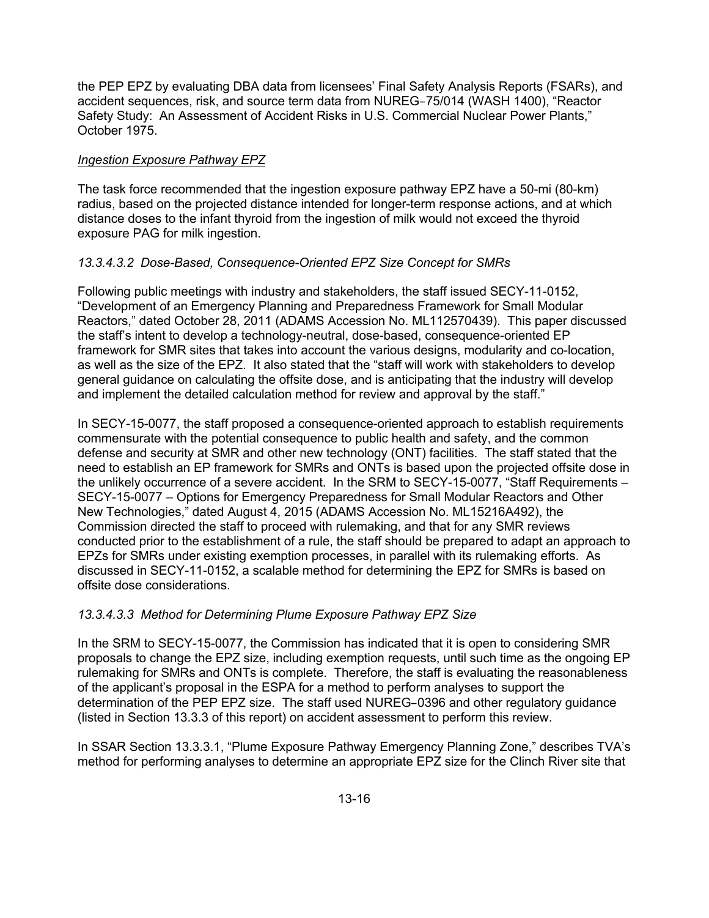the PEP EPZ by evaluating DBA data from licensees' Final Safety Analysis Reports (FSARs), and accident sequences, risk, and source term data from NUREG‑75/014 (WASH 1400), "Reactor Safety Study: An Assessment of Accident Risks in U.S. Commercial Nuclear Power Plants," October 1975.

*Ingestion Exposure Pathway EPZ*

The task force recommended that the ingestion exposure pathway EPZ have a 50-mi (80-km) radius, based on the projected distance intended for longer-term response actions, and at which distance doses to the infant thyroid from the ingestion of milk would not exceed the thyroid exposure PAG for milk ingestion.

*13.3.4.3.2 Dose-Based, Consequence-Oriented EPZ Size Concept for SMRs*

Following public meetings with industry and stakeholders, the staff issued SECY-11-0152, "Development of an Emergency Planning and Preparedness Framework for Small Modular Reactors," dated October 28, 2011 (ADAMS Accession No. ML112570439). This paper discussed the staff's intent to develop a technology-neutral, dose-based, consequence-oriented EP framework for SMR sites that takes into account the various designs, modularity and co-location, as well as the size of the EPZ. It also stated that the "staff will work with stakeholders to develop general guidance on calculating the offsite dose, and is anticipating that the industry will develop and implement the detailed calculation method for review and approval by the staff."

In SECY-15-0077, the staff proposed a consequence-oriented approach to establish requirements commensurate with the potential consequence to public health and safety, and the common defense and security at SMR and other new technology (ONT) facilities. The staff stated that the need to establish an EP framework for SMRs and ONTs is based upon the projected offsite dose in the unlikely occurrence of a severe accident. In the SRM to SECY-15-0077, "Staff Requirements – SECY-15-0077 – Options for Emergency Preparedness for Small Modular Reactors and Other New Technologies," dated August 4, 2015 (ADAMS Accession No. ML15216A492), the Commission directed the staff to proceed with rulemaking, and that for any SMR reviews conducted prior to the establishment of a rule, the staff should be prepared to adapt an approach to EPZs for SMRs under existing exemption processes, in parallel with its rulemaking efforts. As discussed in SECY-11-0152, a scalable method for determining the EPZ for SMRs is based on offsite dose considerations.

*13.3.4.3.3 Method for Determining Plume Exposure Pathway EPZ Size*

In the SRM to SECY-15-0077, the Commission has indicated that it is open to considering SMR proposals to change the EPZ size, including exemption requests, until such time as the ongoing EP rulemaking for SMRs and ONTs is complete. Therefore, the staff is evaluating the reasonableness of the applicant's proposal in the ESPA for a method to perform analyses to support the determination of the PEP EPZ size. The staff used NUREG‑0396 and other regulatory guidance (listed in Section 13.3.3 of this report) on accident assessment to perform this review.

In SSAR Section 13.3.3.1, "Plume Exposure Pathway Emergency Planning Zone," describes TVA's method for performing analyses to determine an appropriate EPZ size for the Clinch River site that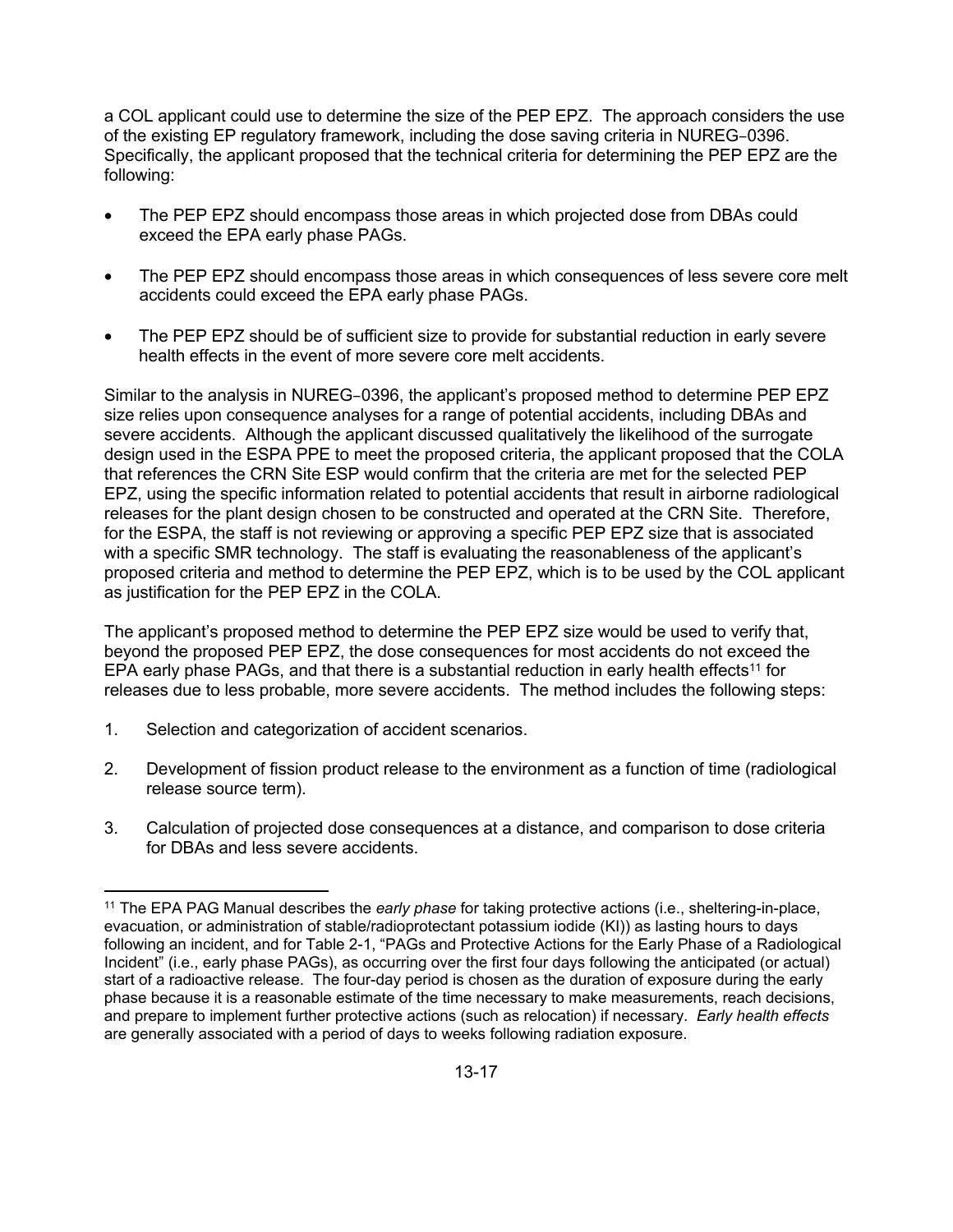a COL applicant could use to determine the size of the PEP EPZ. The approach considers the use of the existing EP regulatory framework, including the dose saving criteria in NUREG‑0396. Specifically, the applicant proposed that the technical criteria for determining the PEP EPZ are the following:

- The PEP EPZ should encompass those areas in which projected dose from DBAs could exceed the EPA early phase PAGs.
- The PEP EPZ should encompass those areas in which consequences of less severe core melt accidents could exceed the EPA early phase PAGs.
- The PEP EPZ should be of sufficient size to provide for substantial reduction in early severe health effects in the event of more severe core melt accidents.

Similar to the analysis in NUREG‑0396, the applicant's proposed method to determine PEP EPZ size relies upon consequence analyses for a range of potential accidents, including DBAs and severe accidents. Although the applicant discussed qualitatively the likelihood of the surrogate design used in the ESPA PPE to meet the proposed criteria, the applicant proposed that the COLA that references the CRN Site ESP would confirm that the criteria are met for the selected PEP EPZ, using the specific information related to potential accidents that result in airborne radiological releases for the plant design chosen to be constructed and operated at the CRN Site. Therefore, for the ESPA, the staff is not reviewing or approving a specific PEP EPZ size that is associated with a specific SMR technology. The staff is evaluating the reasonableness of the applicant's proposed criteria and method to determine the PEP EPZ, which is to be used by the COL applicant as justification for the PEP EPZ in the COLA.

The applicant's proposed method to determine the PEP EPZ size would be used to verify that, beyond the proposed PEP EPZ, the dose consequences for most accidents do not exceed the EPA early phase PAGs, and that there is a substantial reduction in early health effects[11] for releases due to less probable, more severe accidents. The method includes the following steps:

1. Selection and categorization of accident scenarios.
2. Development of fission product release to the environment as a function of time (radiological release source term).
3. Calculation of projected dose consequences at a distance, and comparison to dose criteria for DBAs and less severe accidents.

[11] The EPA PAG Manual describes the *early phase* for taking protective actions (i.e., sheltering-in-place, evacuation, or administration of stable/radioprotectant potassium iodide (KI)) as lasting hours to days following an incident, and for Table 2-1, "PAGs and Protective Actions for the Early Phase of a Radiological Incident" (i.e., early phase PAGs), as occurring over the first four days following the anticipated (or actual) start of a radioactive release. The four-day period is chosen as the duration of exposure during the early phase because it is a reasonable estimate of the time necessary to make measurements, reach decisions, and prepare to implement further protective actions (such as relocation) if necessary. *Early health effects* are generally associated with a period of days to weeks following radiation exposure.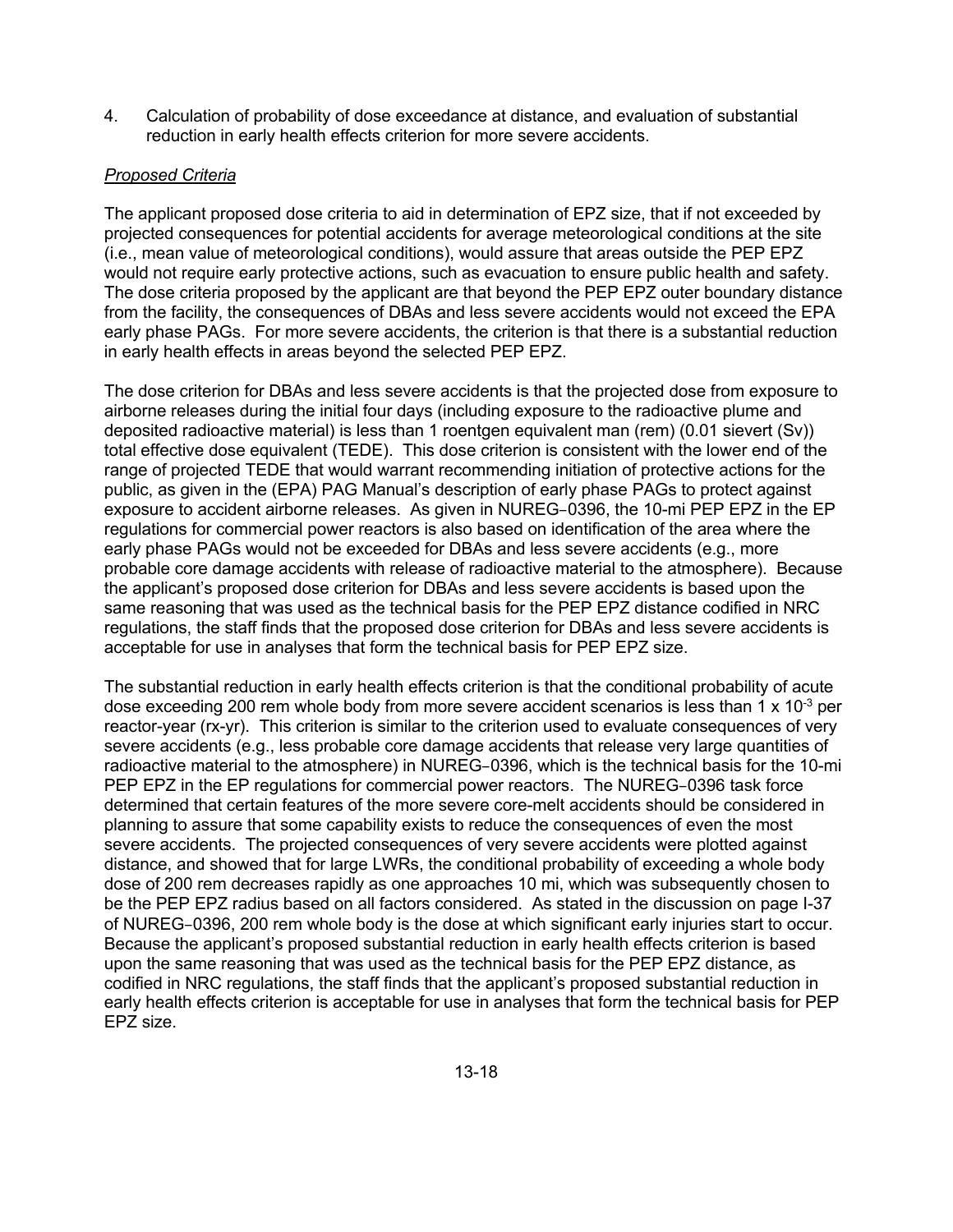4. Calculation of probability of dose exceedance at distance, and evaluation of substantial reduction in early health effects criterion for more severe accidents.

*Proposed Criteria*

The applicant proposed dose criteria to aid in determination of EPZ size, that if not exceeded by projected consequences for potential accidents for average meteorological conditions at the site (i.e., mean value of meteorological conditions), would assure that areas outside the PEP EPZ would not require early protective actions, such as evacuation to ensure public health and safety. The dose criteria proposed by the applicant are that beyond the PEP EPZ outer boundary distance from the facility, the consequences of DBAs and less severe accidents would not exceed the EPA early phase PAGs. For more severe accidents, the criterion is that there is a substantial reduction in early health effects in areas beyond the selected PEP EPZ.

The dose criterion for DBAs and less severe accidents is that the projected dose from exposure to airborne releases during the initial four days (including exposure to the radioactive plume and deposited radioactive material) is less than 1 roentgen equivalent man (rem) (0.01 sievert (Sv)) total effective dose equivalent (TEDE). This dose criterion is consistent with the lower end of the range of projected TEDE that would warrant recommending initiation of protective actions for the public, as given in the (EPA) PAG Manual's description of early phase PAGs to protect against exposure to accident airborne releases. As given in NUREG‑0396, the 10-mi PEP EPZ in the EP regulations for commercial power reactors is also based on identification of the area where the early phase PAGs would not be exceeded for DBAs and less severe accidents (e.g., more probable core damage accidents with release of radioactive material to the atmosphere). Because the applicant's proposed dose criterion for DBAs and less severe accidents is based upon the same reasoning that was used as the technical basis for the PEP EPZ distance codified in NRC regulations, the staff finds that the proposed dose criterion for DBAs and less severe accidents is acceptable for use in analyses that form the technical basis for PEP EPZ size.

The substantial reduction in early health effects criterion is that the conditional probability of acute dose exceeding 200 rem whole body from more severe accident scenarios is less than $1 \times 10^{-3}$ per reactor-year (rx-yr). This criterion is similar to the criterion used to evaluate consequences of very severe accidents (e.g., less probable core damage accidents that release very large quantities of radioactive material to the atmosphere) in NUREG‑0396, which is the technical basis for the 10-mi PEP EPZ in the EP regulations for commercial power reactors. The NUREG‑0396 task force determined that certain features of the more severe core-melt accidents should be considered in planning to assure that some capability exists to reduce the consequences of even the most severe accidents. The projected consequences of very severe accidents were plotted against distance, and showed that for large LWRs, the conditional probability of exceeding a whole body dose of 200 rem decreases rapidly as one approaches 10 mi, which was subsequently chosen to be the PEP EPZ radius based on all factors considered. As stated in the discussion on page I-37 of NUREG‑0396, 200 rem whole body is the dose at which significant early injuries start to occur. Because the applicant's proposed substantial reduction in early health effects criterion is based upon the same reasoning that was used as the technical basis for the PEP EPZ distance, as codified in NRC regulations, the staff finds that the applicant's proposed substantial reduction in early health effects criterion is acceptable for use in analyses that form the technical basis for PEP EPZ size.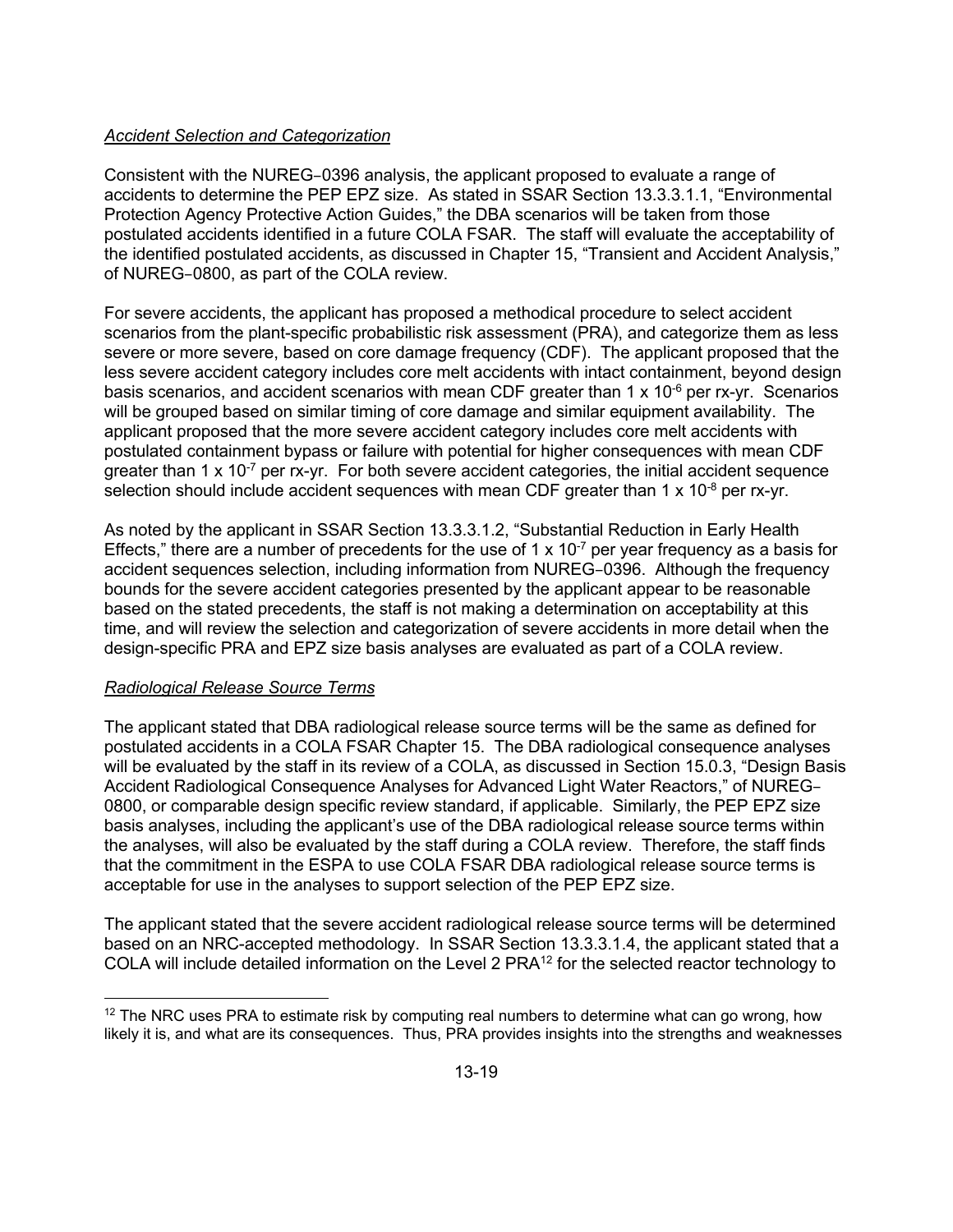*Accident Selection and Categorization*

Consistent with the NUREG‑0396 analysis, the applicant proposed to evaluate a range of accidents to determine the PEP EPZ size. As stated in SSAR Section 13.3.3.1.1, "Environmental Protection Agency Protective Action Guides," the DBA scenarios will be taken from those postulated accidents identified in a future COLA FSAR. The staff will evaluate the acceptability of the identified postulated accidents, as discussed in Chapter 15, "Transient and Accident Analysis," of NUREG‑0800, as part of the COLA review.

For severe accidents, the applicant has proposed a methodical procedure to select accident scenarios from the plant-specific probabilistic risk assessment (PRA), and categorize them as less severe or more severe, based on core damage frequency (CDF). The applicant proposed that the less severe accident category includes core melt accidents with intact containment, beyond design basis scenarios, and accident scenarios with mean CDF greater than $1 \times 10^{-6}$ per rx-yr. Scenarios will be grouped based on similar timing of core damage and similar equipment availability. The applicant proposed that the more severe accident category includes core melt accidents with postulated containment bypass or failure with potential for higher consequences with mean CDF greater than $1 \times 10^{-7}$ per rx-yr. For both severe accident categories, the initial accident sequence selection should include accident sequences with mean CDF greater than $1 \times 10^{-8}$ per rx-yr.

As noted by the applicant in SSAR Section 13.3.3.1.2, "Substantial Reduction in Early Health Effects," there are a number of precedents for the use of $1 \times 10^{-7}$ per year frequency as a basis for accident sequences selection, including information from NUREG‑0396. Although the frequency bounds for the severe accident categories presented by the applicant appear to be reasonable based on the stated precedents, the staff is not making a determination on acceptability at this time, and will review the selection and categorization of severe accidents in more detail when the design-specific PRA and EPZ size basis analyses are evaluated as part of a COLA review.

*Radiological Release Source Terms*

The applicant stated that DBA radiological release source terms will be the same as defined for postulated accidents in a COLA FSAR Chapter 15. The DBA radiological consequence analyses will be evaluated by the staff in its review of a COLA, as discussed in Section 15.0.3, "Design Basis Accident Radiological Consequence Analyses for Advanced Light Water Reactors," of NUREG‑0800, or comparable design specific review standard, if applicable. Similarly, the PEP EPZ size basis analyses, including the applicant's use of the DBA radiological release source terms within the analyses, will also be evaluated by the staff during a COLA review. Therefore, the staff finds that the commitment in the ESPA to use COLA FSAR DBA radiological release source terms is acceptable for use in the analyses to support selection of the PEP EPZ size.

The applicant stated that the severe accident radiological release source terms will be determined based on an NRC-accepted methodology. In SSAR Section 13.3.3.1.4, the applicant stated that a COLA will include detailed information on the Level 2 PRA[12] for the selected reactor technology to

[12] The NRC uses PRA to estimate risk by computing real numbers to determine what can go wrong, how likely it is, and what are its consequences. Thus, PRA provides insights into the strengths and weaknesses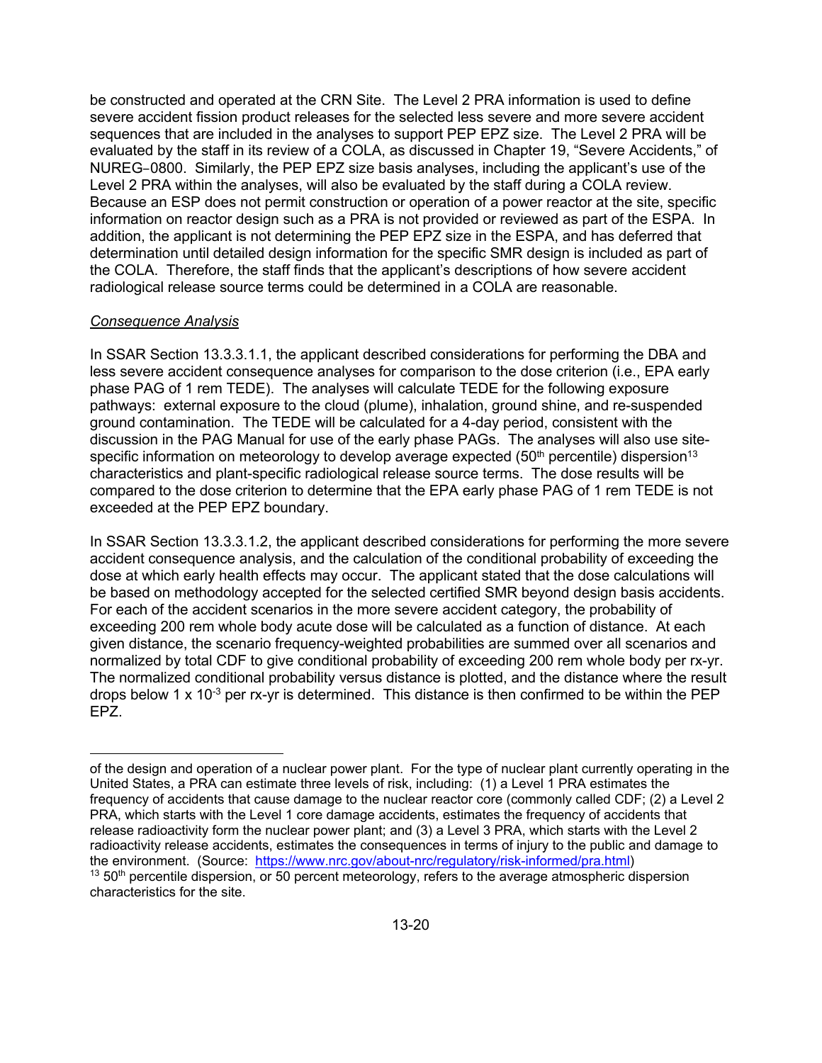be constructed and operated at the CRN Site. The Level 2 PRA information is used to define severe accident fission product releases for the selected less severe and more severe accident sequences that are included in the analyses to support PEP EPZ size. The Level 2 PRA will be evaluated by the staff in its review of a COLA, as discussed in Chapter 19, "Severe Accidents," of NUREG‑0800. Similarly, the PEP EPZ size basis analyses, including the applicant's use of the Level 2 PRA within the analyses, will also be evaluated by the staff during a COLA review. Because an ESP does not permit construction or operation of a power reactor at the site, specific information on reactor design such as a PRA is not provided or reviewed as part of the ESPA. In addition, the applicant is not determining the PEP EPZ size in the ESPA, and has deferred that determination until detailed design information for the specific SMR design is included as part of the COLA. Therefore, the staff finds that the applicant's descriptions of how severe accident radiological release source terms could be determined in a COLA are reasonable.

*Consequence Analysis*

In SSAR Section 13.3.3.1.1, the applicant described considerations for performing the DBA and less severe accident consequence analyses for comparison to the dose criterion (i.e., EPA early phase PAG of 1 rem TEDE). The analyses will calculate TEDE for the following exposure pathways: external exposure to the cloud (plume), inhalation, ground shine, and re-suspended ground contamination. The TEDE will be calculated for a 4-day period, consistent with the discussion in the PAG Manual for use of the early phase PAGs. The analyses will also use site-specific information on meteorology to develop average expected (50$^{th}$ percentile) dispersion[13] characteristics and plant-specific radiological release source terms. The dose results will be compared to the dose criterion to determine that the EPA early phase PAG of 1 rem TEDE is not exceeded at the PEP EPZ boundary.

In SSAR Section 13.3.3.1.2, the applicant described considerations for performing the more severe accident consequence analysis, and the calculation of the conditional probability of exceeding the dose at which early health effects may occur. The applicant stated that the dose calculations will be based on methodology accepted for the selected certified SMR beyond design basis accidents. For each of the accident scenarios in the more severe accident category, the probability of exceeding 200 rem whole body acute dose will be calculated as a function of distance. At each given distance, the scenario frequency-weighted probabilities are summed over all scenarios and normalized by total CDF to give conditional probability of exceeding 200 rem whole body per rx-yr. The normalized conditional probability versus distance is plotted, and the distance where the result drops below 1 x $10^{-3}$ per rx-yr is determined. This distance is then confirmed to be within the PEP EPZ.

---

of the design and operation of a nuclear power plant. For the type of nuclear plant currently operating in the United States, a PRA can estimate three levels of risk, including: (1) a Level 1 PRA estimates the frequency of accidents that cause damage to the nuclear reactor core (commonly called CDF; (2) a Level 2 PRA, which starts with the Level 1 core damage accidents, estimates the frequency of accidents that release radioactivity form the nuclear power plant; and (3) a Level 3 PRA, which starts with the Level 2 radioactivity release accidents, estimates the consequences in terms of injury to the public and damage to the environment. (Source: https://www.nrc.gov/about-nrc/regulatory/risk-informed/pra.html)

[13] 50$^{th}$ percentile dispersion, or 50 percent meteorology, refers to the average atmospheric dispersion characteristics for the site.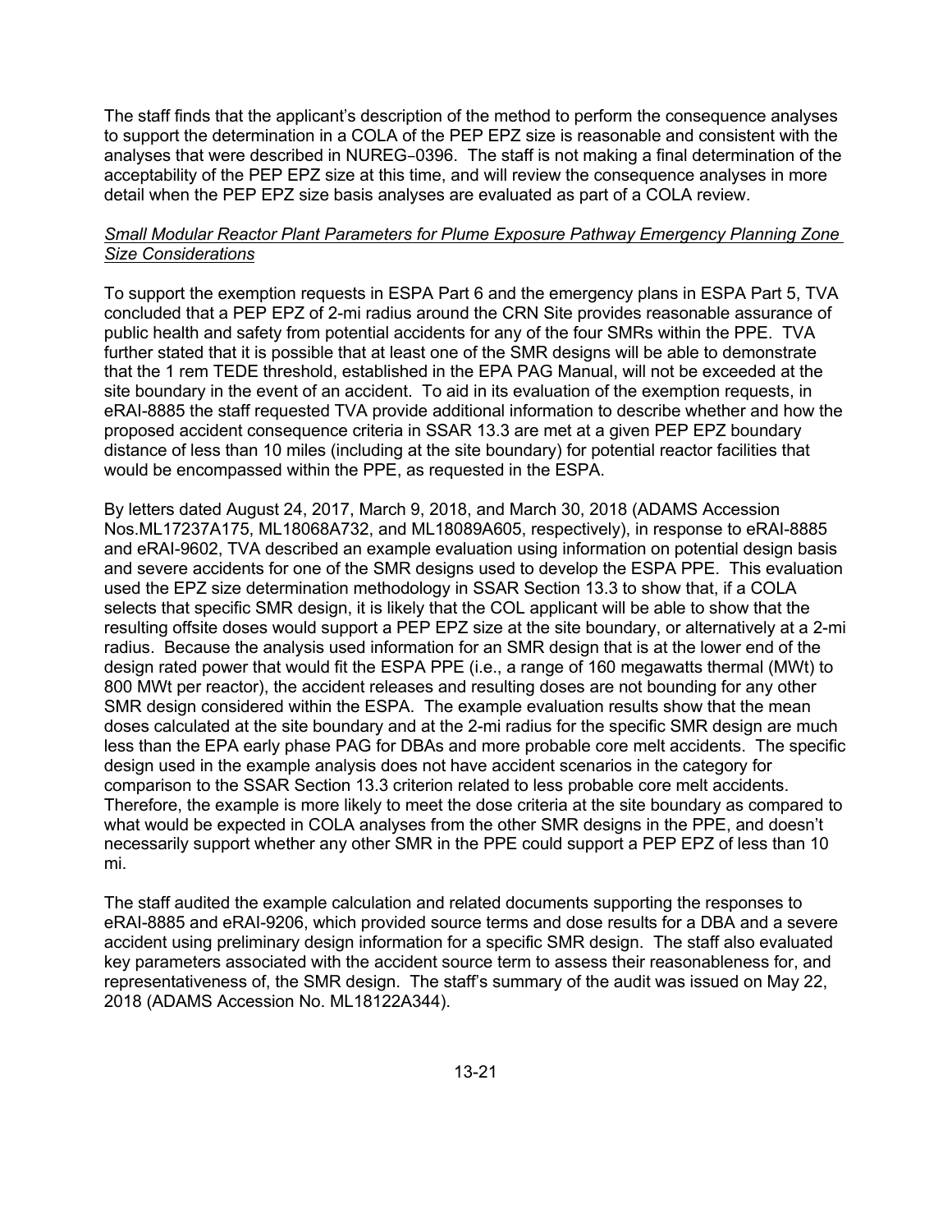The staff finds that the applicant's description of the method to perform the consequence analyses to support the determination in a COLA of the PEP EPZ size is reasonable and consistent with the analyses that were described in NUREG-0396. The staff is not making a final determination of the acceptability of the PEP EPZ size at this time, and will review the consequence analyses in more detail when the PEP EPZ size basis analyses are evaluated as part of a COLA review.

*Small Modular Reactor Plant Parameters for Plume Exposure Pathway Emergency Planning Zone Size Considerations*

To support the exemption requests in ESPA Part 6 and the emergency plans in ESPA Part 5, TVA concluded that a PEP EPZ of 2-mi radius around the CRN Site provides reasonable assurance of public health and safety from potential accidents for any of the four SMRs within the PPE. TVA further stated that it is possible that at least one of the SMR designs will be able to demonstrate that the 1 rem TEDE threshold, established in the EPA PAG Manual, will not be exceeded at the site boundary in the event of an accident. To aid in its evaluation of the exemption requests, in eRAI-8885 the staff requested TVA provide additional information to describe whether and how the proposed accident consequence criteria in SSAR 13.3 are met at a given PEP EPZ boundary distance of less than 10 miles (including at the site boundary) for potential reactor facilities that would be encompassed within the PPE, as requested in the ESPA.

By letters dated August 24, 2017, March 9, 2018, and March 30, 2018 (ADAMS Accession Nos.ML17237A175, ML18068A732, and ML18089A605, respectively), in response to eRAI-8885 and eRAI-9602, TVA described an example evaluation using information on potential design basis and severe accidents for one of the SMR designs used to develop the ESPA PPE. This evaluation used the EPZ size determination methodology in SSAR Section 13.3 to show that, if a COLA selects that specific SMR design, it is likely that the COL applicant will be able to show that the resulting offsite doses would support a PEP EPZ size at the site boundary, or alternatively at a 2-mi radius. Because the analysis used information for an SMR design that is at the lower end of the design rated power that would fit the ESPA PPE (i.e., a range of 160 megawatts thermal (MWt) to 800 MWt per reactor), the accident releases and resulting doses are not bounding for any other SMR design considered within the ESPA. The example evaluation results show that the mean doses calculated at the site boundary and at the 2-mi radius for the specific SMR design are much less than the EPA early phase PAG for DBAs and more probable core melt accidents. The specific design used in the example analysis does not have accident scenarios in the category for comparison to the SSAR Section 13.3 criterion related to less probable core melt accidents. Therefore, the example is more likely to meet the dose criteria at the site boundary as compared to what would be expected in COLA analyses from the other SMR designs in the PPE, and doesn't necessarily support whether any other SMR in the PPE could support a PEP EPZ of less than 10 mi.

The staff audited the example calculation and related documents supporting the responses to eRAI-8885 and eRAI-9206, which provided source terms and dose results for a DBA and a severe accident using preliminary design information for a specific SMR design. The staff also evaluated key parameters associated with the accident source term to assess their reasonableness for, and representativeness of, the SMR design. The staff's summary of the audit was issued on May 22, 2018 (ADAMS Accession No. ML18122A344).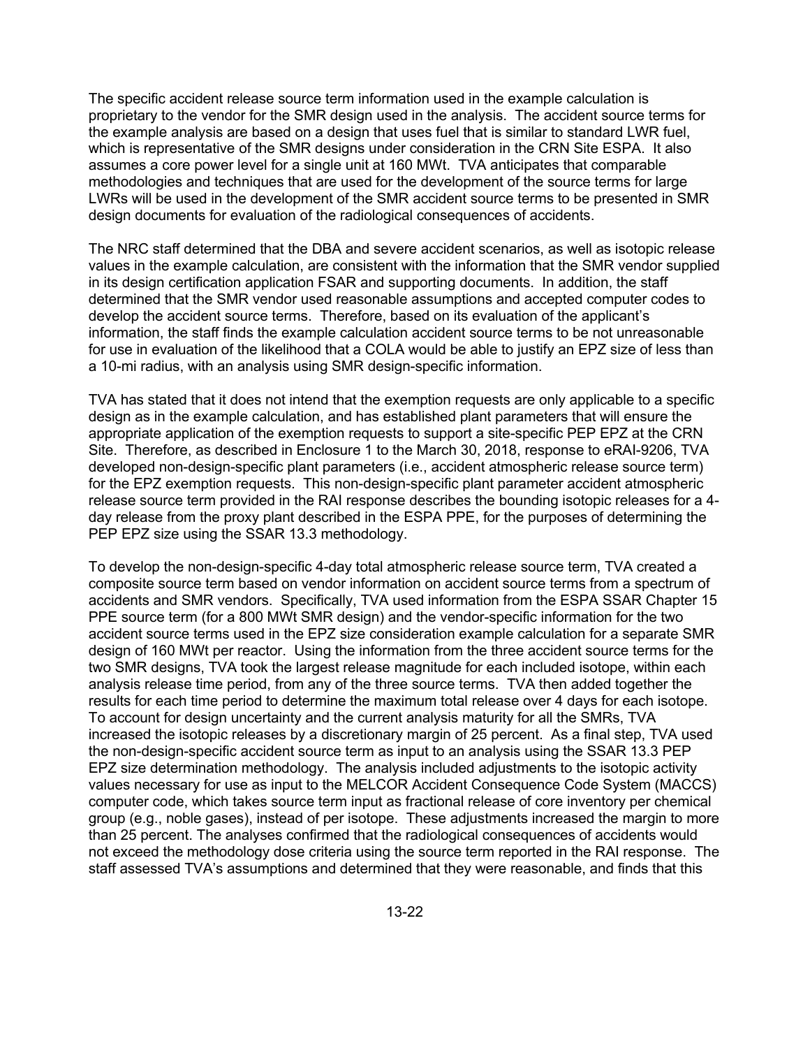The specific accident release source term information used in the example calculation is proprietary to the vendor for the SMR design used in the analysis. The accident source terms for the example analysis are based on a design that uses fuel that is similar to standard LWR fuel, which is representative of the SMR designs under consideration in the CRN Site ESPA. It also assumes a core power level for a single unit at 160 MWt. TVA anticipates that comparable methodologies and techniques that are used for the development of the source terms for large LWRs will be used in the development of the SMR accident source terms to be presented in SMR design documents for evaluation of the radiological consequences of accidents.

The NRC staff determined that the DBA and severe accident scenarios, as well as isotopic release values in the example calculation, are consistent with the information that the SMR vendor supplied in its design certification application FSAR and supporting documents. In addition, the staff determined that the SMR vendor used reasonable assumptions and accepted computer codes to develop the accident source terms. Therefore, based on its evaluation of the applicant's information, the staff finds the example calculation accident source terms to be not unreasonable for use in evaluation of the likelihood that a COLA would be able to justify an EPZ size of less than a 10-mi radius, with an analysis using SMR design-specific information.

TVA has stated that it does not intend that the exemption requests are only applicable to a specific design as in the example calculation, and has established plant parameters that will ensure the appropriate application of the exemption requests to support a site-specific PEP EPZ at the CRN Site. Therefore, as described in Enclosure 1 to the March 30, 2018, response to eRAI-9206, TVA developed non-design-specific plant parameters (i.e., accident atmospheric release source term) for the EPZ exemption requests. This non-design-specific plant parameter accident atmospheric release source term provided in the RAI response describes the bounding isotopic releases for a 4-day release from the proxy plant described in the ESPA PPE, for the purposes of determining the PEP EPZ size using the SSAR 13.3 methodology.

To develop the non-design-specific 4-day total atmospheric release source term, TVA created a composite source term based on vendor information on accident source terms from a spectrum of accidents and SMR vendors. Specifically, TVA used information from the ESPA SSAR Chapter 15 PPE source term (for a 800 MWt SMR design) and the vendor-specific information for the two accident source terms used in the EPZ size consideration example calculation for a separate SMR design of 160 MWt per reactor. Using the information from the three accident source terms for the two SMR designs, TVA took the largest release magnitude for each included isotope, within each analysis release time period, from any of the three source terms. TVA then added together the results for each time period to determine the maximum total release over 4 days for each isotope. To account for design uncertainty and the current analysis maturity for all the SMRs, TVA increased the isotopic releases by a discretionary margin of 25 percent. As a final step, TVA used the non-design-specific accident source term as input to an analysis using the SSAR 13.3 PEP EPZ size determination methodology. The analysis included adjustments to the isotopic activity values necessary for use as input to the MELCOR Accident Consequence Code System (MACCS) computer code, which takes source term input as fractional release of core inventory per chemical group (e.g., noble gases), instead of per isotope. These adjustments increased the margin to more than 25 percent. The analyses confirmed that the radiological consequences of accidents would not exceed the methodology dose criteria using the source term reported in the RAI response. The staff assessed TVA's assumptions and determined that they were reasonable, and finds that this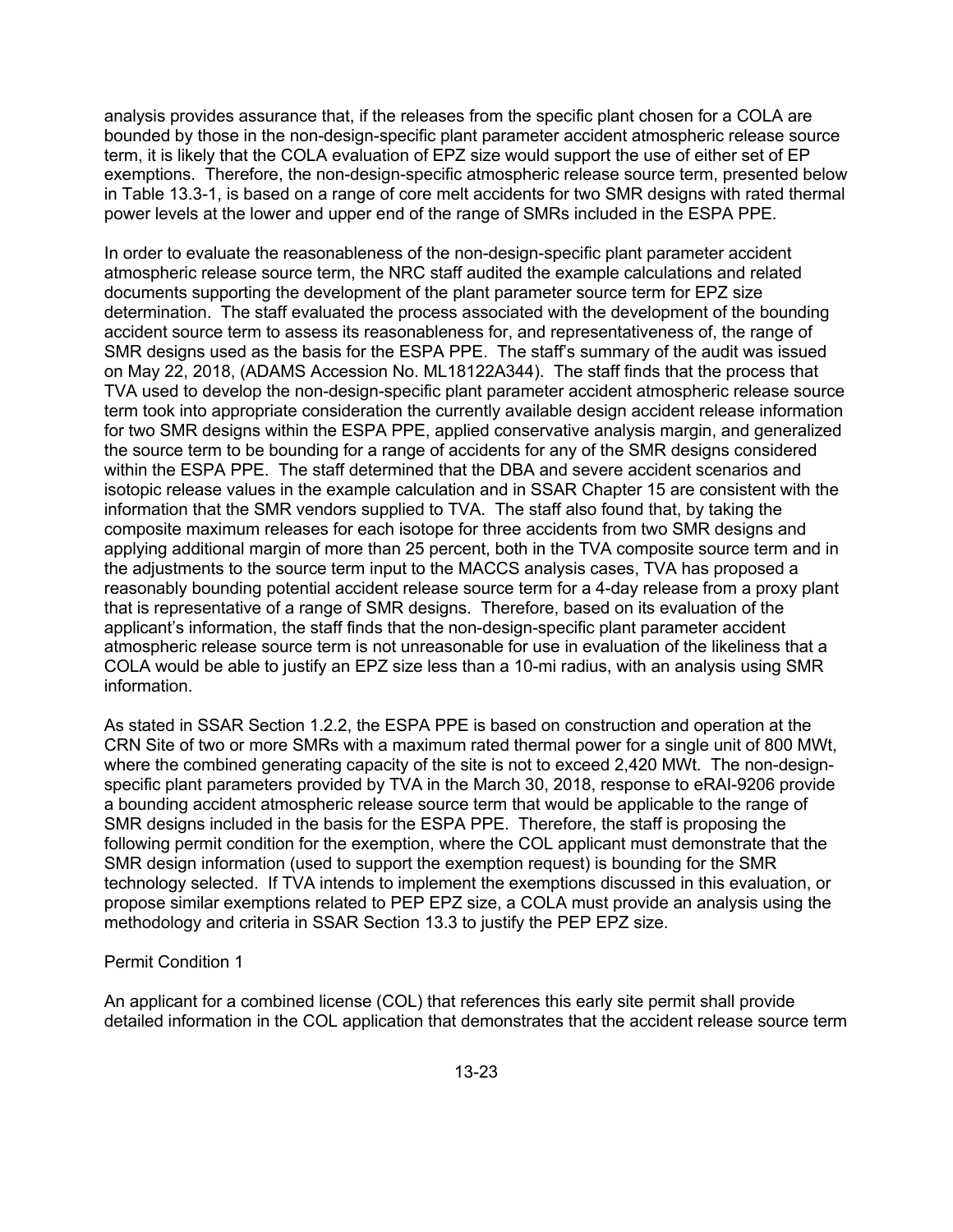analysis provides assurance that, if the releases from the specific plant chosen for a COLA are bounded by those in the non-design-specific plant parameter accident atmospheric release source term, it is likely that the COLA evaluation of EPZ size would support the use of either set of EP exemptions. Therefore, the non-design-specific atmospheric release source term, presented below in Table 13.3-1, is based on a range of core melt accidents for two SMR designs with rated thermal power levels at the lower and upper end of the range of SMRs included in the ESPA PPE.

In order to evaluate the reasonableness of the non-design-specific plant parameter accident atmospheric release source term, the NRC staff audited the example calculations and related documents supporting the development of the plant parameter source term for EPZ size determination. The staff evaluated the process associated with the development of the bounding accident source term to assess its reasonableness for, and representativeness of, the range of SMR designs used as the basis for the ESPA PPE. The staff's summary of the audit was issued on May 22, 2018, (ADAMS Accession No. ML18122A344). The staff finds that the process that TVA used to develop the non-design-specific plant parameter accident atmospheric release source term took into appropriate consideration the currently available design accident release information for two SMR designs within the ESPA PPE, applied conservative analysis margin, and generalized the source term to be bounding for a range of accidents for any of the SMR designs considered within the ESPA PPE. The staff determined that the DBA and severe accident scenarios and isotopic release values in the example calculation and in SSAR Chapter 15 are consistent with the information that the SMR vendors supplied to TVA. The staff also found that, by taking the composite maximum releases for each isotope for three accidents from two SMR designs and applying additional margin of more than 25 percent, both in the TVA composite source term and in the adjustments to the source term input to the MACCS analysis cases, TVA has proposed a reasonably bounding potential accident release source term for a 4-day release from a proxy plant that is representative of a range of SMR designs. Therefore, based on its evaluation of the applicant's information, the staff finds that the non-design-specific plant parameter accident atmospheric release source term is not unreasonable for use in evaluation of the likeliness that a COLA would be able to justify an EPZ size less than a 10-mi radius, with an analysis using SMR information.

As stated in SSAR Section 1.2.2, the ESPA PPE is based on construction and operation at the CRN Site of two or more SMRs with a maximum rated thermal power for a single unit of 800 MWt, where the combined generating capacity of the site is not to exceed 2,420 MWt. The non-design-specific plant parameters provided by TVA in the March 30, 2018, response to eRAI-9206 provide a bounding accident atmospheric release source term that would be applicable to the range of SMR designs included in the basis for the ESPA PPE. Therefore, the staff is proposing the following permit condition for the exemption, where the COL applicant must demonstrate that the SMR design information (used to support the exemption request) is bounding for the SMR technology selected. If TVA intends to implement the exemptions discussed in this evaluation, or propose similar exemptions related to PEP EPZ size, a COLA must provide an analysis using the methodology and criteria in SSAR Section 13.3 to justify the PEP EPZ size.

Permit Condition 1

An applicant for a combined license (COL) that references this early site permit shall provide detailed information in the COL application that demonstrates that the accident release source term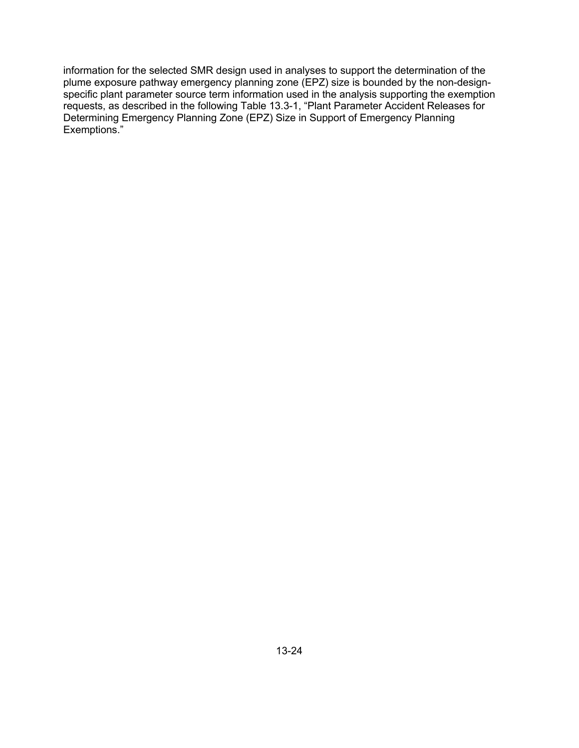information for the selected SMR design used in analyses to support the determination of the plume exposure pathway emergency planning zone (EPZ) size is bounded by the non-design-specific plant parameter source term information used in the analysis supporting the exemption requests, as described in the following Table 13.3-1, "Plant Parameter Accident Releases for Determining Emergency Planning Zone (EPZ) Size in Support of Emergency Planning Exemptions."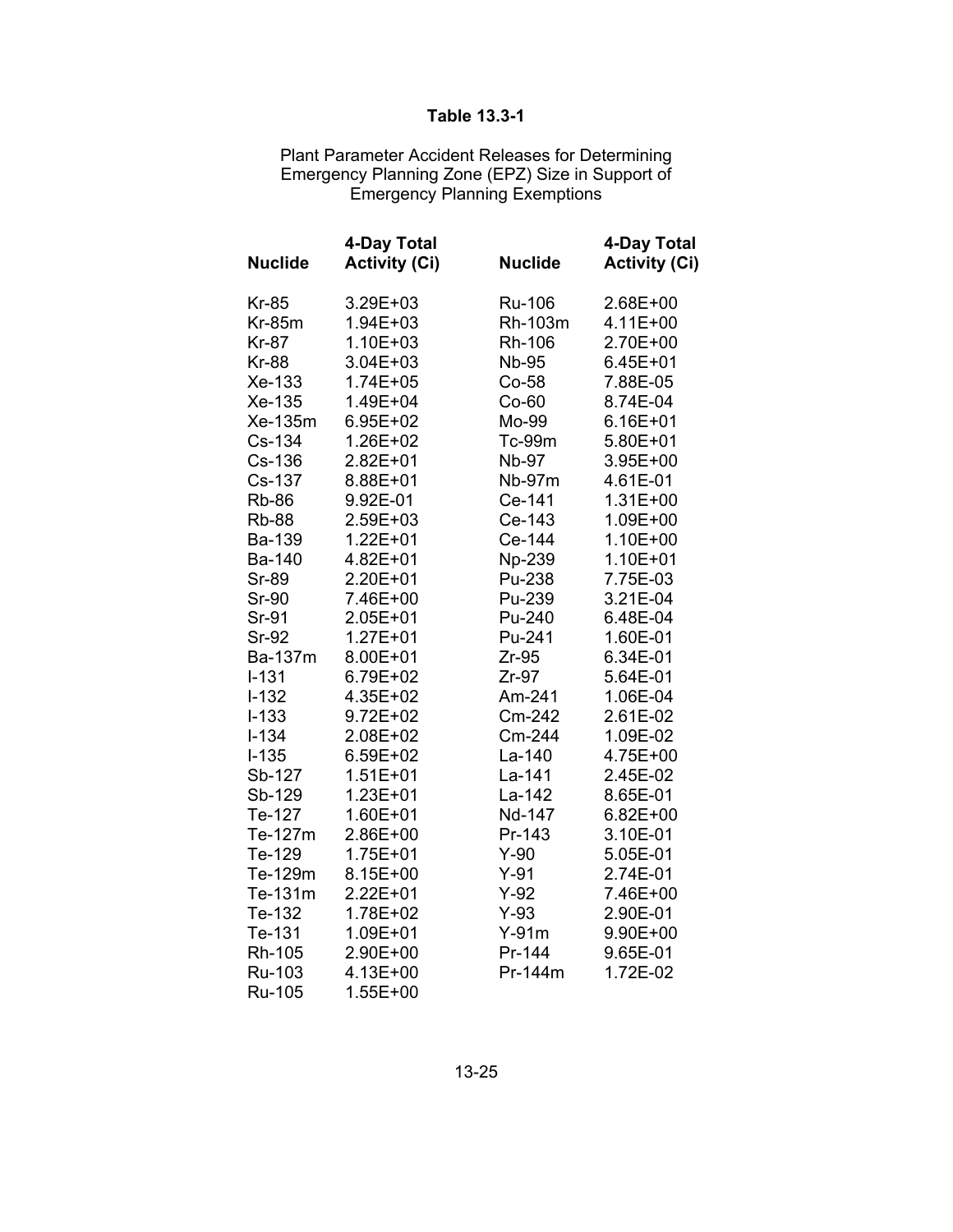**Table 13.3-1**

Plant Parameter Accident Releases for Determining Emergency Planning Zone (EPZ) Size in Support of Emergency Planning Exemptions

| Nuclide | 4-Day Total Activity (Ci) | Nuclide | 4-Day Total Activity (Ci) |
|---|---|---|---|
| Kr-85 | 3.29E+03 | Ru-106 | 2.68E+00 |
| Kr-85m | 1.94E+03 | Rh-103m | 4.11E+00 |
| Kr-87 | 1.10E+03 | Rh-106 | 2.70E+00 |
| Kr-88 | 3.04E+03 | Nb-95 | 6.45E+01 |
| Xe-133 | 1.74E+05 | Co-58 | 7.88E-05 |
| Xe-135 | 1.49E+04 | Co-60 | 8.74E-04 |
| Xe-135m | 6.95E+02 | Mo-99 | 6.16E+01 |
| Cs-134 | 1.26E+02 | Tc-99m | 5.80E+01 |
| Cs-136 | 2.82E+01 | Nb-97 | 3.95E+00 |
| Cs-137 | 8.88E+01 | Nb-97m | 4.61E-01 |
| Rb-86 | 9.92E-01 | Ce-141 | 1.31E+00 |
| Rb-88 | 2.59E+03 | Ce-143 | 1.09E+00 |
| Ba-139 | 1.22E+01 | Ce-144 | 1.10E+00 |
| Ba-140 | 4.82E+01 | Np-239 | 1.10E+01 |
| Sr-89 | 2.20E+01 | Pu-238 | 7.75E-03 |
| Sr-90 | 7.46E+00 | Pu-239 | 3.21E-04 |
| Sr-91 | 2.05E+01 | Pu-240 | 6.48E-04 |
| Sr-92 | 1.27E+01 | Pu-241 | 1.60E-01 |
| Ba-137m | 8.00E+01 | Zr-95 | 6.34E-01 |
| I-131 | 6.79E+02 | Zr-97 | 5.64E-01 |
| I-132 | 4.35E+02 | Am-241 | 1.06E-04 |
| I-133 | 9.72E+02 | Cm-242 | 2.61E-02 |
| I-134 | 2.08E+02 | Cm-244 | 1.09E-02 |
| I-135 | 6.59E+02 | La-140 | 4.75E+00 |
| Sb-127 | 1.51E+01 | La-141 | 2.45E-02 |
| Sb-129 | 1.23E+01 | La-142 | 8.65E-01 |
| Te-127 | 1.60E+01 | Nd-147 | 6.82E+00 |
| Te-127m | 2.86E+00 | Pr-143 | 3.10E-01 |
| Te-129 | 1.75E+01 | Y-90 | 5.05E-01 |
| Te-129m | 8.15E+00 | Y-91 | 2.74E-01 |
| Te-131m | 2.22E+01 | Y-92 | 7.46E+00 |
| Te-132 | 1.78E+02 | Y-93 | 2.90E-01 |
| Te-131 | 1.09E+01 | Y-91m | 9.90E+00 |
| Rh-105 | 2.90E+00 | Pr-144 | 9.65E-01 |
| Ru-103 | 4.13E+00 | Pr-144m | 1.72E-02 |
| Ru-105 | 1.55E+00 | | |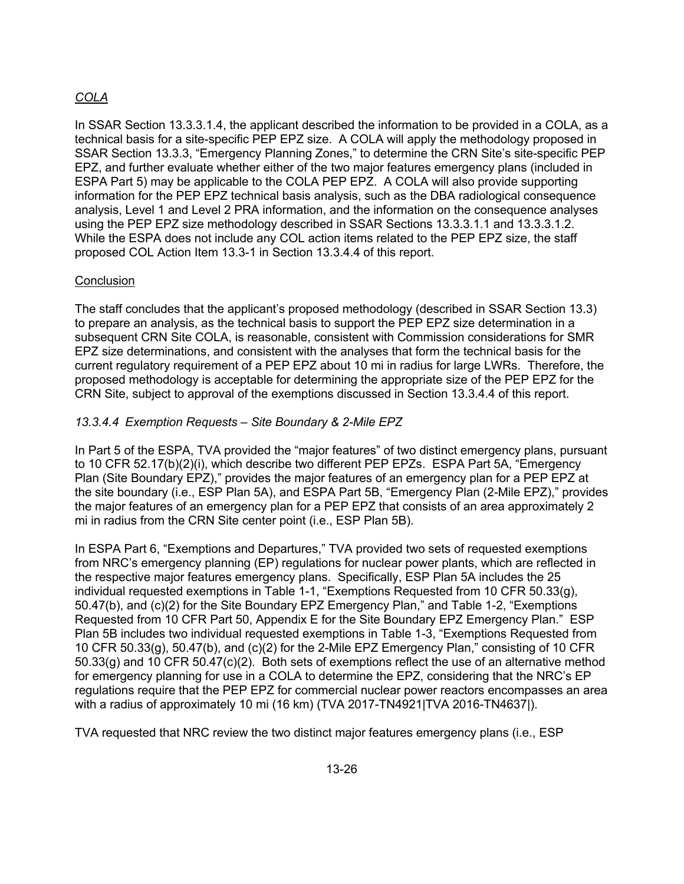*COLA*

In SSAR Section 13.3.3.1.4, the applicant described the information to be provided in a COLA, as a technical basis for a site-specific PEP EPZ size. A COLA will apply the methodology proposed in SSAR Section 13.3.3, "Emergency Planning Zones," to determine the CRN Site's site-specific PEP EPZ, and further evaluate whether either of the two major features emergency plans (included in ESPA Part 5) may be applicable to the COLA PEP EPZ. A COLA will also provide supporting information for the PEP EPZ technical basis analysis, such as the DBA radiological consequence analysis, Level 1 and Level 2 PRA information, and the information on the consequence analyses using the PEP EPZ size methodology described in SSAR Sections 13.3.3.1.1 and 13.3.3.1.2. While the ESPA does not include any COL action items related to the PEP EPZ size, the staff proposed COL Action Item 13.3-1 in Section 13.3.4.4 of this report.

Conclusion

The staff concludes that the applicant's proposed methodology (described in SSAR Section 13.3) to prepare an analysis, as the technical basis to support the PEP EPZ size determination in a subsequent CRN Site COLA, is reasonable, consistent with Commission considerations for SMR EPZ size determinations, and consistent with the analyses that form the technical basis for the current regulatory requirement of a PEP EPZ about 10 mi in radius for large LWRs. Therefore, the proposed methodology is acceptable for determining the appropriate size of the PEP EPZ for the CRN Site, subject to approval of the exemptions discussed in Section 13.3.4.4 of this report.

### *13.3.4.4 Exemption Requests – Site Boundary & 2-Mile EPZ*

In Part 5 of the ESPA, TVA provided the "major features" of two distinct emergency plans, pursuant to 10 CFR 52.17(b)(2)(i), which describe two different PEP EPZs. ESPA Part 5A, "Emergency Plan (Site Boundary EPZ)," provides the major features of an emergency plan for a PEP EPZ at the site boundary (i.e., ESP Plan 5A), and ESPA Part 5B, "Emergency Plan (2-Mile EPZ)," provides the major features of an emergency plan for a PEP EPZ that consists of an area approximately 2 mi in radius from the CRN Site center point (i.e., ESP Plan 5B).

In ESPA Part 6, "Exemptions and Departures," TVA provided two sets of requested exemptions from NRC's emergency planning (EP) regulations for nuclear power plants, which are reflected in the respective major features emergency plans. Specifically, ESP Plan 5A includes the 25 individual requested exemptions in Table 1-1, "Exemptions Requested from 10 CFR 50.33(g), 50.47(b), and (c)(2) for the Site Boundary EPZ Emergency Plan," and Table 1-2, "Exemptions Requested from 10 CFR Part 50, Appendix E for the Site Boundary EPZ Emergency Plan." ESP Plan 5B includes two individual requested exemptions in Table 1-3, "Exemptions Requested from 10 CFR 50.33(g), 50.47(b), and (c)(2) for the 2-Mile EPZ Emergency Plan," consisting of 10 CFR 50.33(g) and 10 CFR 50.47(c)(2). Both sets of exemptions reflect the use of an alternative method for emergency planning for use in a COLA to determine the EPZ, considering that the NRC's EP regulations require that the PEP EPZ for commercial nuclear power reactors encompasses an area with a radius of approximately 10 mi (16 km) (TVA 2017-TN4921|TVA 2016-TN4637|).

TVA requested that NRC review the two distinct major features emergency plans (i.e., ESP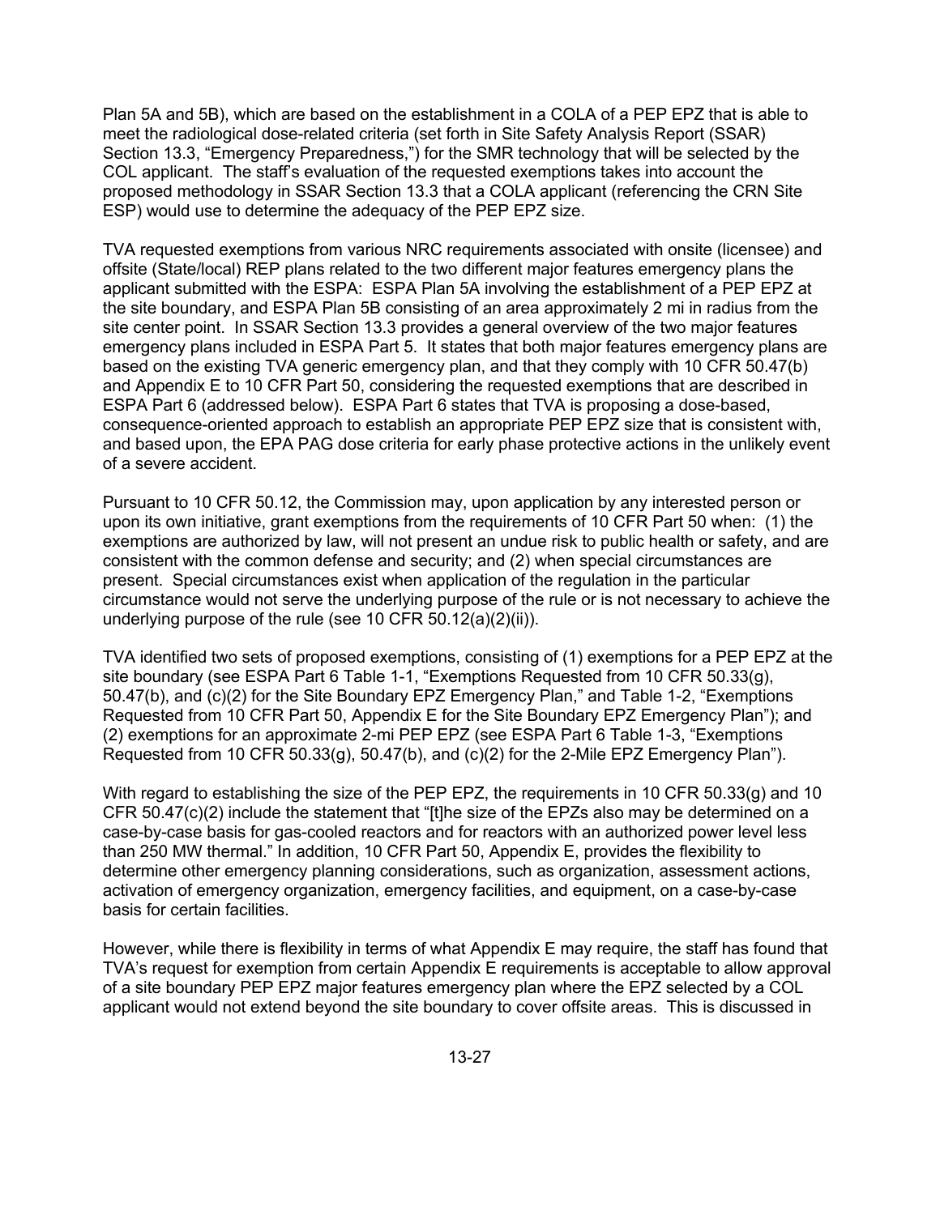Plan 5A and 5B), which are based on the establishment in a COLA of a PEP EPZ that is able to meet the radiological dose-related criteria (set forth in Site Safety Analysis Report (SSAR) Section 13.3, "Emergency Preparedness,") for the SMR technology that will be selected by the COL applicant. The staff's evaluation of the requested exemptions takes into account the proposed methodology in SSAR Section 13.3 that a COLA applicant (referencing the CRN Site ESP) would use to determine the adequacy of the PEP EPZ size.

TVA requested exemptions from various NRC requirements associated with onsite (licensee) and offsite (State/local) REP plans related to the two different major features emergency plans the applicant submitted with the ESPA: ESPA Plan 5A involving the establishment of a PEP EPZ at the site boundary, and ESPA Plan 5B consisting of an area approximately 2 mi in radius from the site center point. In SSAR Section 13.3 provides a general overview of the two major features emergency plans included in ESPA Part 5. It states that both major features emergency plans are based on the existing TVA generic emergency plan, and that they comply with 10 CFR 50.47(b) and Appendix E to 10 CFR Part 50, considering the requested exemptions that are described in ESPA Part 6 (addressed below). ESPA Part 6 states that TVA is proposing a dose-based, consequence-oriented approach to establish an appropriate PEP EPZ size that is consistent with, and based upon, the EPA PAG dose criteria for early phase protective actions in the unlikely event of a severe accident.

Pursuant to 10 CFR 50.12, the Commission may, upon application by any interested person or upon its own initiative, grant exemptions from the requirements of 10 CFR Part 50 when: (1) the exemptions are authorized by law, will not present an undue risk to public health or safety, and are consistent with the common defense and security; and (2) when special circumstances are present. Special circumstances exist when application of the regulation in the particular circumstance would not serve the underlying purpose of the rule or is not necessary to achieve the underlying purpose of the rule (see 10 CFR 50.12(a)(2)(ii)).

TVA identified two sets of proposed exemptions, consisting of (1) exemptions for a PEP EPZ at the site boundary (see ESPA Part 6 Table 1-1, "Exemptions Requested from 10 CFR 50.33(g), 50.47(b), and (c)(2) for the Site Boundary EPZ Emergency Plan," and Table 1-2, "Exemptions Requested from 10 CFR Part 50, Appendix E for the Site Boundary EPZ Emergency Plan"); and (2) exemptions for an approximate 2-mi PEP EPZ (see ESPA Part 6 Table 1-3, "Exemptions Requested from 10 CFR 50.33(g), 50.47(b), and (c)(2) for the 2-Mile EPZ Emergency Plan").

With regard to establishing the size of the PEP EPZ, the requirements in 10 CFR 50.33(g) and 10 CFR 50.47(c)(2) include the statement that "[t]he size of the EPZs also may be determined on a case-by-case basis for gas-cooled reactors and for reactors with an authorized power level less than 250 MW thermal." In addition, 10 CFR Part 50, Appendix E, provides the flexibility to determine other emergency planning considerations, such as organization, assessment actions, activation of emergency organization, emergency facilities, and equipment, on a case-by-case basis for certain facilities.

However, while there is flexibility in terms of what Appendix E may require, the staff has found that TVA's request for exemption from certain Appendix E requirements is acceptable to allow approval of a site boundary PEP EPZ major features emergency plan where the EPZ selected by a COL applicant would not extend beyond the site boundary to cover offsite areas. This is discussed in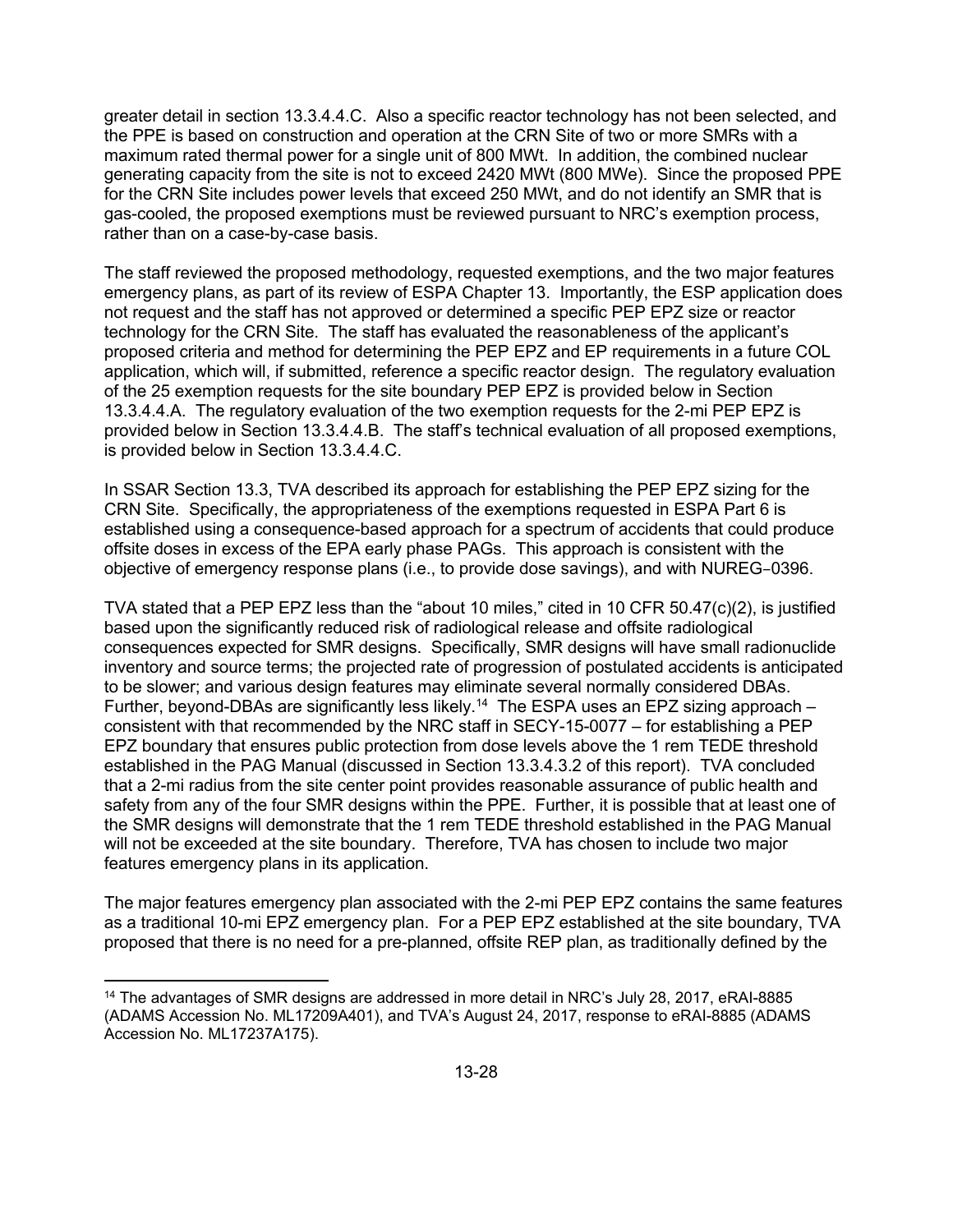greater detail in section 13.3.4.4.C. Also a specific reactor technology has not been selected, and the PPE is based on construction and operation at the CRN Site of two or more SMRs with a maximum rated thermal power for a single unit of 800 MWt. In addition, the combined nuclear generating capacity from the site is not to exceed 2420 MWt (800 MWe). Since the proposed PPE for the CRN Site includes power levels that exceed 250 MWt, and do not identify an SMR that is gas-cooled, the proposed exemptions must be reviewed pursuant to NRC's exemption process, rather than on a case-by-case basis.

The staff reviewed the proposed methodology, requested exemptions, and the two major features emergency plans, as part of its review of ESPA Chapter 13. Importantly, the ESP application does not request and the staff has not approved or determined a specific PEP EPZ size or reactor technology for the CRN Site. The staff has evaluated the reasonableness of the applicant's proposed criteria and method for determining the PEP EPZ and EP requirements in a future COL application, which will, if submitted, reference a specific reactor design. The regulatory evaluation of the 25 exemption requests for the site boundary PEP EPZ is provided below in Section 13.3.4.4.A. The regulatory evaluation of the two exemption requests for the 2-mi PEP EPZ is provided below in Section 13.3.4.4.B. The staff's technical evaluation of all proposed exemptions, is provided below in Section 13.3.4.4.C.

In SSAR Section 13.3, TVA described its approach for establishing the PEP EPZ sizing for the CRN Site. Specifically, the appropriateness of the exemptions requested in ESPA Part 6 is established using a consequence-based approach for a spectrum of accidents that could produce offsite doses in excess of the EPA early phase PAGs. This approach is consistent with the objective of emergency response plans (i.e., to provide dose savings), and with NUREG-0396.

TVA stated that a PEP EPZ less than the "about 10 miles," cited in 10 CFR 50.47(c)(2), is justified based upon the significantly reduced risk of radiological release and offsite radiological consequences expected for SMR designs. Specifically, SMR designs will have small radionuclide inventory and source terms; the projected rate of progression of postulated accidents is anticipated to be slower; and various design features may eliminate several normally considered DBAs. Further, beyond-DBAs are significantly less likely.[14] The ESPA uses an EPZ sizing approach – consistent with that recommended by the NRC staff in SECY-15-0077 – for establishing a PEP EPZ boundary that ensures public protection from dose levels above the 1 rem TEDE threshold established in the PAG Manual (discussed in Section 13.3.4.3.2 of this report). TVA concluded that a 2-mi radius from the site center point provides reasonable assurance of public health and safety from any of the four SMR designs within the PPE. Further, it is possible that at least one of the SMR designs will demonstrate that the 1 rem TEDE threshold established in the PAG Manual will not be exceeded at the site boundary. Therefore, TVA has chosen to include two major features emergency plans in its application.

The major features emergency plan associated with the 2-mi PEP EPZ contains the same features as a traditional 10-mi EPZ emergency plan. For a PEP EPZ established at the site boundary, TVA proposed that there is no need for a pre-planned, offsite REP plan, as traditionally defined by the

[14] The advantages of SMR designs are addressed in more detail in NRC's July 28, 2017, eRAI-8885 (ADAMS Accession No. ML17209A401), and TVA's August 24, 2017, response to eRAI-8885 (ADAMS Accession No. ML17237A175).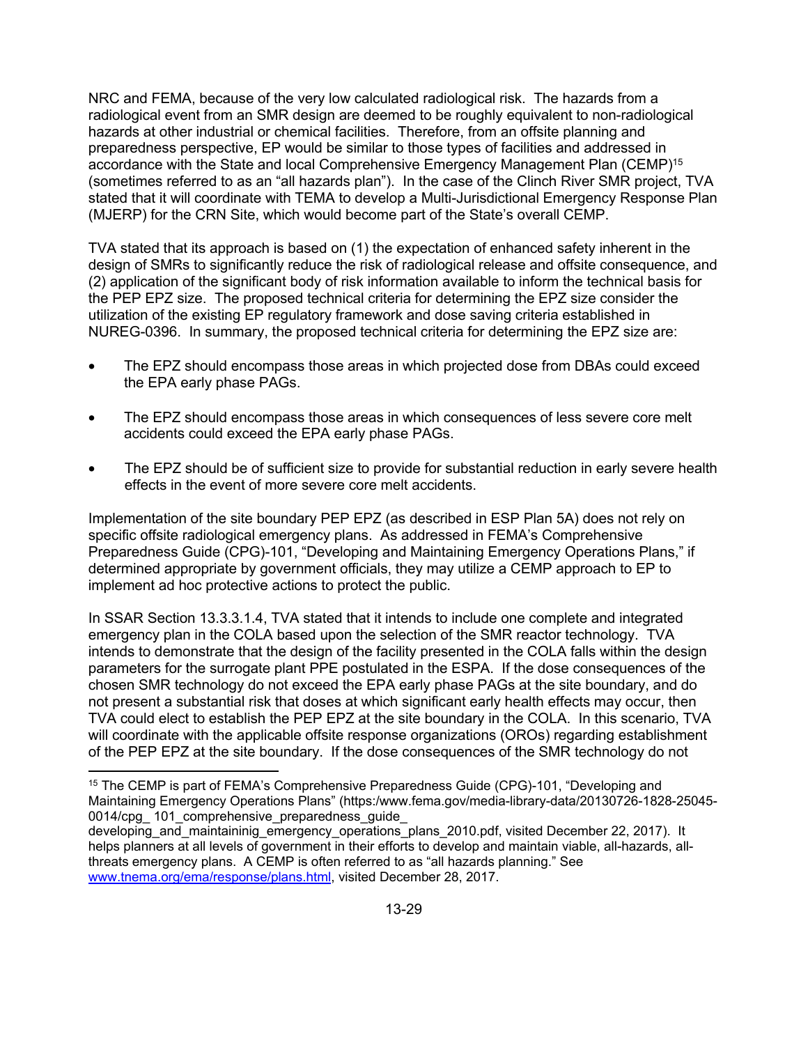NRC and FEMA, because of the very low calculated radiological risk. The hazards from a radiological event from an SMR design are deemed to be roughly equivalent to non-radiological hazards at other industrial or chemical facilities. Therefore, from an offsite planning and preparedness perspective, EP would be similar to those types of facilities and addressed in accordance with the State and local Comprehensive Emergency Management Plan (CEMP)[15] (sometimes referred to as an "all hazards plan"). In the case of the Clinch River SMR project, TVA stated that it will coordinate with TEMA to develop a Multi-Jurisdictional Emergency Response Plan (MJERP) for the CRN Site, which would become part of the State's overall CEMP.

TVA stated that its approach is based on (1) the expectation of enhanced safety inherent in the design of SMRs to significantly reduce the risk of radiological release and offsite consequence, and (2) application of the significant body of risk information available to inform the technical basis for the PEP EPZ size. The proposed technical criteria for determining the EPZ size consider the utilization of the existing EP regulatory framework and dose saving criteria established in NUREG-0396. In summary, the proposed technical criteria for determining the EPZ size are:

- The EPZ should encompass those areas in which projected dose from DBAs could exceed the EPA early phase PAGs.
- The EPZ should encompass those areas in which consequences of less severe core melt accidents could exceed the EPA early phase PAGs.
- The EPZ should be of sufficient size to provide for substantial reduction in early severe health effects in the event of more severe core melt accidents.

Implementation of the site boundary PEP EPZ (as described in ESP Plan 5A) does not rely on specific offsite radiological emergency plans. As addressed in FEMA's Comprehensive Preparedness Guide (CPG)-101, "Developing and Maintaining Emergency Operations Plans," if determined appropriate by government officials, they may utilize a CEMP approach to EP to implement ad hoc protective actions to protect the public.

In SSAR Section 13.3.3.1.4, TVA stated that it intends to include one complete and integrated emergency plan in the COLA based upon the selection of the SMR reactor technology. TVA intends to demonstrate that the design of the facility presented in the COLA falls within the design parameters for the surrogate plant PPE postulated in the ESPA. If the dose consequences of the chosen SMR technology do not exceed the EPA early phase PAGs at the site boundary, and do not present a substantial risk that doses at which significant early health effects may occur, then TVA could elect to establish the PEP EPZ at the site boundary in the COLA. In this scenario, TVA will coordinate with the applicable offsite response organizations (OROs) regarding establishment of the PEP EPZ at the site boundary. If the dose consequences of the SMR technology do not

---

[15] The CEMP is part of FEMA's Comprehensive Preparedness Guide (CPG)-101, "Developing and Maintaining Emergency Operations Plans" (https:/www.fema.gov/media-library-data/20130726-1828-25045-0014/cpg_ 101_comprehensive_preparedness_guide_ developing_and_maintaininig_emergency_operations_plans_2010.pdf, visited December 22, 2017). It helps planners at all levels of government in their efforts to develop and maintain viable, all-hazards, all-threats emergency plans. A CEMP is often referred to as "all hazards planning." See www.tnema.org/ema/response/plans.html, visited December 28, 2017.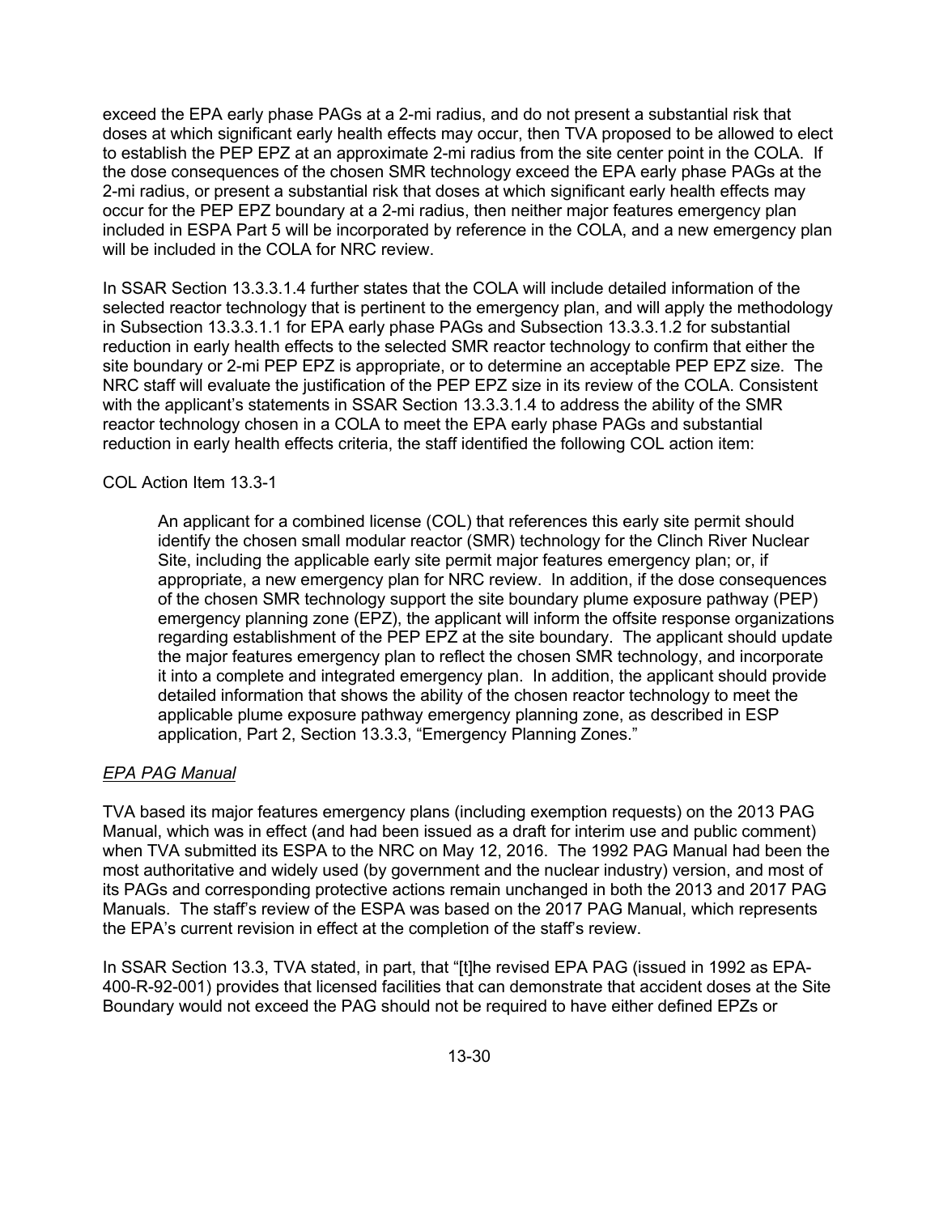exceed the EPA early phase PAGs at a 2-mi radius, and do not present a substantial risk that doses at which significant early health effects may occur, then TVA proposed to be allowed to elect to establish the PEP EPZ at an approximate 2-mi radius from the site center point in the COLA. If the dose consequences of the chosen SMR technology exceed the EPA early phase PAGs at the 2-mi radius, or present a substantial risk that doses at which significant early health effects may occur for the PEP EPZ boundary at a 2-mi radius, then neither major features emergency plan included in ESPA Part 5 will be incorporated by reference in the COLA, and a new emergency plan will be included in the COLA for NRC review.

In SSAR Section 13.3.3.1.4 further states that the COLA will include detailed information of the selected reactor technology that is pertinent to the emergency plan, and will apply the methodology in Subsection 13.3.3.1.1 for EPA early phase PAGs and Subsection 13.3.3.1.2 for substantial reduction in early health effects to the selected SMR reactor technology to confirm that either the site boundary or 2-mi PEP EPZ is appropriate, or to determine an acceptable PEP EPZ size. The NRC staff will evaluate the justification of the PEP EPZ size in its review of the COLA. Consistent with the applicant's statements in SSAR Section 13.3.3.1.4 to address the ability of the SMR reactor technology chosen in a COLA to meet the EPA early phase PAGs and substantial reduction in early health effects criteria, the staff identified the following COL action item:

COL Action Item 13.3-1

> An applicant for a combined license (COL) that references this early site permit should identify the chosen small modular reactor (SMR) technology for the Clinch River Nuclear Site, including the applicable early site permit major features emergency plan; or, if appropriate, a new emergency plan for NRC review. In addition, if the dose consequences of the chosen SMR technology support the site boundary plume exposure pathway (PEP) emergency planning zone (EPZ), the applicant will inform the offsite response organizations regarding establishment of the PEP EPZ at the site boundary. The applicant should update the major features emergency plan to reflect the chosen SMR technology, and incorporate it into a complete and integrated emergency plan. In addition, the applicant should provide detailed information that shows the ability of the chosen reactor technology to meet the applicable plume exposure pathway emergency planning zone, as described in ESP application, Part 2, Section 13.3.3, "Emergency Planning Zones."

*EPA PAG Manual*

TVA based its major features emergency plans (including exemption requests) on the 2013 PAG Manual, which was in effect (and had been issued as a draft for interim use and public comment) when TVA submitted its ESPA to the NRC on May 12, 2016. The 1992 PAG Manual had been the most authoritative and widely used (by government and the nuclear industry) version, and most of its PAGs and corresponding protective actions remain unchanged in both the 2013 and 2017 PAG Manuals. The staff's review of the ESPA was based on the 2017 PAG Manual, which represents the EPA's current revision in effect at the completion of the staff's review.

In SSAR Section 13.3, TVA stated, in part, that "[t]he revised EPA PAG (issued in 1992 as EPA-400-R-92-001) provides that licensed facilities that can demonstrate that accident doses at the Site Boundary would not exceed the PAG should not be required to have either defined EPZs or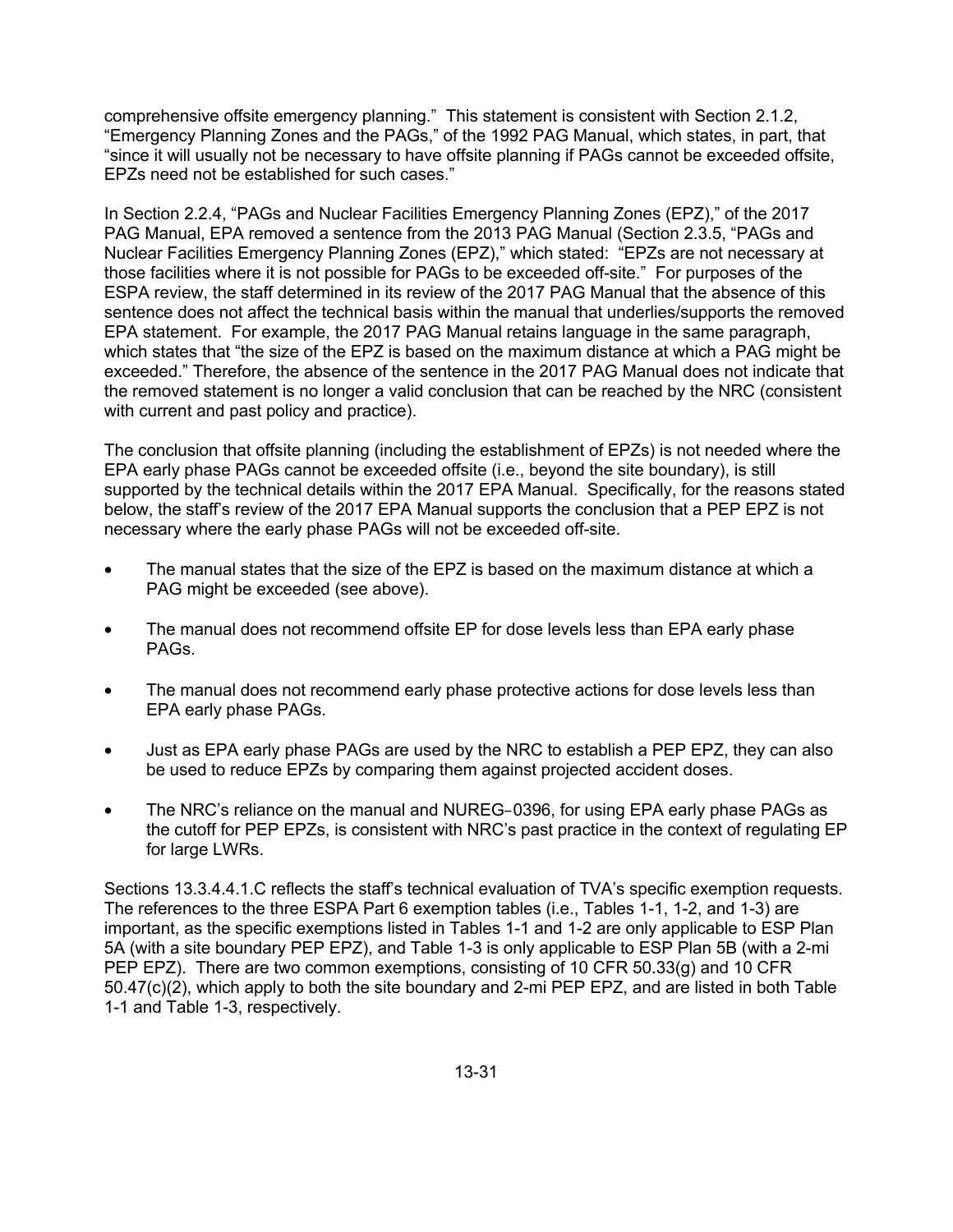comprehensive offsite emergency planning." This statement is consistent with Section 2.1.2, "Emergency Planning Zones and the PAGs," of the 1992 PAG Manual, which states, in part, that "since it will usually not be necessary to have offsite planning if PAGs cannot be exceeded offsite, EPZs need not be established for such cases."

In Section 2.2.4, "PAGs and Nuclear Facilities Emergency Planning Zones (EPZ)," of the 2017 PAG Manual, EPA removed a sentence from the 2013 PAG Manual (Section 2.3.5, "PAGs and Nuclear Facilities Emergency Planning Zones (EPZ)," which stated: "EPZs are not necessary at those facilities where it is not possible for PAGs to be exceeded off-site." For purposes of the ESPA review, the staff determined in its review of the 2017 PAG Manual that the absence of this sentence does not affect the technical basis within the manual that underlies/supports the removed EPA statement. For example, the 2017 PAG Manual retains language in the same paragraph, which states that "the size of the EPZ is based on the maximum distance at which a PAG might be exceeded." Therefore, the absence of the sentence in the 2017 PAG Manual does not indicate that the removed statement is no longer a valid conclusion that can be reached by the NRC (consistent with current and past policy and practice).

The conclusion that offsite planning (including the establishment of EPZs) is not needed where the EPA early phase PAGs cannot be exceeded offsite (i.e., beyond the site boundary), is still supported by the technical details within the 2017 EPA Manual. Specifically, for the reasons stated below, the staff's review of the 2017 EPA Manual supports the conclusion that a PEP EPZ is not necessary where the early phase PAGs will not be exceeded off-site.

- The manual states that the size of the EPZ is based on the maximum distance at which a PAG might be exceeded (see above).
- The manual does not recommend offsite EP for dose levels less than EPA early phase PAGs.
- The manual does not recommend early phase protective actions for dose levels less than EPA early phase PAGs.
- Just as EPA early phase PAGs are used by the NRC to establish a PEP EPZ, they can also be used to reduce EPZs by comparing them against projected accident doses.
- The NRC's reliance on the manual and NUREG-0396, for using EPA early phase PAGs as the cutoff for PEP EPZs, is consistent with NRC's past practice in the context of regulating EP for large LWRs.

Sections 13.3.4.4.1.C reflects the staff's technical evaluation of TVA's specific exemption requests. The references to the three ESPA Part 6 exemption tables (i.e., Tables 1-1, 1-2, and 1-3) are important, as the specific exemptions listed in Tables 1-1 and 1-2 are only applicable to ESP Plan 5A (with a site boundary PEP EPZ), and Table 1-3 is only applicable to ESP Plan 5B (with a 2-mi PEP EPZ). There are two common exemptions, consisting of 10 CFR 50.33(g) and 10 CFR 50.47(c)(2), which apply to both the site boundary and 2-mi PEP EPZ, and are listed in both Table 1-1 and Table 1-3, respectively.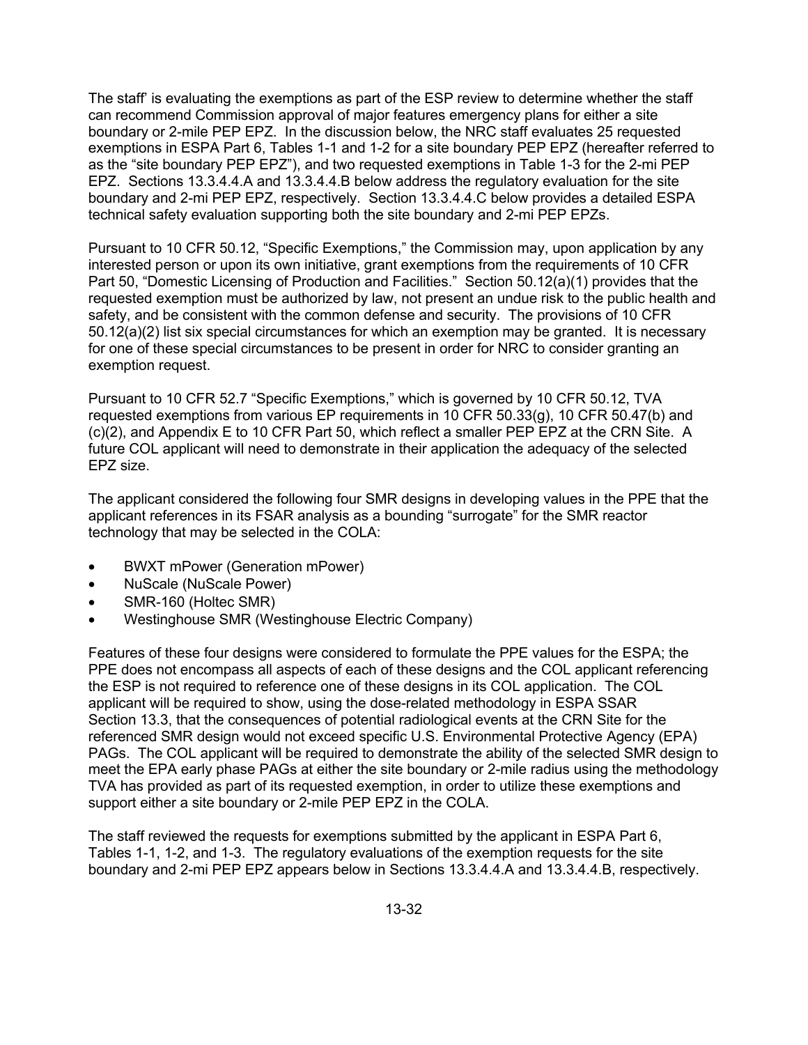The staff' is evaluating the exemptions as part of the ESP review to determine whether the staff can recommend Commission approval of major features emergency plans for either a site boundary or 2-mile PEP EPZ. In the discussion below, the NRC staff evaluates 25 requested exemptions in ESPA Part 6, Tables 1-1 and 1-2 for a site boundary PEP EPZ (hereafter referred to as the "site boundary PEP EPZ"), and two requested exemptions in Table 1-3 for the 2-mi PEP EPZ. Sections 13.3.4.4.A and 13.3.4.4.B below address the regulatory evaluation for the site boundary and 2-mi PEP EPZ, respectively. Section 13.3.4.4.C below provides a detailed ESPA technical safety evaluation supporting both the site boundary and 2-mi PEP EPZs.

Pursuant to 10 CFR 50.12, "Specific Exemptions," the Commission may, upon application by any interested person or upon its own initiative, grant exemptions from the requirements of 10 CFR Part 50, "Domestic Licensing of Production and Facilities." Section 50.12(a)(1) provides that the requested exemption must be authorized by law, not present an undue risk to the public health and safety, and be consistent with the common defense and security. The provisions of 10 CFR 50.12(a)(2) list six special circumstances for which an exemption may be granted. It is necessary for one of these special circumstances to be present in order for NRC to consider granting an exemption request.

Pursuant to 10 CFR 52.7 "Specific Exemptions," which is governed by 10 CFR 50.12, TVA requested exemptions from various EP requirements in 10 CFR 50.33(g), 10 CFR 50.47(b) and (c)(2), and Appendix E to 10 CFR Part 50, which reflect a smaller PEP EPZ at the CRN Site. A future COL applicant will need to demonstrate in their application the adequacy of the selected EPZ size.

The applicant considered the following four SMR designs in developing values in the PPE that the applicant references in its FSAR analysis as a bounding "surrogate" for the SMR reactor technology that may be selected in the COLA:

- BWXT mPower (Generation mPower)
- NuScale (NuScale Power)
- SMR-160 (Holtec SMR)
- Westinghouse SMR (Westinghouse Electric Company)

Features of these four designs were considered to formulate the PPE values for the ESPA; the PPE does not encompass all aspects of each of these designs and the COL applicant referencing the ESP is not required to reference one of these designs in its COL application. The COL applicant will be required to show, using the dose-related methodology in ESPA SSAR Section 13.3, that the consequences of potential radiological events at the CRN Site for the referenced SMR design would not exceed specific U.S. Environmental Protective Agency (EPA) PAGs. The COL applicant will be required to demonstrate the ability of the selected SMR design to meet the EPA early phase PAGs at either the site boundary or 2-mile radius using the methodology TVA has provided as part of its requested exemption, in order to utilize these exemptions and support either a site boundary or 2-mile PEP EPZ in the COLA.

The staff reviewed the requests for exemptions submitted by the applicant in ESPA Part 6, Tables 1-1, 1-2, and 1-3. The regulatory evaluations of the exemption requests for the site boundary and 2-mi PEP EPZ appears below in Sections 13.3.4.4.A and 13.3.4.4.B, respectively.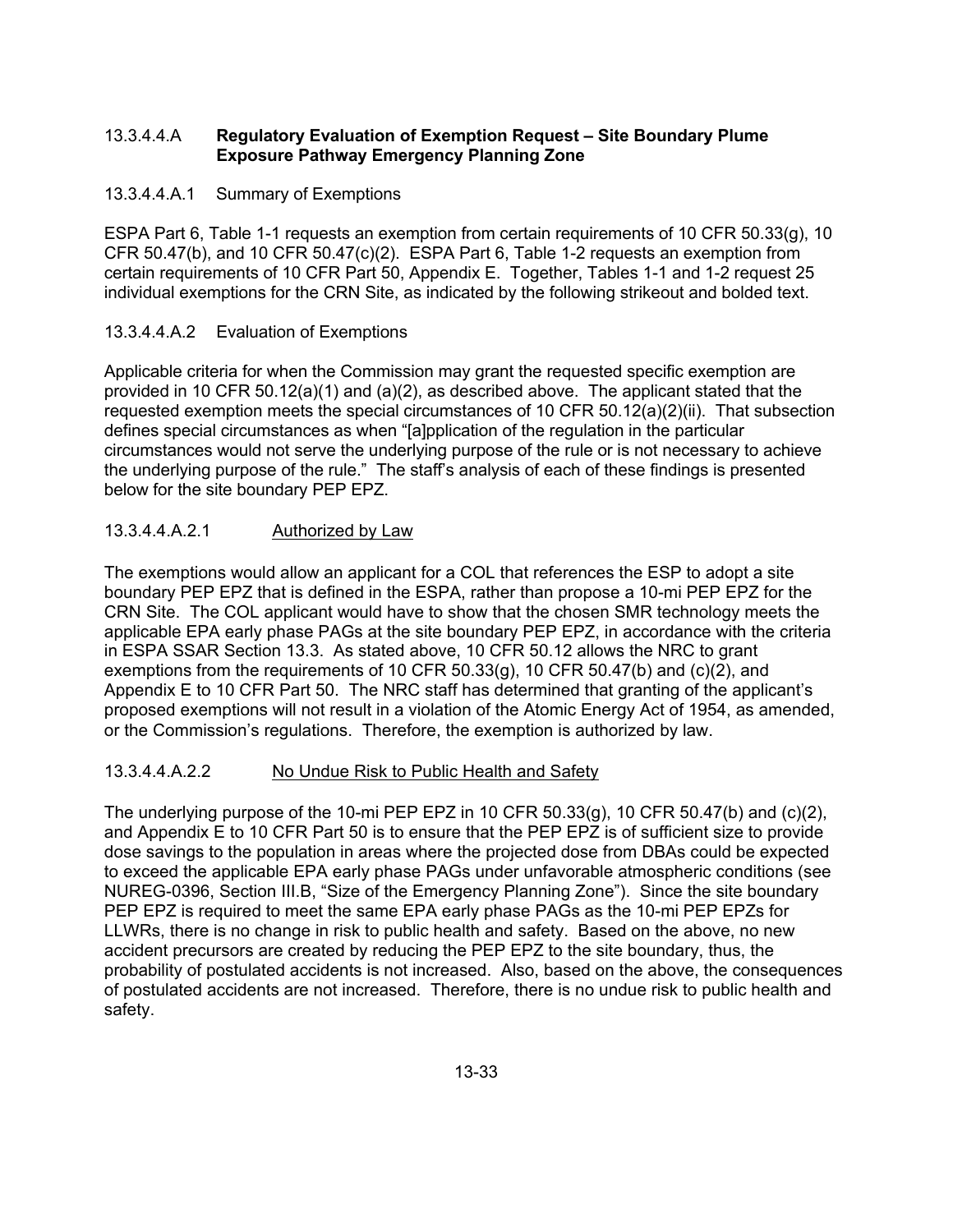### 13.3.4.4.A **Regulatory Evaluation of Exemption Request – Site Boundary Plume Exposure Pathway Emergency Planning Zone**

#### 13.3.4.4.A.1 Summary of Exemptions

ESPA Part 6, Table 1-1 requests an exemption from certain requirements of 10 CFR 50.33(g), 10 CFR 50.47(b), and 10 CFR 50.47(c)(2). ESPA Part 6, Table 1-2 requests an exemption from certain requirements of 10 CFR Part 50, Appendix E. Together, Tables 1-1 and 1-2 request 25 individual exemptions for the CRN Site, as indicated by the following strikeout and bolded text.

#### 13.3.4.4.A.2 Evaluation of Exemptions

Applicable criteria for when the Commission may grant the requested specific exemption are provided in 10 CFR 50.12(a)(1) and (a)(2), as described above. The applicant stated that the requested exemption meets the special circumstances of 10 CFR 50.12(a)(2)(ii). That subsection defines special circumstances as when "[a]pplication of the regulation in the particular circumstances would not serve the underlying purpose of the rule or is not necessary to achieve the underlying purpose of the rule." The staff's analysis of each of these findings is presented below for the site boundary PEP EPZ.

##### 13.3.4.4.A.2.1 Authorized by Law

The exemptions would allow an applicant for a COL that references the ESP to adopt a site boundary PEP EPZ that is defined in the ESPA, rather than propose a 10-mi PEP EPZ for the CRN Site. The COL applicant would have to show that the chosen SMR technology meets the applicable EPA early phase PAGs at the site boundary PEP EPZ, in accordance with the criteria in ESPA SSAR Section 13.3. As stated above, 10 CFR 50.12 allows the NRC to grant exemptions from the requirements of 10 CFR 50.33(g), 10 CFR 50.47(b) and (c)(2), and Appendix E to 10 CFR Part 50. The NRC staff has determined that granting of the applicant's proposed exemptions will not result in a violation of the Atomic Energy Act of 1954, as amended, or the Commission's regulations. Therefore, the exemption is authorized by law.

##### 13.3.4.4.A.2.2 No Undue Risk to Public Health and Safety

The underlying purpose of the 10-mi PEP EPZ in 10 CFR 50.33(g), 10 CFR 50.47(b) and (c)(2), and Appendix E to 10 CFR Part 50 is to ensure that the PEP EPZ is of sufficient size to provide dose savings to the population in areas where the projected dose from DBAs could be expected to exceed the applicable EPA early phase PAGs under unfavorable atmospheric conditions (see NUREG-0396, Section III.B, "Size of the Emergency Planning Zone"). Since the site boundary PEP EPZ is required to meet the same EPA early phase PAGs as the 10-mi PEP EPZs for LLWRs, there is no change in risk to public health and safety. Based on the above, no new accident precursors are created by reducing the PEP EPZ to the site boundary, thus, the probability of postulated accidents is not increased. Also, based on the above, the consequences of postulated accidents are not increased. Therefore, there is no undue risk to public health and safety.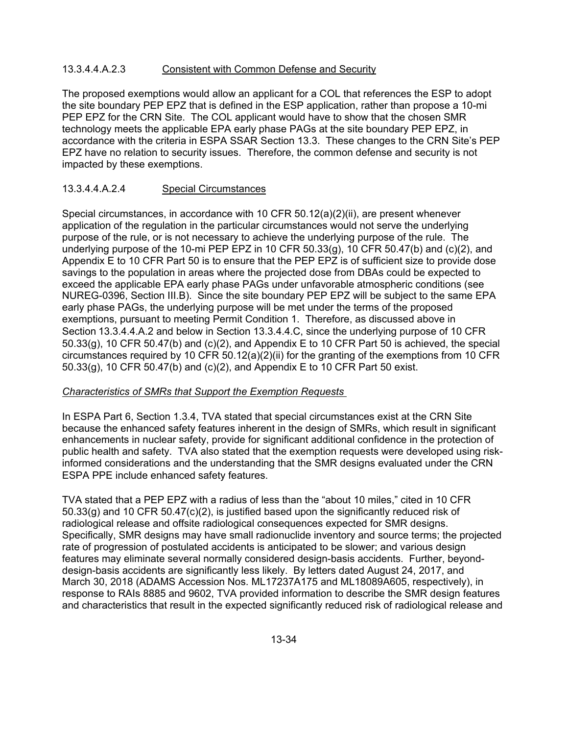#### 13.3.4.4.A.2.3 Consistent with Common Defense and Security

The proposed exemptions would allow an applicant for a COL that references the ESP to adopt the site boundary PEP EPZ that is defined in the ESP application, rather than propose a 10-mi PEP EPZ for the CRN Site. The COL applicant would have to show that the chosen SMR technology meets the applicable EPA early phase PAGs at the site boundary PEP EPZ, in accordance with the criteria in ESPA SSAR Section 13.3. These changes to the CRN Site's PEP EPZ have no relation to security issues. Therefore, the common defense and security is not impacted by these exemptions.

#### 13.3.4.4.A.2.4 Special Circumstances

Special circumstances, in accordance with 10 CFR 50.12(a)(2)(ii), are present whenever application of the regulation in the particular circumstances would not serve the underlying purpose of the rule, or is not necessary to achieve the underlying purpose of the rule. The underlying purpose of the 10-mi PEP EPZ in 10 CFR 50.33(g), 10 CFR 50.47(b) and (c)(2), and Appendix E to 10 CFR Part 50 is to ensure that the PEP EPZ is of sufficient size to provide dose savings to the population in areas where the projected dose from DBAs could be expected to exceed the applicable EPA early phase PAGs under unfavorable atmospheric conditions (see NUREG-0396, Section III.B). Since the site boundary PEP EPZ will be subject to the same EPA early phase PAGs, the underlying purpose will be met under the terms of the proposed exemptions, pursuant to meeting Permit Condition 1. Therefore, as discussed above in Section 13.3.4.4.A.2 and below in Section 13.3.4.4.C, since the underlying purpose of 10 CFR 50.33(g), 10 CFR 50.47(b) and (c)(2), and Appendix E to 10 CFR Part 50 is achieved, the special circumstances required by 10 CFR 50.12(a)(2)(ii) for the granting of the exemptions from 10 CFR 50.33(g), 10 CFR 50.47(b) and (c)(2), and Appendix E to 10 CFR Part 50 exist.

*Characteristics of SMRs that Support the Exemption Requests*

In ESPA Part 6, Section 1.3.4, TVA stated that special circumstances exist at the CRN Site because the enhanced safety features inherent in the design of SMRs, which result in significant enhancements in nuclear safety, provide for significant additional confidence in the protection of public health and safety. TVA also stated that the exemption requests were developed using risk-informed considerations and the understanding that the SMR designs evaluated under the CRN ESPA PPE include enhanced safety features.

TVA stated that a PEP EPZ with a radius of less than the "about 10 miles," cited in 10 CFR 50.33(g) and 10 CFR 50.47(c)(2), is justified based upon the significantly reduced risk of radiological release and offsite radiological consequences expected for SMR designs. Specifically, SMR designs may have small radionuclide inventory and source terms; the projected rate of progression of postulated accidents is anticipated to be slower; and various design features may eliminate several normally considered design-basis accidents. Further, beyond-design-basis accidents are significantly less likely. By letters dated August 24, 2017, and March 30, 2018 (ADAMS Accession Nos. ML17237A175 and ML18089A605, respectively), in response to RAIs 8885 and 9602, TVA provided information to describe the SMR design features and characteristics that result in the expected significantly reduced risk of radiological release and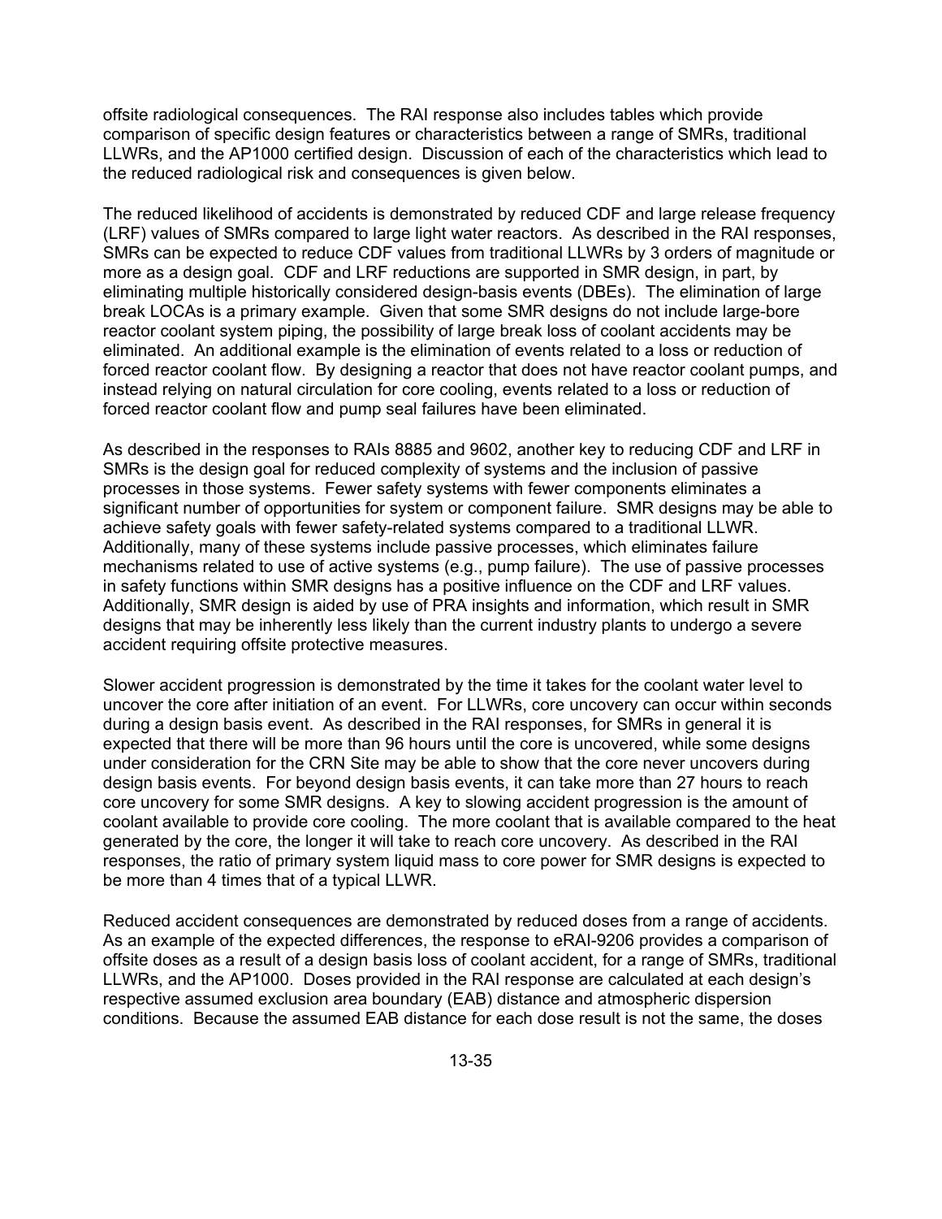offsite radiological consequences. The RAI response also includes tables which provide comparison of specific design features or characteristics between a range of SMRs, traditional LLWRs, and the AP1000 certified design. Discussion of each of the characteristics which lead to the reduced radiological risk and consequences is given below.

The reduced likelihood of accidents is demonstrated by reduced CDF and large release frequency (LRF) values of SMRs compared to large light water reactors. As described in the RAI responses, SMRs can be expected to reduce CDF values from traditional LLWRs by 3 orders of magnitude or more as a design goal. CDF and LRF reductions are supported in SMR design, in part, by eliminating multiple historically considered design-basis events (DBEs). The elimination of large break LOCAs is a primary example. Given that some SMR designs do not include large-bore reactor coolant system piping, the possibility of large break loss of coolant accidents may be eliminated. An additional example is the elimination of events related to a loss or reduction of forced reactor coolant flow. By designing a reactor that does not have reactor coolant pumps, and instead relying on natural circulation for core cooling, events related to a loss or reduction of forced reactor coolant flow and pump seal failures have been eliminated.

As described in the responses to RAIs 8885 and 9602, another key to reducing CDF and LRF in SMRs is the design goal for reduced complexity of systems and the inclusion of passive processes in those systems. Fewer safety systems with fewer components eliminates a significant number of opportunities for system or component failure. SMR designs may be able to achieve safety goals with fewer safety-related systems compared to a traditional LLWR. Additionally, many of these systems include passive processes, which eliminates failure mechanisms related to use of active systems (e.g., pump failure). The use of passive processes in safety functions within SMR designs has a positive influence on the CDF and LRF values. Additionally, SMR design is aided by use of PRA insights and information, which result in SMR designs that may be inherently less likely than the current industry plants to undergo a severe accident requiring offsite protective measures.

Slower accident progression is demonstrated by the time it takes for the coolant water level to uncover the core after initiation of an event. For LLWRs, core uncovery can occur within seconds during a design basis event. As described in the RAI responses, for SMRs in general it is expected that there will be more than 96 hours until the core is uncovered, while some designs under consideration for the CRN Site may be able to show that the core never uncovers during design basis events. For beyond design basis events, it can take more than 27 hours to reach core uncovery for some SMR designs. A key to slowing accident progression is the amount of coolant available to provide core cooling. The more coolant that is available compared to the heat generated by the core, the longer it will take to reach core uncovery. As described in the RAI responses, the ratio of primary system liquid mass to core power for SMR designs is expected to be more than 4 times that of a typical LLWR.

Reduced accident consequences are demonstrated by reduced doses from a range of accidents. As an example of the expected differences, the response to eRAI-9206 provides a comparison of offsite doses as a result of a design basis loss of coolant accident, for a range of SMRs, traditional LLWRs, and the AP1000. Doses provided in the RAI response are calculated at each design's respective assumed exclusion area boundary (EAB) distance and atmospheric dispersion conditions. Because the assumed EAB distance for each dose result is not the same, the doses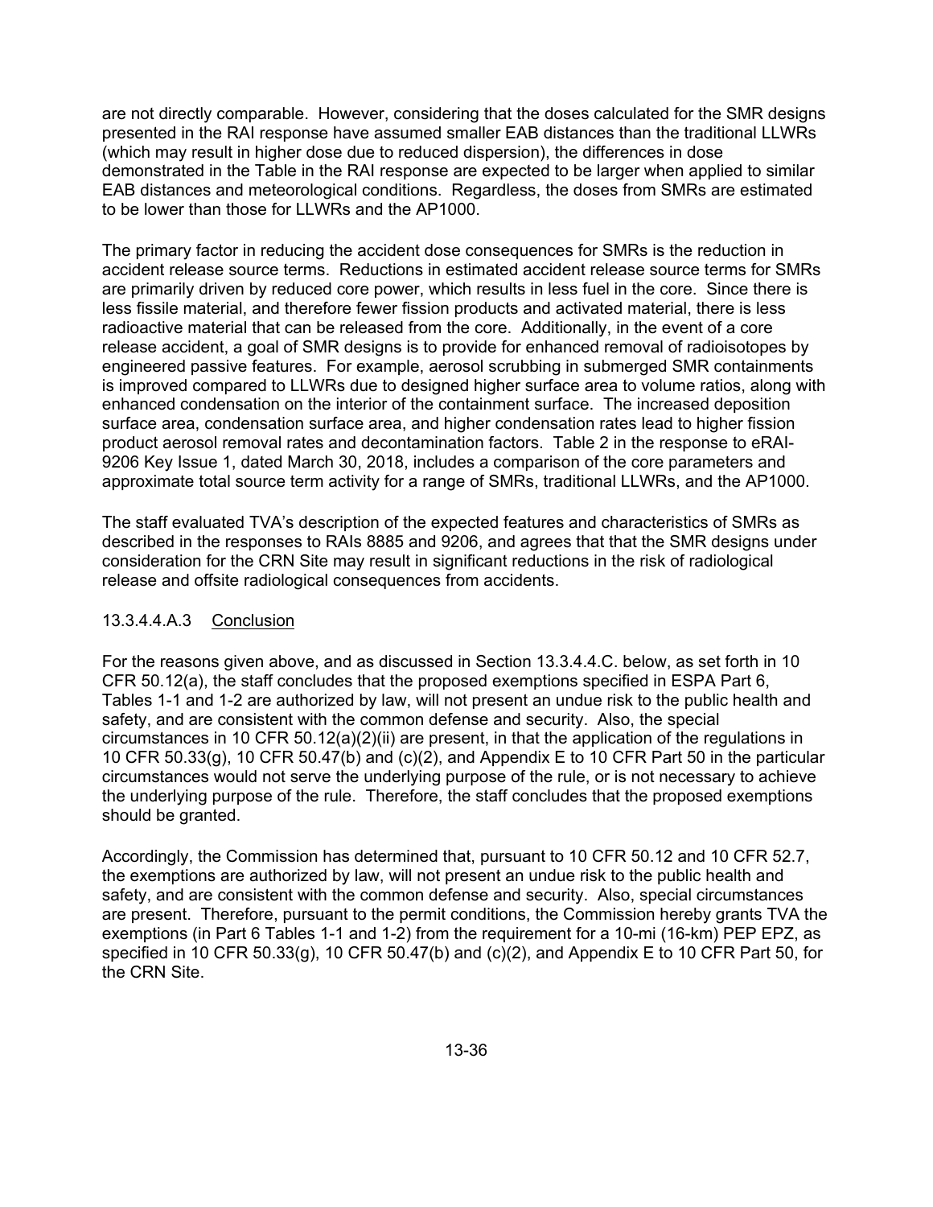are not directly comparable. However, considering that the doses calculated for the SMR designs presented in the RAI response have assumed smaller EAB distances than the traditional LLWRs (which may result in higher dose due to reduced dispersion), the differences in dose demonstrated in the Table in the RAI response are expected to be larger when applied to similar EAB distances and meteorological conditions. Regardless, the doses from SMRs are estimated to be lower than those for LLWRs and the AP1000.

The primary factor in reducing the accident dose consequences for SMRs is the reduction in accident release source terms. Reductions in estimated accident release source terms for SMRs are primarily driven by reduced core power, which results in less fuel in the core. Since there is less fissile material, and therefore fewer fission products and activated material, there is less radioactive material that can be released from the core. Additionally, in the event of a core release accident, a goal of SMR designs is to provide for enhanced removal of radioisotopes by engineered passive features. For example, aerosol scrubbing in submerged SMR containments is improved compared to LLWRs due to designed higher surface area to volume ratios, along with enhanced condensation on the interior of the containment surface. The increased deposition surface area, condensation surface area, and higher condensation rates lead to higher fission product aerosol removal rates and decontamination factors. Table 2 in the response to eRAI-9206 Key Issue 1, dated March 30, 2018, includes a comparison of the core parameters and approximate total source term activity for a range of SMRs, traditional LLWRs, and the AP1000.

The staff evaluated TVA's description of the expected features and characteristics of SMRs as described in the responses to RAIs 8885 and 9206, and agrees that that the SMR designs under consideration for the CRN Site may result in significant reductions in the risk of radiological release and offsite radiological consequences from accidents.

#### 13.3.4.4.A.3 Conclusion

For the reasons given above, and as discussed in Section 13.3.4.4.C. below, as set forth in 10 CFR 50.12(a), the staff concludes that the proposed exemptions specified in ESPA Part 6, Tables 1-1 and 1-2 are authorized by law, will not present an undue risk to the public health and safety, and are consistent with the common defense and security. Also, the special circumstances in 10 CFR 50.12(a)(2)(ii) are present, in that the application of the regulations in 10 CFR 50.33(g), 10 CFR 50.47(b) and (c)(2), and Appendix E to 10 CFR Part 50 in the particular circumstances would not serve the underlying purpose of the rule, or is not necessary to achieve the underlying purpose of the rule. Therefore, the staff concludes that the proposed exemptions should be granted.

Accordingly, the Commission has determined that, pursuant to 10 CFR 50.12 and 10 CFR 52.7, the exemptions are authorized by law, will not present an undue risk to the public health and safety, and are consistent with the common defense and security. Also, special circumstances are present. Therefore, pursuant to the permit conditions, the Commission hereby grants TVA the exemptions (in Part 6 Tables 1-1 and 1-2) from the requirement for a 10-mi (16-km) PEP EPZ, as specified in 10 CFR 50.33(g), 10 CFR 50.47(b) and (c)(2), and Appendix E to 10 CFR Part 50, for the CRN Site.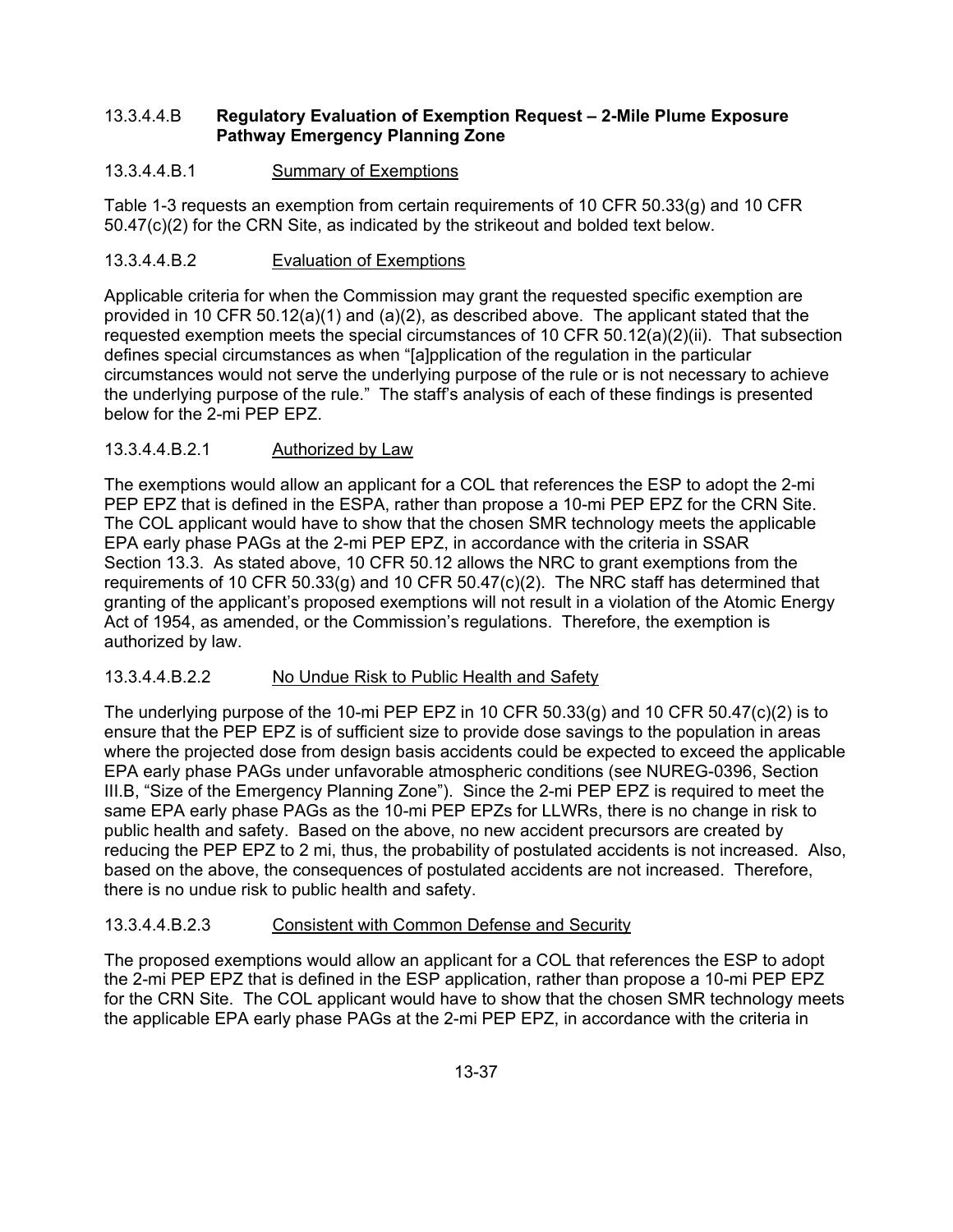### 13.3.4.4.B **Regulatory Evaluation of Exemption Request – 2-Mile Plume Exposure Pathway Emergency Planning Zone**

#### 13.3.4.4.B.1 Summary of Exemptions

Table 1-3 requests an exemption from certain requirements of 10 CFR 50.33(g) and 10 CFR 50.47(c)(2) for the CRN Site, as indicated by the strikeout and bolded text below.

#### 13.3.4.4.B.2 Evaluation of Exemptions

Applicable criteria for when the Commission may grant the requested specific exemption are provided in 10 CFR 50.12(a)(1) and (a)(2), as described above. The applicant stated that the requested exemption meets the special circumstances of 10 CFR 50.12(a)(2)(ii). That subsection defines special circumstances as when "[a]pplication of the regulation in the particular circumstances would not serve the underlying purpose of the rule or is not necessary to achieve the underlying purpose of the rule." The staff's analysis of each of these findings is presented below for the 2-mi PEP EPZ.

##### 13.3.4.4.B.2.1 Authorized by Law

The exemptions would allow an applicant for a COL that references the ESP to adopt the 2-mi PEP EPZ that is defined in the ESPA, rather than propose a 10-mi PEP EPZ for the CRN Site. The COL applicant would have to show that the chosen SMR technology meets the applicable EPA early phase PAGs at the 2-mi PEP EPZ, in accordance with the criteria in SSAR Section 13.3. As stated above, 10 CFR 50.12 allows the NRC to grant exemptions from the requirements of 10 CFR 50.33(g) and 10 CFR 50.47(c)(2). The NRC staff has determined that granting of the applicant's proposed exemptions will not result in a violation of the Atomic Energy Act of 1954, as amended, or the Commission's regulations. Therefore, the exemption is authorized by law.

##### 13.3.4.4.B.2.2 No Undue Risk to Public Health and Safety

The underlying purpose of the 10-mi PEP EPZ in 10 CFR 50.33(g) and 10 CFR 50.47(c)(2) is to ensure that the PEP EPZ is of sufficient size to provide dose savings to the population in areas where the projected dose from design basis accidents could be expected to exceed the applicable EPA early phase PAGs under unfavorable atmospheric conditions (see NUREG-0396, Section III.B, "Size of the Emergency Planning Zone"). Since the 2-mi PEP EPZ is required to meet the same EPA early phase PAGs as the 10-mi PEP EPZs for LLWRs, there is no change in risk to public health and safety. Based on the above, no new accident precursors are created by reducing the PEP EPZ to 2 mi, thus, the probability of postulated accidents is not increased. Also, based on the above, the consequences of postulated accidents are not increased. Therefore, there is no undue risk to public health and safety.

##### 13.3.4.4.B.2.3 Consistent with Common Defense and Security

The proposed exemptions would allow an applicant for a COL that references the ESP to adopt the 2-mi PEP EPZ that is defined in the ESP application, rather than propose a 10-mi PEP EPZ for the CRN Site. The COL applicant would have to show that the chosen SMR technology meets the applicable EPA early phase PAGs at the 2-mi PEP EPZ, in accordance with the criteria in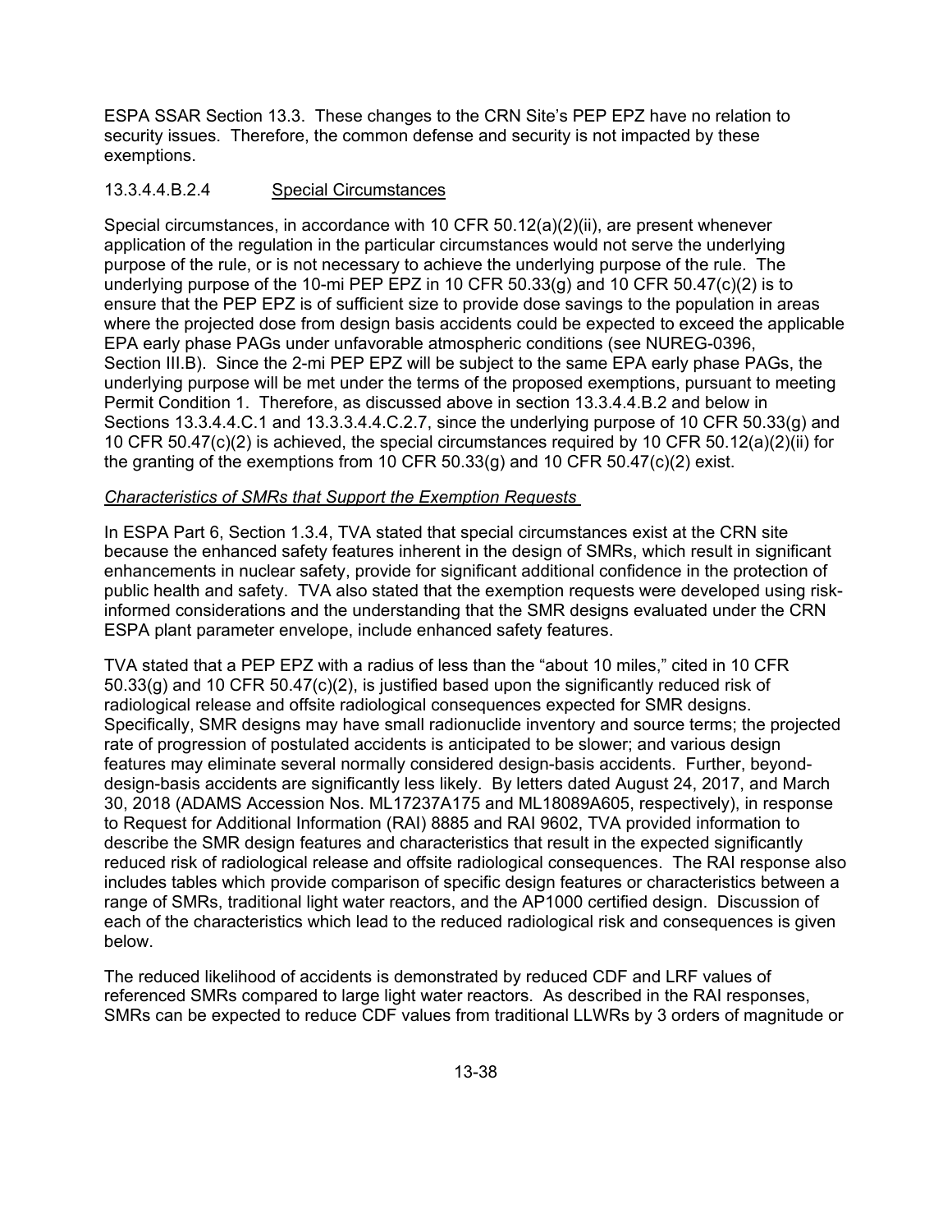ESPA SSAR Section 13.3. These changes to the CRN Site's PEP EPZ have no relation to security issues. Therefore, the common defense and security is not impacted by these exemptions.

#### 13.3.4.4.B.2.4 Special Circumstances

Special circumstances, in accordance with 10 CFR 50.12(a)(2)(ii), are present whenever application of the regulation in the particular circumstances would not serve the underlying purpose of the rule, or is not necessary to achieve the underlying purpose of the rule. The underlying purpose of the 10-mi PEP EPZ in 10 CFR 50.33(g) and 10 CFR 50.47(c)(2) is to ensure that the PEP EPZ is of sufficient size to provide dose savings to the population in areas where the projected dose from design basis accidents could be expected to exceed the applicable EPA early phase PAGs under unfavorable atmospheric conditions (see NUREG-0396, Section III.B). Since the 2-mi PEP EPZ will be subject to the same EPA early phase PAGs, the underlying purpose will be met under the terms of the proposed exemptions, pursuant to meeting Permit Condition 1. Therefore, as discussed above in section 13.3.4.4.B.2 and below in Sections 13.3.4.4.C.1 and 13.3.3.4.4.C.2.7, since the underlying purpose of 10 CFR 50.33(g) and 10 CFR 50.47(c)(2) is achieved, the special circumstances required by 10 CFR 50.12(a)(2)(ii) for the granting of the exemptions from 10 CFR 50.33(g) and 10 CFR 50.47(c)(2) exist.

*Characteristics of SMRs that Support the Exemption Requests*

In ESPA Part 6, Section 1.3.4, TVA stated that special circumstances exist at the CRN site because the enhanced safety features inherent in the design of SMRs, which result in significant enhancements in nuclear safety, provide for significant additional confidence in the protection of public health and safety. TVA also stated that the exemption requests were developed using risk-informed considerations and the understanding that the SMR designs evaluated under the CRN ESPA plant parameter envelope, include enhanced safety features.

TVA stated that a PEP EPZ with a radius of less than the "about 10 miles," cited in 10 CFR 50.33(g) and 10 CFR 50.47(c)(2), is justified based upon the significantly reduced risk of radiological release and offsite radiological consequences expected for SMR designs. Specifically, SMR designs may have small radionuclide inventory and source terms; the projected rate of progression of postulated accidents is anticipated to be slower; and various design features may eliminate several normally considered design-basis accidents. Further, beyond-design-basis accidents are significantly less likely. By letters dated August 24, 2017, and March 30, 2018 (ADAMS Accession Nos. ML17237A175 and ML18089A605, respectively), in response to Request for Additional Information (RAI) 8885 and RAI 9602, TVA provided information to describe the SMR design features and characteristics that result in the expected significantly reduced risk of radiological release and offsite radiological consequences. The RAI response also includes tables which provide comparison of specific design features or characteristics between a range of SMRs, traditional light water reactors, and the AP1000 certified design. Discussion of each of the characteristics which lead to the reduced radiological risk and consequences is given below.

The reduced likelihood of accidents is demonstrated by reduced CDF and LRF values of referenced SMRs compared to large light water reactors. As described in the RAI responses, SMRs can be expected to reduce CDF values from traditional LLWRs by 3 orders of magnitude or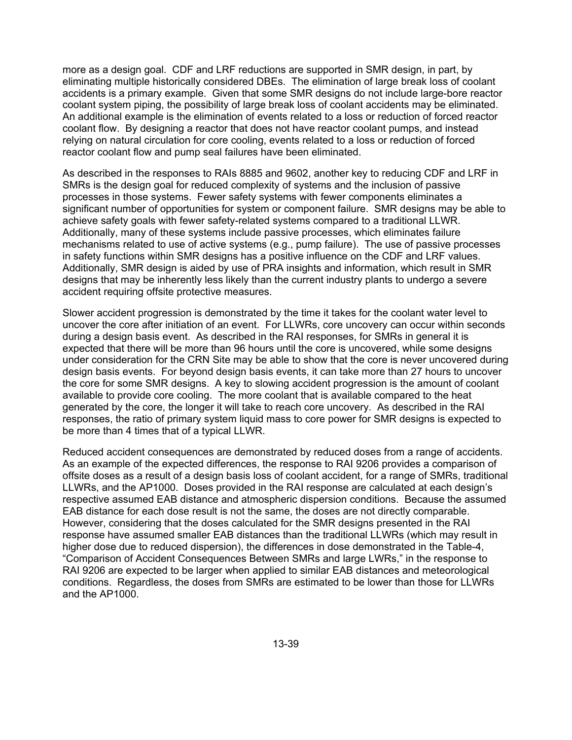more as a design goal. CDF and LRF reductions are supported in SMR design, in part, by eliminating multiple historically considered DBEs. The elimination of large break loss of coolant accidents is a primary example. Given that some SMR designs do not include large-bore reactor coolant system piping, the possibility of large break loss of coolant accidents may be eliminated. An additional example is the elimination of events related to a loss or reduction of forced reactor coolant flow. By designing a reactor that does not have reactor coolant pumps, and instead relying on natural circulation for core cooling, events related to a loss or reduction of forced reactor coolant flow and pump seal failures have been eliminated.

As described in the responses to RAIs 8885 and 9602, another key to reducing CDF and LRF in SMRs is the design goal for reduced complexity of systems and the inclusion of passive processes in those systems. Fewer safety systems with fewer components eliminates a significant number of opportunities for system or component failure. SMR designs may be able to achieve safety goals with fewer safety-related systems compared to a traditional LLWR. Additionally, many of these systems include passive processes, which eliminates failure mechanisms related to use of active systems (e.g., pump failure). The use of passive processes in safety functions within SMR designs has a positive influence on the CDF and LRF values. Additionally, SMR design is aided by use of PRA insights and information, which result in SMR designs that may be inherently less likely than the current industry plants to undergo a severe accident requiring offsite protective measures.

Slower accident progression is demonstrated by the time it takes for the coolant water level to uncover the core after initiation of an event. For LLWRs, core uncovery can occur within seconds during a design basis event. As described in the RAI responses, for SMRs in general it is expected that there will be more than 96 hours until the core is uncovered, while some designs under consideration for the CRN Site may be able to show that the core is never uncovered during design basis events. For beyond design basis events, it can take more than 27 hours to uncover the core for some SMR designs. A key to slowing accident progression is the amount of coolant available to provide core cooling. The more coolant that is available compared to the heat generated by the core, the longer it will take to reach core uncovery. As described in the RAI responses, the ratio of primary system liquid mass to core power for SMR designs is expected to be more than 4 times that of a typical LLWR.

Reduced accident consequences are demonstrated by reduced doses from a range of accidents. As an example of the expected differences, the response to RAI 9206 provides a comparison of offsite doses as a result of a design basis loss of coolant accident, for a range of SMRs, traditional LLWRs, and the AP1000. Doses provided in the RAI response are calculated at each design's respective assumed EAB distance and atmospheric dispersion conditions. Because the assumed EAB distance for each dose result is not the same, the doses are not directly comparable. However, considering that the doses calculated for the SMR designs presented in the RAI response have assumed smaller EAB distances than the traditional LLWRs (which may result in higher dose due to reduced dispersion), the differences in dose demonstrated in the Table-4, "Comparison of Accident Consequences Between SMRs and large LWRs," in the response to RAI 9206 are expected to be larger when applied to similar EAB distances and meteorological conditions. Regardless, the doses from SMRs are estimated to be lower than those for LLWRs and the AP1000.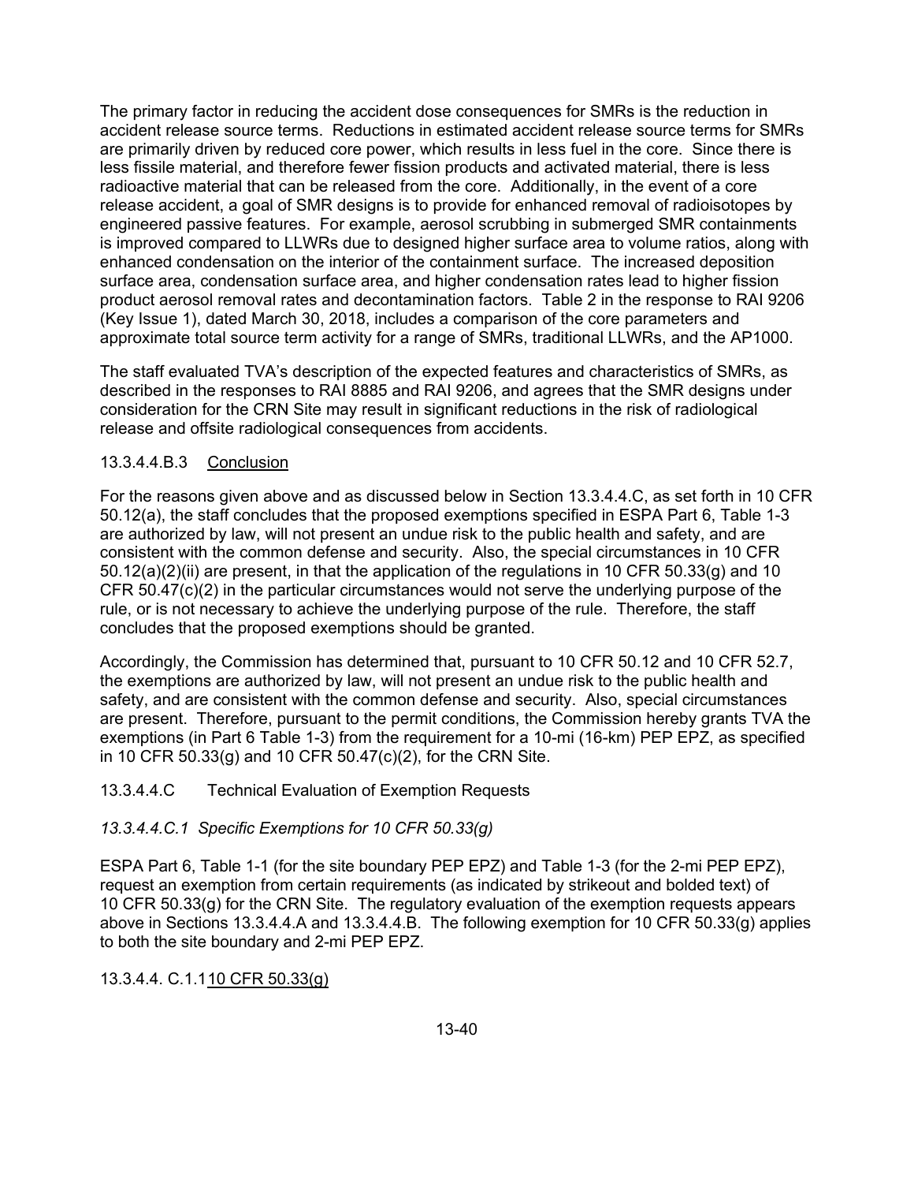The primary factor in reducing the accident dose consequences for SMRs is the reduction in accident release source terms. Reductions in estimated accident release source terms for SMRs are primarily driven by reduced core power, which results in less fuel in the core. Since there is less fissile material, and therefore fewer fission products and activated material, there is less radioactive material that can be released from the core. Additionally, in the event of a core release accident, a goal of SMR designs is to provide for enhanced removal of radioisotopes by engineered passive features. For example, aerosol scrubbing in submerged SMR containments is improved compared to LLWRs due to designed higher surface area to volume ratios, along with enhanced condensation on the interior of the containment surface. The increased deposition surface area, condensation surface area, and higher condensation rates lead to higher fission product aerosol removal rates and decontamination factors. Table 2 in the response to RAI 9206 (Key Issue 1), dated March 30, 2018, includes a comparison of the core parameters and approximate total source term activity for a range of SMRs, traditional LLWRs, and the AP1000.

The staff evaluated TVA's description of the expected features and characteristics of SMRs, as described in the responses to RAI 8885 and RAI 9206, and agrees that the SMR designs under consideration for the CRN Site may result in significant reductions in the risk of radiological release and offsite radiological consequences from accidents.

#### 13.3.4.4.B.3 Conclusion

For the reasons given above and as discussed below in Section 13.3.4.4.C, as set forth in 10 CFR 50.12(a), the staff concludes that the proposed exemptions specified in ESPA Part 6, Table 1-3 are authorized by law, will not present an undue risk to the public health and safety, and are consistent with the common defense and security. Also, the special circumstances in 10 CFR 50.12(a)(2)(ii) are present, in that the application of the regulations in 10 CFR 50.33(g) and 10 CFR 50.47(c)(2) in the particular circumstances would not serve the underlying purpose of the rule, or is not necessary to achieve the underlying purpose of the rule. Therefore, the staff concludes that the proposed exemptions should be granted.

Accordingly, the Commission has determined that, pursuant to 10 CFR 50.12 and 10 CFR 52.7, the exemptions are authorized by law, will not present an undue risk to the public health and safety, and are consistent with the common defense and security. Also, special circumstances are present. Therefore, pursuant to the permit conditions, the Commission hereby grants TVA the exemptions (in Part 6 Table 1-3) from the requirement for a 10-mi (16-km) PEP EPZ, as specified in 10 CFR 50.33(g) and 10 CFR 50.47(c)(2), for the CRN Site.

### 13.3.4.4.C Technical Evaluation of Exemption Requests

#### *13.3.4.4.C.1 Specific Exemptions for 10 CFR 50.33(g)*

ESPA Part 6, Table 1-1 (for the site boundary PEP EPZ) and Table 1-3 (for the 2-mi PEP EPZ), request an exemption from certain requirements (as indicated by strikeout and bolded text) of 10 CFR 50.33(g) for the CRN Site. The regulatory evaluation of the exemption requests appears above in Sections 13.3.4.4.A and 13.3.4.4.B. The following exemption for 10 CFR 50.33(g) applies to both the site boundary and 2-mi PEP EPZ.

#### 13.3.4.4. C.1.1 10 CFR 50.33(g)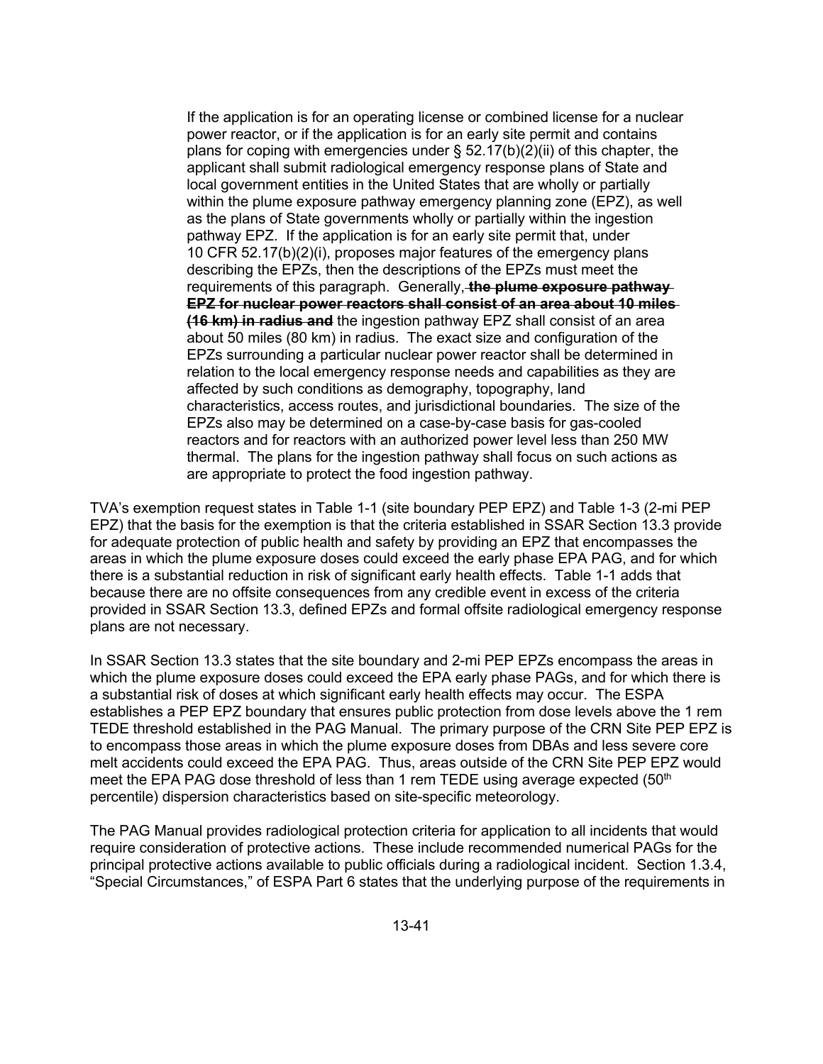> If the application is for an operating license or combined license for a nuclear power reactor, or if the application is for an early site permit and contains plans for coping with emergencies under § 52.17(b)(2)(ii) of this chapter, the applicant shall submit radiological emergency response plans of State and local government entities in the United States that are wholly or partially within the plume exposure pathway emergency planning zone (EPZ), as well as the plans of State governments wholly or partially within the ingestion pathway EPZ. If the application is for an early site permit that, under 10 CFR 52.17(b)(2)(i), proposes major features of the emergency plans describing the EPZs, then the descriptions of the EPZs must meet the requirements of this paragraph. Generally, ~~**the plume exposure pathway EPZ for nuclear power reactors shall consist of an area about 10 miles (16 km) in radius and**~~ the ingestion pathway EPZ shall consist of an area about 50 miles (80 km) in radius. The exact size and configuration of the EPZs surrounding a particular nuclear power reactor shall be determined in relation to the local emergency response needs and capabilities as they are affected by such conditions as demography, topography, land characteristics, access routes, and jurisdictional boundaries. The size of the EPZs also may be determined on a case-by-case basis for gas-cooled reactors and for reactors with an authorized power level less than 250 MW thermal. The plans for the ingestion pathway shall focus on such actions as are appropriate to protect the food ingestion pathway.

TVA's exemption request states in Table 1-1 (site boundary PEP EPZ) and Table 1-3 (2-mi PEP EPZ) that the basis for the exemption is that the criteria established in SSAR Section 13.3 provide for adequate protection of public health and safety by providing an EPZ that encompasses the areas in which the plume exposure doses could exceed the early phase EPA PAG, and for which there is a substantial reduction in risk of significant early health effects. Table 1-1 adds that because there are no offsite consequences from any credible event in excess of the criteria provided in SSAR Section 13.3, defined EPZs and formal offsite radiological emergency response plans are not necessary.

In SSAR Section 13.3 states that the site boundary and 2-mi PEP EPZs encompass the areas in which the plume exposure doses could exceed the EPA early phase PAGs, and for which there is a substantial risk of doses at which significant early health effects may occur. The ESPA establishes a PEP EPZ boundary that ensures public protection from dose levels above the 1 rem TEDE threshold established in the PAG Manual. The primary purpose of the CRN Site PEP EPZ is to encompass those areas in which the plume exposure doses from DBAs and less severe core melt accidents could exceed the EPA PAG. Thus, areas outside of the CRN Site PEP EPZ would meet the EPA PAG dose threshold of less than 1 rem TEDE using average expected (50th percentile) dispersion characteristics based on site-specific meteorology.

The PAG Manual provides radiological protection criteria for application to all incidents that would require consideration of protective actions. These include recommended numerical PAGs for the principal protective actions available to public officials during a radiological incident. Section 1.3.4, "Special Circumstances," of ESPA Part 6 states that the underlying purpose of the requirements in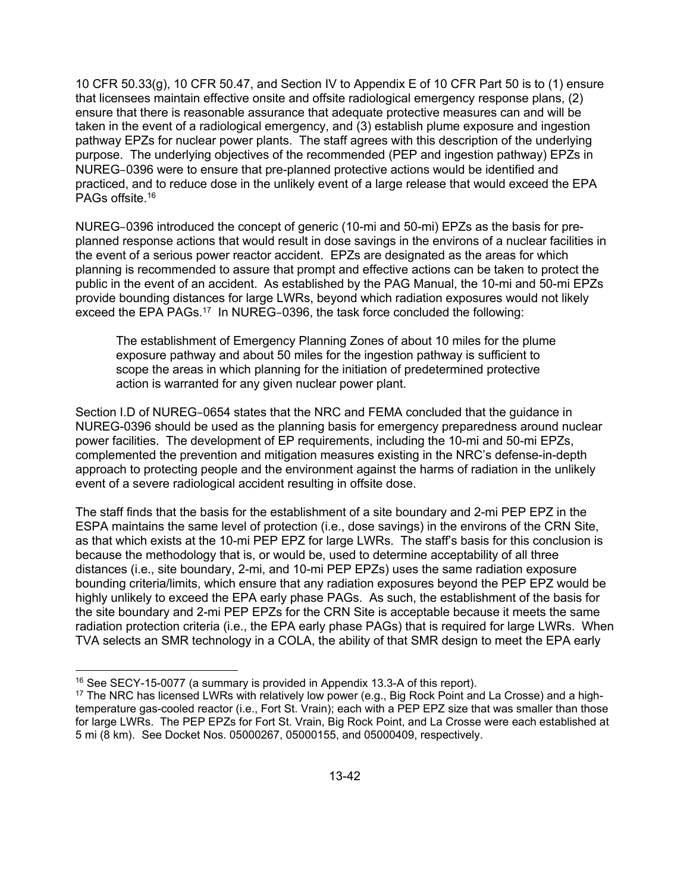10 CFR 50.33(g), 10 CFR 50.47, and Section IV to Appendix E of 10 CFR Part 50 is to (1) ensure that licensees maintain effective onsite and offsite radiological emergency response plans, (2) ensure that there is reasonable assurance that adequate protective measures can and will be taken in the event of a radiological emergency, and (3) establish plume exposure and ingestion pathway EPZs for nuclear power plants. The staff agrees with this description of the underlying purpose. The underlying objectives of the recommended (PEP and ingestion pathway) EPZs in NUREG‑0396 were to ensure that pre-planned protective actions would be identified and practiced, and to reduce dose in the unlikely event of a large release that would exceed the EPA PAGs offsite.[16]

NUREG‑0396 introduced the concept of generic (10-mi and 50-mi) EPZs as the basis for pre-planned response actions that would result in dose savings in the environs of a nuclear facilities in the event of a serious power reactor accident. EPZs are designated as the areas for which planning is recommended to assure that prompt and effective actions can be taken to protect the public in the event of an accident. As established by the PAG Manual, the 10-mi and 50-mi EPZs provide bounding distances for large LWRs, beyond which radiation exposures would not likely exceed the EPA PAGs.[17] In NUREG‑0396, the task force concluded the following:

> The establishment of Emergency Planning Zones of about 10 miles for the plume exposure pathway and about 50 miles for the ingestion pathway is sufficient to scope the areas in which planning for the initiation of predetermined protective action is warranted for any given nuclear power plant.

Section I.D of NUREG‑0654 states that the NRC and FEMA concluded that the guidance in NUREG-0396 should be used as the planning basis for emergency preparedness around nuclear power facilities. The development of EP requirements, including the 10-mi and 50-mi EPZs, complemented the prevention and mitigation measures existing in the NRC's defense-in-depth approach to protecting people and the environment against the harms of radiation in the unlikely event of a severe radiological accident resulting in offsite dose.

The staff finds that the basis for the establishment of a site boundary and 2-mi PEP EPZ in the ESPA maintains the same level of protection (i.e., dose savings) in the environs of the CRN Site, as that which exists at the 10-mi PEP EPZ for large LWRs. The staff's basis for this conclusion is because the methodology that is, or would be, used to determine acceptability of all three distances (i.e., site boundary, 2-mi, and 10-mi PEP EPZs) uses the same radiation exposure bounding criteria/limits, which ensure that any radiation exposures beyond the PEP EPZ would be highly unlikely to exceed the EPA early phase PAGs. As such, the establishment of the basis for the site boundary and 2-mi PEP EPZs for the CRN Site is acceptable because it meets the same radiation protection criteria (i.e., the EPA early phase PAGs) that is required for large LWRs. When TVA selects an SMR technology in a COLA, the ability of that SMR design to meet the EPA early

---

[16] See SECY-15-0077 (a summary is provided in Appendix 13.3-A of this report).

[17] The NRC has licensed LWRs with relatively low power (e.g., Big Rock Point and La Crosse) and a high-temperature gas-cooled reactor (i.e., Fort St. Vrain); each with a PEP EPZ size that was smaller than those for large LWRs. The PEP EPZs for Fort St. Vrain, Big Rock Point, and La Crosse were each established at 5 mi (8 km). See Docket Nos. 05000267, 05000155, and 05000409, respectively.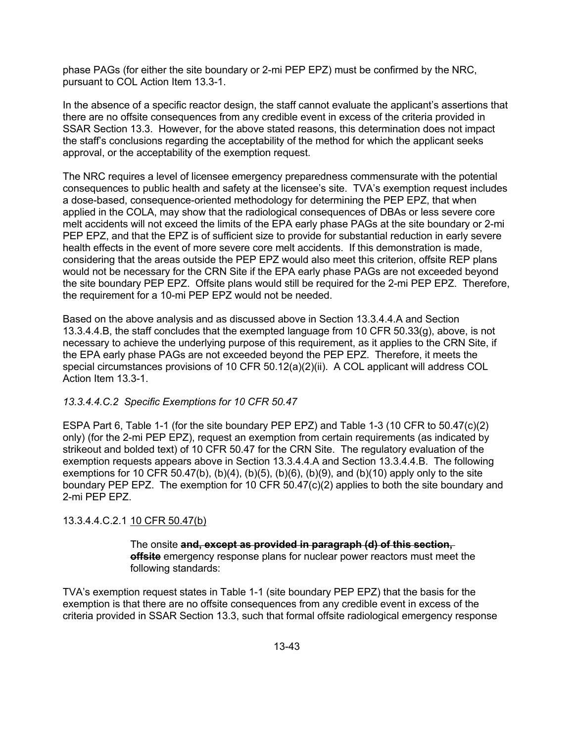phase PAGs (for either the site boundary or 2-mi PEP EPZ) must be confirmed by the NRC, pursuant to COL Action Item 13.3-1.

In the absence of a specific reactor design, the staff cannot evaluate the applicant's assertions that there are no offsite consequences from any credible event in excess of the criteria provided in SSAR Section 13.3. However, for the above stated reasons, this determination does not impact the staff's conclusions regarding the acceptability of the method for which the applicant seeks approval, or the acceptability of the exemption request.

The NRC requires a level of licensee emergency preparedness commensurate with the potential consequences to public health and safety at the licensee's site. TVA's exemption request includes a dose-based, consequence-oriented methodology for determining the PEP EPZ, that when applied in the COLA, may show that the radiological consequences of DBAs or less severe core melt accidents will not exceed the limits of the EPA early phase PAGs at the site boundary or 2-mi PEP EPZ, and that the EPZ is of sufficient size to provide for substantial reduction in early severe health effects in the event of more severe core melt accidents. If this demonstration is made, considering that the areas outside the PEP EPZ would also meet this criterion, offsite REP plans would not be necessary for the CRN Site if the EPA early phase PAGs are not exceeded beyond the site boundary PEP EPZ. Offsite plans would still be required for the 2-mi PEP EPZ. Therefore, the requirement for a 10-mi PEP EPZ would not be needed.

Based on the above analysis and as discussed above in Section 13.3.4.4.A and Section 13.3.4.4.B, the staff concludes that the exempted language from 10 CFR 50.33(g), above, is not necessary to achieve the underlying purpose of this requirement, as it applies to the CRN Site, if the EPA early phase PAGs are not exceeded beyond the PEP EPZ. Therefore, it meets the special circumstances provisions of 10 CFR 50.12(a)(2)(ii). A COL applicant will address COL Action Item 13.3-1.

*13.3.4.4.C.2 Specific Exemptions for 10 CFR 50.47*

ESPA Part 6, Table 1-1 (for the site boundary PEP EPZ) and Table 1-3 (10 CFR to 50.47(c)(2) only) (for the 2-mi PEP EPZ), request an exemption from certain requirements (as indicated by strikeout and bolded text) of 10 CFR 50.47 for the CRN Site. The regulatory evaluation of the exemption requests appears above in Section 13.3.4.4.A and Section 13.3.4.4.B. The following exemptions for 10 CFR 50.47(b), (b)(4), (b)(5), (b)(6), (b)(9), and (b)(10) apply only to the site boundary PEP EPZ. The exemption for 10 CFR 50.47(c)(2) applies to both the site boundary and 2-mi PEP EPZ.

13.3.4.4.C.2.1 10 CFR 50.47(b)

> The onsite ~~**and, except as provided in paragraph (d) of this section, offsite**~~ emergency response plans for nuclear power reactors must meet the following standards:

TVA's exemption request states in Table 1-1 (site boundary PEP EPZ) that the basis for the exemption is that there are no offsite consequences from any credible event in excess of the criteria provided in SSAR Section 13.3, such that formal offsite radiological emergency response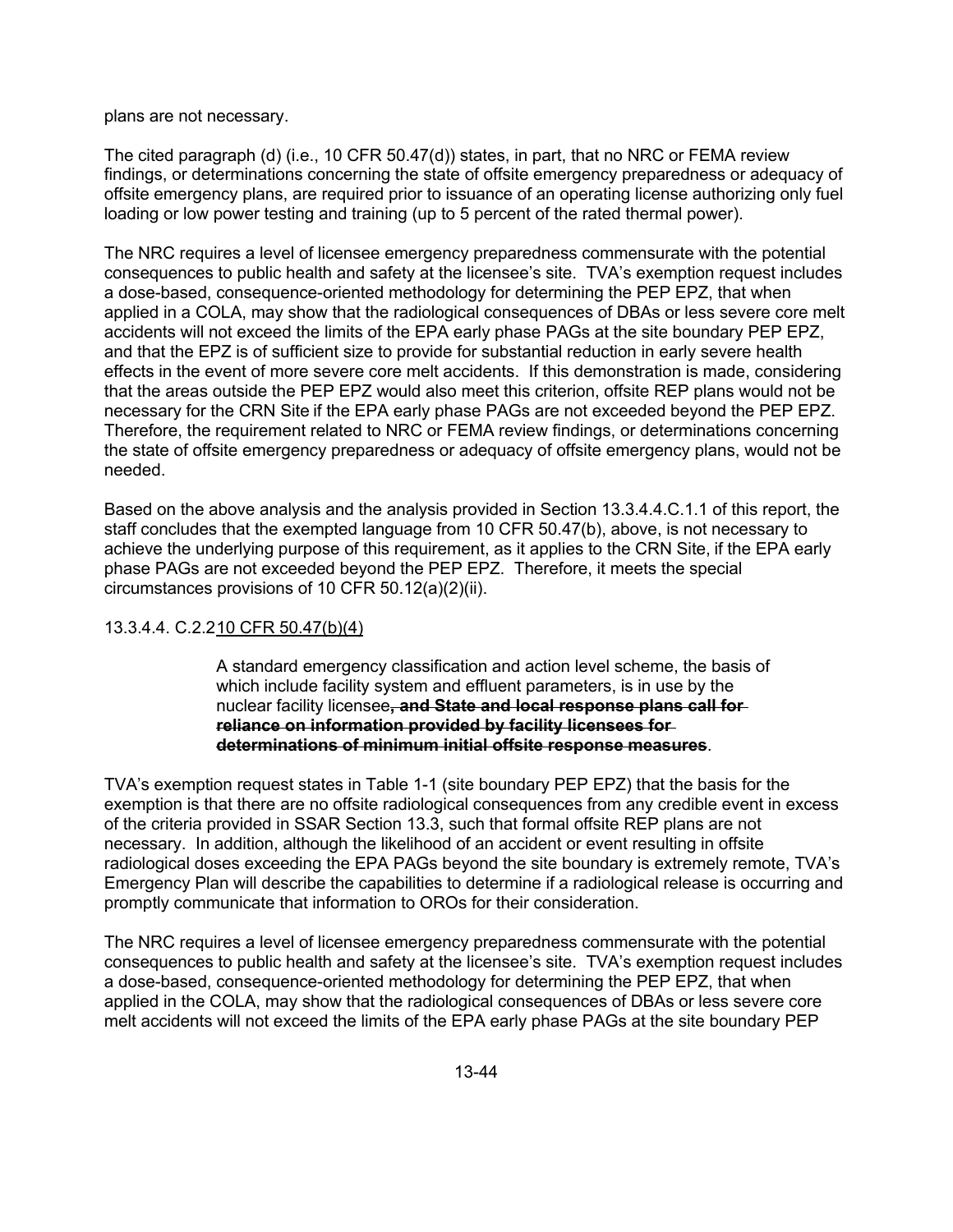plans are not necessary.

The cited paragraph (d) (i.e., 10 CFR 50.47(d)) states, in part, that no NRC or FEMA review findings, or determinations concerning the state of offsite emergency preparedness or adequacy of offsite emergency plans, are required prior to issuance of an operating license authorizing only fuel loading or low power testing and training (up to 5 percent of the rated thermal power).

The NRC requires a level of licensee emergency preparedness commensurate with the potential consequences to public health and safety at the licensee's site. TVA's exemption request includes a dose-based, consequence-oriented methodology for determining the PEP EPZ, that when applied in a COLA, may show that the radiological consequences of DBAs or less severe core melt accidents will not exceed the limits of the EPA early phase PAGs at the site boundary PEP EPZ, and that the EPZ is of sufficient size to provide for substantial reduction in early severe health effects in the event of more severe core melt accidents. If this demonstration is made, considering that the areas outside the PEP EPZ would also meet this criterion, offsite REP plans would not be necessary for the CRN Site if the EPA early phase PAGs are not exceeded beyond the PEP EPZ. Therefore, the requirement related to NRC or FEMA review findings, or determinations concerning the state of offsite emergency preparedness or adequacy of offsite emergency plans, would not be needed.

Based on the above analysis and the analysis provided in Section 13.3.4.4.C.1.1 of this report, the staff concludes that the exempted language from 10 CFR 50.47(b), above, is not necessary to achieve the underlying purpose of this requirement, as it applies to the CRN Site, if the EPA early phase PAGs are not exceeded beyond the PEP EPZ. Therefore, it meets the special circumstances provisions of 10 CFR 50.12(a)(2)(ii).

13.3.4.4. C.2.2 10 CFR 50.47(b)(4)

> A standard emergency classification and action level scheme, the basis of which include facility system and effluent parameters, is in use by the nuclear facility licensee~~**, and State and local response plans call for reliance on information provided by facility licensees for determinations of minimum initial offsite response measures**~~.

TVA's exemption request states in Table 1-1 (site boundary PEP EPZ) that the basis for the exemption is that there are no offsite radiological consequences from any credible event in excess of the criteria provided in SSAR Section 13.3, such that formal offsite REP plans are not necessary. In addition, although the likelihood of an accident or event resulting in offsite radiological doses exceeding the EPA PAGs beyond the site boundary is extremely remote, TVA's Emergency Plan will describe the capabilities to determine if a radiological release is occurring and promptly communicate that information to OROs for their consideration.

The NRC requires a level of licensee emergency preparedness commensurate with the potential consequences to public health and safety at the licensee's site. TVA's exemption request includes a dose-based, consequence-oriented methodology for determining the PEP EPZ, that when applied in the COLA, may show that the radiological consequences of DBAs or less severe core melt accidents will not exceed the limits of the EPA early phase PAGs at the site boundary PEP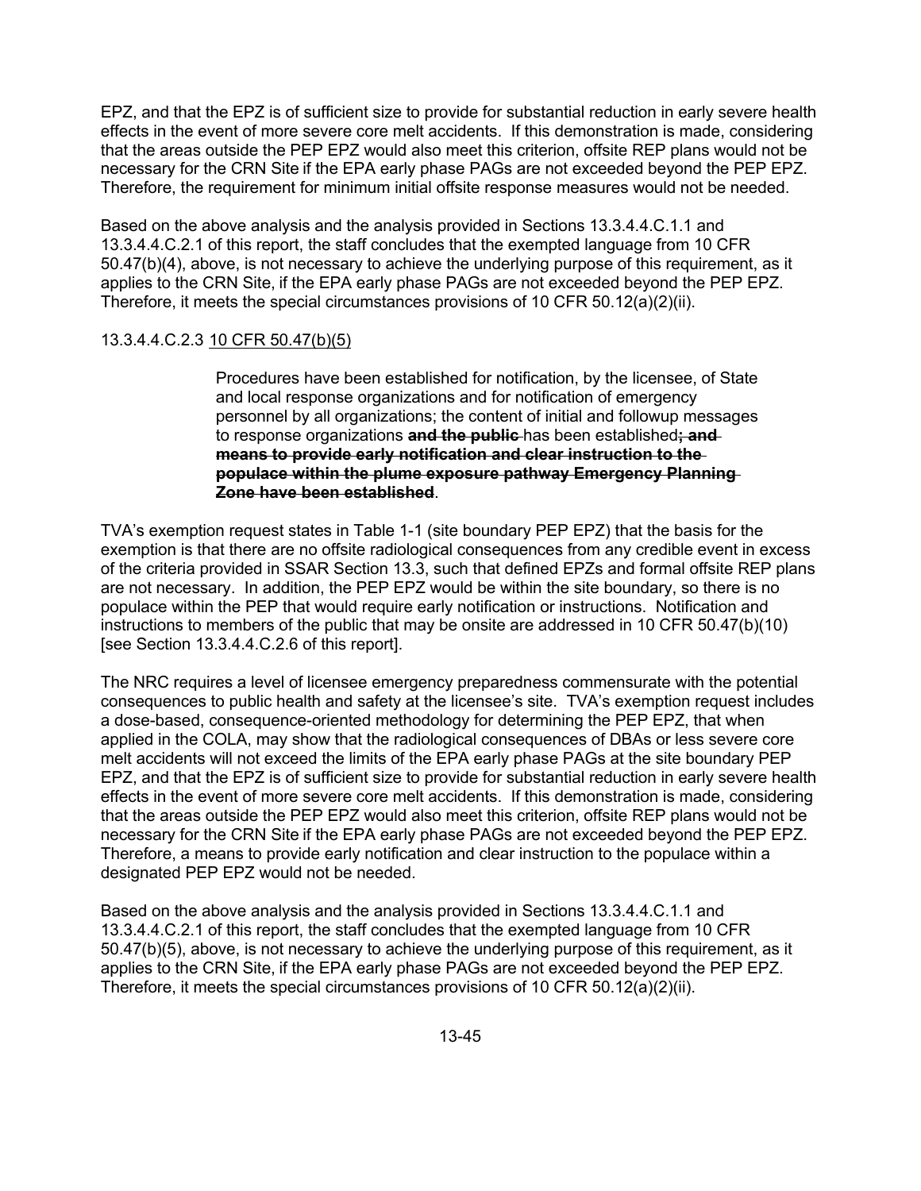EPZ, and that the EPZ is of sufficient size to provide for substantial reduction in early severe health effects in the event of more severe core melt accidents. If this demonstration is made, considering that the areas outside the PEP EPZ would also meet this criterion, offsite REP plans would not be necessary for the CRN Site if the EPA early phase PAGs are not exceeded beyond the PEP EPZ. Therefore, the requirement for minimum initial offsite response measures would not be needed.

Based on the above analysis and the analysis provided in Sections 13.3.4.4.C.1.1 and 13.3.4.4.C.2.1 of this report, the staff concludes that the exempted language from 10 CFR 50.47(b)(4), above, is not necessary to achieve the underlying purpose of this requirement, as it applies to the CRN Site, if the EPA early phase PAGs are not exceeded beyond the PEP EPZ. Therefore, it meets the special circumstances provisions of 10 CFR 50.12(a)(2)(ii).

#### 13.3.4.4.C.2.3 10 CFR 50.47(b)(5)

> Procedures have been established for notification, by the licensee, of State and local response organizations and for notification of emergency personnel by all organizations; the content of initial and followup messages to response organizations ~~**and the public**~~ has been established~~**; and means to provide early notification and clear instruction to the populace within the plume exposure pathway Emergency Planning Zone have been established**~~.

TVA's exemption request states in Table 1-1 (site boundary PEP EPZ) that the basis for the exemption is that there are no offsite radiological consequences from any credible event in excess of the criteria provided in SSAR Section 13.3, such that defined EPZs and formal offsite REP plans are not necessary. In addition, the PEP EPZ would be within the site boundary, so there is no populace within the PEP that would require early notification or instructions. Notification and instructions to members of the public that may be onsite are addressed in 10 CFR 50.47(b)(10) [see Section 13.3.4.4.C.2.6 of this report].

The NRC requires a level of licensee emergency preparedness commensurate with the potential consequences to public health and safety at the licensee's site. TVA's exemption request includes a dose-based, consequence-oriented methodology for determining the PEP EPZ, that when applied in the COLA, may show that the radiological consequences of DBAs or less severe core melt accidents will not exceed the limits of the EPA early phase PAGs at the site boundary PEP EPZ, and that the EPZ is of sufficient size to provide for substantial reduction in early severe health effects in the event of more severe core melt accidents. If this demonstration is made, considering that the areas outside the PEP EPZ would also meet this criterion, offsite REP plans would not be necessary for the CRN Site if the EPA early phase PAGs are not exceeded beyond the PEP EPZ. Therefore, a means to provide early notification and clear instruction to the populace within a designated PEP EPZ would not be needed.

Based on the above analysis and the analysis provided in Sections 13.3.4.4.C.1.1 and 13.3.4.4.C.2.1 of this report, the staff concludes that the exempted language from 10 CFR 50.47(b)(5), above, is not necessary to achieve the underlying purpose of this requirement, as it applies to the CRN Site, if the EPA early phase PAGs are not exceeded beyond the PEP EPZ. Therefore, it meets the special circumstances provisions of 10 CFR 50.12(a)(2)(ii).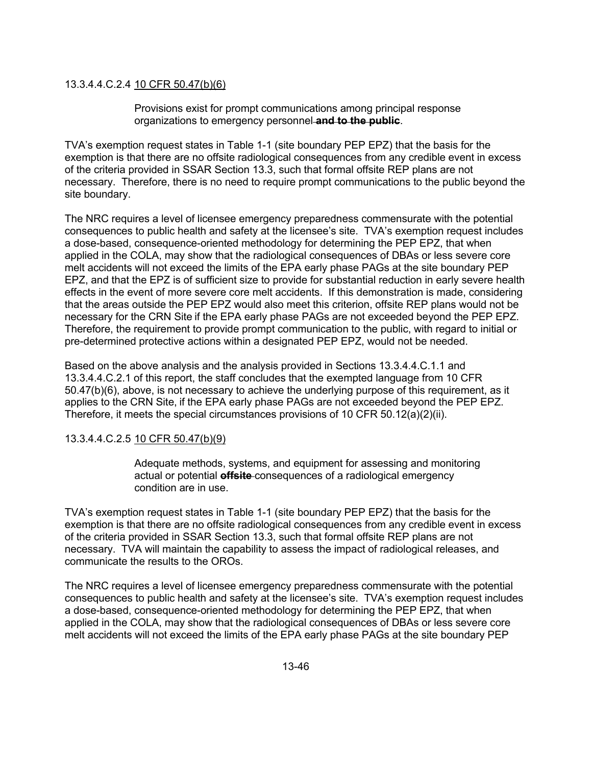13.3.4.4.C.2.4 <u>10 CFR 50.47(b)(6)</u>

> Provisions exist for prompt communications among principal response organizations to emergency personnel ~~**and to the public**~~.

TVA's exemption request states in Table 1-1 (site boundary PEP EPZ) that the basis for the exemption is that there are no offsite radiological consequences from any credible event in excess of the criteria provided in SSAR Section 13.3, such that formal offsite REP plans are not necessary. Therefore, there is no need to require prompt communications to the public beyond the site boundary.

The NRC requires a level of licensee emergency preparedness commensurate with the potential consequences to public health and safety at the licensee's site. TVA's exemption request includes a dose-based, consequence-oriented methodology for determining the PEP EPZ, that when applied in the COLA, may show that the radiological consequences of DBAs or less severe core melt accidents will not exceed the limits of the EPA early phase PAGs at the site boundary PEP EPZ, and that the EPZ is of sufficient size to provide for substantial reduction in early severe health effects in the event of more severe core melt accidents. If this demonstration is made, considering that the areas outside the PEP EPZ would also meet this criterion, offsite REP plans would not be necessary for the CRN Site if the EPA early phase PAGs are not exceeded beyond the PEP EPZ. Therefore, the requirement to provide prompt communication to the public, with regard to initial or pre-determined protective actions within a designated PEP EPZ, would not be needed.

Based on the above analysis and the analysis provided in Sections 13.3.4.4.C.1.1 and 13.3.4.4.C.2.1 of this report, the staff concludes that the exempted language from 10 CFR 50.47(b)(6), above, is not necessary to achieve the underlying purpose of this requirement, as it applies to the CRN Site, if the EPA early phase PAGs are not exceeded beyond the PEP EPZ. Therefore, it meets the special circumstances provisions of 10 CFR 50.12(a)(2)(ii).

13.3.4.4.C.2.5 <u>10 CFR 50.47(b)(9)</u>

> Adequate methods, systems, and equipment for assessing and monitoring actual or potential ~~**offsite**~~ consequences of a radiological emergency condition are in use.

TVA's exemption request states in Table 1-1 (site boundary PEP EPZ) that the basis for the exemption is that there are no offsite radiological consequences from any credible event in excess of the criteria provided in SSAR Section 13.3, such that formal offsite REP plans are not necessary. TVA will maintain the capability to assess the impact of radiological releases, and communicate the results to the OROs.

The NRC requires a level of licensee emergency preparedness commensurate with the potential consequences to public health and safety at the licensee's site. TVA's exemption request includes a dose-based, consequence-oriented methodology for determining the PEP EPZ, that when applied in the COLA, may show that the radiological consequences of DBAs or less severe core melt accidents will not exceed the limits of the EPA early phase PAGs at the site boundary PEP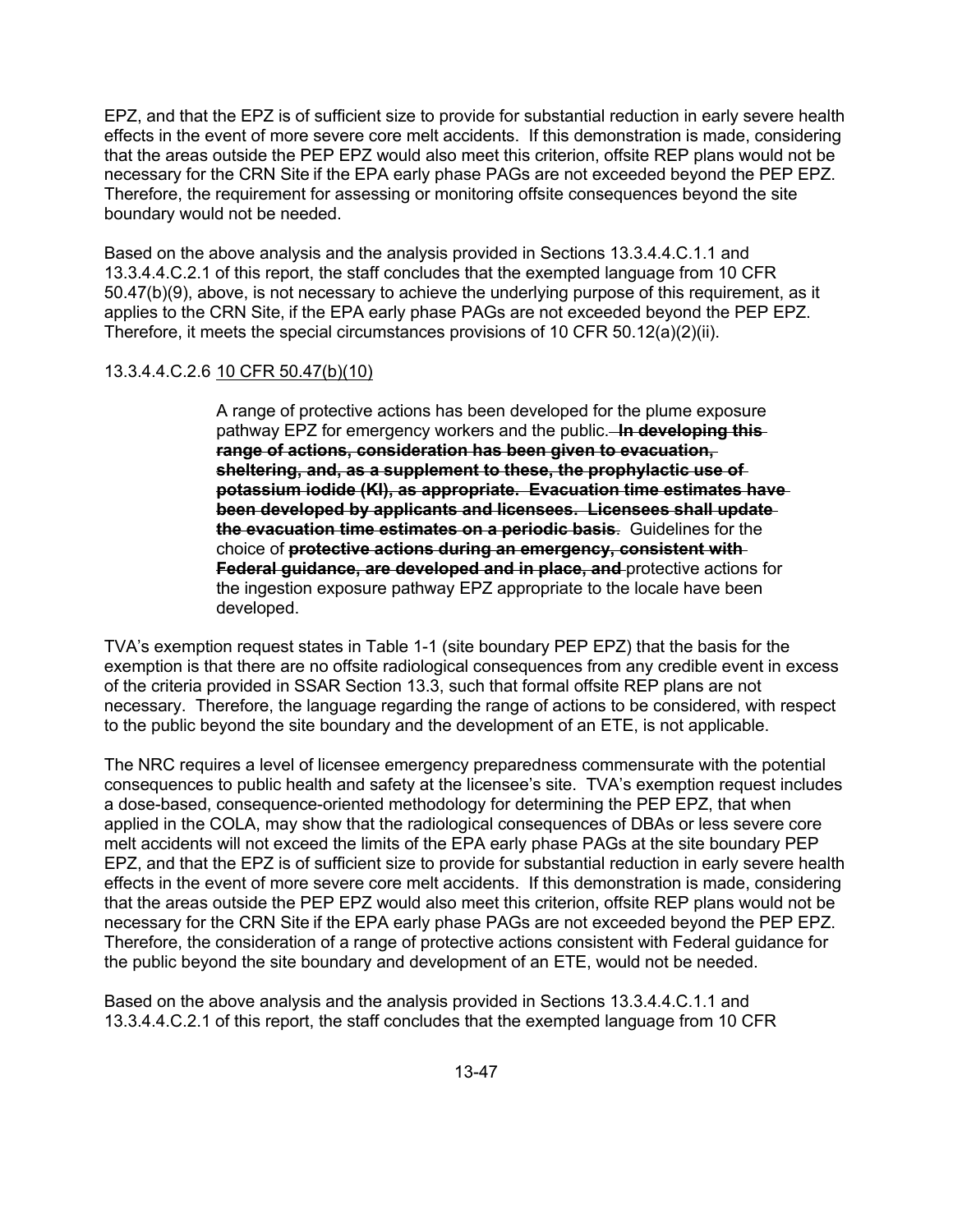EPZ, and that the EPZ is of sufficient size to provide for substantial reduction in early severe health effects in the event of more severe core melt accidents. If this demonstration is made, considering that the areas outside the PEP EPZ would also meet this criterion, offsite REP plans would not be necessary for the CRN Site if the EPA early phase PAGs are not exceeded beyond the PEP EPZ. Therefore, the requirement for assessing or monitoring offsite consequences beyond the site boundary would not be needed.

Based on the above analysis and the analysis provided in Sections 13.3.4.4.C.1.1 and 13.3.4.4.C.2.1 of this report, the staff concludes that the exempted language from 10 CFR 50.47(b)(9), above, is not necessary to achieve the underlying purpose of this requirement, as it applies to the CRN Site, if the EPA early phase PAGs are not exceeded beyond the PEP EPZ. Therefore, it meets the special circumstances provisions of 10 CFR 50.12(a)(2)(ii).

13.3.4.4.C.2.6 <u>10 CFR 50.47(b)(10)</u>

> A range of protective actions has been developed for the plume exposure pathway EPZ for emergency workers and the public. ~~**In developing this range of actions, consideration has been given to evacuation, sheltering, and, as a supplement to these, the prophylactic use of potassium iodide (KI), as appropriate. Evacuation time estimates have been developed by applicants and licensees. Licensees shall update the evacuation time estimates on a periodic basis**~~. Guidelines for the choice of ~~**protective actions during an emergency, consistent with Federal guidance, are developed and in place, and**~~ protective actions for the ingestion exposure pathway EPZ appropriate to the locale have been developed.

TVA's exemption request states in Table 1-1 (site boundary PEP EPZ) that the basis for the exemption is that there are no offsite radiological consequences from any credible event in excess of the criteria provided in SSAR Section 13.3, such that formal offsite REP plans are not necessary. Therefore, the language regarding the range of actions to be considered, with respect to the public beyond the site boundary and the development of an ETE, is not applicable.

The NRC requires a level of licensee emergency preparedness commensurate with the potential consequences to public health and safety at the licensee's site. TVA's exemption request includes a dose-based, consequence-oriented methodology for determining the PEP EPZ, that when applied in the COLA, may show that the radiological consequences of DBAs or less severe core melt accidents will not exceed the limits of the EPA early phase PAGs at the site boundary PEP EPZ, and that the EPZ is of sufficient size to provide for substantial reduction in early severe health effects in the event of more severe core melt accidents. If this demonstration is made, considering that the areas outside the PEP EPZ would also meet this criterion, offsite REP plans would not be necessary for the CRN Site if the EPA early phase PAGs are not exceeded beyond the PEP EPZ. Therefore, the consideration of a range of protective actions consistent with Federal guidance for the public beyond the site boundary and development of an ETE, would not be needed.

Based on the above analysis and the analysis provided in Sections 13.3.4.4.C.1.1 and 13.3.4.4.C.2.1 of this report, the staff concludes that the exempted language from 10 CFR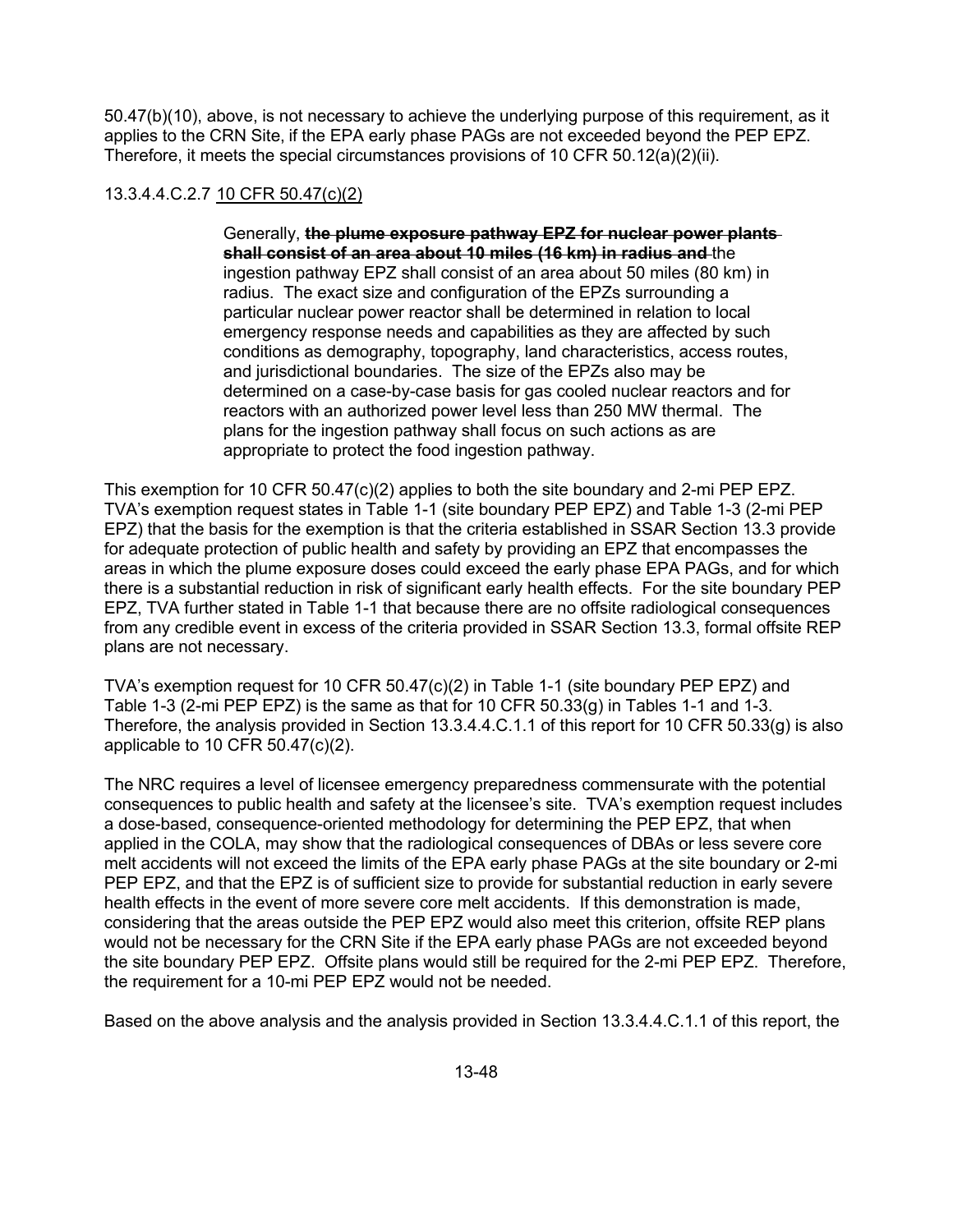50.47(b)(10), above, is not necessary to achieve the underlying purpose of this requirement, as it applies to the CRN Site, if the EPA early phase PAGs are not exceeded beyond the PEP EPZ. Therefore, it meets the special circumstances provisions of 10 CFR 50.12(a)(2)(ii).

13.3.4.4.C.2.7 10 CFR 50.47(c)(2)

> Generally, ~~**the plume exposure pathway EPZ for nuclear power plants shall consist of an area about 10 miles (16 km) in radius and**~~ the ingestion pathway EPZ shall consist of an area about 50 miles (80 km) in radius. The exact size and configuration of the EPZs surrounding a particular nuclear power reactor shall be determined in relation to local emergency response needs and capabilities as they are affected by such conditions as demography, topography, land characteristics, access routes, and jurisdictional boundaries. The size of the EPZs also may be determined on a case-by-case basis for gas cooled nuclear reactors and for reactors with an authorized power level less than 250 MW thermal. The plans for the ingestion pathway shall focus on such actions as are appropriate to protect the food ingestion pathway.

This exemption for 10 CFR 50.47(c)(2) applies to both the site boundary and 2-mi PEP EPZ. TVA's exemption request states in Table 1-1 (site boundary PEP EPZ) and Table 1-3 (2-mi PEP EPZ) that the basis for the exemption is that the criteria established in SSAR Section 13.3 provide for adequate protection of public health and safety by providing an EPZ that encompasses the areas in which the plume exposure doses could exceed the early phase EPA PAGs, and for which there is a substantial reduction in risk of significant early health effects. For the site boundary PEP EPZ, TVA further stated in Table 1-1 that because there are no offsite radiological consequences from any credible event in excess of the criteria provided in SSAR Section 13.3, formal offsite REP plans are not necessary.

TVA's exemption request for 10 CFR 50.47(c)(2) in Table 1-1 (site boundary PEP EPZ) and Table 1-3 (2-mi PEP EPZ) is the same as that for 10 CFR 50.33(g) in Tables 1-1 and 1-3. Therefore, the analysis provided in Section 13.3.4.4.C.1.1 of this report for 10 CFR 50.33(g) is also applicable to 10 CFR 50.47(c)(2).

The NRC requires a level of licensee emergency preparedness commensurate with the potential consequences to public health and safety at the licensee's site. TVA's exemption request includes a dose-based, consequence-oriented methodology for determining the PEP EPZ, that when applied in the COLA, may show that the radiological consequences of DBAs or less severe core melt accidents will not exceed the limits of the EPA early phase PAGs at the site boundary or 2-mi PEP EPZ, and that the EPZ is of sufficient size to provide for substantial reduction in early severe health effects in the event of more severe core melt accidents. If this demonstration is made, considering that the areas outside the PEP EPZ would also meet this criterion, offsite REP plans would not be necessary for the CRN Site if the EPA early phase PAGs are not exceeded beyond the site boundary PEP EPZ. Offsite plans would still be required for the 2-mi PEP EPZ. Therefore, the requirement for a 10-mi PEP EPZ would not be needed.

Based on the above analysis and the analysis provided in Section 13.3.4.4.C.1.1 of this report, the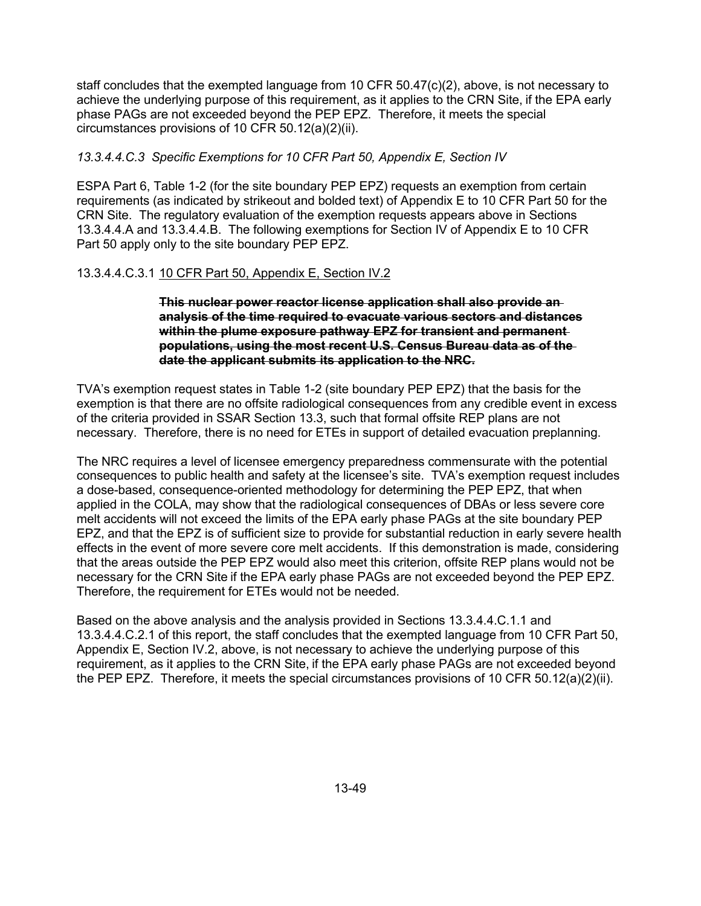staff concludes that the exempted language from 10 CFR 50.47(c)(2), above, is not necessary to achieve the underlying purpose of this requirement, as it applies to the CRN Site, if the EPA early phase PAGs are not exceeded beyond the PEP EPZ. Therefore, it meets the special circumstances provisions of 10 CFR 50.12(a)(2)(ii).

*13.3.4.4.C.3 Specific Exemptions for 10 CFR Part 50, Appendix E, Section IV*

ESPA Part 6, Table 1-2 (for the site boundary PEP EPZ) requests an exemption from certain requirements (as indicated by strikeout and bolded text) of Appendix E to 10 CFR Part 50 for the CRN Site. The regulatory evaluation of the exemption requests appears above in Sections 13.3.4.4.A and 13.3.4.4.B. The following exemptions for Section IV of Appendix E to 10 CFR Part 50 apply only to the site boundary PEP EPZ.

13.3.4.4.C.3.1 10 CFR Part 50, Appendix E, Section IV.2

> **~~This nuclear power reactor license application shall also provide an analysis of the time required to evacuate various sectors and distances within the plume exposure pathway EPZ for transient and permanent populations, using the most recent U.S. Census Bureau data as of the date the applicant submits its application to the NRC.~~**

TVA's exemption request states in Table 1-2 (site boundary PEP EPZ) that the basis for the exemption is that there are no offsite radiological consequences from any credible event in excess of the criteria provided in SSAR Section 13.3, such that formal offsite REP plans are not necessary. Therefore, there is no need for ETEs in support of detailed evacuation preplanning.

The NRC requires a level of licensee emergency preparedness commensurate with the potential consequences to public health and safety at the licensee's site. TVA's exemption request includes a dose-based, consequence-oriented methodology for determining the PEP EPZ, that when applied in the COLA, may show that the radiological consequences of DBAs or less severe core melt accidents will not exceed the limits of the EPA early phase PAGs at the site boundary PEP EPZ, and that the EPZ is of sufficient size to provide for substantial reduction in early severe health effects in the event of more severe core melt accidents. If this demonstration is made, considering that the areas outside the PEP EPZ would also meet this criterion, offsite REP plans would not be necessary for the CRN Site if the EPA early phase PAGs are not exceeded beyond the PEP EPZ. Therefore, the requirement for ETEs would not be needed.

Based on the above analysis and the analysis provided in Sections 13.3.4.4.C.1.1 and 13.3.4.4.C.2.1 of this report, the staff concludes that the exempted language from 10 CFR Part 50, Appendix E, Section IV.2, above, is not necessary to achieve the underlying purpose of this requirement, as it applies to the CRN Site, if the EPA early phase PAGs are not exceeded beyond the PEP EPZ. Therefore, it meets the special circumstances provisions of 10 CFR 50.12(a)(2)(ii).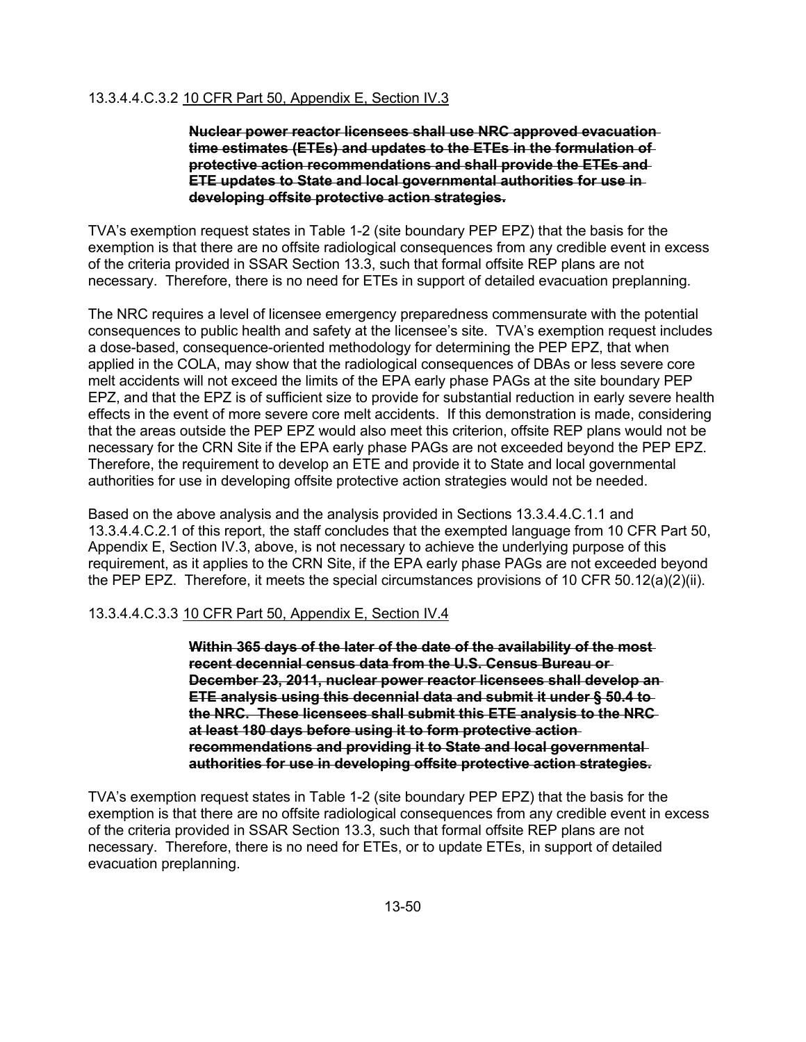13.3.4.4.C.3.2 10 CFR Part 50, Appendix E, Section IV.3

> ~~**Nuclear power reactor licensees shall use NRC approved evacuation time estimates (ETEs) and updates to the ETEs in the formulation of protective action recommendations and shall provide the ETEs and ETE updates to State and local governmental authorities for use in developing offsite protective action strategies.**~~

TVA's exemption request states in Table 1-2 (site boundary PEP EPZ) that the basis for the exemption is that there are no offsite radiological consequences from any credible event in excess of the criteria provided in SSAR Section 13.3, such that formal offsite REP plans are not necessary. Therefore, there is no need for ETEs in support of detailed evacuation preplanning.

The NRC requires a level of licensee emergency preparedness commensurate with the potential consequences to public health and safety at the licensee's site. TVA's exemption request includes a dose-based, consequence-oriented methodology for determining the PEP EPZ, that when applied in the COLA, may show that the radiological consequences of DBAs or less severe core melt accidents will not exceed the limits of the EPA early phase PAGs at the site boundary PEP EPZ, and that the EPZ is of sufficient size to provide for substantial reduction in early severe health effects in the event of more severe core melt accidents. If this demonstration is made, considering that the areas outside the PEP EPZ would also meet this criterion, offsite REP plans would not be necessary for the CRN Site if the EPA early phase PAGs are not exceeded beyond the PEP EPZ. Therefore, the requirement to develop an ETE and provide it to State and local governmental authorities for use in developing offsite protective action strategies would not be needed.

Based on the above analysis and the analysis provided in Sections 13.3.4.4.C.1.1 and 13.3.4.4.C.2.1 of this report, the staff concludes that the exempted language from 10 CFR Part 50, Appendix E, Section IV.3, above, is not necessary to achieve the underlying purpose of this requirement, as it applies to the CRN Site, if the EPA early phase PAGs are not exceeded beyond the PEP EPZ. Therefore, it meets the special circumstances provisions of 10 CFR 50.12(a)(2)(ii).

13.3.4.4.C.3.3 10 CFR Part 50, Appendix E, Section IV.4

> ~~**Within 365 days of the later of the date of the availability of the most recent decennial census data from the U.S. Census Bureau or December 23, 2011, nuclear power reactor licensees shall develop an ETE analysis using this decennial data and submit it under § 50.4 to the NRC. These licensees shall submit this ETE analysis to the NRC at least 180 days before using it to form protective action recommendations and providing it to State and local governmental authorities for use in developing offsite protective action strategies.**~~

TVA's exemption request states in Table 1-2 (site boundary PEP EPZ) that the basis for the exemption is that there are no offsite radiological consequences from any credible event in excess of the criteria provided in SSAR Section 13.3, such that formal offsite REP plans are not necessary. Therefore, there is no need for ETEs, or to update ETEs, in support of detailed evacuation preplanning.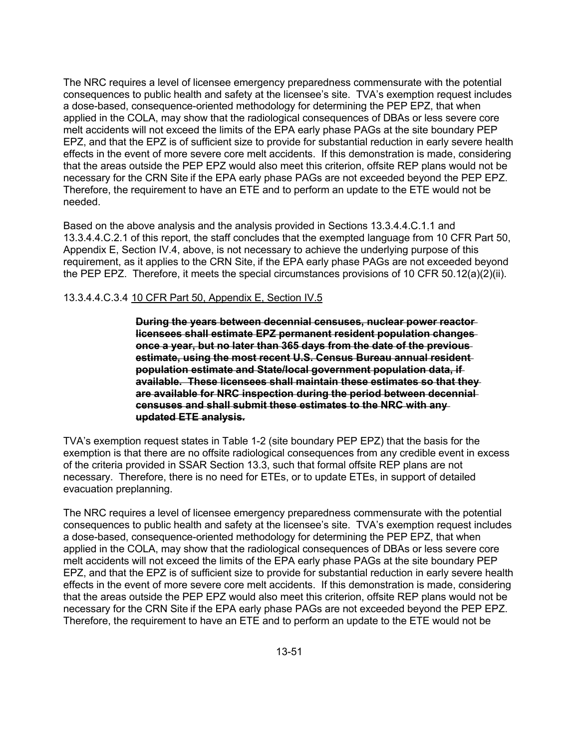The NRC requires a level of licensee emergency preparedness commensurate with the potential consequences to public health and safety at the licensee's site. TVA's exemption request includes a dose-based, consequence-oriented methodology for determining the PEP EPZ, that when applied in the COLA, may show that the radiological consequences of DBAs or less severe core melt accidents will not exceed the limits of the EPA early phase PAGs at the site boundary PEP EPZ, and that the EPZ is of sufficient size to provide for substantial reduction in early severe health effects in the event of more severe core melt accidents. If this demonstration is made, considering that the areas outside the PEP EPZ would also meet this criterion, offsite REP plans would not be necessary for the CRN Site if the EPA early phase PAGs are not exceeded beyond the PEP EPZ. Therefore, the requirement to have an ETE and to perform an update to the ETE would not be needed.

Based on the above analysis and the analysis provided in Sections 13.3.4.4.C.1.1 and 13.3.4.4.C.2.1 of this report, the staff concludes that the exempted language from 10 CFR Part 50, Appendix E, Section IV.4, above, is not necessary to achieve the underlying purpose of this requirement, as it applies to the CRN Site, if the EPA early phase PAGs are not exceeded beyond the PEP EPZ. Therefore, it meets the special circumstances provisions of 10 CFR 50.12(a)(2)(ii).

13.3.4.4.C.3.4 10 CFR Part 50, Appendix E, Section IV.5

> ~~**During the years between decennial censuses, nuclear power reactor licensees shall estimate EPZ permanent resident population changes once a year, but no later than 365 days from the date of the previous estimate, using the most recent U.S. Census Bureau annual resident population estimate and State/local government population data, if available. These licensees shall maintain these estimates so that they are available for NRC inspection during the period between decennial censuses and shall submit these estimates to the NRC with any updated ETE analysis.**~~

TVA's exemption request states in Table 1-2 (site boundary PEP EPZ) that the basis for the exemption is that there are no offsite radiological consequences from any credible event in excess of the criteria provided in SSAR Section 13.3, such that formal offsite REP plans are not necessary. Therefore, there is no need for ETEs, or to update ETEs, in support of detailed evacuation preplanning.

The NRC requires a level of licensee emergency preparedness commensurate with the potential consequences to public health and safety at the licensee's site. TVA's exemption request includes a dose-based, consequence-oriented methodology for determining the PEP EPZ, that when applied in the COLA, may show that the radiological consequences of DBAs or less severe core melt accidents will not exceed the limits of the EPA early phase PAGs at the site boundary PEP EPZ, and that the EPZ is of sufficient size to provide for substantial reduction in early severe health effects in the event of more severe core melt accidents. If this demonstration is made, considering that the areas outside the PEP EPZ would also meet this criterion, offsite REP plans would not be necessary for the CRN Site if the EPA early phase PAGs are not exceeded beyond the PEP EPZ. Therefore, the requirement to have an ETE and to perform an update to the ETE would not be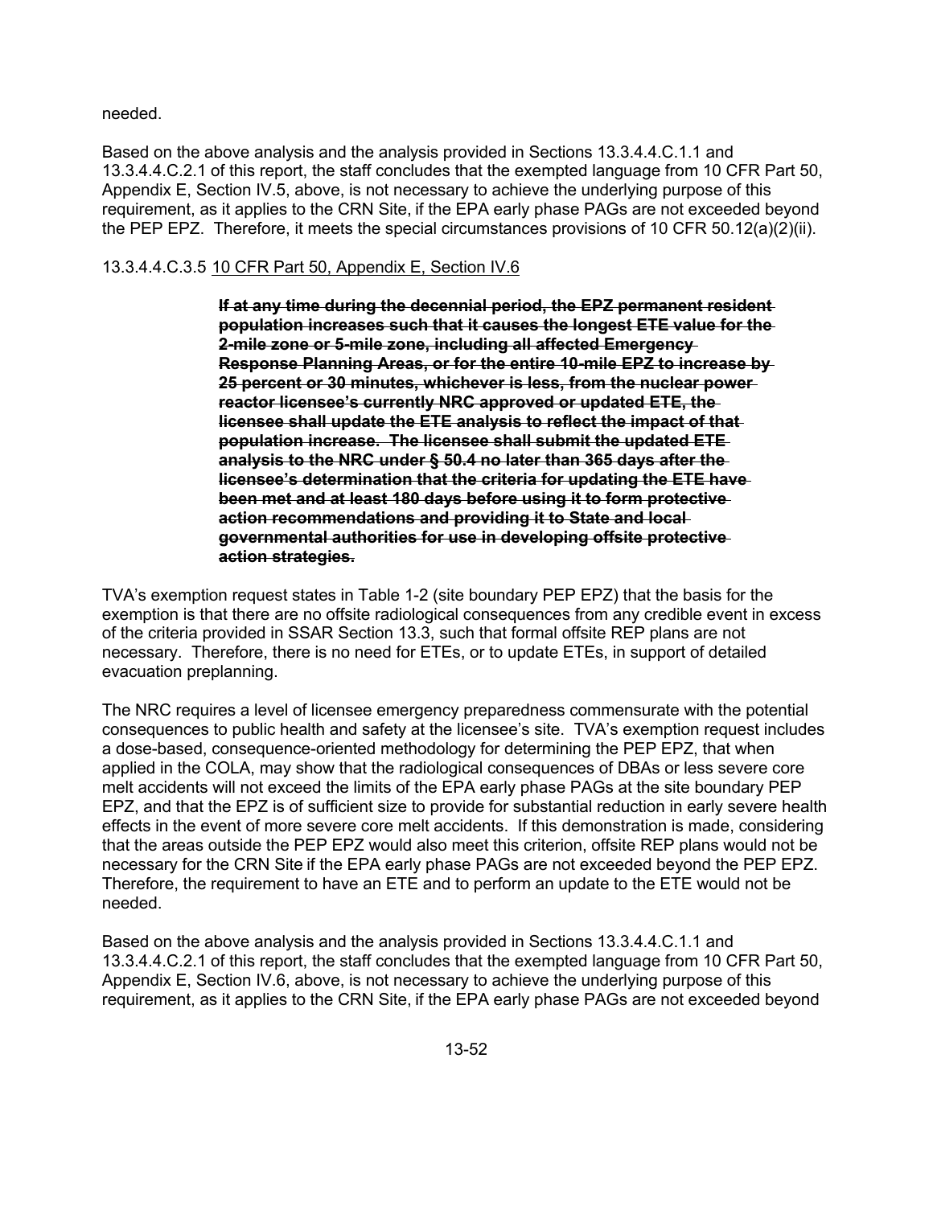needed.

Based on the above analysis and the analysis provided in Sections 13.3.4.4.C.1.1 and 13.3.4.4.C.2.1 of this report, the staff concludes that the exempted language from 10 CFR Part 50, Appendix E, Section IV.5, above, is not necessary to achieve the underlying purpose of this requirement, as it applies to the CRN Site, if the EPA early phase PAGs are not exceeded beyond the PEP EPZ. Therefore, it meets the special circumstances provisions of 10 CFR 50.12(a)(2)(ii).

13.3.4.4.C.3.5 10 CFR Part 50, Appendix E, Section IV.6

> ~~**If at any time during the decennial period, the EPZ permanent resident population increases such that it causes the longest ETE value for the 2-mile zone or 5-mile zone, including all affected Emergency Response Planning Areas, or for the entire 10-mile EPZ to increase by 25 percent or 30 minutes, whichever is less, from the nuclear power reactor licensee's currently NRC approved or updated ETE, the licensee shall update the ETE analysis to reflect the impact of that population increase. The licensee shall submit the updated ETE analysis to the NRC under § 50.4 no later than 365 days after the licensee's determination that the criteria for updating the ETE have been met and at least 180 days before using it to form protective action recommendations and providing it to State and local governmental authorities for use in developing offsite protective action strategies.**~~

TVA's exemption request states in Table 1-2 (site boundary PEP EPZ) that the basis for the exemption is that there are no offsite radiological consequences from any credible event in excess of the criteria provided in SSAR Section 13.3, such that formal offsite REP plans are not necessary. Therefore, there is no need for ETEs, or to update ETEs, in support of detailed evacuation preplanning.

The NRC requires a level of licensee emergency preparedness commensurate with the potential consequences to public health and safety at the licensee's site. TVA's exemption request includes a dose-based, consequence-oriented methodology for determining the PEP EPZ, that when applied in the COLA, may show that the radiological consequences of DBAs or less severe core melt accidents will not exceed the limits of the EPA early phase PAGs at the site boundary PEP EPZ, and that the EPZ is of sufficient size to provide for substantial reduction in early severe health effects in the event of more severe core melt accidents. If this demonstration is made, considering that the areas outside the PEP EPZ would also meet this criterion, offsite REP plans would not be necessary for the CRN Site if the EPA early phase PAGs are not exceeded beyond the PEP EPZ. Therefore, the requirement to have an ETE and to perform an update to the ETE would not be needed.

Based on the above analysis and the analysis provided in Sections 13.3.4.4.C.1.1 and 13.3.4.4.C.2.1 of this report, the staff concludes that the exempted language from 10 CFR Part 50, Appendix E, Section IV.6, above, is not necessary to achieve the underlying purpose of this requirement, as it applies to the CRN Site, if the EPA early phase PAGs are not exceeded beyond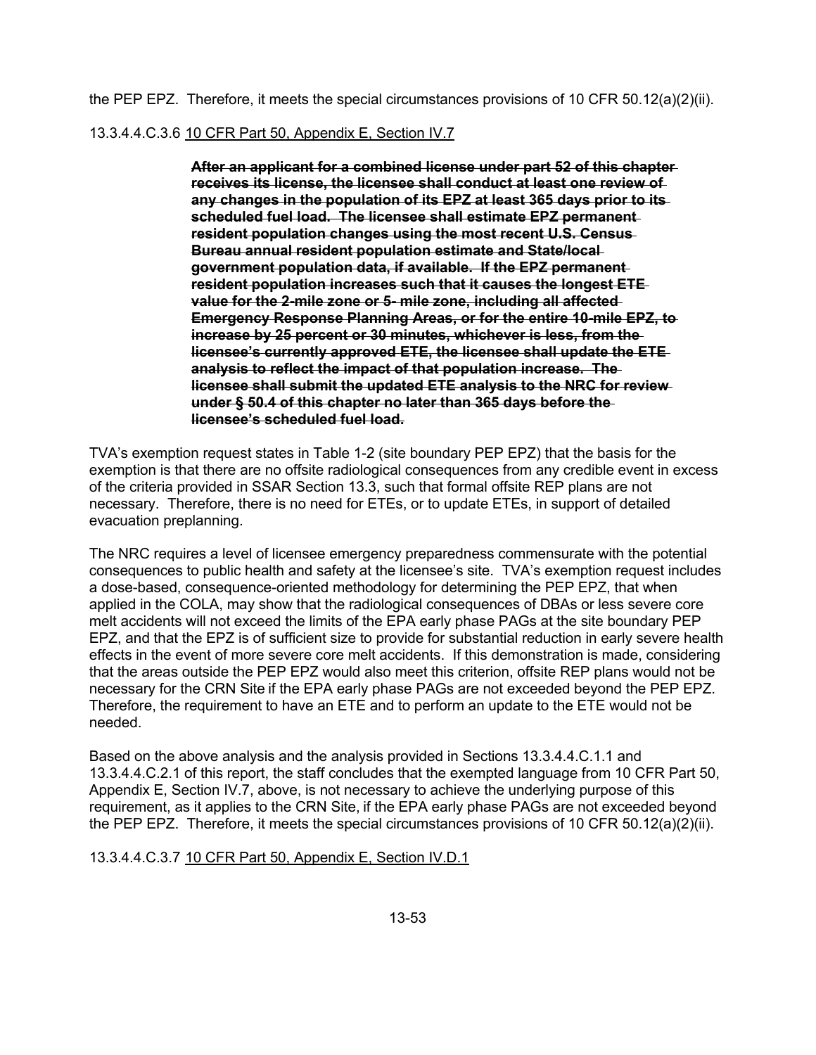the PEP EPZ. Therefore, it meets the special circumstances provisions of 10 CFR 50.12(a)(2)(ii).

13.3.4.4.C.3.6 10 CFR Part 50, Appendix E, Section IV.7

> ~~**After an applicant for a combined license under part 52 of this chapter receives its license, the licensee shall conduct at least one review of any changes in the population of its EPZ at least 365 days prior to its scheduled fuel load. The licensee shall estimate EPZ permanent resident population changes using the most recent U.S. Census Bureau annual resident population estimate and State/local government population data, if available. If the EPZ permanent resident population increases such that it causes the longest ETE value for the 2-mile zone or 5- mile zone, including all affected Emergency Response Planning Areas, or for the entire 10-mile EPZ, to increase by 25 percent or 30 minutes, whichever is less, from the licensee's currently approved ETE, the licensee shall update the ETE analysis to reflect the impact of that population increase. The licensee shall submit the updated ETE analysis to the NRC for review under § 50.4 of this chapter no later than 365 days before the licensee's scheduled fuel load.**~~

TVA's exemption request states in Table 1-2 (site boundary PEP EPZ) that the basis for the exemption is that there are no offsite radiological consequences from any credible event in excess of the criteria provided in SSAR Section 13.3, such that formal offsite REP plans are not necessary. Therefore, there is no need for ETEs, or to update ETEs, in support of detailed evacuation preplanning.

The NRC requires a level of licensee emergency preparedness commensurate with the potential consequences to public health and safety at the licensee's site. TVA's exemption request includes a dose-based, consequence-oriented methodology for determining the PEP EPZ, that when applied in the COLA, may show that the radiological consequences of DBAs or less severe core melt accidents will not exceed the limits of the EPA early phase PAGs at the site boundary PEP EPZ, and that the EPZ is of sufficient size to provide for substantial reduction in early severe health effects in the event of more severe core melt accidents. If this demonstration is made, considering that the areas outside the PEP EPZ would also meet this criterion, offsite REP plans would not be necessary for the CRN Site if the EPA early phase PAGs are not exceeded beyond the PEP EPZ. Therefore, the requirement to have an ETE and to perform an update to the ETE would not be needed.

Based on the above analysis and the analysis provided in Sections 13.3.4.4.C.1.1 and 13.3.4.4.C.2.1 of this report, the staff concludes that the exempted language from 10 CFR Part 50, Appendix E, Section IV.7, above, is not necessary to achieve the underlying purpose of this requirement, as it applies to the CRN Site, if the EPA early phase PAGs are not exceeded beyond the PEP EPZ. Therefore, it meets the special circumstances provisions of 10 CFR 50.12(a)(2)(ii).

13.3.4.4.C.3.7 10 CFR Part 50, Appendix E, Section IV.D.1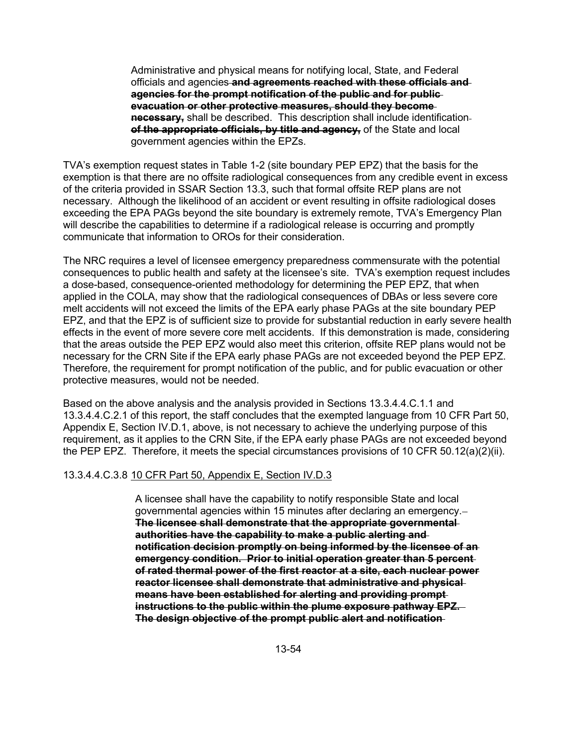> Administrative and physical means for notifying local, State, and Federal officials and agencies ~~**and agreements reached with these officials and agencies for the prompt notification of the public and for public evacuation or other protective measures, should they become necessary,**~~ shall be described. This description shall include identification ~~**of the appropriate officials, by title and agency,**~~ of the State and local government agencies within the EPZs.

TVA's exemption request states in Table 1-2 (site boundary PEP EPZ) that the basis for the exemption is that there are no offsite radiological consequences from any credible event in excess of the criteria provided in SSAR Section 13.3, such that formal offsite REP plans are not necessary. Although the likelihood of an accident or event resulting in offsite radiological doses exceeding the EPA PAGs beyond the site boundary is extremely remote, TVA's Emergency Plan will describe the capabilities to determine if a radiological release is occurring and promptly communicate that information to OROs for their consideration.

The NRC requires a level of licensee emergency preparedness commensurate with the potential consequences to public health and safety at the licensee's site. TVA's exemption request includes a dose-based, consequence-oriented methodology for determining the PEP EPZ, that when applied in the COLA, may show that the radiological consequences of DBAs or less severe core melt accidents will not exceed the limits of the EPA early phase PAGs at the site boundary PEP EPZ, and that the EPZ is of sufficient size to provide for substantial reduction in early severe health effects in the event of more severe core melt accidents. If this demonstration is made, considering that the areas outside the PEP EPZ would also meet this criterion, offsite REP plans would not be necessary for the CRN Site if the EPA early phase PAGs are not exceeded beyond the PEP EPZ. Therefore, the requirement for prompt notification of the public, and for public evacuation or other protective measures, would not be needed.

Based on the above analysis and the analysis provided in Sections 13.3.4.4.C.1.1 and 13.3.4.4.C.2.1 of this report, the staff concludes that the exempted language from 10 CFR Part 50, Appendix E, Section IV.D.1, above, is not necessary to achieve the underlying purpose of this requirement, as it applies to the CRN Site, if the EPA early phase PAGs are not exceeded beyond the PEP EPZ. Therefore, it meets the special circumstances provisions of 10 CFR 50.12(a)(2)(ii).

#### 13.3.4.4.C.3.8 10 CFR Part 50, Appendix E, Section IV.D.3

> A licensee shall have the capability to notify responsible State and local governmental agencies within 15 minutes after declaring an emergency. ~~**The licensee shall demonstrate that the appropriate governmental authorities have the capability to make a public alerting and notification decision promptly on being informed by the licensee of an emergency condition. Prior to initial operation greater than 5 percent of rated thermal power of the first reactor at a site, each nuclear power reactor licensee shall demonstrate that administrative and physical means have been established for alerting and providing prompt instructions to the public within the plume exposure pathway EPZ. The design objective of the prompt public alert and notification**~~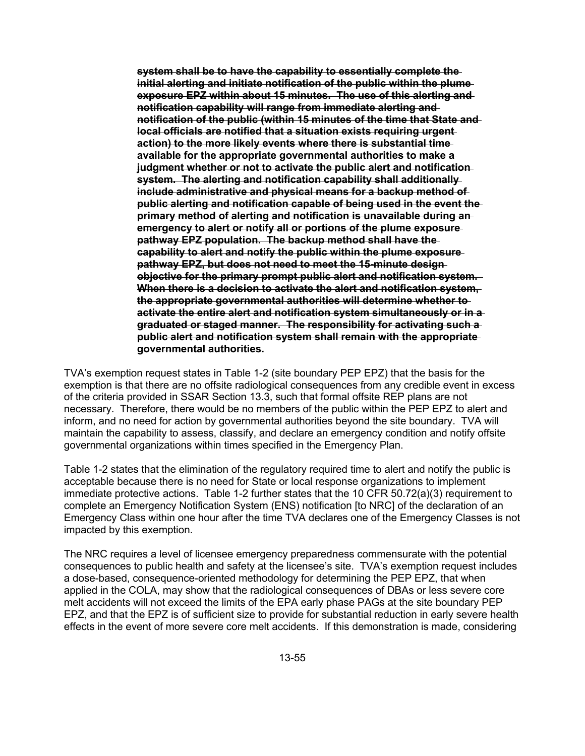> ~~**system shall be to have the capability to essentially complete the initial alerting and initiate notification of the public within the plume exposure EPZ within about 15 minutes. The use of this alerting and notification capability will range from immediate alerting and notification of the public (within 15 minutes of the time that State and local officials are notified that a situation exists requiring urgent action) to the more likely events where there is substantial time available for the appropriate governmental authorities to make a judgment whether or not to activate the public alert and notification system. The alerting and notification capability shall additionally include administrative and physical means for a backup method of public alerting and notification capable of being used in the event the primary method of alerting and notification is unavailable during an emergency to alert or notify all or portions of the plume exposure pathway EPZ population. The backup method shall have the capability to alert and notify the public within the plume exposure pathway EPZ, but does not need to meet the 15-minute design objective for the primary prompt public alert and notification system. When there is a decision to activate the alert and notification system, the appropriate governmental authorities will determine whether to activate the entire alert and notification system simultaneously or in a graduated or staged manner. The responsibility for activating such a public alert and notification system shall remain with the appropriate governmental authorities.**~~

TVA's exemption request states in Table 1-2 (site boundary PEP EPZ) that the basis for the exemption is that there are no offsite radiological consequences from any credible event in excess of the criteria provided in SSAR Section 13.3, such that formal offsite REP plans are not necessary. Therefore, there would be no members of the public within the PEP EPZ to alert and inform, and no need for action by governmental authorities beyond the site boundary. TVA will maintain the capability to assess, classify, and declare an emergency condition and notify offsite governmental organizations within times specified in the Emergency Plan.

Table 1-2 states that the elimination of the regulatory required time to alert and notify the public is acceptable because there is no need for State or local response organizations to implement immediate protective actions. Table 1-2 further states that the 10 CFR 50.72(a)(3) requirement to complete an Emergency Notification System (ENS) notification [to NRC] of the declaration of an Emergency Class within one hour after the time TVA declares one of the Emergency Classes is not impacted by this exemption.

The NRC requires a level of licensee emergency preparedness commensurate with the potential consequences to public health and safety at the licensee's site. TVA's exemption request includes a dose-based, consequence-oriented methodology for determining the PEP EPZ, that when applied in the COLA, may show that the radiological consequences of DBAs or less severe core melt accidents will not exceed the limits of the EPA early phase PAGs at the site boundary PEP EPZ, and that the EPZ is of sufficient size to provide for substantial reduction in early severe health effects in the event of more severe core melt accidents. If this demonstration is made, considering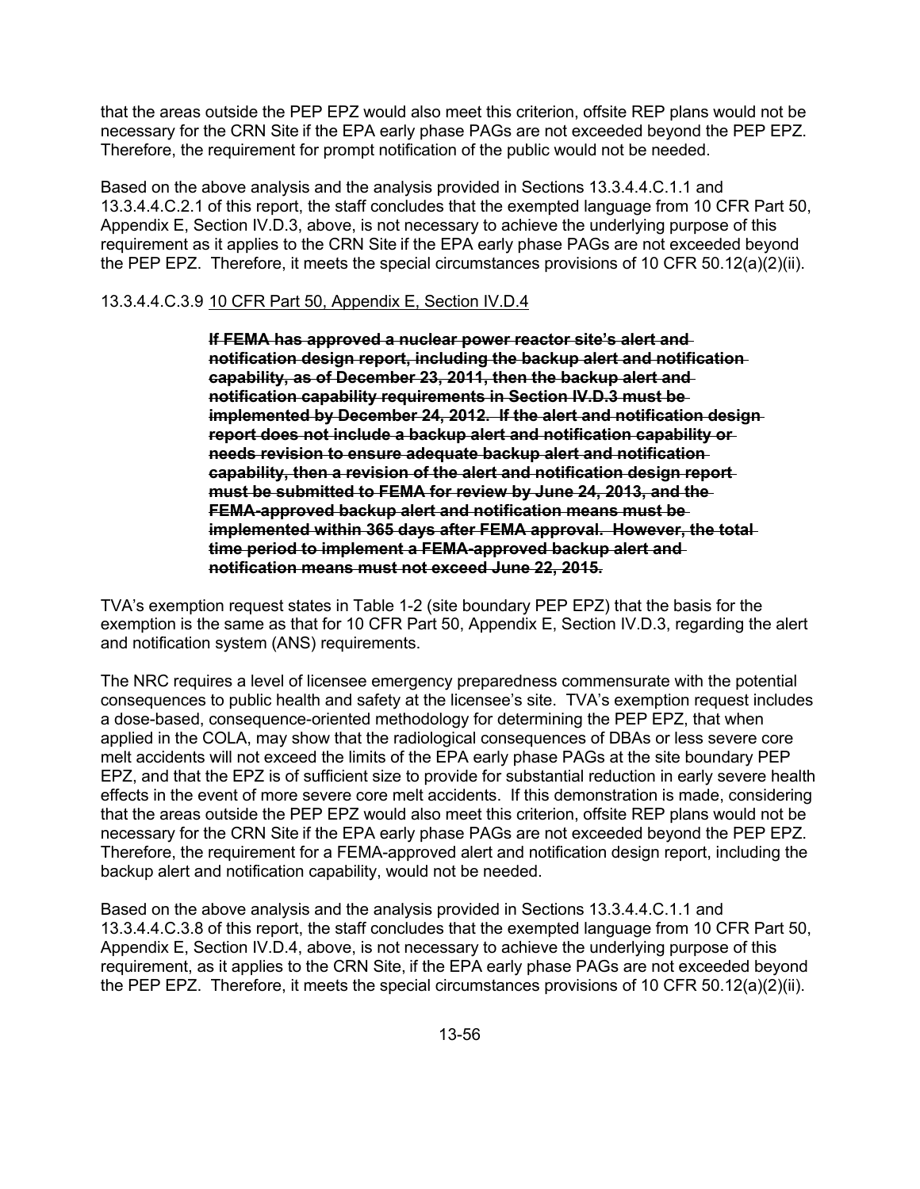that the areas outside the PEP EPZ would also meet this criterion, offsite REP plans would not be necessary for the CRN Site if the EPA early phase PAGs are not exceeded beyond the PEP EPZ. Therefore, the requirement for prompt notification of the public would not be needed.

Based on the above analysis and the analysis provided in Sections 13.3.4.4.C.1.1 and 13.3.4.4.C.2.1 of this report, the staff concludes that the exempted language from 10 CFR Part 50, Appendix E, Section IV.D.3, above, is not necessary to achieve the underlying purpose of this requirement as it applies to the CRN Site if the EPA early phase PAGs are not exceeded beyond the PEP EPZ. Therefore, it meets the special circumstances provisions of 10 CFR 50.12(a)(2)(ii).

13.3.4.4.C.3.9 10 CFR Part 50, Appendix E, Section IV.D.4

> ~~**If FEMA has approved a nuclear power reactor site's alert and notification design report, including the backup alert and notification capability, as of December 23, 2011, then the backup alert and notification capability requirements in Section IV.D.3 must be implemented by December 24, 2012. If the alert and notification design report does not include a backup alert and notification capability or needs revision to ensure adequate backup alert and notification capability, then a revision of the alert and notification design report must be submitted to FEMA for review by June 24, 2013, and the FEMA-approved backup alert and notification means must be implemented within 365 days after FEMA approval. However, the total time period to implement a FEMA-approved backup alert and notification means must not exceed June 22, 2015.**~~

TVA's exemption request states in Table 1-2 (site boundary PEP EPZ) that the basis for the exemption is the same as that for 10 CFR Part 50, Appendix E, Section IV.D.3, regarding the alert and notification system (ANS) requirements.

The NRC requires a level of licensee emergency preparedness commensurate with the potential consequences to public health and safety at the licensee's site. TVA's exemption request includes a dose-based, consequence-oriented methodology for determining the PEP EPZ, that when applied in the COLA, may show that the radiological consequences of DBAs or less severe core melt accidents will not exceed the limits of the EPA early phase PAGs at the site boundary PEP EPZ, and that the EPZ is of sufficient size to provide for substantial reduction in early severe health effects in the event of more severe core melt accidents. If this demonstration is made, considering that the areas outside the PEP EPZ would also meet this criterion, offsite REP plans would not be necessary for the CRN Site if the EPA early phase PAGs are not exceeded beyond the PEP EPZ. Therefore, the requirement for a FEMA-approved alert and notification design report, including the backup alert and notification capability, would not be needed.

Based on the above analysis and the analysis provided in Sections 13.3.4.4.C.1.1 and 13.3.4.4.C.3.8 of this report, the staff concludes that the exempted language from 10 CFR Part 50, Appendix E, Section IV.D.4, above, is not necessary to achieve the underlying purpose of this requirement, as it applies to the CRN Site, if the EPA early phase PAGs are not exceeded beyond the PEP EPZ. Therefore, it meets the special circumstances provisions of 10 CFR 50.12(a)(2)(ii).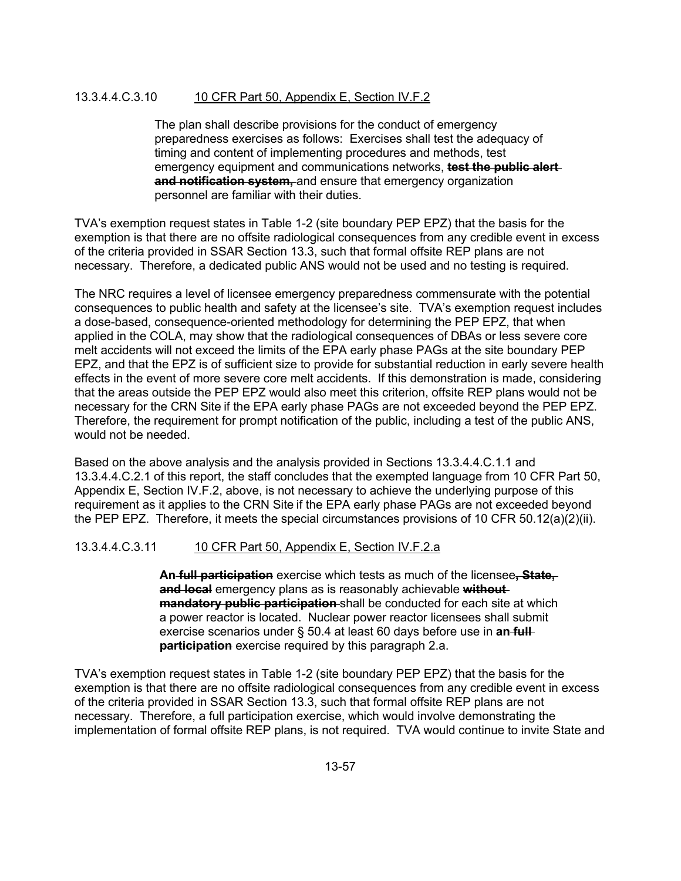13.3.4.4.C.3.10 10 CFR Part 50, Appendix E, Section IV.F.2

> The plan shall describe provisions for the conduct of emergency preparedness exercises as follows: Exercises shall test the adequacy of timing and content of implementing procedures and methods, test emergency equipment and communications networks, ~~**test the public alert and notification system,**~~ and ensure that emergency organization personnel are familiar with their duties.

TVA's exemption request states in Table 1-2 (site boundary PEP EPZ) that the basis for the exemption is that there are no offsite radiological consequences from any credible event in excess of the criteria provided in SSAR Section 13.3, such that formal offsite REP plans are not necessary. Therefore, a dedicated public ANS would not be used and no testing is required.

The NRC requires a level of licensee emergency preparedness commensurate with the potential consequences to public health and safety at the licensee's site. TVA's exemption request includes a dose-based, consequence-oriented methodology for determining the PEP EPZ, that when applied in the COLA, may show that the radiological consequences of DBAs or less severe core melt accidents will not exceed the limits of the EPA early phase PAGs at the site boundary PEP EPZ, and that the EPZ is of sufficient size to provide for substantial reduction in early severe health effects in the event of more severe core melt accidents. If this demonstration is made, considering that the areas outside the PEP EPZ would also meet this criterion, offsite REP plans would not be necessary for the CRN Site if the EPA early phase PAGs are not exceeded beyond the PEP EPZ. Therefore, the requirement for prompt notification of the public, including a test of the public ANS, would not be needed.

Based on the above analysis and the analysis provided in Sections 13.3.4.4.C.1.1 and 13.3.4.4.C.2.1 of this report, the staff concludes that the exempted language from 10 CFR Part 50, Appendix E, Section IV.F.2, above, is not necessary to achieve the underlying purpose of this requirement as it applies to the CRN Site if the EPA early phase PAGs are not exceeded beyond the PEP EPZ. Therefore, it meets the special circumstances provisions of 10 CFR 50.12(a)(2)(ii).

13.3.4.4.C.3.11 10 CFR Part 50, Appendix E, Section IV.F.2.a

> **An** ~~**full participation**~~ exercise which tests as much of the licensee~~**, State, and local**~~ emergency plans as is reasonably achievable ~~**without mandatory public participation**~~ shall be conducted for each site at which a power reactor is located. Nuclear power reactor licensees shall submit exercise scenarios under § 50.4 at least 60 days before use in **an** ~~**full participation**~~ exercise required by this paragraph 2.a.

TVA's exemption request states in Table 1-2 (site boundary PEP EPZ) that the basis for the exemption is that there are no offsite radiological consequences from any credible event in excess of the criteria provided in SSAR Section 13.3, such that formal offsite REP plans are not necessary. Therefore, a full participation exercise, which would involve demonstrating the implementation of formal offsite REP plans, is not required. TVA would continue to invite State and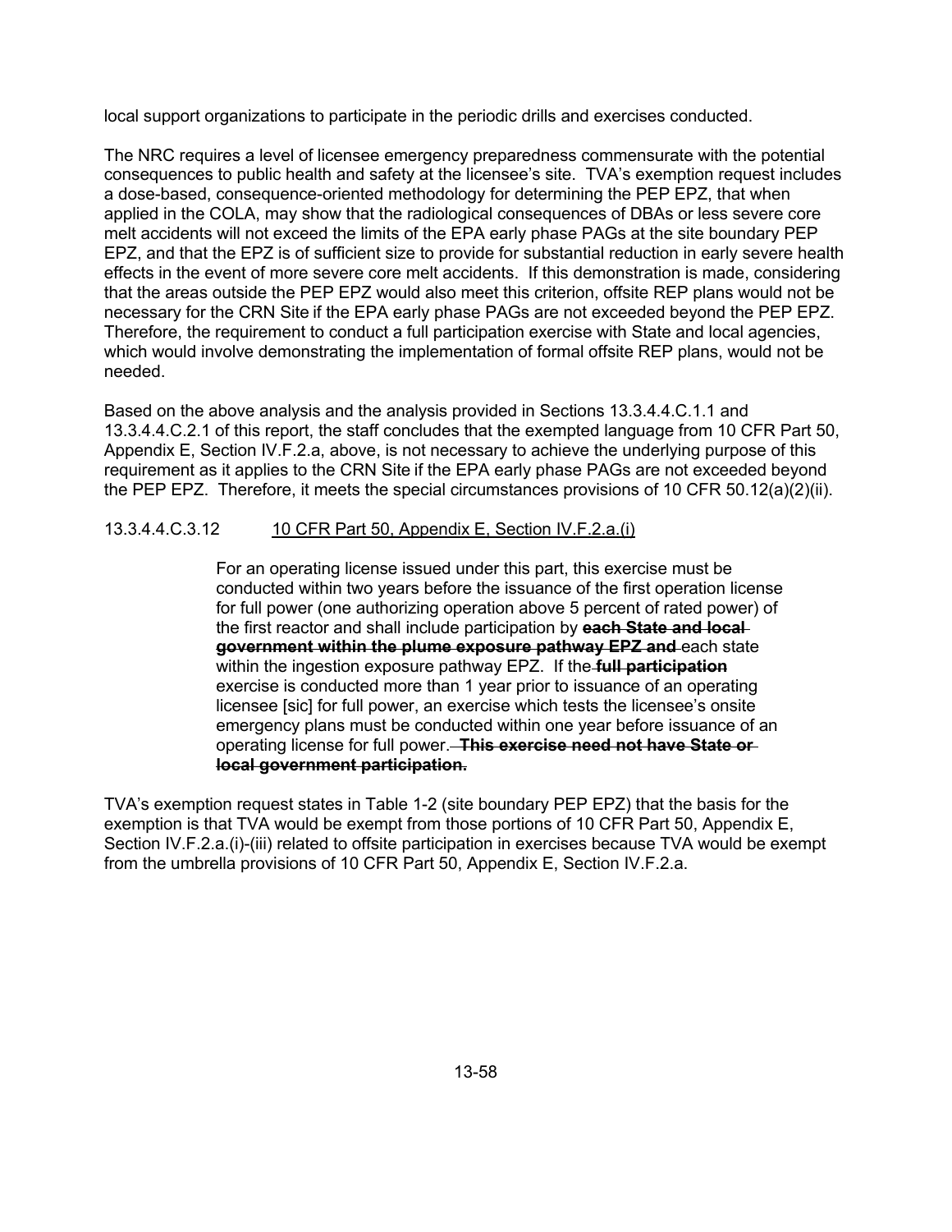local support organizations to participate in the periodic drills and exercises conducted.

The NRC requires a level of licensee emergency preparedness commensurate with the potential consequences to public health and safety at the licensee's site. TVA's exemption request includes a dose-based, consequence-oriented methodology for determining the PEP EPZ, that when applied in the COLA, may show that the radiological consequences of DBAs or less severe core melt accidents will not exceed the limits of the EPA early phase PAGs at the site boundary PEP EPZ, and that the EPZ is of sufficient size to provide for substantial reduction in early severe health effects in the event of more severe core melt accidents. If this demonstration is made, considering that the areas outside the PEP EPZ would also meet this criterion, offsite REP plans would not be necessary for the CRN Site if the EPA early phase PAGs are not exceeded beyond the PEP EPZ. Therefore, the requirement to conduct a full participation exercise with State and local agencies, which would involve demonstrating the implementation of formal offsite REP plans, would not be needed.

Based on the above analysis and the analysis provided in Sections 13.3.4.4.C.1.1 and 13.3.4.4.C.2.1 of this report, the staff concludes that the exempted language from 10 CFR Part 50, Appendix E, Section IV.F.2.a, above, is not necessary to achieve the underlying purpose of this requirement as it applies to the CRN Site if the EPA early phase PAGs are not exceeded beyond the PEP EPZ. Therefore, it meets the special circumstances provisions of 10 CFR 50.12(a)(2)(ii).

13.3.4.4.C.3.12 <u>10 CFR Part 50, Appendix E, Section IV.F.2.a.(i)</u>

> For an operating license issued under this part, this exercise must be conducted within two years before the issuance of the first operation license for full power (one authorizing operation above 5 percent of rated power) of the first reactor and shall include participation by ~~**each State and local government within the plume exposure pathway EPZ and**~~ each state within the ingestion exposure pathway EPZ. If the ~~**full participation**~~ exercise is conducted more than 1 year prior to issuance of an operating licensee [sic] for full power, an exercise which tests the licensee's onsite emergency plans must be conducted within one year before issuance of an operating license for full power. ~~**This exercise need not have State or local government participation.**~~

TVA's exemption request states in Table 1-2 (site boundary PEP EPZ) that the basis for the exemption is that TVA would be exempt from those portions of 10 CFR Part 50, Appendix E, Section IV.F.2.a.(i)-(iii) related to offsite participation in exercises because TVA would be exempt from the umbrella provisions of 10 CFR Part 50, Appendix E, Section IV.F.2.a.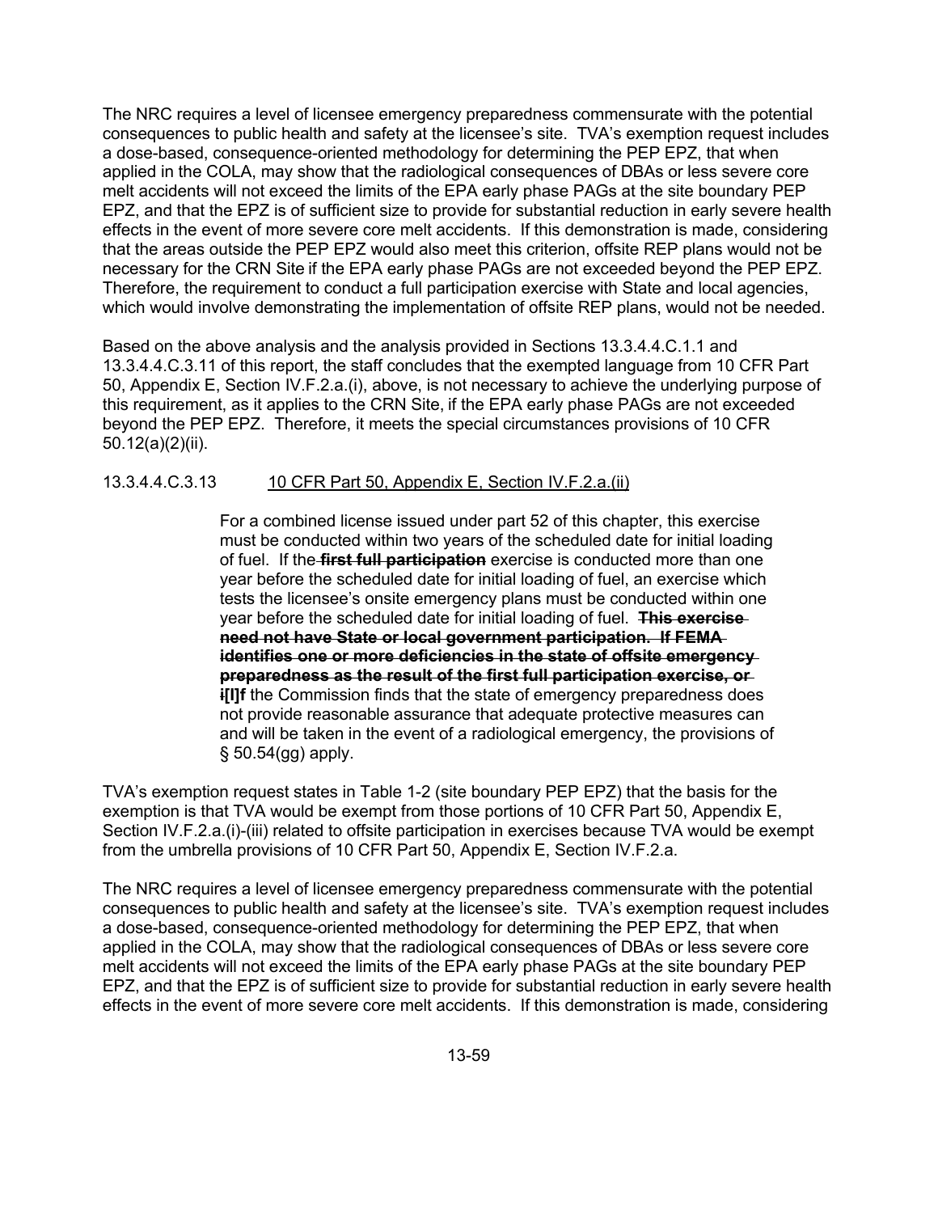The NRC requires a level of licensee emergency preparedness commensurate with the potential consequences to public health and safety at the licensee's site. TVA's exemption request includes a dose-based, consequence-oriented methodology for determining the PEP EPZ, that when applied in the COLA, may show that the radiological consequences of DBAs or less severe core melt accidents will not exceed the limits of the EPA early phase PAGs at the site boundary PEP EPZ, and that the EPZ is of sufficient size to provide for substantial reduction in early severe health effects in the event of more severe core melt accidents. If this demonstration is made, considering that the areas outside the PEP EPZ would also meet this criterion, offsite REP plans would not be necessary for the CRN Site if the EPA early phase PAGs are not exceeded beyond the PEP EPZ. Therefore, the requirement to conduct a full participation exercise with State and local agencies, which would involve demonstrating the implementation of offsite REP plans, would not be needed.

Based on the above analysis and the analysis provided in Sections 13.3.4.4.C.1.1 and 13.3.4.4.C.3.11 of this report, the staff concludes that the exempted language from 10 CFR Part 50, Appendix E, Section IV.F.2.a.(i), above, is not necessary to achieve the underlying purpose of this requirement, as it applies to the CRN Site, if the EPA early phase PAGs are not exceeded beyond the PEP EPZ. Therefore, it meets the special circumstances provisions of 10 CFR 50.12(a)(2)(ii).

13.3.4.4.C.3.13 10 CFR Part 50, Appendix E, Section IV.F.2.a.(ii)

> For a combined license issued under part 52 of this chapter, this exercise must be conducted within two years of the scheduled date for initial loading of fuel. If the ~~**first full participation**~~ exercise is conducted more than one year before the scheduled date for initial loading of fuel, an exercise which tests the licensee's onsite emergency plans must be conducted within one year before the scheduled date for initial loading of fuel. ~~**This exercise need not have State or local government participation. If FEMA identifies one or more deficiencies in the state of offsite emergency preparedness as the result of the first full participation exercise, or i**~~**[I]f** the Commission finds that the state of emergency preparedness does not provide reasonable assurance that adequate protective measures can and will be taken in the event of a radiological emergency, the provisions of § 50.54(gg) apply.

TVA's exemption request states in Table 1-2 (site boundary PEP EPZ) that the basis for the exemption is that TVA would be exempt from those portions of 10 CFR Part 50, Appendix E, Section IV.F.2.a.(i)-(iii) related to offsite participation in exercises because TVA would be exempt from the umbrella provisions of 10 CFR Part 50, Appendix E, Section IV.F.2.a.

The NRC requires a level of licensee emergency preparedness commensurate with the potential consequences to public health and safety at the licensee's site. TVA's exemption request includes a dose-based, consequence-oriented methodology for determining the PEP EPZ, that when applied in the COLA, may show that the radiological consequences of DBAs or less severe core melt accidents will not exceed the limits of the EPA early phase PAGs at the site boundary PEP EPZ, and that the EPZ is of sufficient size to provide for substantial reduction in early severe health effects in the event of more severe core melt accidents. If this demonstration is made, considering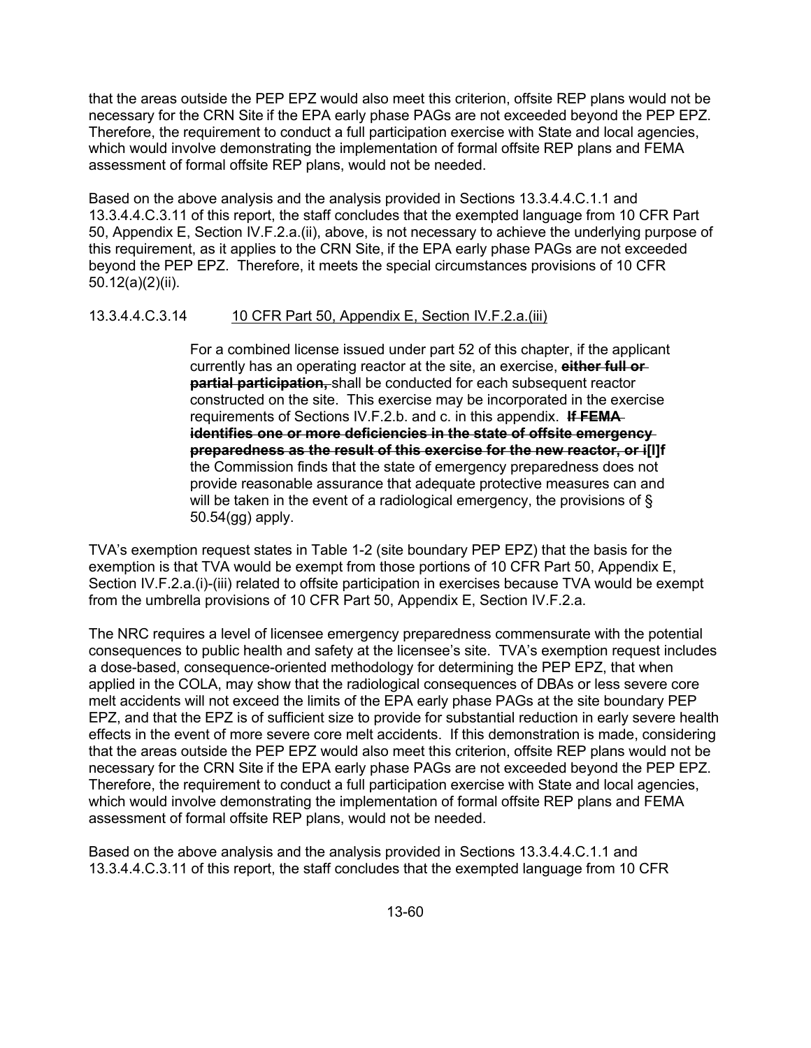that the areas outside the PEP EPZ would also meet this criterion, offsite REP plans would not be necessary for the CRN Site if the EPA early phase PAGs are not exceeded beyond the PEP EPZ. Therefore, the requirement to conduct a full participation exercise with State and local agencies, which would involve demonstrating the implementation of formal offsite REP plans and FEMA assessment of formal offsite REP plans, would not be needed.

Based on the above analysis and the analysis provided in Sections 13.3.4.4.C.1.1 and 13.3.4.4.C.3.11 of this report, the staff concludes that the exempted language from 10 CFR Part 50, Appendix E, Section IV.F.2.a.(ii), above, is not necessary to achieve the underlying purpose of this requirement, as it applies to the CRN Site, if the EPA early phase PAGs are not exceeded beyond the PEP EPZ. Therefore, it meets the special circumstances provisions of 10 CFR 50.12(a)(2)(ii).

13.3.4.4.C.3.14 10 CFR Part 50, Appendix E, Section IV.F.2.a.(iii)

> For a combined license issued under part 52 of this chapter, if the applicant currently has an operating reactor at the site, an exercise, ~~**either full or partial participation,**~~ shall be conducted for each subsequent reactor constructed on the site. This exercise may be incorporated in the exercise requirements of Sections IV.F.2.b. and c. in this appendix. ~~**If FEMA identifies one or more deficiencies in the state of offsite emergency preparedness as the result of this exercise for the new reactor, or i**~~**[I]f** the Commission finds that the state of emergency preparedness does not provide reasonable assurance that adequate protective measures can and will be taken in the event of a radiological emergency, the provisions of § 50.54(gg) apply.

TVA's exemption request states in Table 1-2 (site boundary PEP EPZ) that the basis for the exemption is that TVA would be exempt from those portions of 10 CFR Part 50, Appendix E, Section IV.F.2.a.(i)-(iii) related to offsite participation in exercises because TVA would be exempt from the umbrella provisions of 10 CFR Part 50, Appendix E, Section IV.F.2.a.

The NRC requires a level of licensee emergency preparedness commensurate with the potential consequences to public health and safety at the licensee's site. TVA's exemption request includes a dose-based, consequence-oriented methodology for determining the PEP EPZ, that when applied in the COLA, may show that the radiological consequences of DBAs or less severe core melt accidents will not exceed the limits of the EPA early phase PAGs at the site boundary PEP EPZ, and that the EPZ is of sufficient size to provide for substantial reduction in early severe health effects in the event of more severe core melt accidents. If this demonstration is made, considering that the areas outside the PEP EPZ would also meet this criterion, offsite REP plans would not be necessary for the CRN Site if the EPA early phase PAGs are not exceeded beyond the PEP EPZ. Therefore, the requirement to conduct a full participation exercise with State and local agencies, which would involve demonstrating the implementation of formal offsite REP plans and FEMA assessment of formal offsite REP plans, would not be needed.

Based on the above analysis and the analysis provided in Sections 13.3.4.4.C.1.1 and 13.3.4.4.C.3.11 of this report, the staff concludes that the exempted language from 10 CFR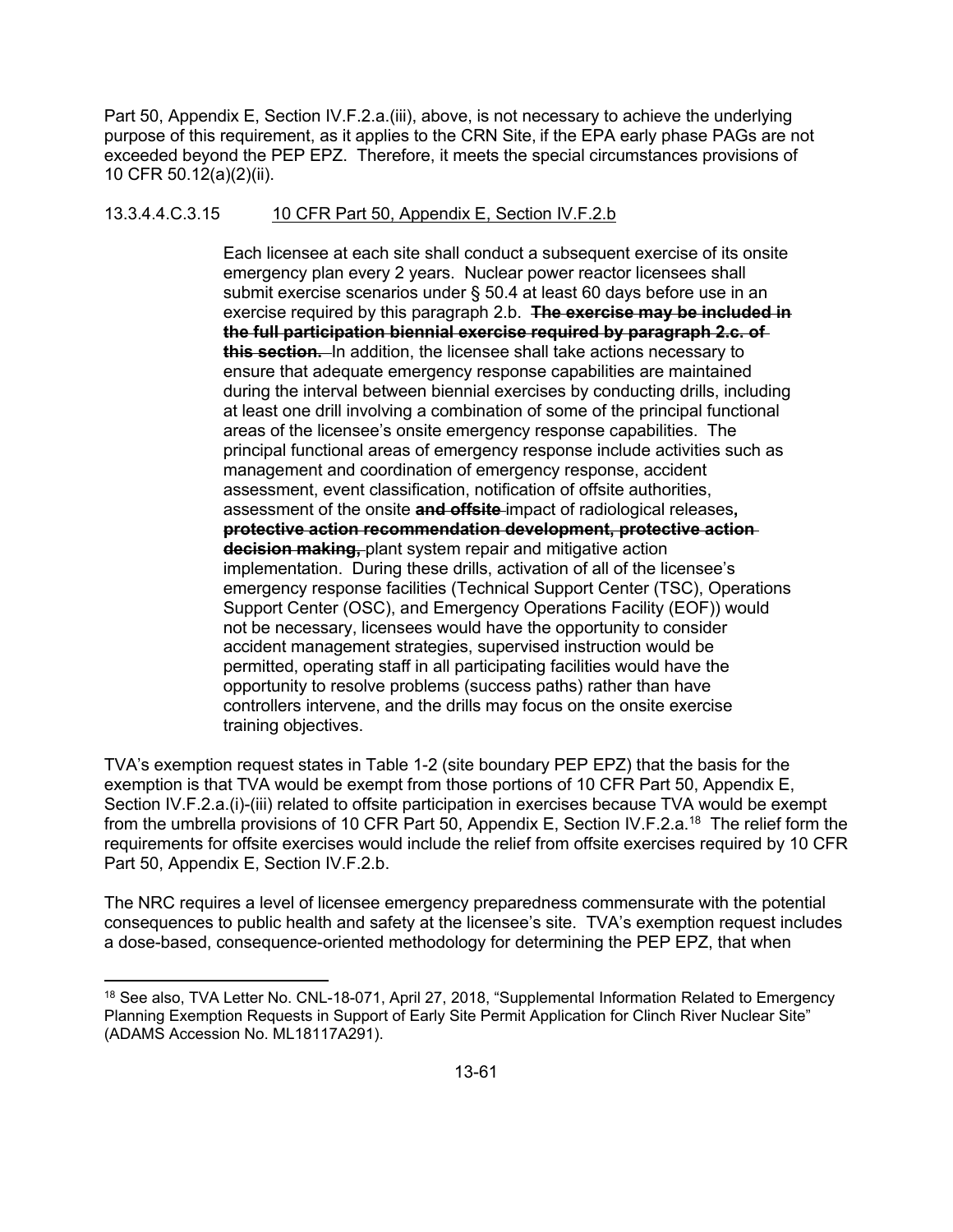Part 50, Appendix E, Section IV.F.2.a.(iii), above, is not necessary to achieve the underlying purpose of this requirement, as it applies to the CRN Site, if the EPA early phase PAGs are not exceeded beyond the PEP EPZ. Therefore, it meets the special circumstances provisions of 10 CFR 50.12(a)(2)(ii).

13.3.4.4.C.3.15 10 CFR Part 50, Appendix E, Section IV.F.2.b

> Each licensee at each site shall conduct a subsequent exercise of its onsite emergency plan every 2 years. Nuclear power reactor licensees shall submit exercise scenarios under § 50.4 at least 60 days before use in an exercise required by this paragraph 2.b. ~~**The exercise may be included in the full participation biennial exercise required by paragraph 2.c. of this section.**~~ In addition, the licensee shall take actions necessary to ensure that adequate emergency response capabilities are maintained during the interval between biennial exercises by conducting drills, including at least one drill involving a combination of some of the principal functional areas of the licensee's onsite emergency response capabilities. The principal functional areas of emergency response include activities such as management and coordination of emergency response, accident assessment, event classification, notification of offsite authorities, assessment of the onsite ~~**and offsite**~~ impact of radiological releases~~**, protective action recommendation development, protective action decision making,**~~ plant system repair and mitigative action implementation. During these drills, activation of all of the licensee's emergency response facilities (Technical Support Center (TSC), Operations Support Center (OSC), and Emergency Operations Facility (EOF)) would not be necessary, licensees would have the opportunity to consider accident management strategies, supervised instruction would be permitted, operating staff in all participating facilities would have the opportunity to resolve problems (success paths) rather than have controllers intervene, and the drills may focus on the onsite exercise training objectives.

TVA's exemption request states in Table 1-2 (site boundary PEP EPZ) that the basis for the exemption is that TVA would be exempt from those portions of 10 CFR Part 50, Appendix E, Section IV.F.2.a.(i)-(iii) related to offsite participation in exercises because TVA would be exempt from the umbrella provisions of 10 CFR Part 50, Appendix E, Section IV.F.2.a.[18] The relief form the requirements for offsite exercises would include the relief from offsite exercises required by 10 CFR Part 50, Appendix E, Section IV.F.2.b.

The NRC requires a level of licensee emergency preparedness commensurate with the potential consequences to public health and safety at the licensee's site. TVA's exemption request includes a dose-based, consequence-oriented methodology for determining the PEP EPZ, that when

[18] See also, TVA Letter No. CNL-18-071, April 27, 2018, "Supplemental Information Related to Emergency Planning Exemption Requests in Support of Early Site Permit Application for Clinch River Nuclear Site" (ADAMS Accession No. ML18117A291).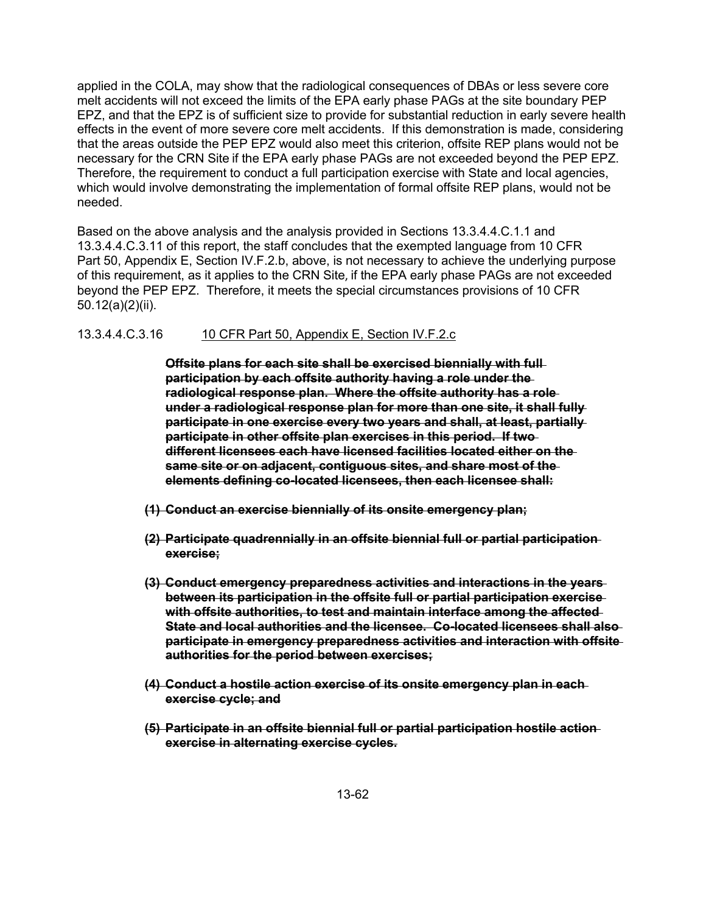applied in the COLA, may show that the radiological consequences of DBAs or less severe core melt accidents will not exceed the limits of the EPA early phase PAGs at the site boundary PEP EPZ, and that the EPZ is of sufficient size to provide for substantial reduction in early severe health effects in the event of more severe core melt accidents. If this demonstration is made, considering that the areas outside the PEP EPZ would also meet this criterion, offsite REP plans would not be necessary for the CRN Site if the EPA early phase PAGs are not exceeded beyond the PEP EPZ. Therefore, the requirement to conduct a full participation exercise with State and local agencies, which would involve demonstrating the implementation of formal offsite REP plans, would not be needed.

Based on the above analysis and the analysis provided in Sections 13.3.4.4.C.1.1 and 13.3.4.4.C.3.11 of this report, the staff concludes that the exempted language from 10 CFR Part 50, Appendix E, Section IV.F.2.b, above, is not necessary to achieve the underlying purpose of this requirement, as it applies to the CRN Site, if the EPA early phase PAGs are not exceeded beyond the PEP EPZ. Therefore, it meets the special circumstances provisions of 10 CFR 50.12(a)(2)(ii).

13.3.4.4.C.3.16 10 CFR Part 50, Appendix E, Section IV.F.2.c

~~**Offsite plans for each site shall be exercised biennially with full participation by each offsite authority having a role under the radiological response plan. Where the offsite authority has a role under a radiological response plan for more than one site, it shall fully participate in one exercise every two years and shall, at least, partially participate in other offsite plan exercises in this period. If two different licensees each have licensed facilities located either on the same site or on adjacent, contiguous sites, and share most of the elements defining co-located licensees, then each licensee shall:**~~

~~**(1) Conduct an exercise biennially of its onsite emergency plan;**~~

~~**(2) Participate quadrennially in an offsite biennial full or partial participation exercise;**~~

~~**(3) Conduct emergency preparedness activities and interactions in the years between its participation in the offsite full or partial participation exercise with offsite authorities, to test and maintain interface among the affected State and local authorities and the licensee. Co-located licensees shall also participate in emergency preparedness activities and interaction with offsite authorities for the period between exercises;**~~

~~**(4) Conduct a hostile action exercise of its onsite emergency plan in each exercise cycle; and**~~

~~**(5) Participate in an offsite biennial full or partial participation hostile action exercise in alternating exercise cycles.**~~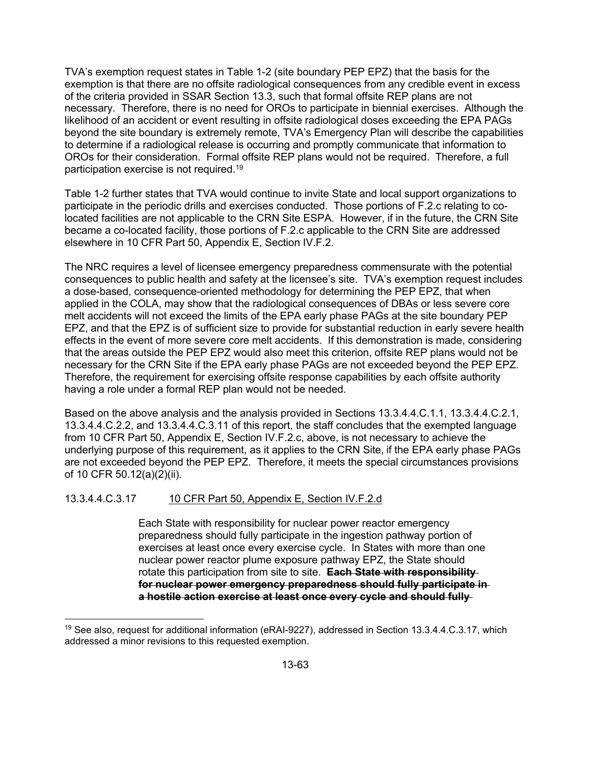TVA's exemption request states in Table 1-2 (site boundary PEP EPZ) that the basis for the exemption is that there are no offsite radiological consequences from any credible event in excess of the criteria provided in SSAR Section 13.3, such that formal offsite REP plans are not necessary. Therefore, there is no need for OROs to participate in biennial exercises. Although the likelihood of an accident or event resulting in offsite radiological doses exceeding the EPA PAGs beyond the site boundary is extremely remote, TVA's Emergency Plan will describe the capabilities to determine if a radiological release is occurring and promptly communicate that information to OROs for their consideration. Formal offsite REP plans would not be required. Therefore, a full participation exercise is not required.[19]

Table 1-2 further states that TVA would continue to invite State and local support organizations to participate in the periodic drills and exercises conducted. Those portions of F.2.c relating to co-located facilities are not applicable to the CRN Site ESPA. However, if in the future, the CRN Site became a co-located facility, those portions of F.2.c applicable to the CRN Site are addressed elsewhere in 10 CFR Part 50, Appendix E, Section IV.F.2.

The NRC requires a level of licensee emergency preparedness commensurate with the potential consequences to public health and safety at the licensee's site. TVA's exemption request includes a dose-based, consequence-oriented methodology for determining the PEP EPZ, that when applied in the COLA, may show that the radiological consequences of DBAs or less severe core melt accidents will not exceed the limits of the EPA early phase PAGs at the site boundary PEP EPZ, and that the EPZ is of sufficient size to provide for substantial reduction in early severe health effects in the event of more severe core melt accidents. If this demonstration is made, considering that the areas outside the PEP EPZ would also meet this criterion, offsite REP plans would not be necessary for the CRN Site if the EPA early phase PAGs are not exceeded beyond the PEP EPZ. Therefore, the requirement for exercising offsite response capabilities by each offsite authority having a role under a formal REP plan would not be needed.

Based on the above analysis and the analysis provided in Sections 13.3.4.4.C.1.1, 13.3.4.4.C.2.1, 13.3.4.4.C.2.2, and 13.3.4.4.C.3.11 of this report, the staff concludes that the exempted language from 10 CFR Part 50, Appendix E, Section IV.F.2.c, above, is not necessary to achieve the underlying purpose of this requirement, as it applies to the CRN Site, if the EPA early phase PAGs are not exceeded beyond the PEP EPZ. Therefore, it meets the special circumstances provisions of 10 CFR 50.12(a)(2)(ii).

13.3.4.4.C.3.17 10 CFR Part 50, Appendix E, Section IV.F.2.d

> Each State with responsibility for nuclear power reactor emergency preparedness should fully participate in the ingestion pathway portion of exercises at least once every exercise cycle. In States with more than one nuclear power reactor plume exposure pathway EPZ, the State should rotate this participation from site to site. ~~**Each State with responsibility for nuclear power emergency preparedness should fully participate in a hostile action exercise at least once every cycle and should fully**~~

[19] See also, request for additional information (eRAI-9227), addressed in Section 13.3.4.4.C.3.17, which addressed a minor revisions to this requested exemption.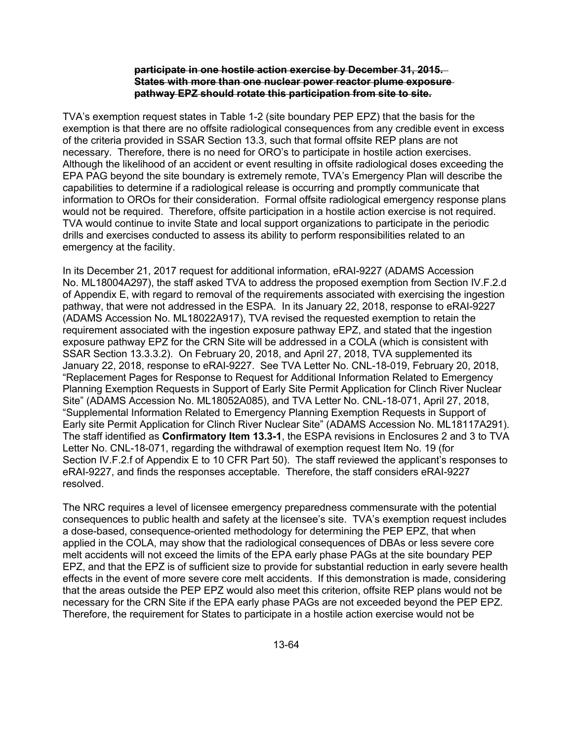> ~~**participate in one hostile action exercise by December 31, 2015. States with more than one nuclear power reactor plume exposure pathway EPZ should rotate this participation from site to site.**~~

TVA's exemption request states in Table 1-2 (site boundary PEP EPZ) that the basis for the exemption is that there are no offsite radiological consequences from any credible event in excess of the criteria provided in SSAR Section 13.3, such that formal offsite REP plans are not necessary. Therefore, there is no need for ORO's to participate in hostile action exercises. Although the likelihood of an accident or event resulting in offsite radiological doses exceeding the EPA PAG beyond the site boundary is extremely remote, TVA's Emergency Plan will describe the capabilities to determine if a radiological release is occurring and promptly communicate that information to OROs for their consideration. Formal offsite radiological emergency response plans would not be required. Therefore, offsite participation in a hostile action exercise is not required. TVA would continue to invite State and local support organizations to participate in the periodic drills and exercises conducted to assess its ability to perform responsibilities related to an emergency at the facility.

In its December 21, 2017 request for additional information, eRAI-9227 (ADAMS Accession No. ML18004A297), the staff asked TVA to address the proposed exemption from Section IV.F.2.d of Appendix E, with regard to removal of the requirements associated with exercising the ingestion pathway, that were not addressed in the ESPA. In its January 22, 2018, response to eRAI-9227 (ADAMS Accession No. ML18022A917), TVA revised the requested exemption to retain the requirement associated with the ingestion exposure pathway EPZ, and stated that the ingestion exposure pathway EPZ for the CRN Site will be addressed in a COLA (which is consistent with SSAR Section 13.3.3.2). On February 20, 2018, and April 27, 2018, TVA supplemented its January 22, 2018, response to eRAI-9227. See TVA Letter No. CNL-18-019, February 20, 2018, "Replacement Pages for Response to Request for Additional Information Related to Emergency Planning Exemption Requests in Support of Early Site Permit Application for Clinch River Nuclear Site" (ADAMS Accession No. ML18052A085), and TVA Letter No. CNL-18-071, April 27, 2018, "Supplemental Information Related to Emergency Planning Exemption Requests in Support of Early site Permit Application for Clinch River Nuclear Site" (ADAMS Accession No. ML18117A291). The staff identified as **Confirmatory Item 13.3-1**, the ESPA revisions in Enclosures 2 and 3 to TVA Letter No. CNL-18-071, regarding the withdrawal of exemption request Item No. 19 (for Section IV.F.2.f of Appendix E to 10 CFR Part 50). The staff reviewed the applicant's responses to eRAI-9227, and finds the responses acceptable. Therefore, the staff considers eRAI-9227 resolved.

The NRC requires a level of licensee emergency preparedness commensurate with the potential consequences to public health and safety at the licensee's site. TVA's exemption request includes a dose-based, consequence-oriented methodology for determining the PEP EPZ, that when applied in the COLA, may show that the radiological consequences of DBAs or less severe core melt accidents will not exceed the limits of the EPA early phase PAGs at the site boundary PEP EPZ, and that the EPZ is of sufficient size to provide for substantial reduction in early severe health effects in the event of more severe core melt accidents. If this demonstration is made, considering that the areas outside the PEP EPZ would also meet this criterion, offsite REP plans would not be necessary for the CRN Site if the EPA early phase PAGs are not exceeded beyond the PEP EPZ. Therefore, the requirement for States to participate in a hostile action exercise would not be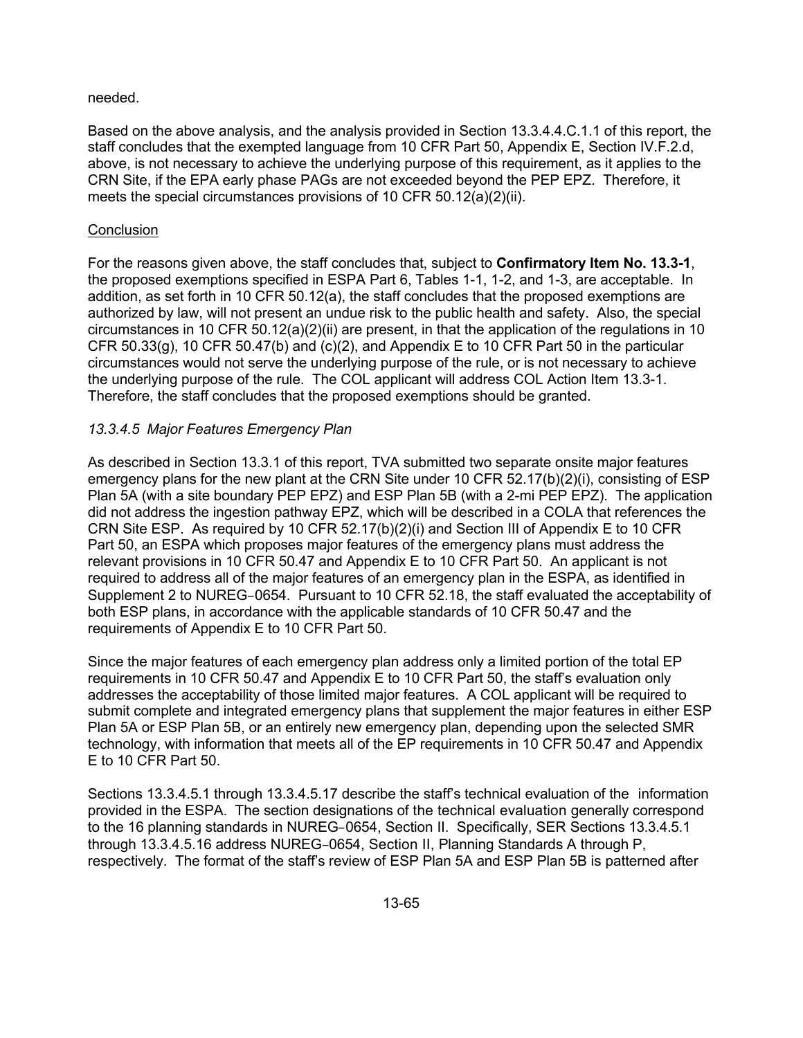needed.

Based on the above analysis, and the analysis provided in Section 13.3.4.4.C.1.1 of this report, the staff concludes that the exempted language from 10 CFR Part 50, Appendix E, Section IV.F.2.d, above, is not necessary to achieve the underlying purpose of this requirement, as it applies to the CRN Site, if the EPA early phase PAGs are not exceeded beyond the PEP EPZ. Therefore, it meets the special circumstances provisions of 10 CFR 50.12(a)(2)(ii).

Conclusion

For the reasons given above, the staff concludes that, subject to **Confirmatory Item No. 13.3-1**, the proposed exemptions specified in ESPA Part 6, Tables 1-1, 1-2, and 1-3, are acceptable. In addition, as set forth in 10 CFR 50.12(a), the staff concludes that the proposed exemptions are authorized by law, will not present an undue risk to the public health and safety. Also, the special circumstances in 10 CFR 50.12(a)(2)(ii) are present, in that the application of the regulations in 10 CFR 50.33(g), 10 CFR 50.47(b) and (c)(2), and Appendix E to 10 CFR Part 50 in the particular circumstances would not serve the underlying purpose of the rule, or is not necessary to achieve the underlying purpose of the rule. The COL applicant will address COL Action Item 13.3-1. Therefore, the staff concludes that the proposed exemptions should be granted.

*13.3.4.5 Major Features Emergency Plan*

As described in Section 13.3.1 of this report, TVA submitted two separate onsite major features emergency plans for the new plant at the CRN Site under 10 CFR 52.17(b)(2)(i), consisting of ESP Plan 5A (with a site boundary PEP EPZ) and ESP Plan 5B (with a 2-mi PEP EPZ). The application did not address the ingestion pathway EPZ, which will be described in a COLA that references the CRN Site ESP. As required by 10 CFR 52.17(b)(2)(i) and Section III of Appendix E to 10 CFR Part 50, an ESPA which proposes major features of the emergency plans must address the relevant provisions in 10 CFR 50.47 and Appendix E to 10 CFR Part 50. An applicant is not required to address all of the major features of an emergency plan in the ESPA, as identified in Supplement 2 to NUREG‑0654. Pursuant to 10 CFR 52.18, the staff evaluated the acceptability of both ESP plans, in accordance with the applicable standards of 10 CFR 50.47 and the requirements of Appendix E to 10 CFR Part 50.

Since the major features of each emergency plan address only a limited portion of the total EP requirements in 10 CFR 50.47 and Appendix E to 10 CFR Part 50, the staff's evaluation only addresses the acceptability of those limited major features. A COL applicant will be required to submit complete and integrated emergency plans that supplement the major features in either ESP Plan 5A or ESP Plan 5B, or an entirely new emergency plan, depending upon the selected SMR technology, with information that meets all of the EP requirements in 10 CFR 50.47 and Appendix E to 10 CFR Part 50.

Sections 13.3.4.5.1 through 13.3.4.5.17 describe the staff's technical evaluation of the information provided in the ESPA. The section designations of the technical evaluation generally correspond to the 16 planning standards in NUREG‑0654, Section II. Specifically, SER Sections 13.3.4.5.1 through 13.3.4.5.16 address NUREG‑0654, Section II, Planning Standards A through P, respectively. The format of the staff's review of ESP Plan 5A and ESP Plan 5B is patterned after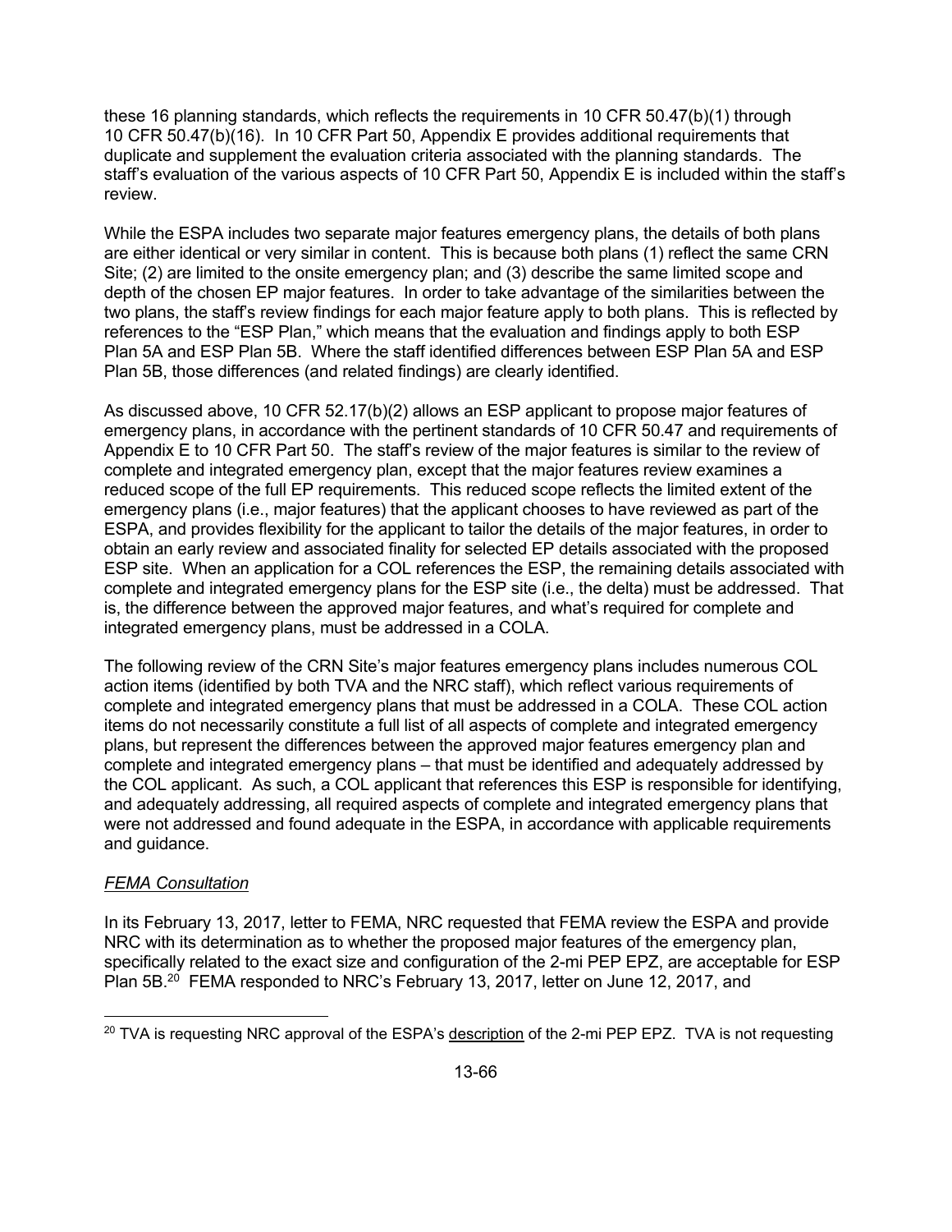these 16 planning standards, which reflects the requirements in 10 CFR 50.47(b)(1) through 10 CFR 50.47(b)(16). In 10 CFR Part 50, Appendix E provides additional requirements that duplicate and supplement the evaluation criteria associated with the planning standards. The staff's evaluation of the various aspects of 10 CFR Part 50, Appendix E is included within the staff's review.

While the ESPA includes two separate major features emergency plans, the details of both plans are either identical or very similar in content. This is because both plans (1) reflect the same CRN Site; (2) are limited to the onsite emergency plan; and (3) describe the same limited scope and depth of the chosen EP major features. In order to take advantage of the similarities between the two plans, the staff's review findings for each major feature apply to both plans. This is reflected by references to the "ESP Plan," which means that the evaluation and findings apply to both ESP Plan 5A and ESP Plan 5B. Where the staff identified differences between ESP Plan 5A and ESP Plan 5B, those differences (and related findings) are clearly identified.

As discussed above, 10 CFR 52.17(b)(2) allows an ESP applicant to propose major features of emergency plans, in accordance with the pertinent standards of 10 CFR 50.47 and requirements of Appendix E to 10 CFR Part 50. The staff's review of the major features is similar to the review of complete and integrated emergency plan, except that the major features review examines a reduced scope of the full EP requirements. This reduced scope reflects the limited extent of the emergency plans (i.e., major features) that the applicant chooses to have reviewed as part of the ESPA, and provides flexibility for the applicant to tailor the details of the major features, in order to obtain an early review and associated finality for selected EP details associated with the proposed ESP site. When an application for a COL references the ESP, the remaining details associated with complete and integrated emergency plans for the ESP site (i.e., the delta) must be addressed. That is, the difference between the approved major features, and what's required for complete and integrated emergency plans, must be addressed in a COLA.

The following review of the CRN Site's major features emergency plans includes numerous COL action items (identified by both TVA and the NRC staff), which reflect various requirements of complete and integrated emergency plans that must be addressed in a COLA. These COL action items do not necessarily constitute a full list of all aspects of complete and integrated emergency plans, but represent the differences between the approved major features emergency plan and complete and integrated emergency plans – that must be identified and adequately addressed by the COL applicant. As such, a COL applicant that references this ESP is responsible for identifying, and adequately addressing, all required aspects of complete and integrated emergency plans that were not addressed and found adequate in the ESPA, in accordance with applicable requirements and guidance.

*FEMA Consultation*

In its February 13, 2017, letter to FEMA, NRC requested that FEMA review the ESPA and provide NRC with its determination as to whether the proposed major features of the emergency plan, specifically related to the exact size and configuration of the 2-mi PEP EPZ, are acceptable for ESP Plan 5B.[20] FEMA responded to NRC's February 13, 2017, letter on June 12, 2017, and

[20] TVA is requesting NRC approval of the ESPA's <u>description</u> of the 2-mi PEP EPZ. TVA is not requesting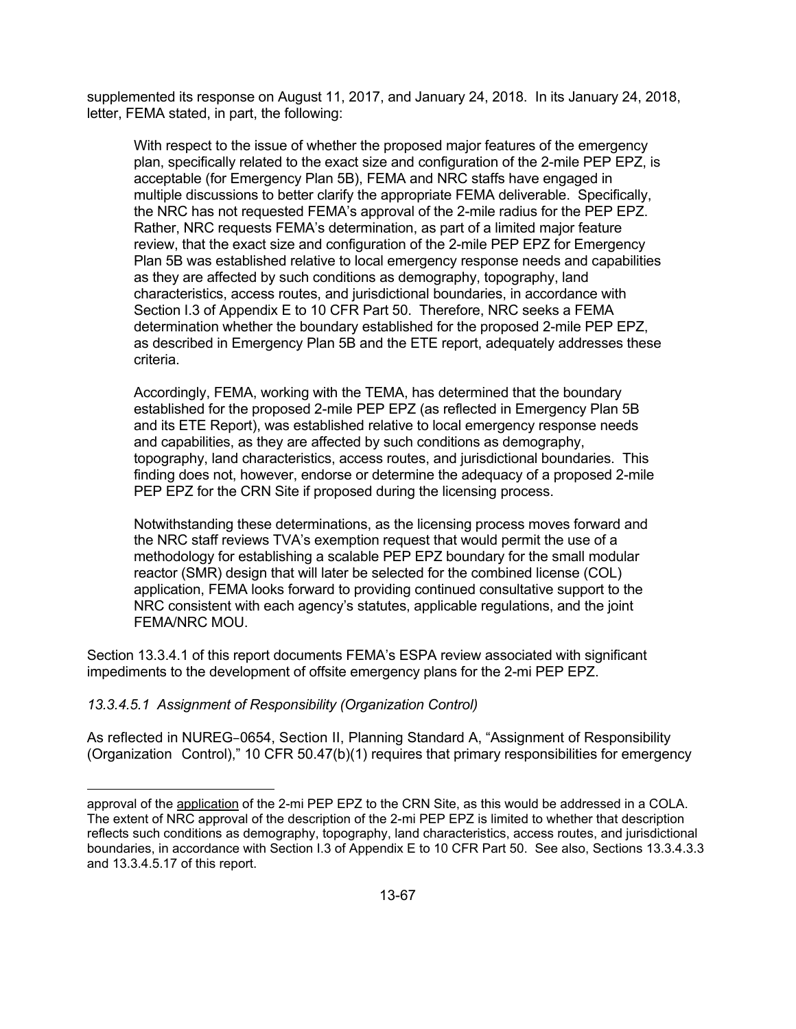supplemented its response on August 11, 2017, and January 24, 2018. In its January 24, 2018, letter, FEMA stated, in part, the following:

> With respect to the issue of whether the proposed major features of the emergency plan, specifically related to the exact size and configuration of the 2-mile PEP EPZ, is acceptable (for Emergency Plan 5B), FEMA and NRC staffs have engaged in multiple discussions to better clarify the appropriate FEMA deliverable. Specifically, the NRC has not requested FEMA's approval of the 2-mile radius for the PEP EPZ. Rather, NRC requests FEMA's determination, as part of a limited major feature review, that the exact size and configuration of the 2-mile PEP EPZ for Emergency Plan 5B was established relative to local emergency response needs and capabilities as they are affected by such conditions as demography, topography, land characteristics, access routes, and jurisdictional boundaries, in accordance with Section I.3 of Appendix E to 10 CFR Part 50. Therefore, NRC seeks a FEMA determination whether the boundary established for the proposed 2-mile PEP EPZ, as described in Emergency Plan 5B and the ETE report, adequately addresses these criteria.
>
> Accordingly, FEMA, working with the TEMA, has determined that the boundary established for the proposed 2-mile PEP EPZ (as reflected in Emergency Plan 5B and its ETE Report), was established relative to local emergency response needs and capabilities, as they are affected by such conditions as demography, topography, land characteristics, access routes, and jurisdictional boundaries. This finding does not, however, endorse or determine the adequacy of a proposed 2-mile PEP EPZ for the CRN Site if proposed during the licensing process.
>
> Notwithstanding these determinations, as the licensing process moves forward and the NRC staff reviews TVA's exemption request that would permit the use of a methodology for establishing a scalable PEP EPZ boundary for the small modular reactor (SMR) design that will later be selected for the combined license (COL) application, FEMA looks forward to providing continued consultative support to the NRC consistent with each agency's statutes, applicable regulations, and the joint FEMA/NRC MOU.

Section 13.3.4.1 of this report documents FEMA's ESPA review associated with significant impediments to the development of offsite emergency plans for the 2-mi PEP EPZ.

*13.3.4.5.1 Assignment of Responsibility (Organization Control)*

As reflected in NUREG-0654, Section II, Planning Standard A, "Assignment of Responsibility (Organization Control)," 10 CFR 50.47(b)(1) requires that primary responsibilities for emergency

---

approval of the application of the 2-mi PEP EPZ to the CRN Site, as this would be addressed in a COLA. The extent of NRC approval of the description of the 2-mi PEP EPZ is limited to whether that description reflects such conditions as demography, topography, land characteristics, access routes, and jurisdictional boundaries, in accordance with Section I.3 of Appendix E to 10 CFR Part 50. See also, Sections 13.3.4.3.3 and 13.3.4.5.17 of this report.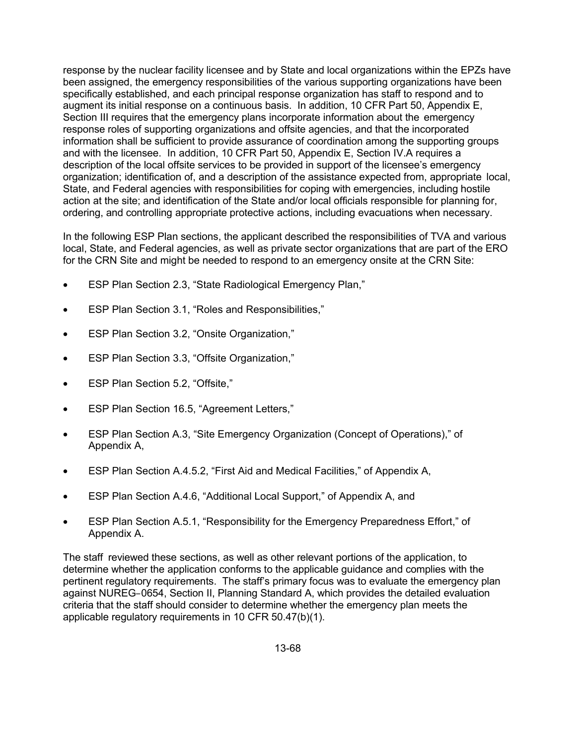response by the nuclear facility licensee and by State and local organizations within the EPZs have been assigned, the emergency responsibilities of the various supporting organizations have been specifically established, and each principal response organization has staff to respond and to augment its initial response on a continuous basis. In addition, 10 CFR Part 50, Appendix E, Section III requires that the emergency plans incorporate information about the emergency response roles of supporting organizations and offsite agencies, and that the incorporated information shall be sufficient to provide assurance of coordination among the supporting groups and with the licensee. In addition, 10 CFR Part 50, Appendix E, Section IV.A requires a description of the local offsite services to be provided in support of the licensee's emergency organization; identification of, and a description of the assistance expected from, appropriate local, State, and Federal agencies with responsibilities for coping with emergencies, including hostile action at the site; and identification of the State and/or local officials responsible for planning for, ordering, and controlling appropriate protective actions, including evacuations when necessary.

In the following ESP Plan sections, the applicant described the responsibilities of TVA and various local, State, and Federal agencies, as well as private sector organizations that are part of the ERO for the CRN Site and might be needed to respond to an emergency onsite at the CRN Site:

- ESP Plan Section 2.3, "State Radiological Emergency Plan,"
- ESP Plan Section 3.1, "Roles and Responsibilities,"
- ESP Plan Section 3.2, "Onsite Organization,"
- ESP Plan Section 3.3, "Offsite Organization,"
- ESP Plan Section 5.2, "Offsite,"
- ESP Plan Section 16.5, "Agreement Letters,"
- ESP Plan Section A.3, "Site Emergency Organization (Concept of Operations)," of Appendix A,
- ESP Plan Section A.4.5.2, "First Aid and Medical Facilities," of Appendix A,
- ESP Plan Section A.4.6, "Additional Local Support," of Appendix A, and
- ESP Plan Section A.5.1, "Responsibility for the Emergency Preparedness Effort," of Appendix A.

The staff reviewed these sections, as well as other relevant portions of the application, to determine whether the application conforms to the applicable guidance and complies with the pertinent regulatory requirements. The staff's primary focus was to evaluate the emergency plan against NUREG-0654, Section II, Planning Standard A, which provides the detailed evaluation criteria that the staff should consider to determine whether the emergency plan meets the applicable regulatory requirements in 10 CFR 50.47(b)(1).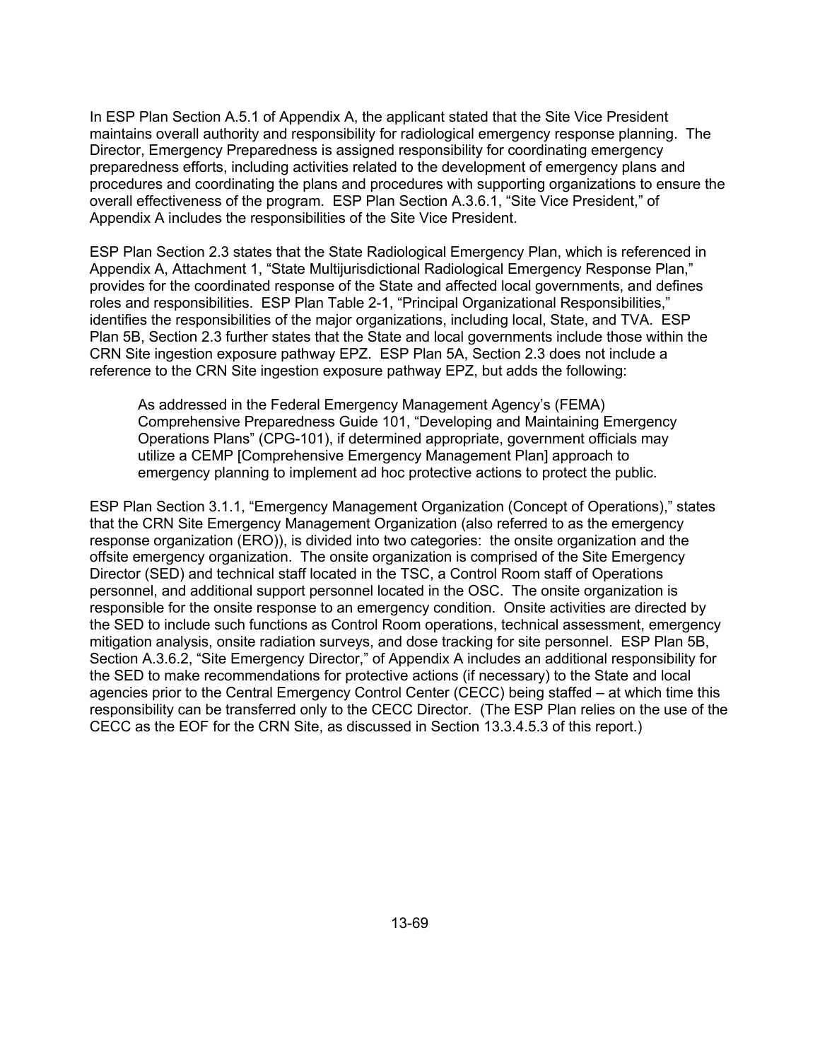In ESP Plan Section A.5.1 of Appendix A, the applicant stated that the Site Vice President maintains overall authority and responsibility for radiological emergency response planning. The Director, Emergency Preparedness is assigned responsibility for coordinating emergency preparedness efforts, including activities related to the development of emergency plans and procedures and coordinating the plans and procedures with supporting organizations to ensure the overall effectiveness of the program. ESP Plan Section A.3.6.1, "Site Vice President," of Appendix A includes the responsibilities of the Site Vice President.

ESP Plan Section 2.3 states that the State Radiological Emergency Plan, which is referenced in Appendix A, Attachment 1, "State Multijurisdictional Radiological Emergency Response Plan," provides for the coordinated response of the State and affected local governments, and defines roles and responsibilities. ESP Plan Table 2-1, "Principal Organizational Responsibilities," identifies the responsibilities of the major organizations, including local, State, and TVA. ESP Plan 5B, Section 2.3 further states that the State and local governments include those within the CRN Site ingestion exposure pathway EPZ. ESP Plan 5A, Section 2.3 does not include a reference to the CRN Site ingestion exposure pathway EPZ, but adds the following:

> As addressed in the Federal Emergency Management Agency's (FEMA) Comprehensive Preparedness Guide 101, "Developing and Maintaining Emergency Operations Plans" (CPG-101), if determined appropriate, government officials may utilize a CEMP [Comprehensive Emergency Management Plan] approach to emergency planning to implement ad hoc protective actions to protect the public.

ESP Plan Section 3.1.1, "Emergency Management Organization (Concept of Operations)," states that the CRN Site Emergency Management Organization (also referred to as the emergency response organization (ERO)), is divided into two categories: the onsite organization and the offsite emergency organization. The onsite organization is comprised of the Site Emergency Director (SED) and technical staff located in the TSC, a Control Room staff of Operations personnel, and additional support personnel located in the OSC. The onsite organization is responsible for the onsite response to an emergency condition. Onsite activities are directed by the SED to include such functions as Control Room operations, technical assessment, emergency mitigation analysis, onsite radiation surveys, and dose tracking for site personnel. ESP Plan 5B, Section A.3.6.2, "Site Emergency Director," of Appendix A includes an additional responsibility for the SED to make recommendations for protective actions (if necessary) to the State and local agencies prior to the Central Emergency Control Center (CECC) being staffed – at which time this responsibility can be transferred only to the CECC Director. (The ESP Plan relies on the use of the CECC as the EOF for the CRN Site, as discussed in Section 13.3.4.5.3 of this report.)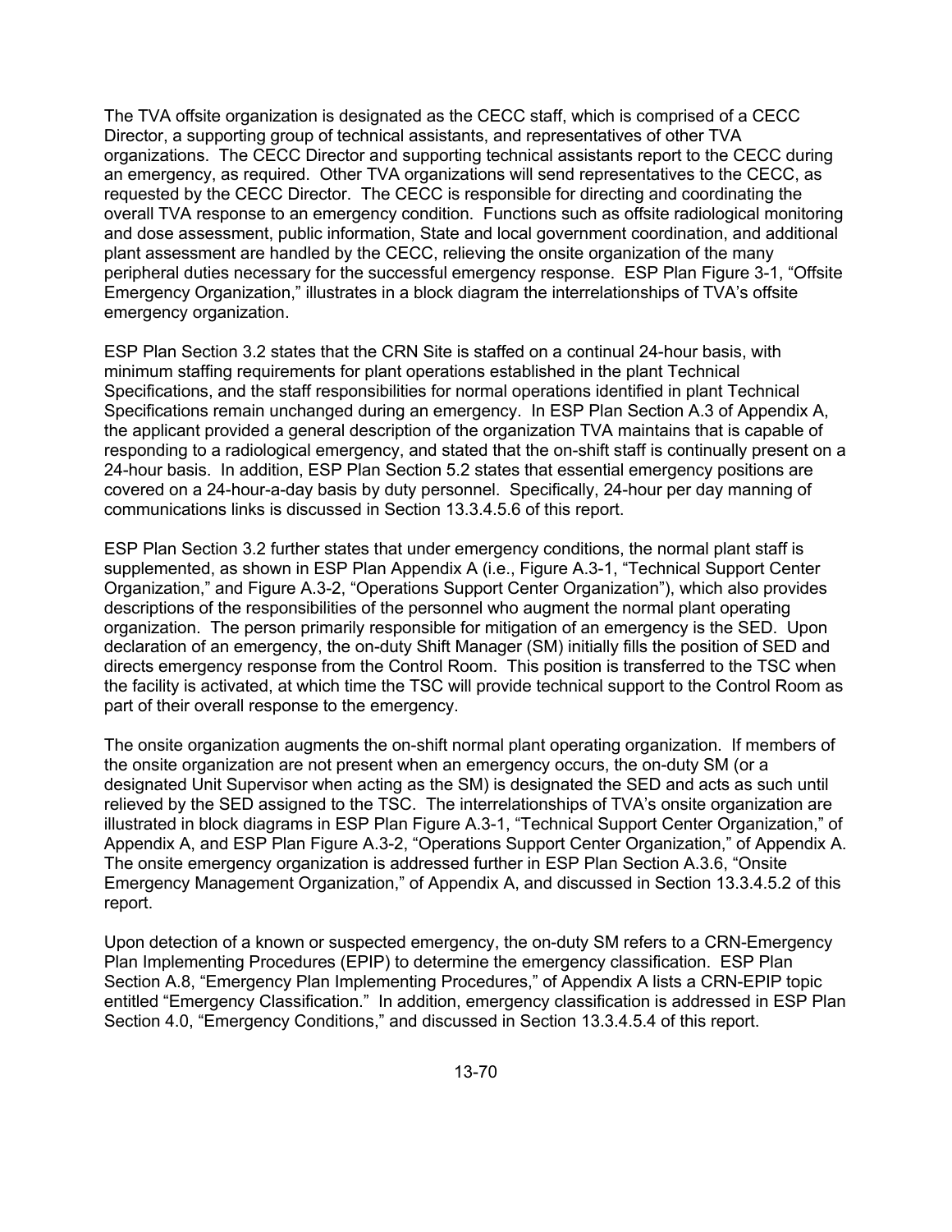The TVA offsite organization is designated as the CECC staff, which is comprised of a CECC Director, a supporting group of technical assistants, and representatives of other TVA organizations. The CECC Director and supporting technical assistants report to the CECC during an emergency, as required. Other TVA organizations will send representatives to the CECC, as requested by the CECC Director. The CECC is responsible for directing and coordinating the overall TVA response to an emergency condition. Functions such as offsite radiological monitoring and dose assessment, public information, State and local government coordination, and additional plant assessment are handled by the CECC, relieving the onsite organization of the many peripheral duties necessary for the successful emergency response. ESP Plan Figure 3-1, "Offsite Emergency Organization," illustrates in a block diagram the interrelationships of TVA's offsite emergency organization.

ESP Plan Section 3.2 states that the CRN Site is staffed on a continual 24-hour basis, with minimum staffing requirements for plant operations established in the plant Technical Specifications, and the staff responsibilities for normal operations identified in plant Technical Specifications remain unchanged during an emergency. In ESP Plan Section A.3 of Appendix A, the applicant provided a general description of the organization TVA maintains that is capable of responding to a radiological emergency, and stated that the on-shift staff is continually present on a 24-hour basis. In addition, ESP Plan Section 5.2 states that essential emergency positions are covered on a 24-hour-a-day basis by duty personnel. Specifically, 24-hour per day manning of communications links is discussed in Section 13.3.4.5.6 of this report.

ESP Plan Section 3.2 further states that under emergency conditions, the normal plant staff is supplemented, as shown in ESP Plan Appendix A (i.e., Figure A.3-1, "Technical Support Center Organization," and Figure A.3-2, "Operations Support Center Organization"), which also provides descriptions of the responsibilities of the personnel who augment the normal plant operating organization. The person primarily responsible for mitigation of an emergency is the SED. Upon declaration of an emergency, the on-duty Shift Manager (SM) initially fills the position of SED and directs emergency response from the Control Room. This position is transferred to the TSC when the facility is activated, at which time the TSC will provide technical support to the Control Room as part of their overall response to the emergency.

The onsite organization augments the on-shift normal plant operating organization. If members of the onsite organization are not present when an emergency occurs, the on-duty SM (or a designated Unit Supervisor when acting as the SM) is designated the SED and acts as such until relieved by the SED assigned to the TSC. The interrelationships of TVA's onsite organization are illustrated in block diagrams in ESP Plan Figure A.3-1, "Technical Support Center Organization," of Appendix A, and ESP Plan Figure A.3-2, "Operations Support Center Organization," of Appendix A. The onsite emergency organization is addressed further in ESP Plan Section A.3.6, "Onsite Emergency Management Organization," of Appendix A, and discussed in Section 13.3.4.5.2 of this report.

Upon detection of a known or suspected emergency, the on-duty SM refers to a CRN-Emergency Plan Implementing Procedures (EPIP) to determine the emergency classification. ESP Plan Section A.8, "Emergency Plan Implementing Procedures," of Appendix A lists a CRN-EPIP topic entitled "Emergency Classification." In addition, emergency classification is addressed in ESP Plan Section 4.0, "Emergency Conditions," and discussed in Section 13.3.4.5.4 of this report.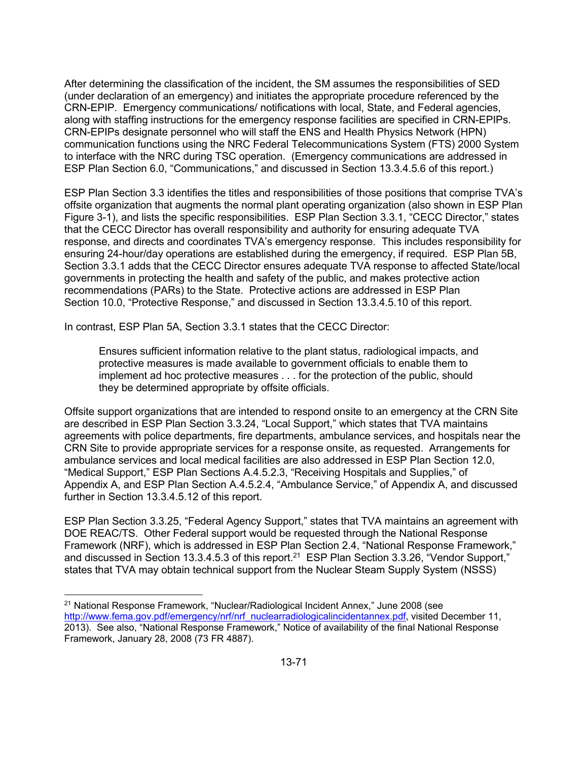After determining the classification of the incident, the SM assumes the responsibilities of SED (under declaration of an emergency) and initiates the appropriate procedure referenced by the CRN-EPIP. Emergency communications/ notifications with local, State, and Federal agencies, along with staffing instructions for the emergency response facilities are specified in CRN-EPIPs. CRN-EPIPs designate personnel who will staff the ENS and Health Physics Network (HPN) communication functions using the NRC Federal Telecommunications System (FTS) 2000 System to interface with the NRC during TSC operation. (Emergency communications are addressed in ESP Plan Section 6.0, "Communications," and discussed in Section 13.3.4.5.6 of this report.)

ESP Plan Section 3.3 identifies the titles and responsibilities of those positions that comprise TVA's offsite organization that augments the normal plant operating organization (also shown in ESP Plan Figure 3-1), and lists the specific responsibilities. ESP Plan Section 3.3.1, "CECC Director," states that the CECC Director has overall responsibility and authority for ensuring adequate TVA response, and directs and coordinates TVA's emergency response. This includes responsibility for ensuring 24-hour/day operations are established during the emergency, if required. ESP Plan 5B, Section 3.3.1 adds that the CECC Director ensures adequate TVA response to affected State/local governments in protecting the health and safety of the public, and makes protective action recommendations (PARs) to the State. Protective actions are addressed in ESP Plan Section 10.0, "Protective Response," and discussed in Section 13.3.4.5.10 of this report.

In contrast, ESP Plan 5A, Section 3.3.1 states that the CECC Director:

> Ensures sufficient information relative to the plant status, radiological impacts, and protective measures is made available to government officials to enable them to implement ad hoc protective measures . . . for the protection of the public, should they be determined appropriate by offsite officials.

Offsite support organizations that are intended to respond onsite to an emergency at the CRN Site are described in ESP Plan Section 3.3.24, "Local Support," which states that TVA maintains agreements with police departments, fire departments, ambulance services, and hospitals near the CRN Site to provide appropriate services for a response onsite, as requested. Arrangements for ambulance services and local medical facilities are also addressed in ESP Plan Section 12.0, "Medical Support," ESP Plan Sections A.4.5.2.3, "Receiving Hospitals and Supplies," of Appendix A, and ESP Plan Section A.4.5.2.4, "Ambulance Service," of Appendix A, and discussed further in Section 13.3.4.5.12 of this report.

ESP Plan Section 3.3.25, "Federal Agency Support," states that TVA maintains an agreement with DOE REAC/TS. Other Federal support would be requested through the National Response Framework (NRF), which is addressed in ESP Plan Section 2.4, "National Response Framework," and discussed in Section 13.3.4.5.3 of this report.[21] ESP Plan Section 3.3.26, "Vendor Support," states that TVA may obtain technical support from the Nuclear Steam Supply System (NSSS)

---

[21] National Response Framework, "Nuclear/Radiological Incident Annex," June 2008 (see http://www.fema.gov.pdf/emergency/nrf/nrf_nuclearradiologicalincidentannex.pdf, visited December 11, 2013). See also, "National Response Framework," Notice of availability of the final National Response Framework, January 28, 2008 (73 FR 4887).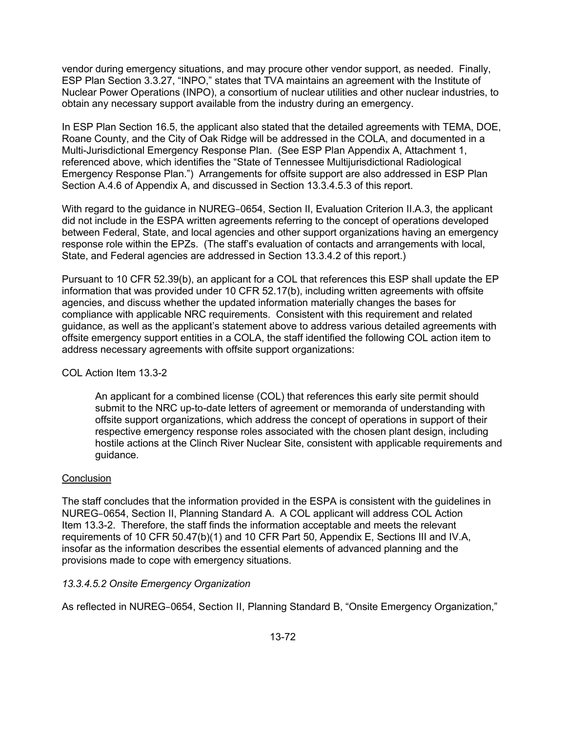vendor during emergency situations, and may procure other vendor support, as needed. Finally, ESP Plan Section 3.3.27, "INPO," states that TVA maintains an agreement with the Institute of Nuclear Power Operations (INPO), a consortium of nuclear utilities and other nuclear industries, to obtain any necessary support available from the industry during an emergency.

In ESP Plan Section 16.5, the applicant also stated that the detailed agreements with TEMA, DOE, Roane County, and the City of Oak Ridge will be addressed in the COLA, and documented in a Multi-Jurisdictional Emergency Response Plan. (See ESP Plan Appendix A, Attachment 1, referenced above, which identifies the "State of Tennessee Multijurisdictional Radiological Emergency Response Plan.") Arrangements for offsite support are also addressed in ESP Plan Section A.4.6 of Appendix A, and discussed in Section 13.3.4.5.3 of this report.

With regard to the guidance in NUREG-0654, Section II, Evaluation Criterion II.A.3, the applicant did not include in the ESPA written agreements referring to the concept of operations developed between Federal, State, and local agencies and other support organizations having an emergency response role within the EPZs. (The staff's evaluation of contacts and arrangements with local, State, and Federal agencies are addressed in Section 13.3.4.2 of this report.)

Pursuant to 10 CFR 52.39(b), an applicant for a COL that references this ESP shall update the EP information that was provided under 10 CFR 52.17(b), including written agreements with offsite agencies, and discuss whether the updated information materially changes the bases for compliance with applicable NRC requirements. Consistent with this requirement and related guidance, as well as the applicant's statement above to address various detailed agreements with offsite emergency support entities in a COLA, the staff identified the following COL action item to address necessary agreements with offsite support organizations:

COL Action Item 13.3-2

> An applicant for a combined license (COL) that references this early site permit should submit to the NRC up-to-date letters of agreement or memoranda of understanding with offsite support organizations, which address the concept of operations in support of their respective emergency response roles associated with the chosen plant design, including hostile actions at the Clinch River Nuclear Site, consistent with applicable requirements and guidance.

Conclusion

The staff concludes that the information provided in the ESPA is consistent with the guidelines in NUREG-0654, Section II, Planning Standard A. A COL applicant will address COL Action Item 13.3-2. Therefore, the staff finds the information acceptable and meets the relevant requirements of 10 CFR 50.47(b)(1) and 10 CFR Part 50, Appendix E, Sections III and IV.A, insofar as the information describes the essential elements of advanced planning and the provisions made to cope with emergency situations.

*13.3.4.5.2 Onsite Emergency Organization*

As reflected in NUREG-0654, Section II, Planning Standard B, "Onsite Emergency Organization,"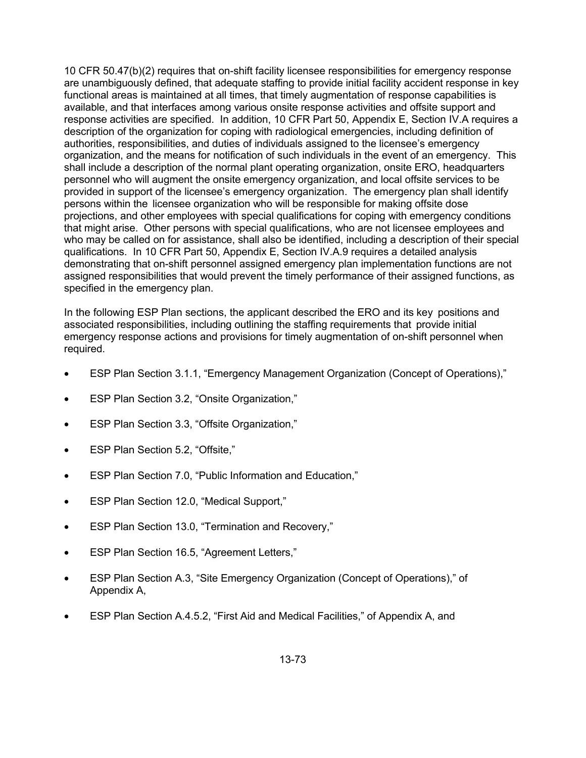10 CFR 50.47(b)(2) requires that on-shift facility licensee responsibilities for emergency response are unambiguously defined, that adequate staffing to provide initial facility accident response in key functional areas is maintained at all times, that timely augmentation of response capabilities is available, and that interfaces among various onsite response activities and offsite support and response activities are specified. In addition, 10 CFR Part 50, Appendix E, Section IV.A requires a description of the organization for coping with radiological emergencies, including definition of authorities, responsibilities, and duties of individuals assigned to the licensee's emergency organization, and the means for notification of such individuals in the event of an emergency. This shall include a description of the normal plant operating organization, onsite ERO, headquarters personnel who will augment the onsite emergency organization, and local offsite services to be provided in support of the licensee's emergency organization. The emergency plan shall identify persons within the licensee organization who will be responsible for making offsite dose projections, and other employees with special qualifications for coping with emergency conditions that might arise. Other persons with special qualifications, who are not licensee employees and who may be called on for assistance, shall also be identified, including a description of their special qualifications. In 10 CFR Part 50, Appendix E, Section IV.A.9 requires a detailed analysis demonstrating that on-shift personnel assigned emergency plan implementation functions are not assigned responsibilities that would prevent the timely performance of their assigned functions, as specified in the emergency plan.

In the following ESP Plan sections, the applicant described the ERO and its key positions and associated responsibilities, including outlining the staffing requirements that provide initial emergency response actions and provisions for timely augmentation of on-shift personnel when required.

- ESP Plan Section 3.1.1, "Emergency Management Organization (Concept of Operations),"
- ESP Plan Section 3.2, "Onsite Organization,"
- ESP Plan Section 3.3, "Offsite Organization,"
- ESP Plan Section 5.2, "Offsite,"
- ESP Plan Section 7.0, "Public Information and Education,"
- ESP Plan Section 12.0, "Medical Support,"
- ESP Plan Section 13.0, "Termination and Recovery,"
- ESP Plan Section 16.5, "Agreement Letters,"
- ESP Plan Section A.3, "Site Emergency Organization (Concept of Operations)," of Appendix A,
- ESP Plan Section A.4.5.2, "First Aid and Medical Facilities," of Appendix A, and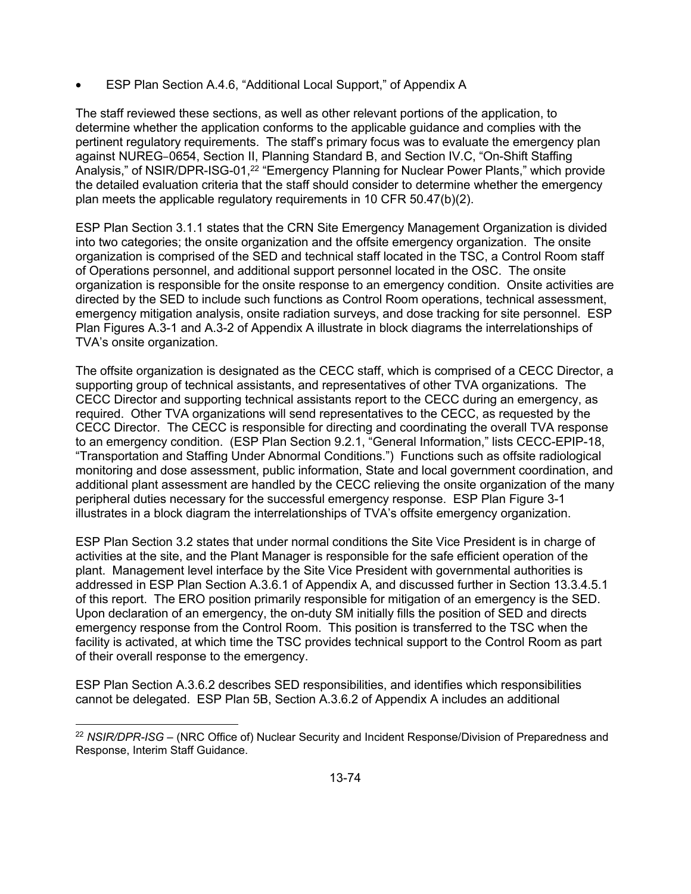- ESP Plan Section A.4.6, “Additional Local Support,” of Appendix A

The staff reviewed these sections, as well as other relevant portions of the application, to determine whether the application conforms to the applicable guidance and complies with the pertinent regulatory requirements. The staff’s primary focus was to evaluate the emergency plan against NUREG‑0654, Section II, Planning Standard B, and Section IV.C, “On-Shift Staffing Analysis,” of NSIR/DPR-ISG-01,[22] “Emergency Planning for Nuclear Power Plants,” which provide the detailed evaluation criteria that the staff should consider to determine whether the emergency plan meets the applicable regulatory requirements in 10 CFR 50.47(b)(2).

ESP Plan Section 3.1.1 states that the CRN Site Emergency Management Organization is divided into two categories; the onsite organization and the offsite emergency organization. The onsite organization is comprised of the SED and technical staff located in the TSC, a Control Room staff of Operations personnel, and additional support personnel located in the OSC. The onsite organization is responsible for the onsite response to an emergency condition. Onsite activities are directed by the SED to include such functions as Control Room operations, technical assessment, emergency mitigation analysis, onsite radiation surveys, and dose tracking for site personnel. ESP Plan Figures A.3-1 and A.3-2 of Appendix A illustrate in block diagrams the interrelationships of TVA’s onsite organization.

The offsite organization is designated as the CECC staff, which is comprised of a CECC Director, a supporting group of technical assistants, and representatives of other TVA organizations. The CECC Director and supporting technical assistants report to the CECC during an emergency, as required. Other TVA organizations will send representatives to the CECC, as requested by the CECC Director. The CECC is responsible for directing and coordinating the overall TVA response to an emergency condition. (ESP Plan Section 9.2.1, “General Information,” lists CECC-EPIP-18, “Transportation and Staffing Under Abnormal Conditions.”) Functions such as offsite radiological monitoring and dose assessment, public information, State and local government coordination, and additional plant assessment are handled by the CECC relieving the onsite organization of the many peripheral duties necessary for the successful emergency response. ESP Plan Figure 3-1 illustrates in a block diagram the interrelationships of TVA’s offsite emergency organization.

ESP Plan Section 3.2 states that under normal conditions the Site Vice President is in charge of activities at the site, and the Plant Manager is responsible for the safe efficient operation of the plant. Management level interface by the Site Vice President with governmental authorities is addressed in ESP Plan Section A.3.6.1 of Appendix A, and discussed further in Section 13.3.4.5.1 of this report. The ERO position primarily responsible for mitigation of an emergency is the SED. Upon declaration of an emergency, the on-duty SM initially fills the position of SED and directs emergency response from the Control Room. This position is transferred to the TSC when the facility is activated, at which time the TSC provides technical support to the Control Room as part of their overall response to the emergency.

ESP Plan Section A.3.6.2 describes SED responsibilities, and identifies which responsibilities cannot be delegated. ESP Plan 5B, Section A.3.6.2 of Appendix A includes an additional

---

[22] *NSIR/DPR-ISG* – (NRC Office of) Nuclear Security and Incident Response/Division of Preparedness and Response, Interim Staff Guidance.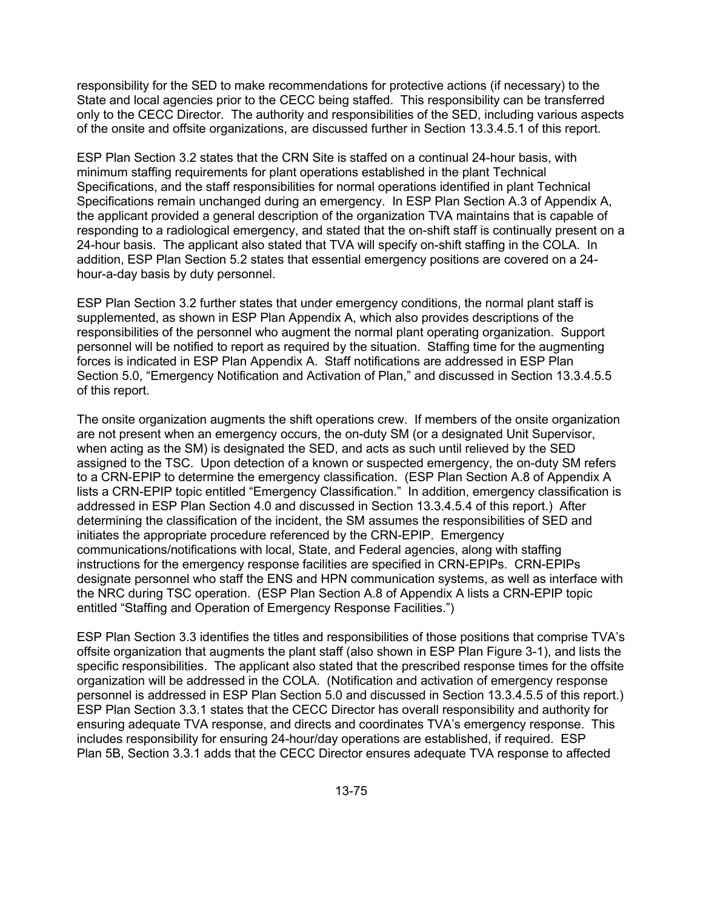responsibility for the SED to make recommendations for protective actions (if necessary) to the State and local agencies prior to the CECC being staffed. This responsibility can be transferred only to the CECC Director. The authority and responsibilities of the SED, including various aspects of the onsite and offsite organizations, are discussed further in Section 13.3.4.5.1 of this report.

ESP Plan Section 3.2 states that the CRN Site is staffed on a continual 24-hour basis, with minimum staffing requirements for plant operations established in the plant Technical Specifications, and the staff responsibilities for normal operations identified in plant Technical Specifications remain unchanged during an emergency. In ESP Plan Section A.3 of Appendix A, the applicant provided a general description of the organization TVA maintains that is capable of responding to a radiological emergency, and stated that the on-shift staff is continually present on a 24-hour basis. The applicant also stated that TVA will specify on-shift staffing in the COLA. In addition, ESP Plan Section 5.2 states that essential emergency positions are covered on a 24-hour-a-day basis by duty personnel.

ESP Plan Section 3.2 further states that under emergency conditions, the normal plant staff is supplemented, as shown in ESP Plan Appendix A, which also provides descriptions of the responsibilities of the personnel who augment the normal plant operating organization. Support personnel will be notified to report as required by the situation. Staffing time for the augmenting forces is indicated in ESP Plan Appendix A. Staff notifications are addressed in ESP Plan Section 5.0, "Emergency Notification and Activation of Plan," and discussed in Section 13.3.4.5.5 of this report.

The onsite organization augments the shift operations crew. If members of the onsite organization are not present when an emergency occurs, the on-duty SM (or a designated Unit Supervisor, when acting as the SM) is designated the SED, and acts as such until relieved by the SED assigned to the TSC. Upon detection of a known or suspected emergency, the on-duty SM refers to a CRN-EPIP to determine the emergency classification. (ESP Plan Section A.8 of Appendix A lists a CRN-EPIP topic entitled "Emergency Classification." In addition, emergency classification is addressed in ESP Plan Section 4.0 and discussed in Section 13.3.4.5.4 of this report.) After determining the classification of the incident, the SM assumes the responsibilities of SED and initiates the appropriate procedure referenced by the CRN-EPIP. Emergency communications/notifications with local, State, and Federal agencies, along with staffing instructions for the emergency response facilities are specified in CRN-EPIPs. CRN-EPIPs designate personnel who staff the ENS and HPN communication systems, as well as interface with the NRC during TSC operation. (ESP Plan Section A.8 of Appendix A lists a CRN-EPIP topic entitled "Staffing and Operation of Emergency Response Facilities.")

ESP Plan Section 3.3 identifies the titles and responsibilities of those positions that comprise TVA's offsite organization that augments the plant staff (also shown in ESP Plan Figure 3-1), and lists the specific responsibilities. The applicant also stated that the prescribed response times for the offsite organization will be addressed in the COLA. (Notification and activation of emergency response personnel is addressed in ESP Plan Section 5.0 and discussed in Section 13.3.4.5.5 of this report.) ESP Plan Section 3.3.1 states that the CECC Director has overall responsibility and authority for ensuring adequate TVA response, and directs and coordinates TVA's emergency response. This includes responsibility for ensuring 24-hour/day operations are established, if required. ESP Plan 5B, Section 3.3.1 adds that the CECC Director ensures adequate TVA response to affected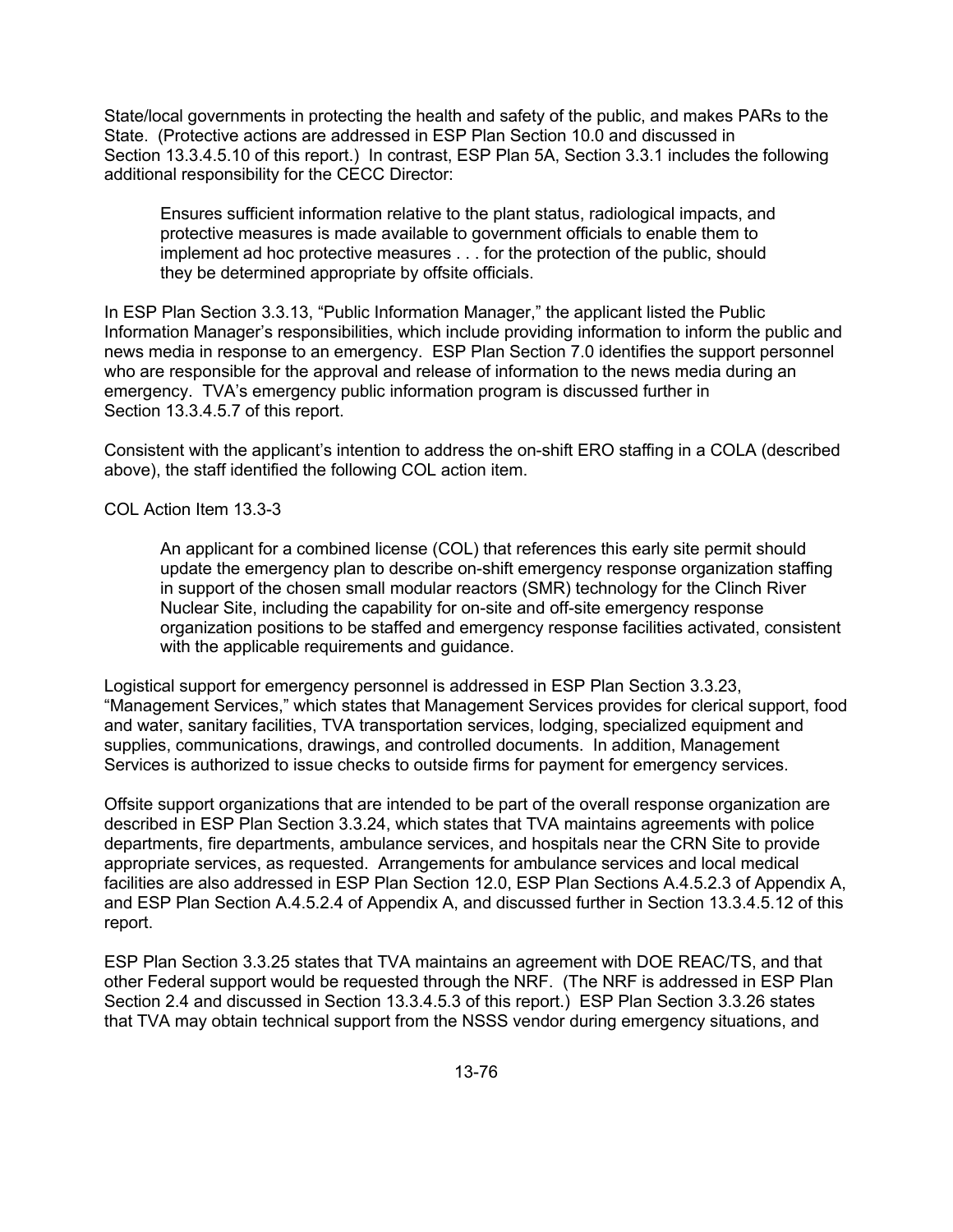State/local governments in protecting the health and safety of the public, and makes PARs to the State. (Protective actions are addressed in ESP Plan Section 10.0 and discussed in Section 13.3.4.5.10 of this report.) In contrast, ESP Plan 5A, Section 3.3.1 includes the following additional responsibility for the CECC Director:

> Ensures sufficient information relative to the plant status, radiological impacts, and protective measures is made available to government officials to enable them to implement ad hoc protective measures . . . for the protection of the public, should they be determined appropriate by offsite officials.

In ESP Plan Section 3.3.13, "Public Information Manager," the applicant listed the Public Information Manager's responsibilities, which include providing information to inform the public and news media in response to an emergency. ESP Plan Section 7.0 identifies the support personnel who are responsible for the approval and release of information to the news media during an emergency. TVA's emergency public information program is discussed further in Section 13.3.4.5.7 of this report.

Consistent with the applicant's intention to address the on-shift ERO staffing in a COLA (described above), the staff identified the following COL action item.

COL Action Item 13.3-3

> An applicant for a combined license (COL) that references this early site permit should update the emergency plan to describe on-shift emergency response organization staffing in support of the chosen small modular reactors (SMR) technology for the Clinch River Nuclear Site, including the capability for on-site and off-site emergency response organization positions to be staffed and emergency response facilities activated, consistent with the applicable requirements and guidance.

Logistical support for emergency personnel is addressed in ESP Plan Section 3.3.23, "Management Services," which states that Management Services provides for clerical support, food and water, sanitary facilities, TVA transportation services, lodging, specialized equipment and supplies, communications, drawings, and controlled documents. In addition, Management Services is authorized to issue checks to outside firms for payment for emergency services.

Offsite support organizations that are intended to be part of the overall response organization are described in ESP Plan Section 3.3.24, which states that TVA maintains agreements with police departments, fire departments, ambulance services, and hospitals near the CRN Site to provide appropriate services, as requested. Arrangements for ambulance services and local medical facilities are also addressed in ESP Plan Section 12.0, ESP Plan Sections A.4.5.2.3 of Appendix A, and ESP Plan Section A.4.5.2.4 of Appendix A, and discussed further in Section 13.3.4.5.12 of this report.

ESP Plan Section 3.3.25 states that TVA maintains an agreement with DOE REAC/TS, and that other Federal support would be requested through the NRF. (The NRF is addressed in ESP Plan Section 2.4 and discussed in Section 13.3.4.5.3 of this report.) ESP Plan Section 3.3.26 states that TVA may obtain technical support from the NSSS vendor during emergency situations, and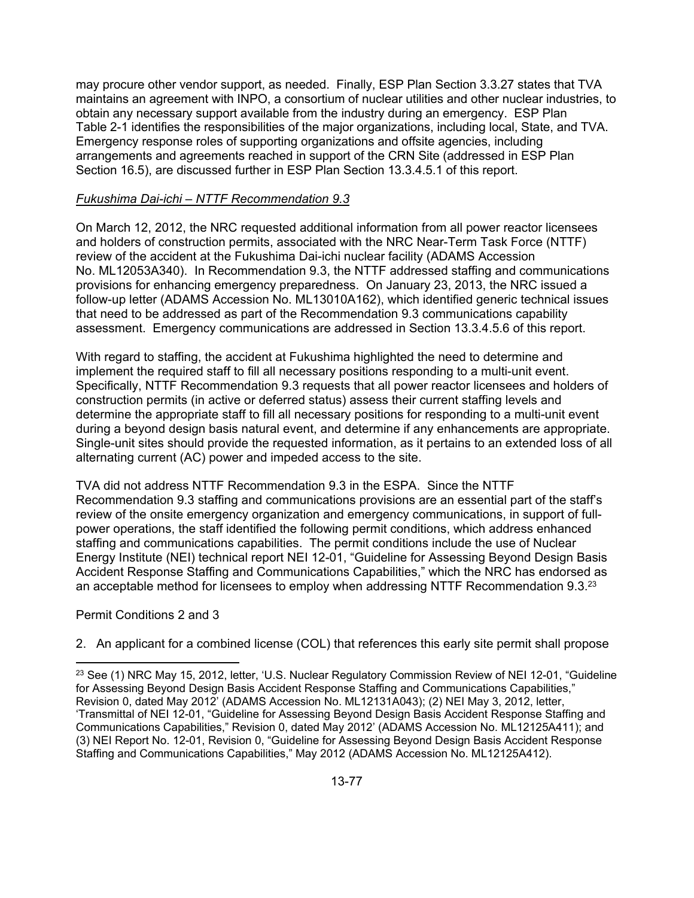may procure other vendor support, as needed. Finally, ESP Plan Section 3.3.27 states that TVA maintains an agreement with INPO, a consortium of nuclear utilities and other nuclear industries, to obtain any necessary support available from the industry during an emergency. ESP Plan Table 2-1 identifies the responsibilities of the major organizations, including local, State, and TVA. Emergency response roles of supporting organizations and offsite agencies, including arrangements and agreements reached in support of the CRN Site (addressed in ESP Plan Section 16.5), are discussed further in ESP Plan Section 13.3.4.5.1 of this report.

*Fukushima Dai-ichi – NTTF Recommendation 9.3*

On March 12, 2012, the NRC requested additional information from all power reactor licensees and holders of construction permits, associated with the NRC Near-Term Task Force (NTTF) review of the accident at the Fukushima Dai-ichi nuclear facility (ADAMS Accession No. ML12053A340). In Recommendation 9.3, the NTTF addressed staffing and communications provisions for enhancing emergency preparedness. On January 23, 2013, the NRC issued a follow-up letter (ADAMS Accession No. ML13010A162), which identified generic technical issues that need to be addressed as part of the Recommendation 9.3 communications capability assessment. Emergency communications are addressed in Section 13.3.4.5.6 of this report.

With regard to staffing, the accident at Fukushima highlighted the need to determine and implement the required staff to fill all necessary positions responding to a multi-unit event. Specifically, NTTF Recommendation 9.3 requests that all power reactor licensees and holders of construction permits (in active or deferred status) assess their current staffing levels and determine the appropriate staff to fill all necessary positions for responding to a multi-unit event during a beyond design basis natural event, and determine if any enhancements are appropriate. Single-unit sites should provide the requested information, as it pertains to an extended loss of all alternating current (AC) power and impeded access to the site.

TVA did not address NTTF Recommendation 9.3 in the ESPA. Since the NTTF Recommendation 9.3 staffing and communications provisions are an essential part of the staff's review of the onsite emergency organization and emergency communications, in support of full-power operations, the staff identified the following permit conditions, which address enhanced staffing and communications capabilities. The permit conditions include the use of Nuclear Energy Institute (NEI) technical report NEI 12-01, "Guideline for Assessing Beyond Design Basis Accident Response Staffing and Communications Capabilities," which the NRC has endorsed as an acceptable method for licensees to employ when addressing NTTF Recommendation 9.3.[23]

Permit Conditions 2 and 3

2. An applicant for a combined license (COL) that references this early site permit shall propose

[23] See (1) NRC May 15, 2012, letter, 'U.S. Nuclear Regulatory Commission Review of NEI 12-01, "Guideline for Assessing Beyond Design Basis Accident Response Staffing and Communications Capabilities," Revision 0, dated May 2012' (ADAMS Accession No. ML12131A043); (2) NEI May 3, 2012, letter, 'Transmittal of NEI 12-01, "Guideline for Assessing Beyond Design Basis Accident Response Staffing and Communications Capabilities," Revision 0, dated May 2012' (ADAMS Accession No. ML12125A411); and (3) NEI Report No. 12-01, Revision 0, "Guideline for Assessing Beyond Design Basis Accident Response Staffing and Communications Capabilities," May 2012 (ADAMS Accession No. ML12125A412).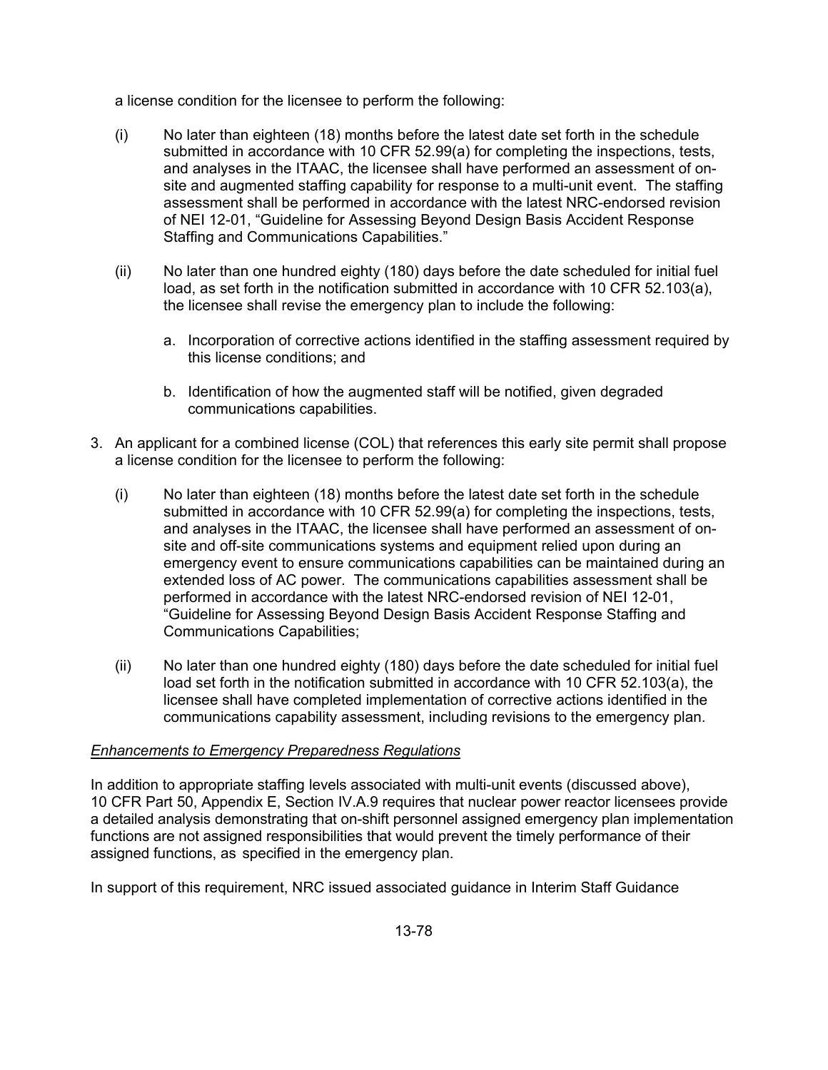a license condition for the licensee to perform the following:

(i) No later than eighteen (18) months before the latest date set forth in the schedule submitted in accordance with 10 CFR 52.99(a) for completing the inspections, tests, and analyses in the ITAAC, the licensee shall have performed an assessment of on-site and augmented staffing capability for response to a multi-unit event. The staffing assessment shall be performed in accordance with the latest NRC-endorsed revision of NEI 12-01, "Guideline for Assessing Beyond Design Basis Accident Response Staffing and Communications Capabilities."

(ii) No later than one hundred eighty (180) days before the date scheduled for initial fuel load, as set forth in the notification submitted in accordance with 10 CFR 52.103(a), the licensee shall revise the emergency plan to include the following:

a. Incorporation of corrective actions identified in the staffing assessment required by this license conditions; and

b. Identification of how the augmented staff will be notified, given degraded communications capabilities.

3. An applicant for a combined license (COL) that references this early site permit shall propose a license condition for the licensee to perform the following:

(i) No later than eighteen (18) months before the latest date set forth in the schedule submitted in accordance with 10 CFR 52.99(a) for completing the inspections, tests, and analyses in the ITAAC, the licensee shall have performed an assessment of on-site and off-site communications systems and equipment relied upon during an emergency event to ensure communications capabilities can be maintained during an extended loss of AC power. The communications capabilities assessment shall be performed in accordance with the latest NRC-endorsed revision of NEI 12-01, "Guideline for Assessing Beyond Design Basis Accident Response Staffing and Communications Capabilities;

(ii) No later than one hundred eighty (180) days before the date scheduled for initial fuel load set forth in the notification submitted in accordance with 10 CFR 52.103(a), the licensee shall have completed implementation of corrective actions identified in the communications capability assessment, including revisions to the emergency plan.

*Enhancements to Emergency Preparedness Regulations*

In addition to appropriate staffing levels associated with multi-unit events (discussed above), 10 CFR Part 50, Appendix E, Section IV.A.9 requires that nuclear power reactor licensees provide a detailed analysis demonstrating that on-shift personnel assigned emergency plan implementation functions are not assigned responsibilities that would prevent the timely performance of their assigned functions, as specified in the emergency plan.

In support of this requirement, NRC issued associated guidance in Interim Staff Guidance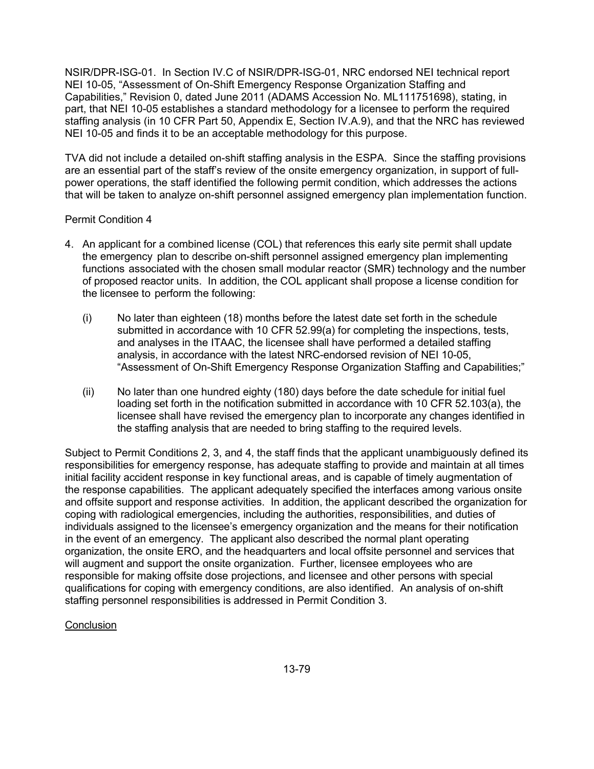NSIR/DPR-ISG-01. In Section IV.C of NSIR/DPR-ISG-01, NRC endorsed NEI technical report NEI 10-05, "Assessment of On-Shift Emergency Response Organization Staffing and Capabilities," Revision 0, dated June 2011 (ADAMS Accession No. ML111751698), stating, in part, that NEI 10-05 establishes a standard methodology for a licensee to perform the required staffing analysis (in 10 CFR Part 50, Appendix E, Section IV.A.9), and that the NRC has reviewed NEI 10-05 and finds it to be an acceptable methodology for this purpose.

TVA did not include a detailed on-shift staffing analysis in the ESPA. Since the staffing provisions are an essential part of the staff's review of the onsite emergency organization, in support of full-power operations, the staff identified the following permit condition, which addresses the actions that will be taken to analyze on-shift personnel assigned emergency plan implementation function.

Permit Condition 4

4. An applicant for a combined license (COL) that references this early site permit shall update the emergency plan to describe on-shift personnel assigned emergency plan implementing functions associated with the chosen small modular reactor (SMR) technology and the number of proposed reactor units. In addition, the COL applicant shall propose a license condition for the licensee to perform the following:

   (i) No later than eighteen (18) months before the latest date set forth in the schedule submitted in accordance with 10 CFR 52.99(a) for completing the inspections, tests, and analyses in the ITAAC, the licensee shall have performed a detailed staffing analysis, in accordance with the latest NRC-endorsed revision of NEI 10-05, "Assessment of On-Shift Emergency Response Organization Staffing and Capabilities;"

   (ii) No later than one hundred eighty (180) days before the date schedule for initial fuel loading set forth in the notification submitted in accordance with 10 CFR 52.103(a), the licensee shall have revised the emergency plan to incorporate any changes identified in the staffing analysis that are needed to bring staffing to the required levels.

Subject to Permit Conditions 2, 3, and 4, the staff finds that the applicant unambiguously defined its responsibilities for emergency response, has adequate staffing to provide and maintain at all times initial facility accident response in key functional areas, and is capable of timely augmentation of the response capabilities. The applicant adequately specified the interfaces among various onsite and offsite support and response activities. In addition, the applicant described the organization for coping with radiological emergencies, including the authorities, responsibilities, and duties of individuals assigned to the licensee's emergency organization and the means for their notification in the event of an emergency. The applicant also described the normal plant operating organization, the onsite ERO, and the headquarters and local offsite personnel and services that will augment and support the onsite organization. Further, licensee employees who are responsible for making offsite dose projections, and licensee and other persons with special qualifications for coping with emergency conditions, are also identified. An analysis of on-shift staffing personnel responsibilities is addressed in Permit Condition 3.

<u>Conclusion</u>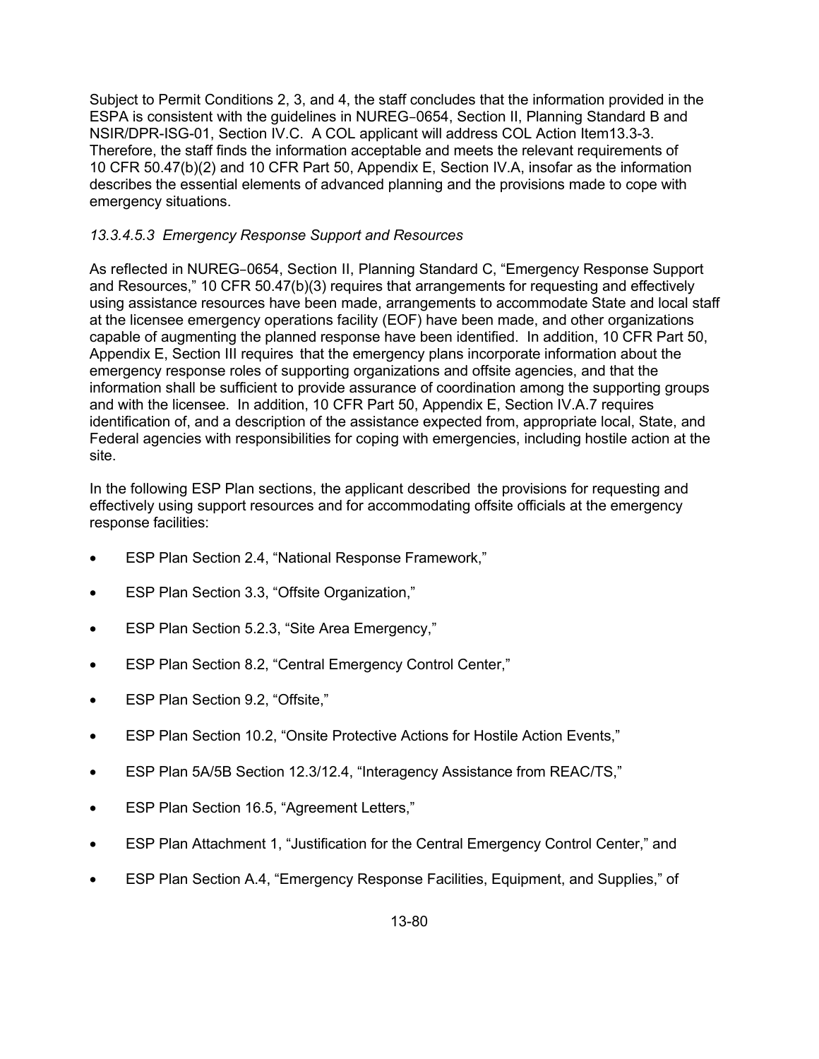Subject to Permit Conditions 2, 3, and 4, the staff concludes that the information provided in the ESPA is consistent with the guidelines in NUREG‑0654, Section II, Planning Standard B and NSIR/DPR-ISG-01, Section IV.C. A COL applicant will address COL Action Item13.3-3. Therefore, the staff finds the information acceptable and meets the relevant requirements of 10 CFR 50.47(b)(2) and 10 CFR Part 50, Appendix E, Section IV.A, insofar as the information describes the essential elements of advanced planning and the provisions made to cope with emergency situations.

*13.3.4.5.3 Emergency Response Support and Resources*

As reflected in NUREG‑0654, Section II, Planning Standard C, "Emergency Response Support and Resources," 10 CFR 50.47(b)(3) requires that arrangements for requesting and effectively using assistance resources have been made, arrangements to accommodate State and local staff at the licensee emergency operations facility (EOF) have been made, and other organizations capable of augmenting the planned response have been identified. In addition, 10 CFR Part 50, Appendix E, Section III requires that the emergency plans incorporate information about the emergency response roles of supporting organizations and offsite agencies, and that the information shall be sufficient to provide assurance of coordination among the supporting groups and with the licensee. In addition, 10 CFR Part 50, Appendix E, Section IV.A.7 requires identification of, and a description of the assistance expected from, appropriate local, State, and Federal agencies with responsibilities for coping with emergencies, including hostile action at the site.

In the following ESP Plan sections, the applicant described the provisions for requesting and effectively using support resources and for accommodating offsite officials at the emergency response facilities:

- ESP Plan Section 2.4, "National Response Framework,"
- ESP Plan Section 3.3, "Offsite Organization,"
- ESP Plan Section 5.2.3, "Site Area Emergency,"
- ESP Plan Section 8.2, "Central Emergency Control Center,"
- ESP Plan Section 9.2, "Offsite,"
- ESP Plan Section 10.2, "Onsite Protective Actions for Hostile Action Events,"
- ESP Plan 5A/5B Section 12.3/12.4, "Interagency Assistance from REAC/TS,"
- ESP Plan Section 16.5, "Agreement Letters,"
- ESP Plan Attachment 1, "Justification for the Central Emergency Control Center," and
- ESP Plan Section A.4, "Emergency Response Facilities, Equipment, and Supplies," of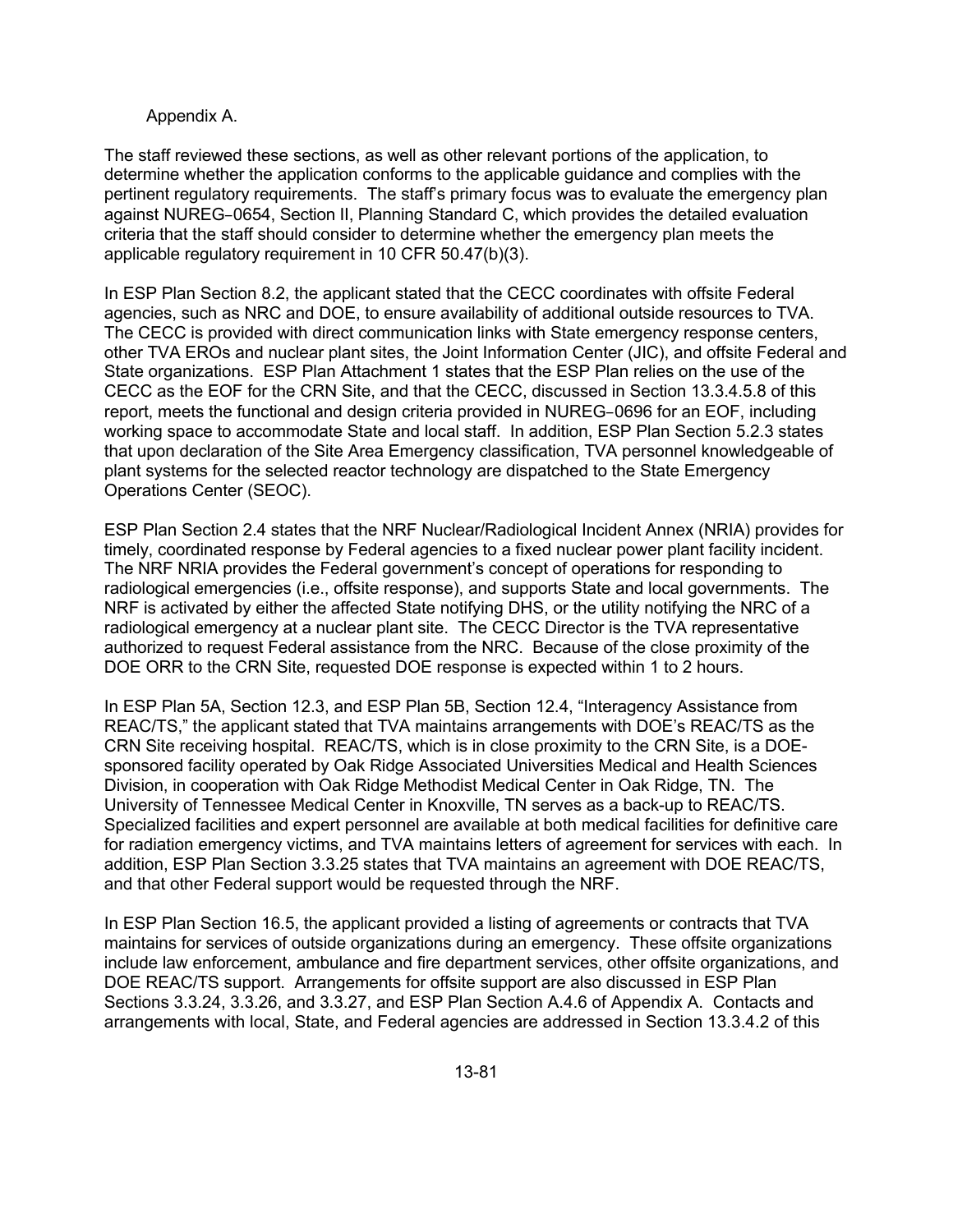Appendix A.

The staff reviewed these sections, as well as other relevant portions of the application, to determine whether the application conforms to the applicable guidance and complies with the pertinent regulatory requirements. The staff's primary focus was to evaluate the emergency plan against NUREG‑0654, Section II, Planning Standard C, which provides the detailed evaluation criteria that the staff should consider to determine whether the emergency plan meets the applicable regulatory requirement in 10 CFR 50.47(b)(3).

In ESP Plan Section 8.2, the applicant stated that the CECC coordinates with offsite Federal agencies, such as NRC and DOE, to ensure availability of additional outside resources to TVA. The CECC is provided with direct communication links with State emergency response centers, other TVA EROs and nuclear plant sites, the Joint Information Center (JIC), and offsite Federal and State organizations. ESP Plan Attachment 1 states that the ESP Plan relies on the use of the CECC as the EOF for the CRN Site, and that the CECC, discussed in Section 13.3.4.5.8 of this report, meets the functional and design criteria provided in NUREG‑0696 for an EOF, including working space to accommodate State and local staff. In addition, ESP Plan Section 5.2.3 states that upon declaration of the Site Area Emergency classification, TVA personnel knowledgeable of plant systems for the selected reactor technology are dispatched to the State Emergency Operations Center (SEOC).

ESP Plan Section 2.4 states that the NRF Nuclear/Radiological Incident Annex (NRIA) provides for timely, coordinated response by Federal agencies to a fixed nuclear power plant facility incident. The NRF NRIA provides the Federal government's concept of operations for responding to radiological emergencies (i.e., offsite response), and supports State and local governments. The NRF is activated by either the affected State notifying DHS, or the utility notifying the NRC of a radiological emergency at a nuclear plant site. The CECC Director is the TVA representative authorized to request Federal assistance from the NRC. Because of the close proximity of the DOE ORR to the CRN Site, requested DOE response is expected within 1 to 2 hours.

In ESP Plan 5A, Section 12.3, and ESP Plan 5B, Section 12.4, "Interagency Assistance from REAC/TS," the applicant stated that TVA maintains arrangements with DOE's REAC/TS as the CRN Site receiving hospital. REAC/TS, which is in close proximity to the CRN Site, is a DOE-sponsored facility operated by Oak Ridge Associated Universities Medical and Health Sciences Division, in cooperation with Oak Ridge Methodist Medical Center in Oak Ridge, TN. The University of Tennessee Medical Center in Knoxville, TN serves as a back-up to REAC/TS. Specialized facilities and expert personnel are available at both medical facilities for definitive care for radiation emergency victims, and TVA maintains letters of agreement for services with each. In addition, ESP Plan Section 3.3.25 states that TVA maintains an agreement with DOE REAC/TS, and that other Federal support would be requested through the NRF.

In ESP Plan Section 16.5, the applicant provided a listing of agreements or contracts that TVA maintains for services of outside organizations during an emergency. These offsite organizations include law enforcement, ambulance and fire department services, other offsite organizations, and DOE REAC/TS support. Arrangements for offsite support are also discussed in ESP Plan Sections 3.3.24, 3.3.26, and 3.3.27, and ESP Plan Section A.4.6 of Appendix A. Contacts and arrangements with local, State, and Federal agencies are addressed in Section 13.3.4.2 of this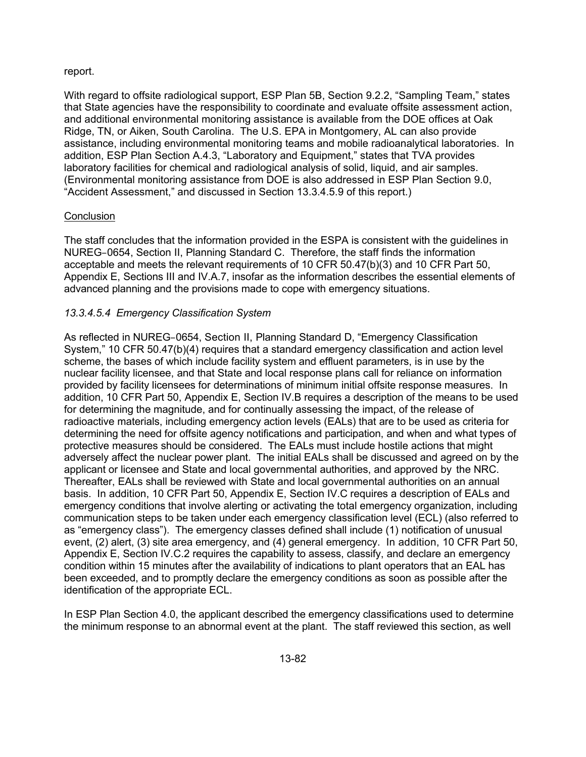report.

With regard to offsite radiological support, ESP Plan 5B, Section 9.2.2, "Sampling Team," states that State agencies have the responsibility to coordinate and evaluate offsite assessment action, and additional environmental monitoring assistance is available from the DOE offices at Oak Ridge, TN, or Aiken, South Carolina. The U.S. EPA in Montgomery, AL can also provide assistance, including environmental monitoring teams and mobile radioanalytical laboratories. In addition, ESP Plan Section A.4.3, "Laboratory and Equipment," states that TVA provides laboratory facilities for chemical and radiological analysis of solid, liquid, and air samples. (Environmental monitoring assistance from DOE is also addressed in ESP Plan Section 9.0, "Accident Assessment," and discussed in Section 13.3.4.5.9 of this report.)

Conclusion

The staff concludes that the information provided in the ESPA is consistent with the guidelines in NUREG-0654, Section II, Planning Standard C. Therefore, the staff finds the information acceptable and meets the relevant requirements of 10 CFR 50.47(b)(3) and 10 CFR Part 50, Appendix E, Sections III and IV.A.7, insofar as the information describes the essential elements of advanced planning and the provisions made to cope with emergency situations.

*13.3.4.5.4 Emergency Classification System*

As reflected in NUREG-0654, Section II, Planning Standard D, "Emergency Classification System," 10 CFR 50.47(b)(4) requires that a standard emergency classification and action level scheme, the bases of which include facility system and effluent parameters, is in use by the nuclear facility licensee, and that State and local response plans call for reliance on information provided by facility licensees for determinations of minimum initial offsite response measures. In addition, 10 CFR Part 50, Appendix E, Section IV.B requires a description of the means to be used for determining the magnitude, and for continually assessing the impact, of the release of radioactive materials, including emergency action levels (EALs) that are to be used as criteria for determining the need for offsite agency notifications and participation, and when and what types of protective measures should be considered. The EALs must include hostile actions that might adversely affect the nuclear power plant. The initial EALs shall be discussed and agreed on by the applicant or licensee and State and local governmental authorities, and approved by the NRC. Thereafter, EALs shall be reviewed with State and local governmental authorities on an annual basis. In addition, 10 CFR Part 50, Appendix E, Section IV.C requires a description of EALs and emergency conditions that involve alerting or activating the total emergency organization, including communication steps to be taken under each emergency classification level (ECL) (also referred to as "emergency class"). The emergency classes defined shall include (1) notification of unusual event, (2) alert, (3) site area emergency, and (4) general emergency. In addition, 10 CFR Part 50, Appendix E, Section IV.C.2 requires the capability to assess, classify, and declare an emergency condition within 15 minutes after the availability of indications to plant operators that an EAL has been exceeded, and to promptly declare the emergency conditions as soon as possible after the identification of the appropriate ECL.

In ESP Plan Section 4.0, the applicant described the emergency classifications used to determine the minimum response to an abnormal event at the plant. The staff reviewed this section, as well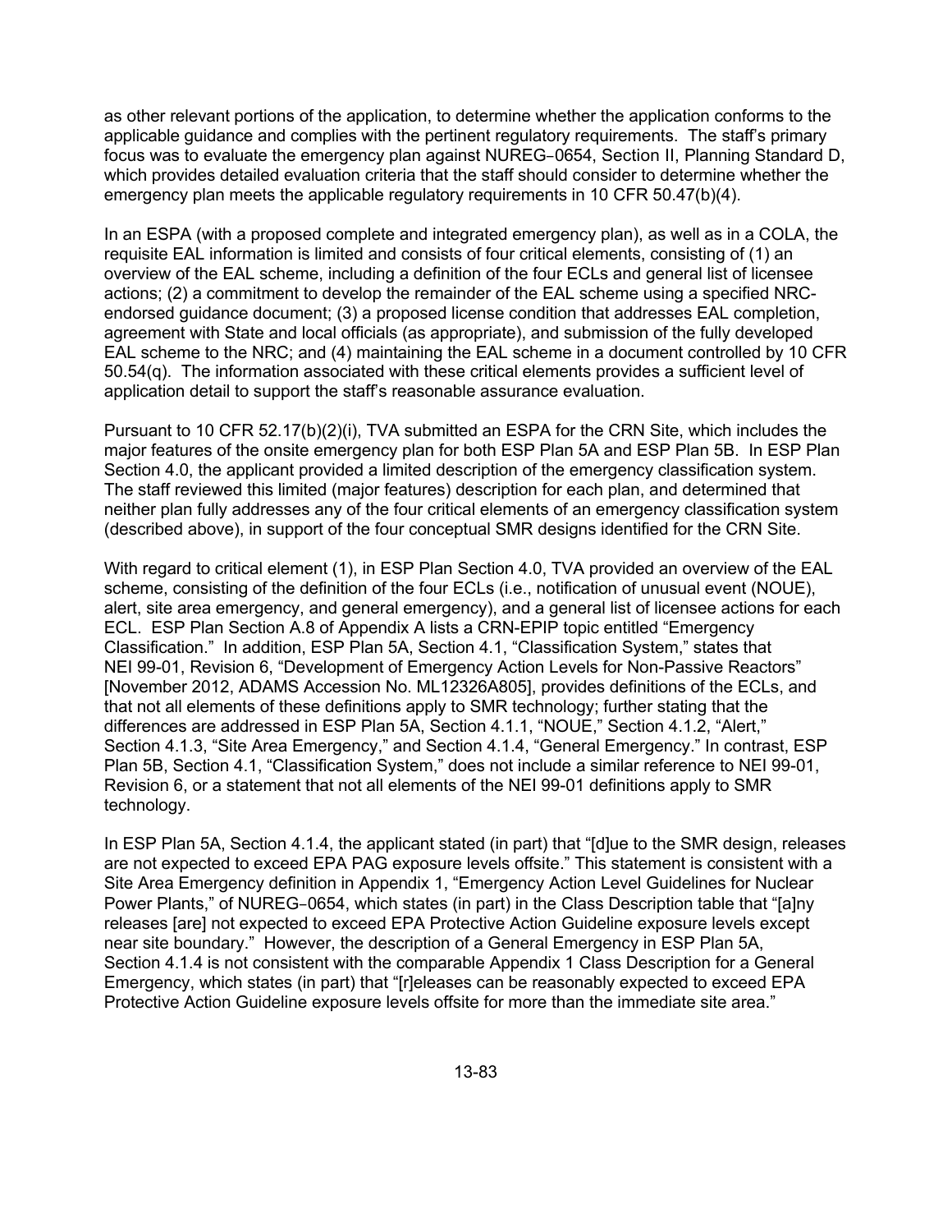as other relevant portions of the application, to determine whether the application conforms to the applicable guidance and complies with the pertinent regulatory requirements. The staff's primary focus was to evaluate the emergency plan against NUREG‑0654, Section II, Planning Standard D, which provides detailed evaluation criteria that the staff should consider to determine whether the emergency plan meets the applicable regulatory requirements in 10 CFR 50.47(b)(4).

In an ESPA (with a proposed complete and integrated emergency plan), as well as in a COLA, the requisite EAL information is limited and consists of four critical elements, consisting of (1) an overview of the EAL scheme, including a definition of the four ECLs and general list of licensee actions; (2) a commitment to develop the remainder of the EAL scheme using a specified NRC-endorsed guidance document; (3) a proposed license condition that addresses EAL completion, agreement with State and local officials (as appropriate), and submission of the fully developed EAL scheme to the NRC; and (4) maintaining the EAL scheme in a document controlled by 10 CFR 50.54(q). The information associated with these critical elements provides a sufficient level of application detail to support the staff's reasonable assurance evaluation.

Pursuant to 10 CFR 52.17(b)(2)(i), TVA submitted an ESPA for the CRN Site, which includes the major features of the onsite emergency plan for both ESP Plan 5A and ESP Plan 5B. In ESP Plan Section 4.0, the applicant provided a limited description of the emergency classification system. The staff reviewed this limited (major features) description for each plan, and determined that neither plan fully addresses any of the four critical elements of an emergency classification system (described above), in support of the four conceptual SMR designs identified for the CRN Site.

With regard to critical element (1), in ESP Plan Section 4.0, TVA provided an overview of the EAL scheme, consisting of the definition of the four ECLs (i.e., notification of unusual event (NOUE), alert, site area emergency, and general emergency), and a general list of licensee actions for each ECL. ESP Plan Section A.8 of Appendix A lists a CRN-EPIP topic entitled "Emergency Classification." In addition, ESP Plan 5A, Section 4.1, "Classification System," states that NEI 99-01, Revision 6, "Development of Emergency Action Levels for Non-Passive Reactors" [November 2012, ADAMS Accession No. ML12326A805], provides definitions of the ECLs, and that not all elements of these definitions apply to SMR technology; further stating that the differences are addressed in ESP Plan 5A, Section 4.1.1, "NOUE," Section 4.1.2, "Alert," Section 4.1.3, "Site Area Emergency," and Section 4.1.4, "General Emergency." In contrast, ESP Plan 5B, Section 4.1, "Classification System," does not include a similar reference to NEI 99-01, Revision 6, or a statement that not all elements of the NEI 99-01 definitions apply to SMR technology.

In ESP Plan 5A, Section 4.1.4, the applicant stated (in part) that "[d]ue to the SMR design, releases are not expected to exceed EPA PAG exposure levels offsite." This statement is consistent with a Site Area Emergency definition in Appendix 1, "Emergency Action Level Guidelines for Nuclear Power Plants," of NUREG‑0654, which states (in part) in the Class Description table that "[a]ny releases [are] not expected to exceed EPA Protective Action Guideline exposure levels except near site boundary." However, the description of a General Emergency in ESP Plan 5A, Section 4.1.4 is not consistent with the comparable Appendix 1 Class Description for a General Emergency, which states (in part) that "[r]eleases can be reasonably expected to exceed EPA Protective Action Guideline exposure levels offsite for more than the immediate site area."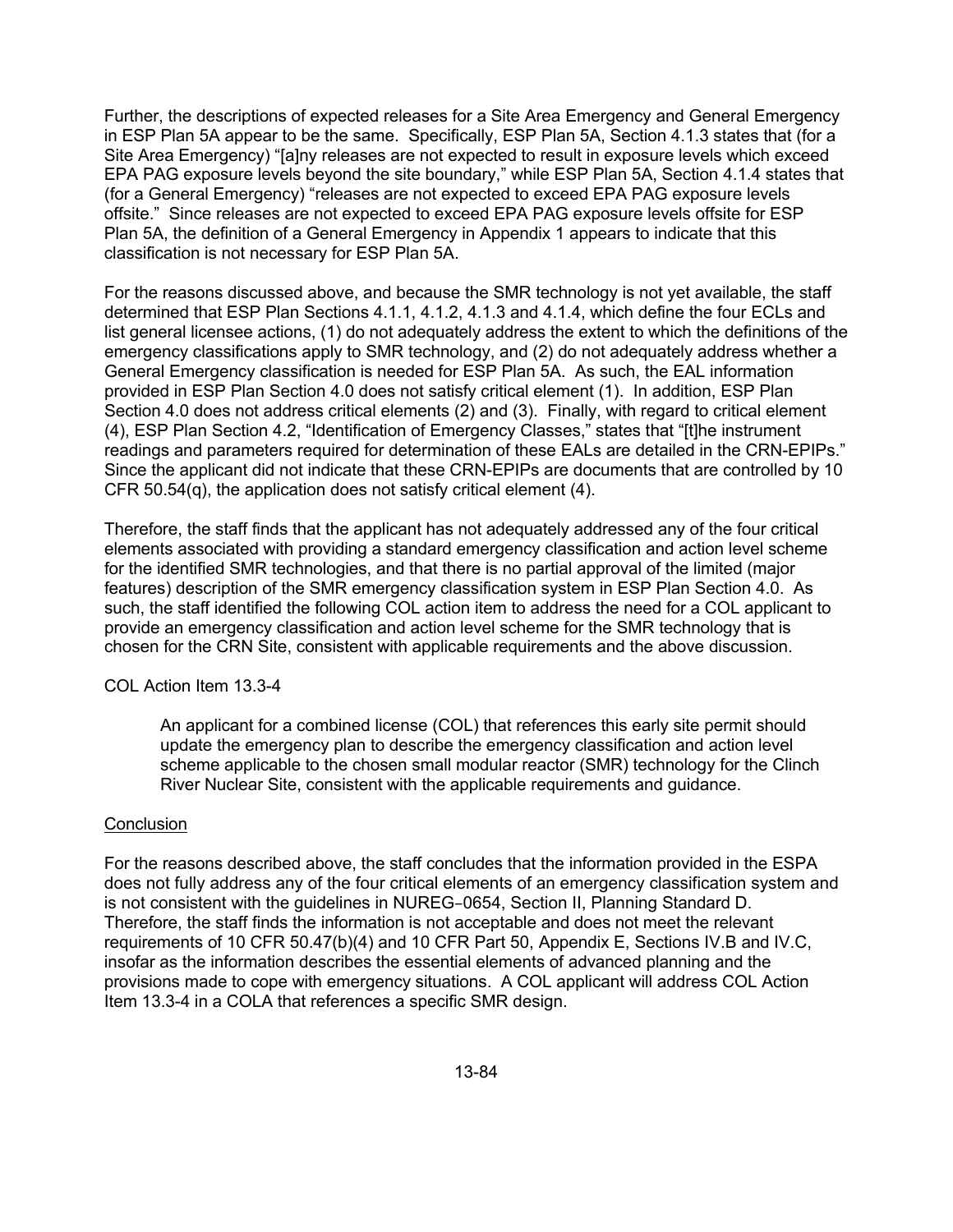Further, the descriptions of expected releases for a Site Area Emergency and General Emergency in ESP Plan 5A appear to be the same. Specifically, ESP Plan 5A, Section 4.1.3 states that (for a Site Area Emergency) "[a]ny releases are not expected to result in exposure levels which exceed EPA PAG exposure levels beyond the site boundary," while ESP Plan 5A, Section 4.1.4 states that (for a General Emergency) "releases are not expected to exceed EPA PAG exposure levels offsite." Since releases are not expected to exceed EPA PAG exposure levels offsite for ESP Plan 5A, the definition of a General Emergency in Appendix 1 appears to indicate that this classification is not necessary for ESP Plan 5A.

For the reasons discussed above, and because the SMR technology is not yet available, the staff determined that ESP Plan Sections 4.1.1, 4.1.2, 4.1.3 and 4.1.4, which define the four ECLs and list general licensee actions, (1) do not adequately address the extent to which the definitions of the emergency classifications apply to SMR technology, and (2) do not adequately address whether a General Emergency classification is needed for ESP Plan 5A. As such, the EAL information provided in ESP Plan Section 4.0 does not satisfy critical element (1). In addition, ESP Plan Section 4.0 does not address critical elements (2) and (3). Finally, with regard to critical element (4), ESP Plan Section 4.2, "Identification of Emergency Classes," states that "[t]he instrument readings and parameters required for determination of these EALs are detailed in the CRN-EPIPs." Since the applicant did not indicate that these CRN-EPIPs are documents that are controlled by 10 CFR 50.54(q), the application does not satisfy critical element (4).

Therefore, the staff finds that the applicant has not adequately addressed any of the four critical elements associated with providing a standard emergency classification and action level scheme for the identified SMR technologies, and that there is no partial approval of the limited (major features) description of the SMR emergency classification system in ESP Plan Section 4.0. As such, the staff identified the following COL action item to address the need for a COL applicant to provide an emergency classification and action level scheme for the SMR technology that is chosen for the CRN Site, consistent with applicable requirements and the above discussion.

COL Action Item 13.3-4

> An applicant for a combined license (COL) that references this early site permit should update the emergency plan to describe the emergency classification and action level scheme applicable to the chosen small modular reactor (SMR) technology for the Clinch River Nuclear Site, consistent with the applicable requirements and guidance.

Conclusion

For the reasons described above, the staff concludes that the information provided in the ESPA does not fully address any of the four critical elements of an emergency classification system and is not consistent with the guidelines in NUREG-0654, Section II, Planning Standard D. Therefore, the staff finds the information is not acceptable and does not meet the relevant requirements of 10 CFR 50.47(b)(4) and 10 CFR Part 50, Appendix E, Sections IV.B and IV.C, insofar as the information describes the essential elements of advanced planning and the provisions made to cope with emergency situations. A COL applicant will address COL Action Item 13.3-4 in a COLA that references a specific SMR design.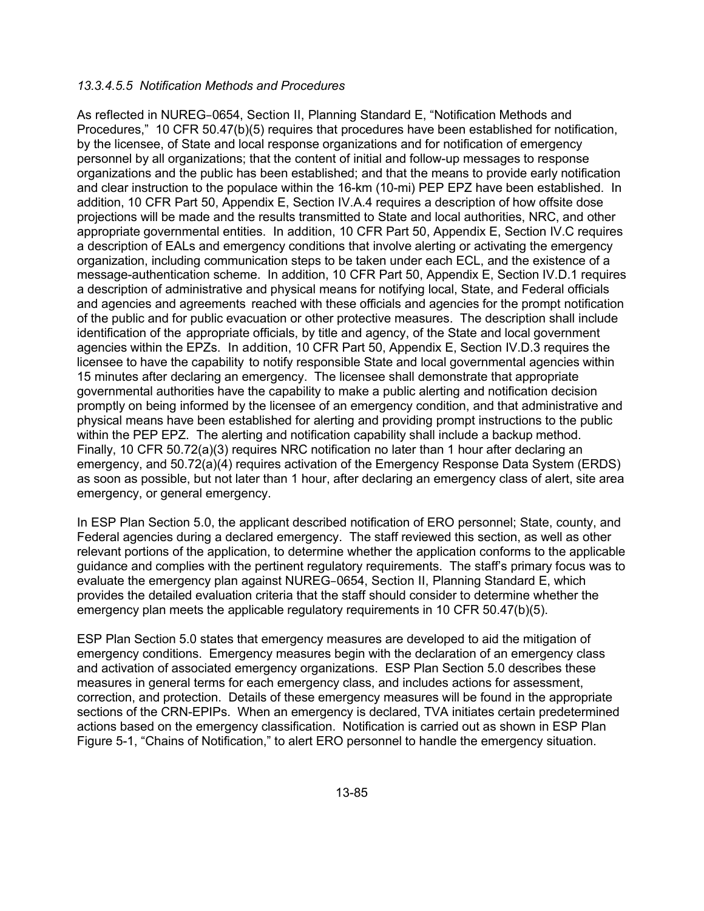*13.3.4.5.5 Notification Methods and Procedures*

As reflected in NUREG‑0654, Section II, Planning Standard E, "Notification Methods and Procedures," 10 CFR 50.47(b)(5) requires that procedures have been established for notification, by the licensee, of State and local response organizations and for notification of emergency personnel by all organizations; that the content of initial and follow-up messages to response organizations and the public has been established; and that the means to provide early notification and clear instruction to the populace within the 16-km (10-mi) PEP EPZ have been established. In addition, 10 CFR Part 50, Appendix E, Section IV.A.4 requires a description of how offsite dose projections will be made and the results transmitted to State and local authorities, NRC, and other appropriate governmental entities. In addition, 10 CFR Part 50, Appendix E, Section IV.C requires a description of EALs and emergency conditions that involve alerting or activating the emergency organization, including communication steps to be taken under each ECL, and the existence of a message-authentication scheme. In addition, 10 CFR Part 50, Appendix E, Section IV.D.1 requires a description of administrative and physical means for notifying local, State, and Federal officials and agencies and agreements reached with these officials and agencies for the prompt notification of the public and for public evacuation or other protective measures. The description shall include identification of the appropriate officials, by title and agency, of the State and local government agencies within the EPZs. In addition, 10 CFR Part 50, Appendix E, Section IV.D.3 requires the licensee to have the capability to notify responsible State and local governmental agencies within 15 minutes after declaring an emergency. The licensee shall demonstrate that appropriate governmental authorities have the capability to make a public alerting and notification decision promptly on being informed by the licensee of an emergency condition, and that administrative and physical means have been established for alerting and providing prompt instructions to the public within the PEP EPZ. The alerting and notification capability shall include a backup method. Finally, 10 CFR 50.72(a)(3) requires NRC notification no later than 1 hour after declaring an emergency, and 50.72(a)(4) requires activation of the Emergency Response Data System (ERDS) as soon as possible, but not later than 1 hour, after declaring an emergency class of alert, site area emergency, or general emergency.

In ESP Plan Section 5.0, the applicant described notification of ERO personnel; State, county, and Federal agencies during a declared emergency. The staff reviewed this section, as well as other relevant portions of the application, to determine whether the application conforms to the applicable guidance and complies with the pertinent regulatory requirements. The staff's primary focus was to evaluate the emergency plan against NUREG‑0654, Section II, Planning Standard E, which provides the detailed evaluation criteria that the staff should consider to determine whether the emergency plan meets the applicable regulatory requirements in 10 CFR 50.47(b)(5).

ESP Plan Section 5.0 states that emergency measures are developed to aid the mitigation of emergency conditions. Emergency measures begin with the declaration of an emergency class and activation of associated emergency organizations. ESP Plan Section 5.0 describes these measures in general terms for each emergency class, and includes actions for assessment, correction, and protection. Details of these emergency measures will be found in the appropriate sections of the CRN-EPIPs. When an emergency is declared, TVA initiates certain predetermined actions based on the emergency classification. Notification is carried out as shown in ESP Plan Figure 5-1, "Chains of Notification," to alert ERO personnel to handle the emergency situation.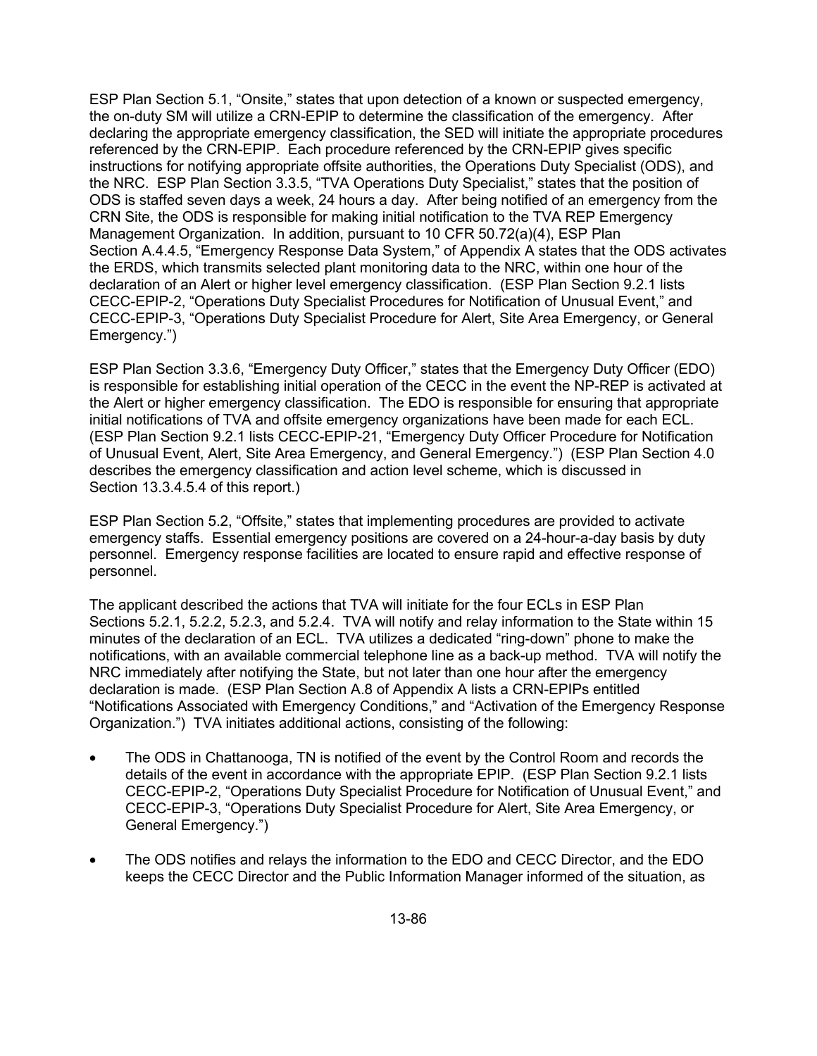ESP Plan Section 5.1, "Onsite," states that upon detection of a known or suspected emergency, the on-duty SM will utilize a CRN-EPIP to determine the classification of the emergency. After declaring the appropriate emergency classification, the SED will initiate the appropriate procedures referenced by the CRN-EPIP. Each procedure referenced by the CRN-EPIP gives specific instructions for notifying appropriate offsite authorities, the Operations Duty Specialist (ODS), and the NRC. ESP Plan Section 3.3.5, "TVA Operations Duty Specialist," states that the position of ODS is staffed seven days a week, 24 hours a day. After being notified of an emergency from the CRN Site, the ODS is responsible for making initial notification to the TVA REP Emergency Management Organization. In addition, pursuant to 10 CFR 50.72(a)(4), ESP Plan Section A.4.4.5, "Emergency Response Data System," of Appendix A states that the ODS activates the ERDS, which transmits selected plant monitoring data to the NRC, within one hour of the declaration of an Alert or higher level emergency classification. (ESP Plan Section 9.2.1 lists CECC-EPIP-2, "Operations Duty Specialist Procedures for Notification of Unusual Event," and CECC-EPIP-3, "Operations Duty Specialist Procedure for Alert, Site Area Emergency, or General Emergency.")

ESP Plan Section 3.3.6, "Emergency Duty Officer," states that the Emergency Duty Officer (EDO) is responsible for establishing initial operation of the CECC in the event the NP-REP is activated at the Alert or higher emergency classification. The EDO is responsible for ensuring that appropriate initial notifications of TVA and offsite emergency organizations have been made for each ECL. (ESP Plan Section 9.2.1 lists CECC-EPIP-21, "Emergency Duty Officer Procedure for Notification of Unusual Event, Alert, Site Area Emergency, and General Emergency.") (ESP Plan Section 4.0 describes the emergency classification and action level scheme, which is discussed in Section 13.3.4.5.4 of this report.)

ESP Plan Section 5.2, "Offsite," states that implementing procedures are provided to activate emergency staffs. Essential emergency positions are covered on a 24-hour-a-day basis by duty personnel. Emergency response facilities are located to ensure rapid and effective response of personnel.

The applicant described the actions that TVA will initiate for the four ECLs in ESP Plan Sections 5.2.1, 5.2.2, 5.2.3, and 5.2.4. TVA will notify and relay information to the State within 15 minutes of the declaration of an ECL. TVA utilizes a dedicated "ring-down" phone to make the notifications, with an available commercial telephone line as a back-up method. TVA will notify the NRC immediately after notifying the State, but not later than one hour after the emergency declaration is made. (ESP Plan Section A.8 of Appendix A lists a CRN-EPIPs entitled "Notifications Associated with Emergency Conditions," and "Activation of the Emergency Response Organization.") TVA initiates additional actions, consisting of the following:

- The ODS in Chattanooga, TN is notified of the event by the Control Room and records the details of the event in accordance with the appropriate EPIP. (ESP Plan Section 9.2.1 lists CECC-EPIP-2, "Operations Duty Specialist Procedure for Notification of Unusual Event," and CECC-EPIP-3, "Operations Duty Specialist Procedure for Alert, Site Area Emergency, or General Emergency.")

- The ODS notifies and relays the information to the EDO and CECC Director, and the EDO keeps the CECC Director and the Public Information Manager informed of the situation, as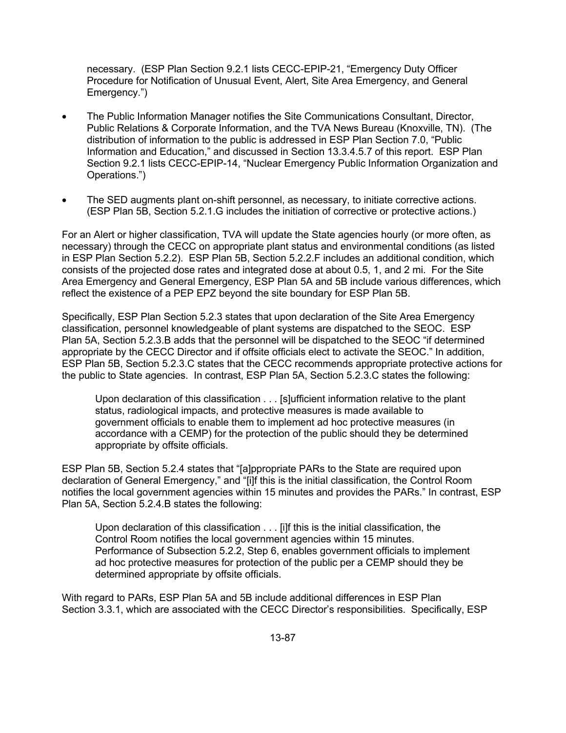necessary. (ESP Plan Section 9.2.1 lists CECC-EPIP-21, "Emergency Duty Officer Procedure for Notification of Unusual Event, Alert, Site Area Emergency, and General Emergency.")

- The Public Information Manager notifies the Site Communications Consultant, Director, Public Relations & Corporate Information, and the TVA News Bureau (Knoxville, TN). (The distribution of information to the public is addressed in ESP Plan Section 7.0, "Public Information and Education," and discussed in Section 13.3.4.5.7 of this report. ESP Plan Section 9.2.1 lists CECC-EPIP-14, "Nuclear Emergency Public Information Organization and Operations.")

- The SED augments plant on-shift personnel, as necessary, to initiate corrective actions. (ESP Plan 5B, Section 5.2.1.G includes the initiation of corrective or protective actions.)

For an Alert or higher classification, TVA will update the State agencies hourly (or more often, as necessary) through the CECC on appropriate plant status and environmental conditions (as listed in ESP Plan Section 5.2.2). ESP Plan 5B, Section 5.2.2.F includes an additional condition, which consists of the projected dose rates and integrated dose at about 0.5, 1, and 2 mi. For the Site Area Emergency and General Emergency, ESP Plan 5A and 5B include various differences, which reflect the existence of a PEP EPZ beyond the site boundary for ESP Plan 5B.

Specifically, ESP Plan Section 5.2.3 states that upon declaration of the Site Area Emergency classification, personnel knowledgeable of plant systems are dispatched to the SEOC. ESP Plan 5A, Section 5.2.3.B adds that the personnel will be dispatched to the SEOC "if determined appropriate by the CECC Director and if offsite officials elect to activate the SEOC." In addition, ESP Plan 5B, Section 5.2.3.C states that the CECC recommends appropriate protective actions for the public to State agencies. In contrast, ESP Plan 5A, Section 5.2.3.C states the following:

> Upon declaration of this classification . . . [s]ufficient information relative to the plant status, radiological impacts, and protective measures is made available to government officials to enable them to implement ad hoc protective measures (in accordance with a CEMP) for the protection of the public should they be determined appropriate by offsite officials.

ESP Plan 5B, Section 5.2.4 states that "[a]ppropriate PARs to the State are required upon declaration of General Emergency," and "[i]f this is the initial classification, the Control Room notifies the local government agencies within 15 minutes and provides the PARs." In contrast, ESP Plan 5A, Section 5.2.4.B states the following:

> Upon declaration of this classification . . . [i]f this is the initial classification, the Control Room notifies the local government agencies within 15 minutes. Performance of Subsection 5.2.2, Step 6, enables government officials to implement ad hoc protective measures for protection of the public per a CEMP should they be determined appropriate by offsite officials.

With regard to PARs, ESP Plan 5A and 5B include additional differences in ESP Plan Section 3.3.1, which are associated with the CECC Director's responsibilities. Specifically, ESP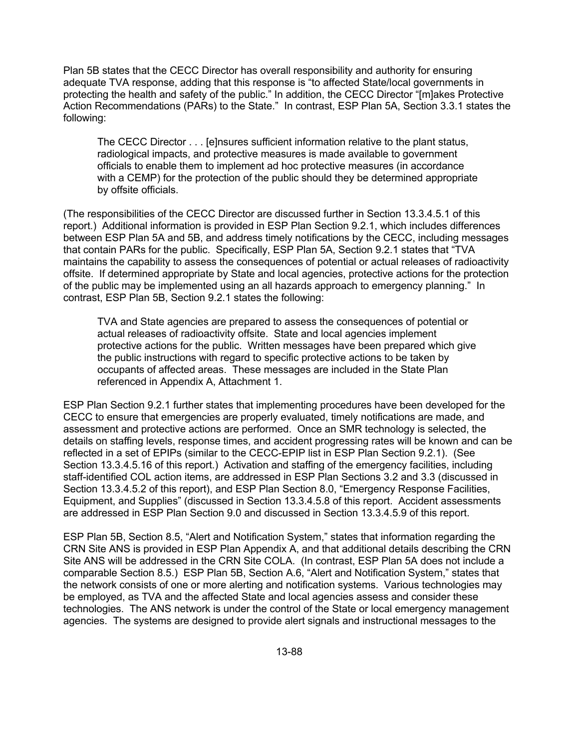Plan 5B states that the CECC Director has overall responsibility and authority for ensuring adequate TVA response, adding that this response is "to affected State/local governments in protecting the health and safety of the public." In addition, the CECC Director "[m]akes Protective Action Recommendations (PARs) to the State." In contrast, ESP Plan 5A, Section 3.3.1 states the following:

> The CECC Director . . . [e]nsures sufficient information relative to the plant status, radiological impacts, and protective measures is made available to government officials to enable them to implement ad hoc protective measures (in accordance with a CEMP) for the protection of the public should they be determined appropriate by offsite officials.

(The responsibilities of the CECC Director are discussed further in Section 13.3.4.5.1 of this report.) Additional information is provided in ESP Plan Section 9.2.1, which includes differences between ESP Plan 5A and 5B, and address timely notifications by the CECC, including messages that contain PARs for the public. Specifically, ESP Plan 5A, Section 9.2.1 states that "TVA maintains the capability to assess the consequences of potential or actual releases of radioactivity offsite. If determined appropriate by State and local agencies, protective actions for the protection of the public may be implemented using an all hazards approach to emergency planning." In contrast, ESP Plan 5B, Section 9.2.1 states the following:

> TVA and State agencies are prepared to assess the consequences of potential or actual releases of radioactivity offsite. State and local agencies implement protective actions for the public. Written messages have been prepared which give the public instructions with regard to specific protective actions to be taken by occupants of affected areas. These messages are included in the State Plan referenced in Appendix A, Attachment 1.

ESP Plan Section 9.2.1 further states that implementing procedures have been developed for the CECC to ensure that emergencies are properly evaluated, timely notifications are made, and assessment and protective actions are performed. Once an SMR technology is selected, the details on staffing levels, response times, and accident progressing rates will be known and can be reflected in a set of EPIPs (similar to the CECC-EPIP list in ESP Plan Section 9.2.1). (See Section 13.3.4.5.16 of this report.) Activation and staffing of the emergency facilities, including staff-identified COL action items, are addressed in ESP Plan Sections 3.2 and 3.3 (discussed in Section 13.3.4.5.2 of this report), and ESP Plan Section 8.0, "Emergency Response Facilities, Equipment, and Supplies" (discussed in Section 13.3.4.5.8 of this report. Accident assessments are addressed in ESP Plan Section 9.0 and discussed in Section 13.3.4.5.9 of this report.

ESP Plan 5B, Section 8.5, "Alert and Notification System," states that information regarding the CRN Site ANS is provided in ESP Plan Appendix A, and that additional details describing the CRN Site ANS will be addressed in the CRN Site COLA. (In contrast, ESP Plan 5A does not include a comparable Section 8.5.) ESP Plan 5B, Section A.6, "Alert and Notification System," states that the network consists of one or more alerting and notification systems. Various technologies may be employed, as TVA and the affected State and local agencies assess and consider these technologies. The ANS network is under the control of the State or local emergency management agencies. The systems are designed to provide alert signals and instructional messages to the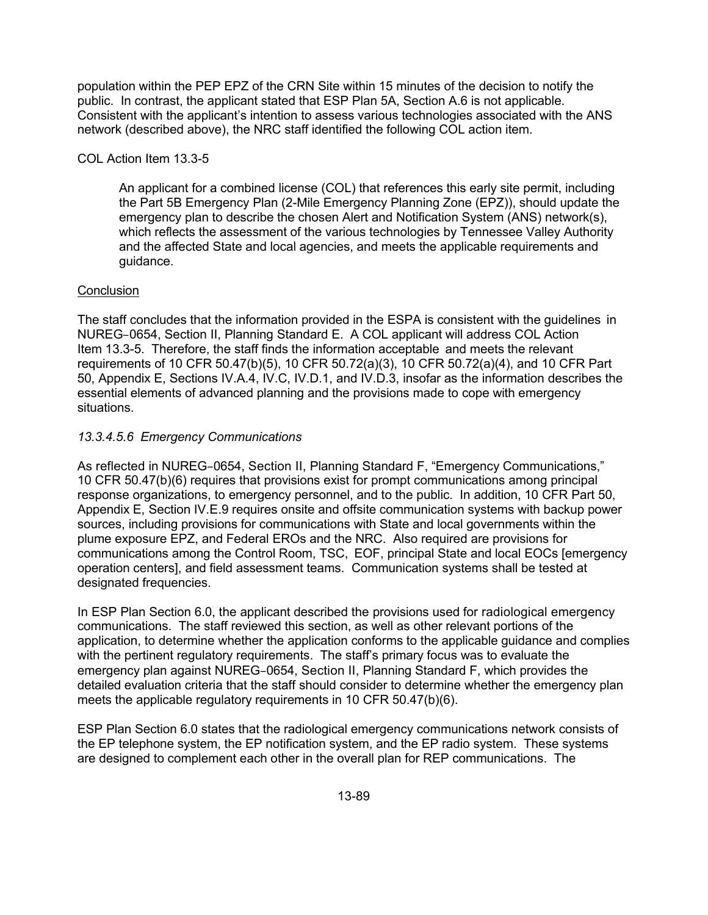population within the PEP EPZ of the CRN Site within 15 minutes of the decision to notify the public. In contrast, the applicant stated that ESP Plan 5A, Section A.6 is not applicable. Consistent with the applicant's intention to assess various technologies associated with the ANS network (described above), the NRC staff identified the following COL action item.

COL Action Item 13.3-5

> An applicant for a combined license (COL) that references this early site permit, including the Part 5B Emergency Plan (2-Mile Emergency Planning Zone (EPZ)), should update the emergency plan to describe the chosen Alert and Notification System (ANS) network(s), which reflects the assessment of the various technologies by Tennessee Valley Authority and the affected State and local agencies, and meets the applicable requirements and guidance.

Conclusion

The staff concludes that the information provided in the ESPA is consistent with the guidelines in NUREG‑0654, Section II, Planning Standard E. A COL applicant will address COL Action Item 13.3-5. Therefore, the staff finds the information acceptable and meets the relevant requirements of 10 CFR 50.47(b)(5), 10 CFR 50.72(a)(3), 10 CFR 50.72(a)(4), and 10 CFR Part 50, Appendix E, Sections IV.A.4, IV.C, IV.D.1, and IV.D.3, insofar as the information describes the essential elements of advanced planning and the provisions made to cope with emergency situations.

*13.3.4.5.6 Emergency Communications*

As reflected in NUREG‑0654, Section II, Planning Standard F, "Emergency Communications," 10 CFR 50.47(b)(6) requires that provisions exist for prompt communications among principal response organizations, to emergency personnel, and to the public. In addition, 10 CFR Part 50, Appendix E, Section IV.E.9 requires onsite and offsite communication systems with backup power sources, including provisions for communications with State and local governments within the plume exposure EPZ, and Federal EROs and the NRC. Also required are provisions for communications among the Control Room, TSC, EOF, principal State and local EOCs [emergency operation centers], and field assessment teams. Communication systems shall be tested at designated frequencies.

In ESP Plan Section 6.0, the applicant described the provisions used for radiological emergency communications. The staff reviewed this section, as well as other relevant portions of the application, to determine whether the application conforms to the applicable guidance and complies with the pertinent regulatory requirements. The staff's primary focus was to evaluate the emergency plan against NUREG‑0654, Section II, Planning Standard F, which provides the detailed evaluation criteria that the staff should consider to determine whether the emergency plan meets the applicable regulatory requirements in 10 CFR 50.47(b)(6).

ESP Plan Section 6.0 states that the radiological emergency communications network consists of the EP telephone system, the EP notification system, and the EP radio system. These systems are designed to complement each other in the overall plan for REP communications. The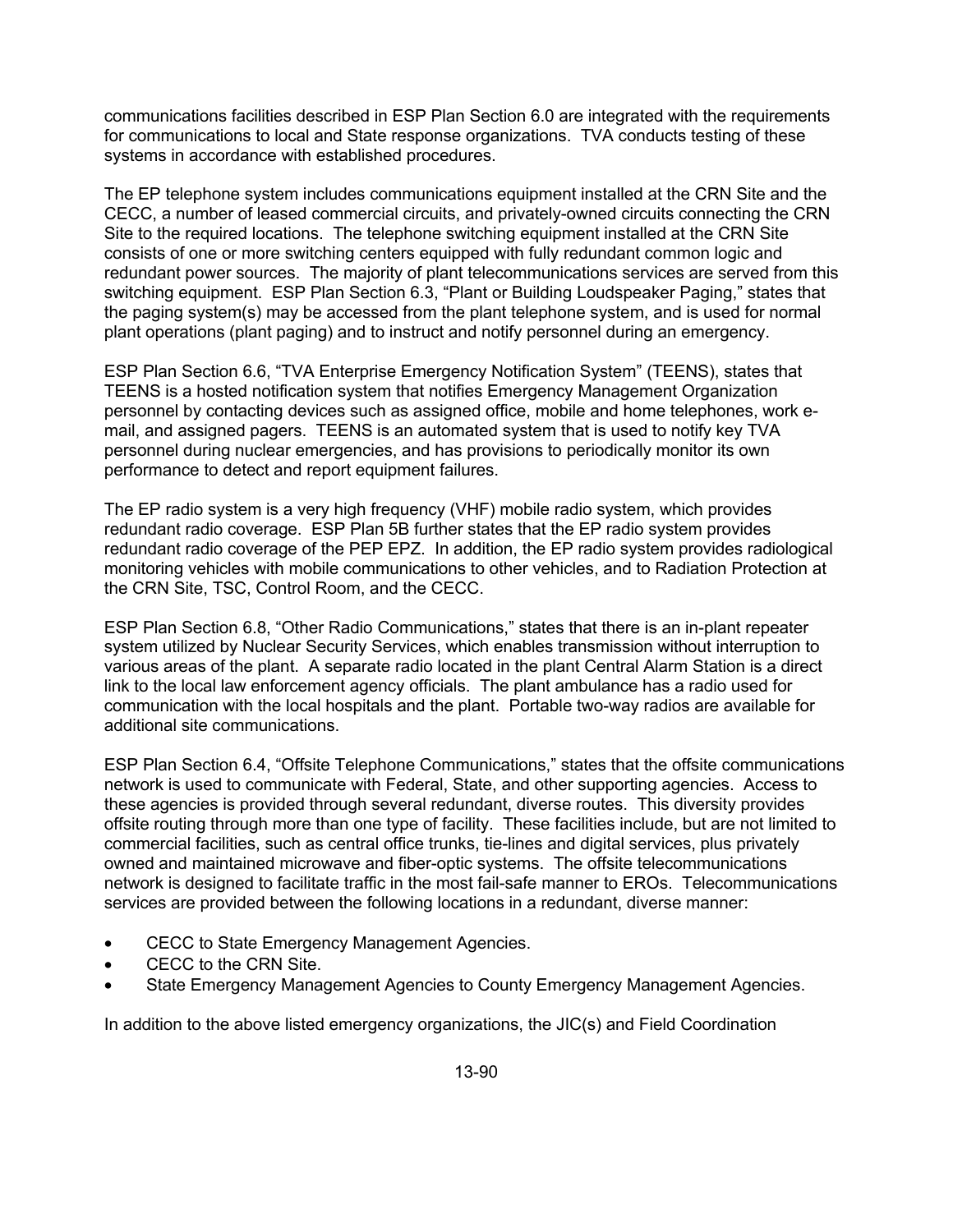communications facilities described in ESP Plan Section 6.0 are integrated with the requirements for communications to local and State response organizations. TVA conducts testing of these systems in accordance with established procedures.

The EP telephone system includes communications equipment installed at the CRN Site and the CECC, a number of leased commercial circuits, and privately-owned circuits connecting the CRN Site to the required locations. The telephone switching equipment installed at the CRN Site consists of one or more switching centers equipped with fully redundant common logic and redundant power sources. The majority of plant telecommunications services are served from this switching equipment. ESP Plan Section 6.3, "Plant or Building Loudspeaker Paging," states that the paging system(s) may be accessed from the plant telephone system, and is used for normal plant operations (plant paging) and to instruct and notify personnel during an emergency.

ESP Plan Section 6.6, "TVA Enterprise Emergency Notification System" (TEENS), states that TEENS is a hosted notification system that notifies Emergency Management Organization personnel by contacting devices such as assigned office, mobile and home telephones, work e-mail, and assigned pagers. TEENS is an automated system that is used to notify key TVA personnel during nuclear emergencies, and has provisions to periodically monitor its own performance to detect and report equipment failures.

The EP radio system is a very high frequency (VHF) mobile radio system, which provides redundant radio coverage. ESP Plan 5B further states that the EP radio system provides redundant radio coverage of the PEP EPZ. In addition, the EP radio system provides radiological monitoring vehicles with mobile communications to other vehicles, and to Radiation Protection at the CRN Site, TSC, Control Room, and the CECC.

ESP Plan Section 6.8, "Other Radio Communications," states that there is an in-plant repeater system utilized by Nuclear Security Services, which enables transmission without interruption to various areas of the plant. A separate radio located in the plant Central Alarm Station is a direct link to the local law enforcement agency officials. The plant ambulance has a radio used for communication with the local hospitals and the plant. Portable two-way radios are available for additional site communications.

ESP Plan Section 6.4, "Offsite Telephone Communications," states that the offsite communications network is used to communicate with Federal, State, and other supporting agencies. Access to these agencies is provided through several redundant, diverse routes. This diversity provides offsite routing through more than one type of facility. These facilities include, but are not limited to commercial facilities, such as central office trunks, tie-lines and digital services, plus privately owned and maintained microwave and fiber-optic systems. The offsite telecommunications network is designed to facilitate traffic in the most fail-safe manner to EROs. Telecommunications services are provided between the following locations in a redundant, diverse manner:

- CECC to State Emergency Management Agencies.
- CECC to the CRN Site.
- State Emergency Management Agencies to County Emergency Management Agencies.

In addition to the above listed emergency organizations, the JIC(s) and Field Coordination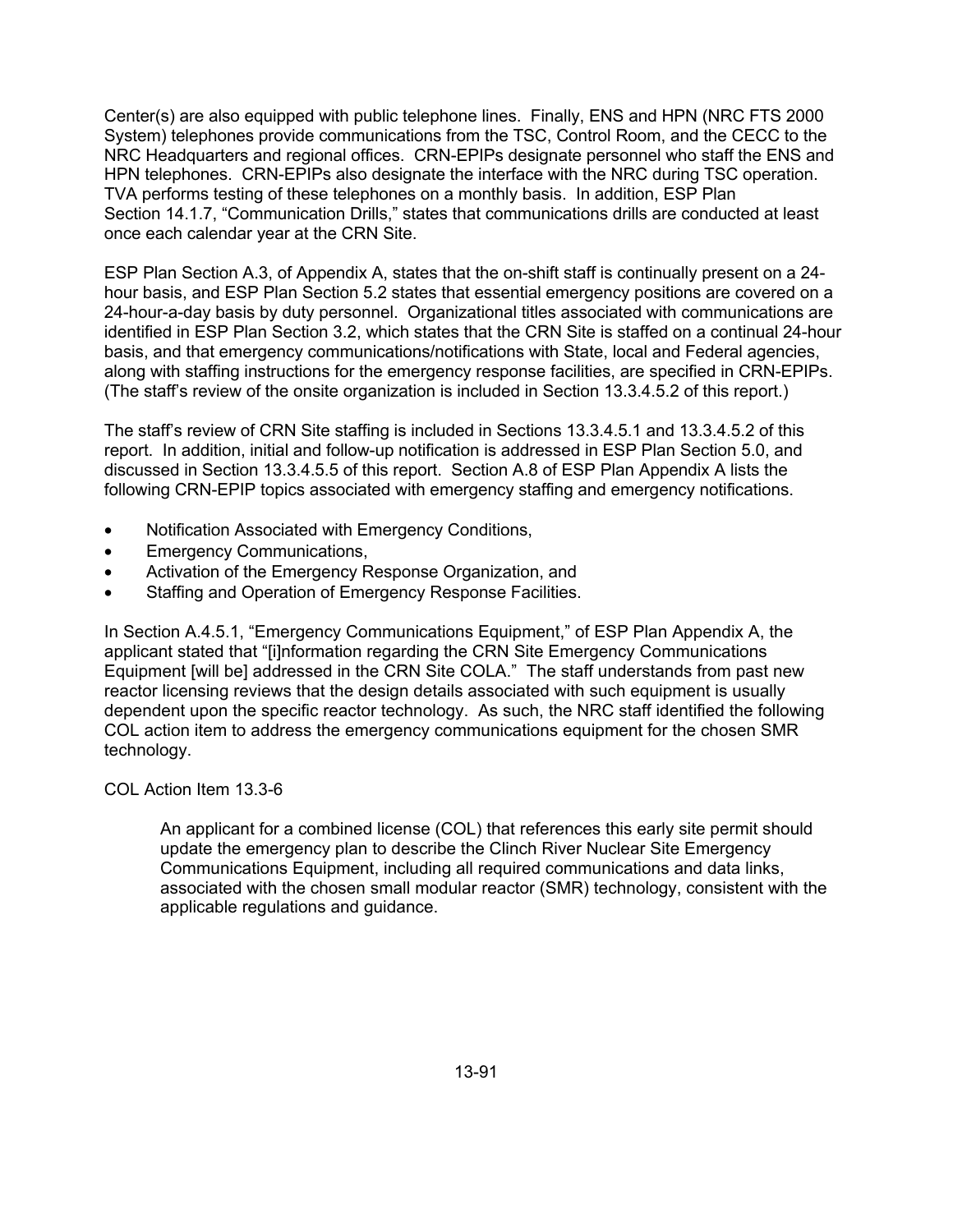Center(s) are also equipped with public telephone lines. Finally, ENS and HPN (NRC FTS 2000 System) telephones provide communications from the TSC, Control Room, and the CECC to the NRC Headquarters and regional offices. CRN-EPIPs designate personnel who staff the ENS and HPN telephones. CRN-EPIPs also designate the interface with the NRC during TSC operation. TVA performs testing of these telephones on a monthly basis. In addition, ESP Plan Section 14.1.7, "Communication Drills," states that communications drills are conducted at least once each calendar year at the CRN Site.

ESP Plan Section A.3, of Appendix A, states that the on-shift staff is continually present on a 24-hour basis, and ESP Plan Section 5.2 states that essential emergency positions are covered on a 24-hour-a-day basis by duty personnel. Organizational titles associated with communications are identified in ESP Plan Section 3.2, which states that the CRN Site is staffed on a continual 24-hour basis, and that emergency communications/notifications with State, local and Federal agencies, along with staffing instructions for the emergency response facilities, are specified in CRN-EPIPs. (The staff's review of the onsite organization is included in Section 13.3.4.5.2 of this report.)

The staff's review of CRN Site staffing is included in Sections 13.3.4.5.1 and 13.3.4.5.2 of this report. In addition, initial and follow-up notification is addressed in ESP Plan Section 5.0, and discussed in Section 13.3.4.5.5 of this report. Section A.8 of ESP Plan Appendix A lists the following CRN-EPIP topics associated with emergency staffing and emergency notifications.

- Notification Associated with Emergency Conditions,
- Emergency Communications,
- Activation of the Emergency Response Organization, and
- Staffing and Operation of Emergency Response Facilities.

In Section A.4.5.1, "Emergency Communications Equipment," of ESP Plan Appendix A, the applicant stated that "[i]nformation regarding the CRN Site Emergency Communications Equipment [will be] addressed in the CRN Site COLA." The staff understands from past new reactor licensing reviews that the design details associated with such equipment is usually dependent upon the specific reactor technology. As such, the NRC staff identified the following COL action item to address the emergency communications equipment for the chosen SMR technology.

COL Action Item 13.3-6

> An applicant for a combined license (COL) that references this early site permit should update the emergency plan to describe the Clinch River Nuclear Site Emergency Communications Equipment, including all required communications and data links, associated with the chosen small modular reactor (SMR) technology, consistent with the applicable regulations and guidance.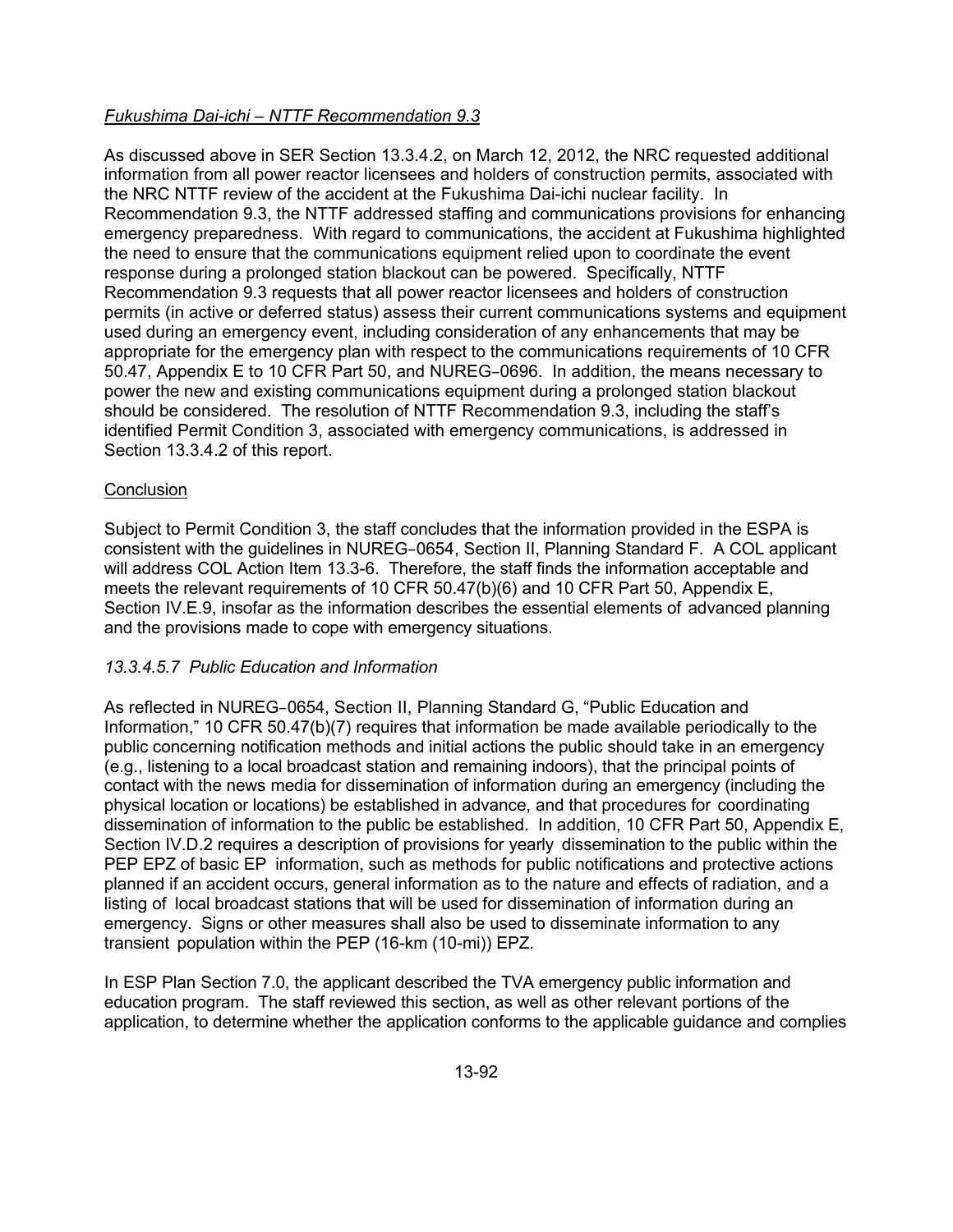*Fukushima Dai-ichi – NTTF Recommendation 9.3*

As discussed above in SER Section 13.3.4.2, on March 12, 2012, the NRC requested additional information from all power reactor licensees and holders of construction permits, associated with the NRC NTTF review of the accident at the Fukushima Dai-ichi nuclear facility. In Recommendation 9.3, the NTTF addressed staffing and communications provisions for enhancing emergency preparedness. With regard to communications, the accident at Fukushima highlighted the need to ensure that the communications equipment relied upon to coordinate the event response during a prolonged station blackout can be powered. Specifically, NTTF Recommendation 9.3 requests that all power reactor licensees and holders of construction permits (in active or deferred status) assess their current communications systems and equipment used during an emergency event, including consideration of any enhancements that may be appropriate for the emergency plan with respect to the communications requirements of 10 CFR 50.47, Appendix E to 10 CFR Part 50, and NUREG-0696. In addition, the means necessary to power the new and existing communications equipment during a prolonged station blackout should be considered. The resolution of NTTF Recommendation 9.3, including the staff's identified Permit Condition 3, associated with emergency communications, is addressed in Section 13.3.4.2 of this report.

Conclusion

Subject to Permit Condition 3, the staff concludes that the information provided in the ESPA is consistent with the guidelines in NUREG-0654, Section II, Planning Standard F. A COL applicant will address COL Action Item 13.3-6. Therefore, the staff finds the information acceptable and meets the relevant requirements of 10 CFR 50.47(b)(6) and 10 CFR Part 50, Appendix E, Section IV.E.9, insofar as the information describes the essential elements of advanced planning and the provisions made to cope with emergency situations.

*13.3.4.5.7 Public Education and Information*

As reflected in NUREG-0654, Section II, Planning Standard G, "Public Education and Information," 10 CFR 50.47(b)(7) requires that information be made available periodically to the public concerning notification methods and initial actions the public should take in an emergency (e.g., listening to a local broadcast station and remaining indoors), that the principal points of contact with the news media for dissemination of information during an emergency (including the physical location or locations) be established in advance, and that procedures for coordinating dissemination of information to the public be established. In addition, 10 CFR Part 50, Appendix E, Section IV.D.2 requires a description of provisions for yearly dissemination to the public within the PEP EPZ of basic EP information, such as methods for public notifications and protective actions planned if an accident occurs, general information as to the nature and effects of radiation, and a listing of local broadcast stations that will be used for dissemination of information during an emergency. Signs or other measures shall also be used to disseminate information to any transient population within the PEP (16-km (10-mi)) EPZ.

In ESP Plan Section 7.0, the applicant described the TVA emergency public information and education program. The staff reviewed this section, as well as other relevant portions of the application, to determine whether the application conforms to the applicable guidance and complies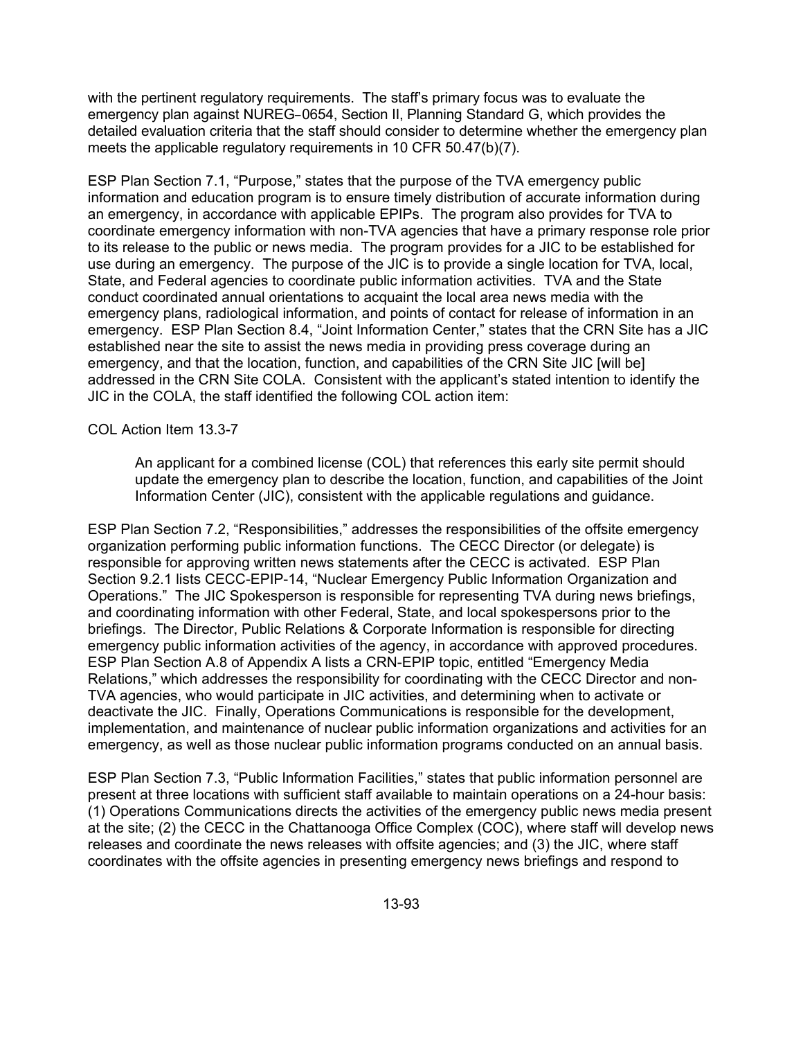with the pertinent regulatory requirements. The staff's primary focus was to evaluate the emergency plan against NUREG-0654, Section II, Planning Standard G, which provides the detailed evaluation criteria that the staff should consider to determine whether the emergency plan meets the applicable regulatory requirements in 10 CFR 50.47(b)(7).

ESP Plan Section 7.1, "Purpose," states that the purpose of the TVA emergency public information and education program is to ensure timely distribution of accurate information during an emergency, in accordance with applicable EPIPs. The program also provides for TVA to coordinate emergency information with non-TVA agencies that have a primary response role prior to its release to the public or news media. The program provides for a JIC to be established for use during an emergency. The purpose of the JIC is to provide a single location for TVA, local, State, and Federal agencies to coordinate public information activities. TVA and the State conduct coordinated annual orientations to acquaint the local area news media with the emergency plans, radiological information, and points of contact for release of information in an emergency. ESP Plan Section 8.4, "Joint Information Center," states that the CRN Site has a JIC established near the site to assist the news media in providing press coverage during an emergency, and that the location, function, and capabilities of the CRN Site JIC [will be] addressed in the CRN Site COLA. Consistent with the applicant's stated intention to identify the JIC in the COLA, the staff identified the following COL action item:

COL Action Item 13.3-7

> An applicant for a combined license (COL) that references this early site permit should update the emergency plan to describe the location, function, and capabilities of the Joint Information Center (JIC), consistent with the applicable regulations and guidance.

ESP Plan Section 7.2, "Responsibilities," addresses the responsibilities of the offsite emergency organization performing public information functions. The CECC Director (or delegate) is responsible for approving written news statements after the CECC is activated. ESP Plan Section 9.2.1 lists CECC-EPIP-14, "Nuclear Emergency Public Information Organization and Operations." The JIC Spokesperson is responsible for representing TVA during news briefings, and coordinating information with other Federal, State, and local spokespersons prior to the briefings. The Director, Public Relations & Corporate Information is responsible for directing emergency public information activities of the agency, in accordance with approved procedures. ESP Plan Section A.8 of Appendix A lists a CRN-EPIP topic, entitled "Emergency Media Relations," which addresses the responsibility for coordinating with the CECC Director and non-TVA agencies, who would participate in JIC activities, and determining when to activate or deactivate the JIC. Finally, Operations Communications is responsible for the development, implementation, and maintenance of nuclear public information organizations and activities for an emergency, as well as those nuclear public information programs conducted on an annual basis.

ESP Plan Section 7.3, "Public Information Facilities," states that public information personnel are present at three locations with sufficient staff available to maintain operations on a 24-hour basis: (1) Operations Communications directs the activities of the emergency public news media present at the site; (2) the CECC in the Chattanooga Office Complex (COC), where staff will develop news releases and coordinate the news releases with offsite agencies; and (3) the JIC, where staff coordinates with the offsite agencies in presenting emergency news briefings and respond to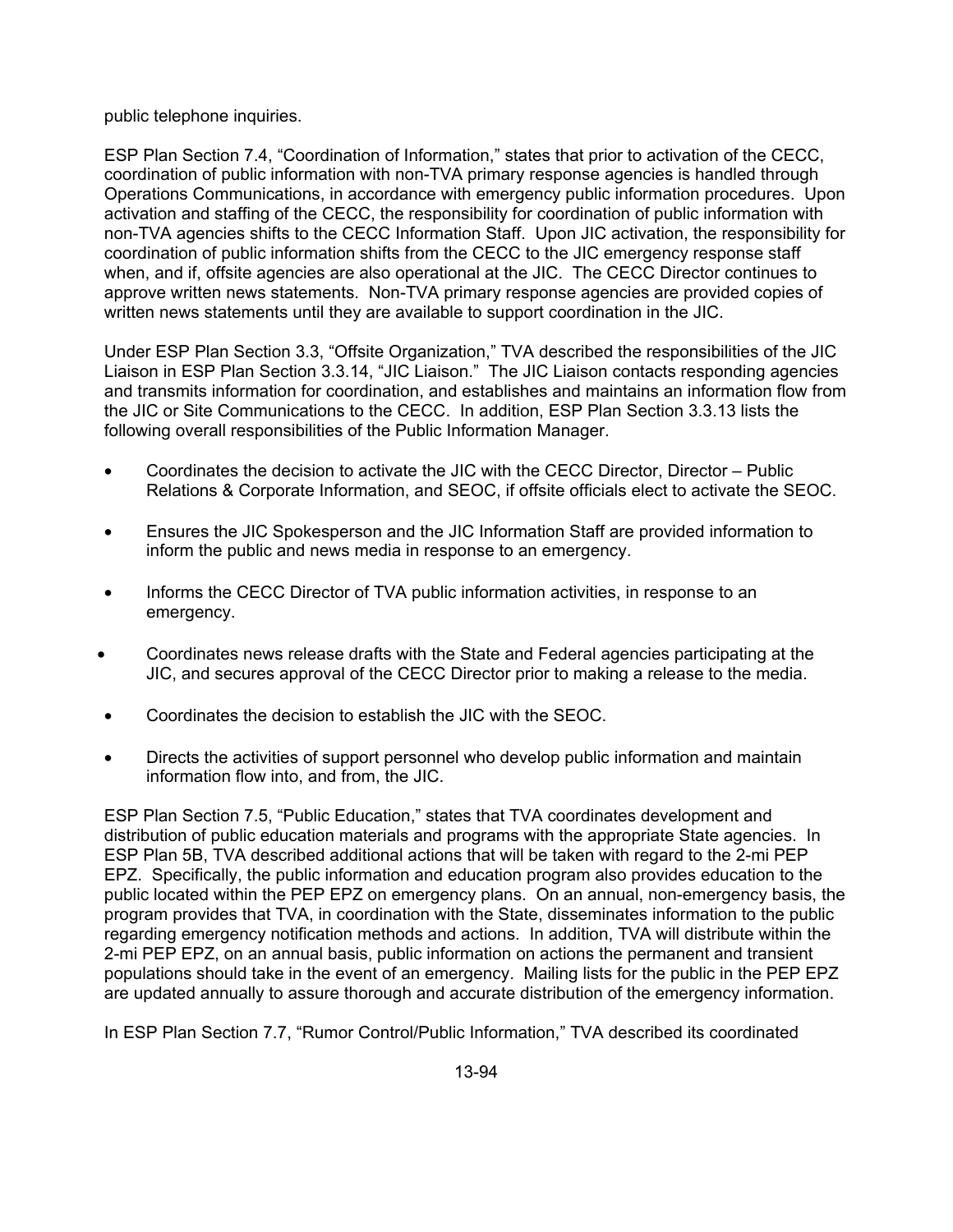public telephone inquiries.

ESP Plan Section 7.4, "Coordination of Information," states that prior to activation of the CECC, coordination of public information with non-TVA primary response agencies is handled through Operations Communications, in accordance with emergency public information procedures. Upon activation and staffing of the CECC, the responsibility for coordination of public information with non-TVA agencies shifts to the CECC Information Staff. Upon JIC activation, the responsibility for coordination of public information shifts from the CECC to the JIC emergency response staff when, and if, offsite agencies are also operational at the JIC. The CECC Director continues to approve written news statements. Non-TVA primary response agencies are provided copies of written news statements until they are available to support coordination in the JIC.

Under ESP Plan Section 3.3, "Offsite Organization," TVA described the responsibilities of the JIC Liaison in ESP Plan Section 3.3.14, "JIC Liaison." The JIC Liaison contacts responding agencies and transmits information for coordination, and establishes and maintains an information flow from the JIC or Site Communications to the CECC. In addition, ESP Plan Section 3.3.13 lists the following overall responsibilities of the Public Information Manager.

- Coordinates the decision to activate the JIC with the CECC Director, Director – Public Relations & Corporate Information, and SEOC, if offsite officials elect to activate the SEOC.
- Ensures the JIC Spokesperson and the JIC Information Staff are provided information to inform the public and news media in response to an emergency.
- Informs the CECC Director of TVA public information activities, in response to an emergency.
- Coordinates news release drafts with the State and Federal agencies participating at the JIC, and secures approval of the CECC Director prior to making a release to the media.
- Coordinates the decision to establish the JIC with the SEOC.
- Directs the activities of support personnel who develop public information and maintain information flow into, and from, the JIC.

ESP Plan Section 7.5, "Public Education," states that TVA coordinates development and distribution of public education materials and programs with the appropriate State agencies. In ESP Plan 5B, TVA described additional actions that will be taken with regard to the 2-mi PEP EPZ. Specifically, the public information and education program also provides education to the public located within the PEP EPZ on emergency plans. On an annual, non-emergency basis, the program provides that TVA, in coordination with the State, disseminates information to the public regarding emergency notification methods and actions. In addition, TVA will distribute within the 2-mi PEP EPZ, on an annual basis, public information on actions the permanent and transient populations should take in the event of an emergency. Mailing lists for the public in the PEP EPZ are updated annually to assure thorough and accurate distribution of the emergency information.

In ESP Plan Section 7.7, "Rumor Control/Public Information," TVA described its coordinated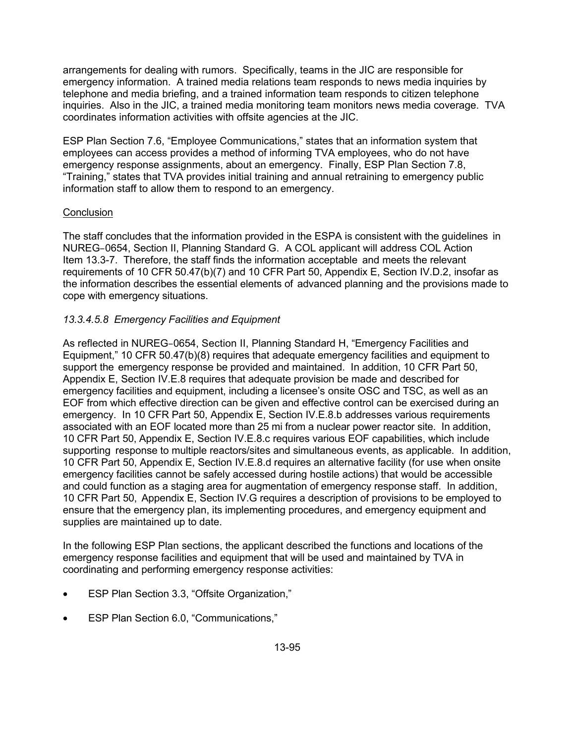arrangements for dealing with rumors. Specifically, teams in the JIC are responsible for emergency information. A trained media relations team responds to news media inquiries by telephone and media briefing, and a trained information team responds to citizen telephone inquiries. Also in the JIC, a trained media monitoring team monitors news media coverage. TVA coordinates information activities with offsite agencies at the JIC.

ESP Plan Section 7.6, "Employee Communications," states that an information system that employees can access provides a method of informing TVA employees, who do not have emergency response assignments, about an emergency. Finally, ESP Plan Section 7.8, "Training," states that TVA provides initial training and annual retraining to emergency public information staff to allow them to respond to an emergency.

Conclusion

The staff concludes that the information provided in the ESPA is consistent with the guidelines in NUREG-0654, Section II, Planning Standard G. A COL applicant will address COL Action Item 13.3-7. Therefore, the staff finds the information acceptable and meets the relevant requirements of 10 CFR 50.47(b)(7) and 10 CFR Part 50, Appendix E, Section IV.D.2, insofar as the information describes the essential elements of advanced planning and the provisions made to cope with emergency situations.

*13.3.4.5.8 Emergency Facilities and Equipment*

As reflected in NUREG-0654, Section II, Planning Standard H, "Emergency Facilities and Equipment," 10 CFR 50.47(b)(8) requires that adequate emergency facilities and equipment to support the emergency response be provided and maintained. In addition, 10 CFR Part 50, Appendix E, Section IV.E.8 requires that adequate provision be made and described for emergency facilities and equipment, including a licensee's onsite OSC and TSC, as well as an EOF from which effective direction can be given and effective control can be exercised during an emergency. In 10 CFR Part 50, Appendix E, Section IV.E.8.b addresses various requirements associated with an EOF located more than 25 mi from a nuclear power reactor site. In addition, 10 CFR Part 50, Appendix E, Section IV.E.8.c requires various EOF capabilities, which include supporting response to multiple reactors/sites and simultaneous events, as applicable. In addition, 10 CFR Part 50, Appendix E, Section IV.E.8.d requires an alternative facility (for use when onsite emergency facilities cannot be safely accessed during hostile actions) that would be accessible and could function as a staging area for augmentation of emergency response staff. In addition, 10 CFR Part 50, Appendix E, Section IV.G requires a description of provisions to be employed to ensure that the emergency plan, its implementing procedures, and emergency equipment and supplies are maintained up to date.

In the following ESP Plan sections, the applicant described the functions and locations of the emergency response facilities and equipment that will be used and maintained by TVA in coordinating and performing emergency response activities:

- ESP Plan Section 3.3, "Offsite Organization,"
- ESP Plan Section 6.0, "Communications,"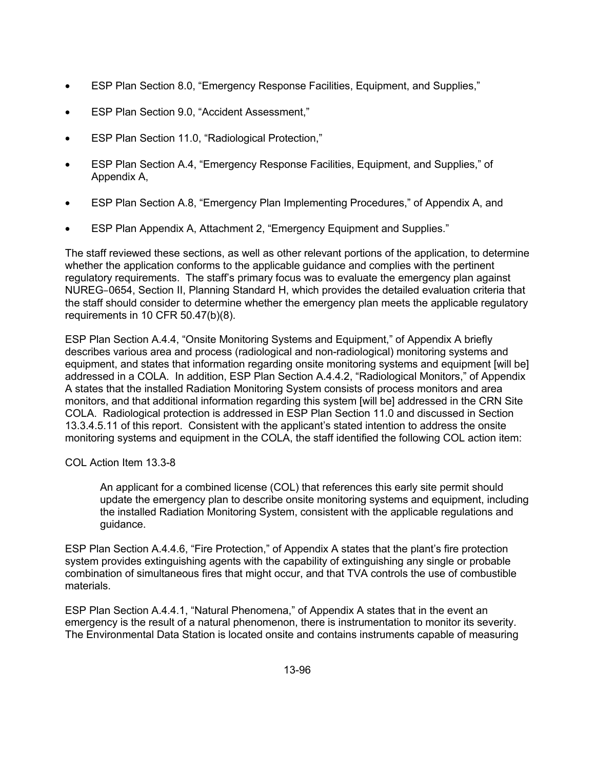- ESP Plan Section 8.0, "Emergency Response Facilities, Equipment, and Supplies,"
- ESP Plan Section 9.0, "Accident Assessment,"
- ESP Plan Section 11.0, "Radiological Protection,"
- ESP Plan Section A.4, "Emergency Response Facilities, Equipment, and Supplies," of Appendix A,
- ESP Plan Section A.8, "Emergency Plan Implementing Procedures," of Appendix A, and
- ESP Plan Appendix A, Attachment 2, "Emergency Equipment and Supplies."

The staff reviewed these sections, as well as other relevant portions of the application, to determine whether the application conforms to the applicable guidance and complies with the pertinent regulatory requirements. The staff's primary focus was to evaluate the emergency plan against NUREG‑0654, Section II, Planning Standard H, which provides the detailed evaluation criteria that the staff should consider to determine whether the emergency plan meets the applicable regulatory requirements in 10 CFR 50.47(b)(8).

ESP Plan Section A.4.4, "Onsite Monitoring Systems and Equipment," of Appendix A briefly describes various area and process (radiological and non-radiological) monitoring systems and equipment, and states that information regarding onsite monitoring systems and equipment [will be] addressed in a COLA. In addition, ESP Plan Section A.4.4.2, "Radiological Monitors," of Appendix A states that the installed Radiation Monitoring System consists of process monitors and area monitors, and that additional information regarding this system [will be] addressed in the CRN Site COLA. Radiological protection is addressed in ESP Plan Section 11.0 and discussed in Section 13.3.4.5.11 of this report. Consistent with the applicant's stated intention to address the onsite monitoring systems and equipment in the COLA, the staff identified the following COL action item:

COL Action Item 13.3-8

> An applicant for a combined license (COL) that references this early site permit should update the emergency plan to describe onsite monitoring systems and equipment, including the installed Radiation Monitoring System, consistent with the applicable regulations and guidance.

ESP Plan Section A.4.4.6, "Fire Protection," of Appendix A states that the plant's fire protection system provides extinguishing agents with the capability of extinguishing any single or probable combination of simultaneous fires that might occur, and that TVA controls the use of combustible materials.

ESP Plan Section A.4.4.1, "Natural Phenomena," of Appendix A states that in the event an emergency is the result of a natural phenomenon, there is instrumentation to monitor its severity. The Environmental Data Station is located onsite and contains instruments capable of measuring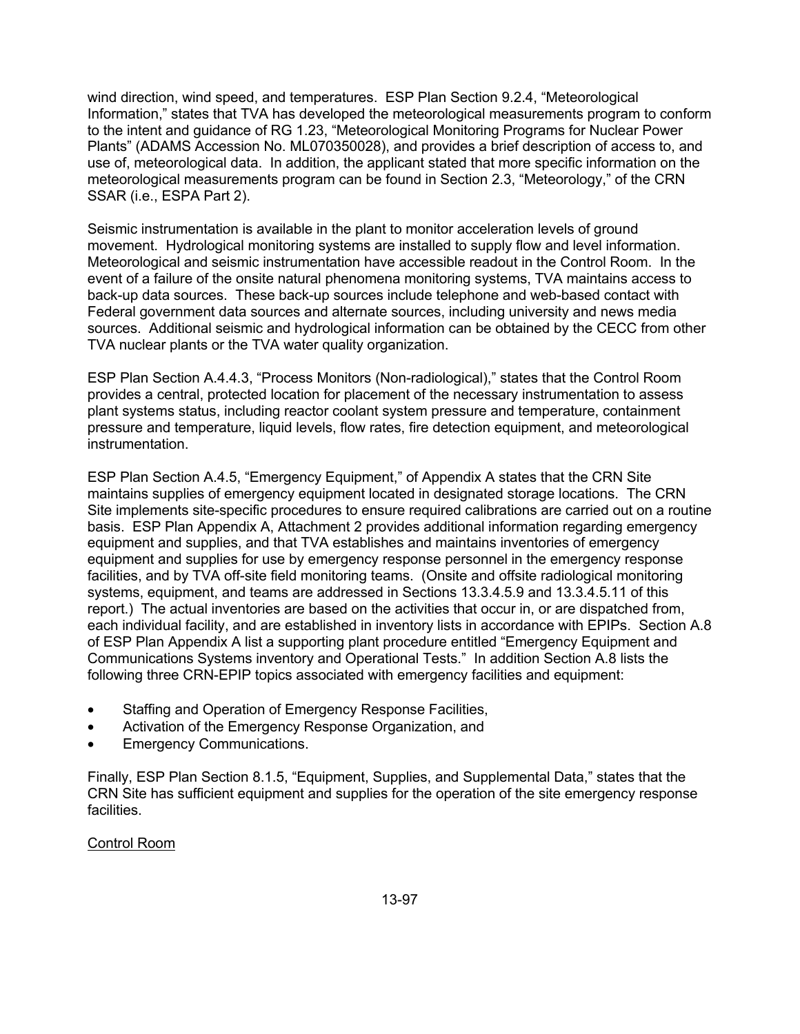wind direction, wind speed, and temperatures. ESP Plan Section 9.2.4, "Meteorological Information," states that TVA has developed the meteorological measurements program to conform to the intent and guidance of RG 1.23, "Meteorological Monitoring Programs for Nuclear Power Plants" (ADAMS Accession No. ML070350028), and provides a brief description of access to, and use of, meteorological data. In addition, the applicant stated that more specific information on the meteorological measurements program can be found in Section 2.3, "Meteorology," of the CRN SSAR (i.e., ESPA Part 2).

Seismic instrumentation is available in the plant to monitor acceleration levels of ground movement. Hydrological monitoring systems are installed to supply flow and level information. Meteorological and seismic instrumentation have accessible readout in the Control Room. In the event of a failure of the onsite natural phenomena monitoring systems, TVA maintains access to back-up data sources. These back-up sources include telephone and web-based contact with Federal government data sources and alternate sources, including university and news media sources. Additional seismic and hydrological information can be obtained by the CECC from other TVA nuclear plants or the TVA water quality organization.

ESP Plan Section A.4.4.3, "Process Monitors (Non-radiological)," states that the Control Room provides a central, protected location for placement of the necessary instrumentation to assess plant systems status, including reactor coolant system pressure and temperature, containment pressure and temperature, liquid levels, flow rates, fire detection equipment, and meteorological instrumentation.

ESP Plan Section A.4.5, "Emergency Equipment," of Appendix A states that the CRN Site maintains supplies of emergency equipment located in designated storage locations. The CRN Site implements site-specific procedures to ensure required calibrations are carried out on a routine basis. ESP Plan Appendix A, Attachment 2 provides additional information regarding emergency equipment and supplies, and that TVA establishes and maintains inventories of emergency equipment and supplies for use by emergency response personnel in the emergency response facilities, and by TVA off-site field monitoring teams. (Onsite and offsite radiological monitoring systems, equipment, and teams are addressed in Sections 13.3.4.5.9 and 13.3.4.5.11 of this report.) The actual inventories are based on the activities that occur in, or are dispatched from, each individual facility, and are established in inventory lists in accordance with EPIPs. Section A.8 of ESP Plan Appendix A list a supporting plant procedure entitled "Emergency Equipment and Communications Systems inventory and Operational Tests." In addition Section A.8 lists the following three CRN-EPIP topics associated with emergency facilities and equipment:

- Staffing and Operation of Emergency Response Facilities,
- Activation of the Emergency Response Organization, and
- Emergency Communications.

Finally, ESP Plan Section 8.1.5, "Equipment, Supplies, and Supplemental Data," states that the CRN Site has sufficient equipment and supplies for the operation of the site emergency response facilities.

<u>Control Room</u>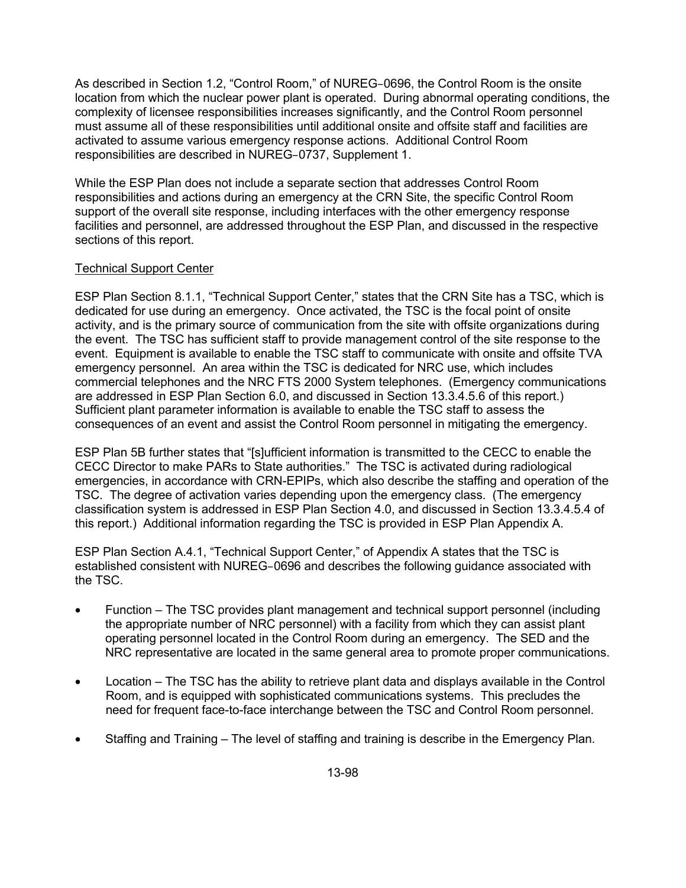As described in Section 1.2, "Control Room," of NUREG‑0696, the Control Room is the onsite location from which the nuclear power plant is operated. During abnormal operating conditions, the complexity of licensee responsibilities increases significantly, and the Control Room personnel must assume all of these responsibilities until additional onsite and offsite staff and facilities are activated to assume various emergency response actions. Additional Control Room responsibilities are described in NUREG‑0737, Supplement 1.

While the ESP Plan does not include a separate section that addresses Control Room responsibilities and actions during an emergency at the CRN Site, the specific Control Room support of the overall site response, including interfaces with the other emergency response facilities and personnel, are addressed throughout the ESP Plan, and discussed in the respective sections of this report.

Technical Support Center

ESP Plan Section 8.1.1, "Technical Support Center," states that the CRN Site has a TSC, which is dedicated for use during an emergency. Once activated, the TSC is the focal point of onsite activity, and is the primary source of communication from the site with offsite organizations during the event. The TSC has sufficient staff to provide management control of the site response to the event. Equipment is available to enable the TSC staff to communicate with onsite and offsite TVA emergency personnel. An area within the TSC is dedicated for NRC use, which includes commercial telephones and the NRC FTS 2000 System telephones. (Emergency communications are addressed in ESP Plan Section 6.0, and discussed in Section 13.3.4.5.6 of this report.) Sufficient plant parameter information is available to enable the TSC staff to assess the consequences of an event and assist the Control Room personnel in mitigating the emergency.

ESP Plan 5B further states that "[s]ufficient information is transmitted to the CECC to enable the CECC Director to make PARs to State authorities." The TSC is activated during radiological emergencies, in accordance with CRN-EPIPs, which also describe the staffing and operation of the TSC. The degree of activation varies depending upon the emergency class. (The emergency classification system is addressed in ESP Plan Section 4.0, and discussed in Section 13.3.4.5.4 of this report.) Additional information regarding the TSC is provided in ESP Plan Appendix A.

ESP Plan Section A.4.1, "Technical Support Center," of Appendix A states that the TSC is established consistent with NUREG‑0696 and describes the following guidance associated with the TSC.

- Function – The TSC provides plant management and technical support personnel (including the appropriate number of NRC personnel) with a facility from which they can assist plant operating personnel located in the Control Room during an emergency. The SED and the NRC representative are located in the same general area to promote proper communications.

- Location – The TSC has the ability to retrieve plant data and displays available in the Control Room, and is equipped with sophisticated communications systems. This precludes the need for frequent face-to-face interchange between the TSC and Control Room personnel.

- Staffing and Training – The level of staffing and training is describe in the Emergency Plan.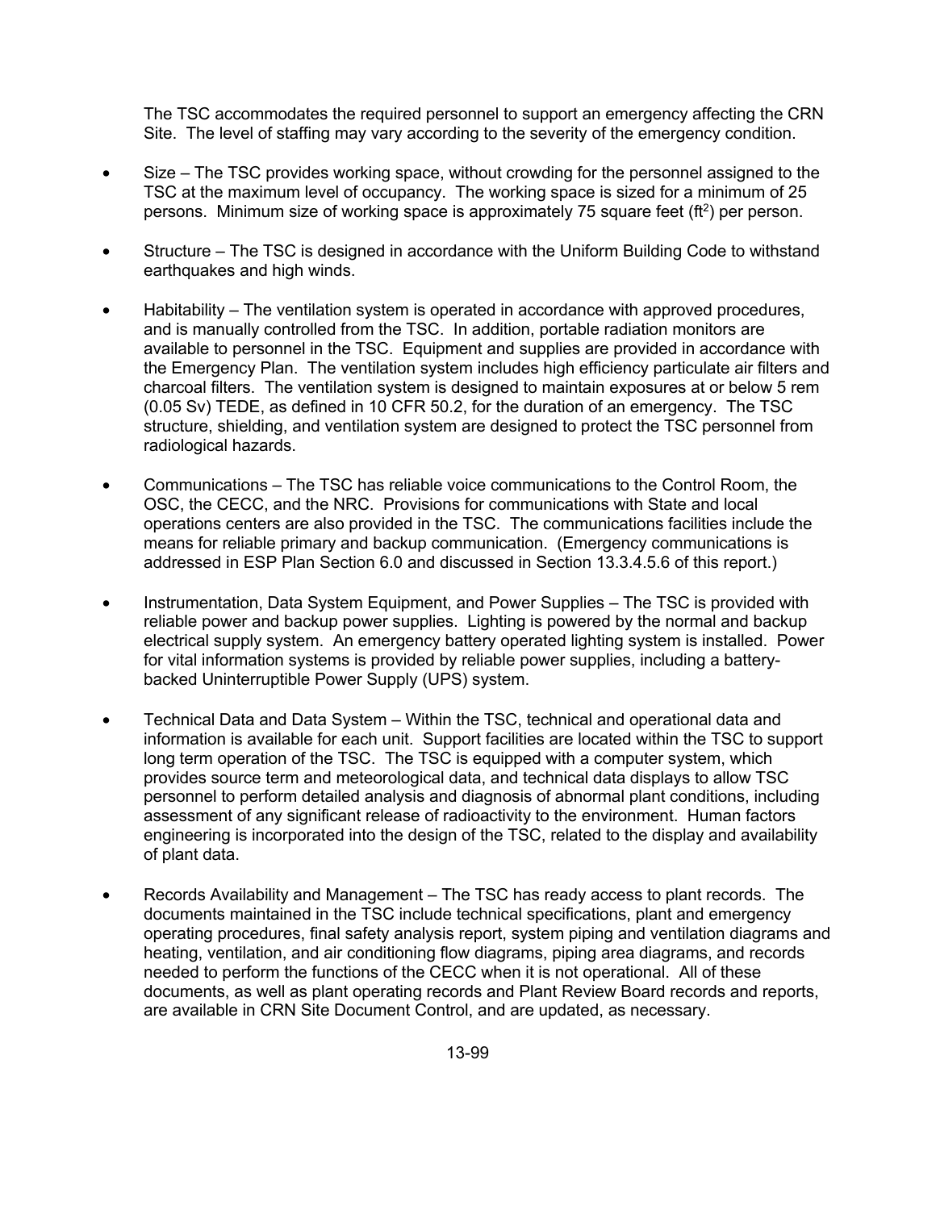The TSC accommodates the required personnel to support an emergency affecting the CRN Site. The level of staffing may vary according to the severity of the emergency condition.

- Size – The TSC provides working space, without crowding for the personnel assigned to the TSC at the maximum level of occupancy. The working space is sized for a minimum of 25 persons. Minimum size of working space is approximately 75 square feet ($ft^2$) per person.

- Structure – The TSC is designed in accordance with the Uniform Building Code to withstand earthquakes and high winds.

- Habitability – The ventilation system is operated in accordance with approved procedures, and is manually controlled from the TSC. In addition, portable radiation monitors are available to personnel in the TSC. Equipment and supplies are provided in accordance with the Emergency Plan. The ventilation system includes high efficiency particulate air filters and charcoal filters. The ventilation system is designed to maintain exposures at or below 5 rem (0.05 Sv) TEDE, as defined in 10 CFR 50.2, for the duration of an emergency. The TSC structure, shielding, and ventilation system are designed to protect the TSC personnel from radiological hazards.

- Communications – The TSC has reliable voice communications to the Control Room, the OSC, the CECC, and the NRC. Provisions for communications with State and local operations centers are also provided in the TSC. The communications facilities include the means for reliable primary and backup communication. (Emergency communications is addressed in ESP Plan Section 6.0 and discussed in Section 13.3.4.5.6 of this report.)

- Instrumentation, Data System Equipment, and Power Supplies – The TSC is provided with reliable power and backup power supplies. Lighting is powered by the normal and backup electrical supply system. An emergency battery operated lighting system is installed. Power for vital information systems is provided by reliable power supplies, including a battery-backed Uninterruptible Power Supply (UPS) system.

- Technical Data and Data System – Within the TSC, technical and operational data and information is available for each unit. Support facilities are located within the TSC to support long term operation of the TSC. The TSC is equipped with a computer system, which provides source term and meteorological data, and technical data displays to allow TSC personnel to perform detailed analysis and diagnosis of abnormal plant conditions, including assessment of any significant release of radioactivity to the environment. Human factors engineering is incorporated into the design of the TSC, related to the display and availability of plant data.

- Records Availability and Management – The TSC has ready access to plant records. The documents maintained in the TSC include technical specifications, plant and emergency operating procedures, final safety analysis report, system piping and ventilation diagrams and heating, ventilation, and air conditioning flow diagrams, piping area diagrams, and records needed to perform the functions of the CECC when it is not operational. All of these documents, as well as plant operating records and Plant Review Board records and reports, are available in CRN Site Document Control, and are updated, as necessary.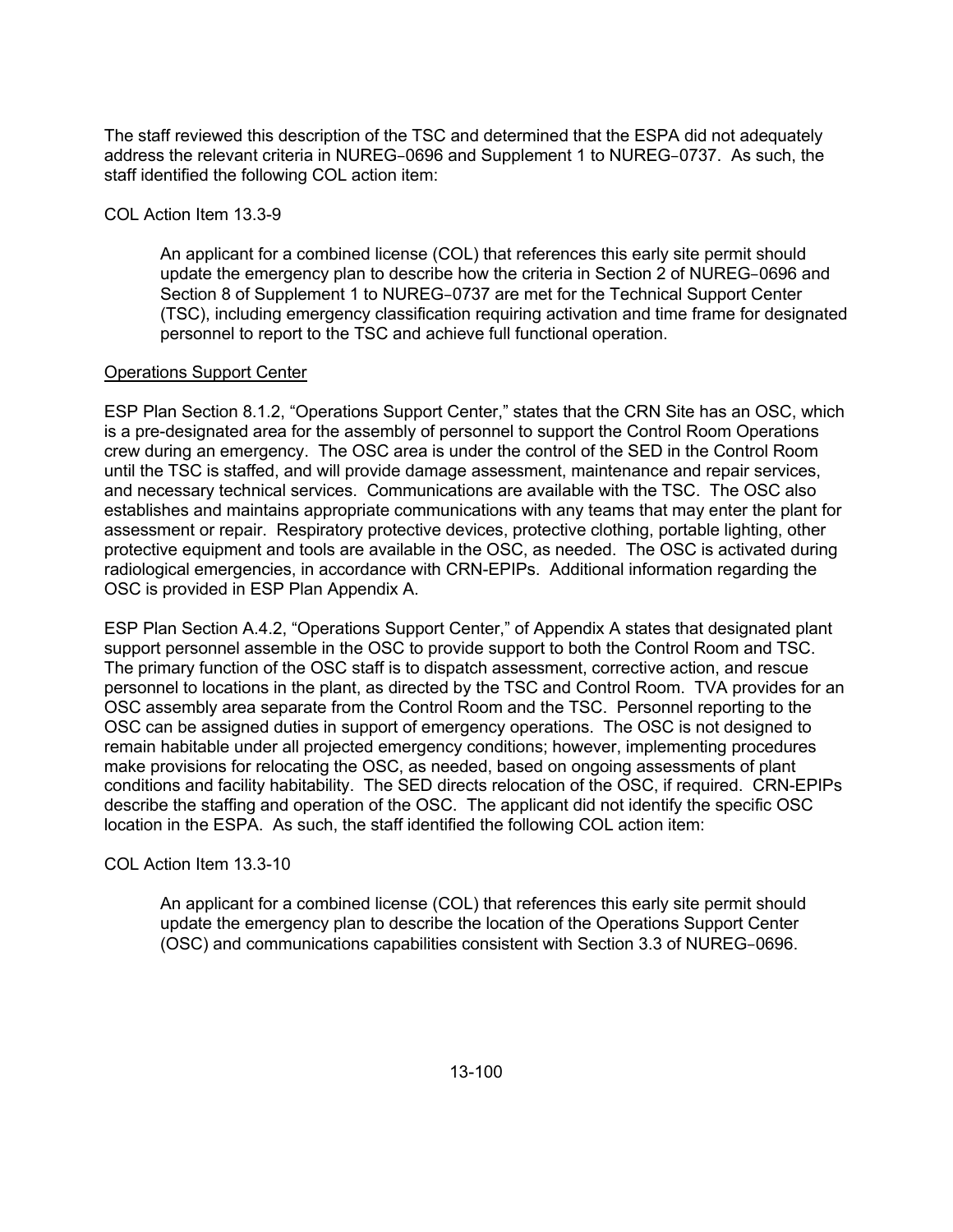The staff reviewed this description of the TSC and determined that the ESPA did not adequately address the relevant criteria in NUREG‑0696 and Supplement 1 to NUREG‑0737. As such, the staff identified the following COL action item:

COL Action Item 13.3-9

> An applicant for a combined license (COL) that references this early site permit should update the emergency plan to describe how the criteria in Section 2 of NUREG‑0696 and Section 8 of Supplement 1 to NUREG‑0737 are met for the Technical Support Center (TSC), including emergency classification requiring activation and time frame for designated personnel to report to the TSC and achieve full functional operation.

<u>Operations Support Center</u>

ESP Plan Section 8.1.2, "Operations Support Center," states that the CRN Site has an OSC, which is a pre-designated area for the assembly of personnel to support the Control Room Operations crew during an emergency. The OSC area is under the control of the SED in the Control Room until the TSC is staffed, and will provide damage assessment, maintenance and repair services, and necessary technical services. Communications are available with the TSC. The OSC also establishes and maintains appropriate communications with any teams that may enter the plant for assessment or repair. Respiratory protective devices, protective clothing, portable lighting, other protective equipment and tools are available in the OSC, as needed. The OSC is activated during radiological emergencies, in accordance with CRN-EPIPs. Additional information regarding the OSC is provided in ESP Plan Appendix A.

ESP Plan Section A.4.2, "Operations Support Center," of Appendix A states that designated plant support personnel assemble in the OSC to provide support to both the Control Room and TSC. The primary function of the OSC staff is to dispatch assessment, corrective action, and rescue personnel to locations in the plant, as directed by the TSC and Control Room. TVA provides for an OSC assembly area separate from the Control Room and the TSC. Personnel reporting to the OSC can be assigned duties in support of emergency operations. The OSC is not designed to remain habitable under all projected emergency conditions; however, implementing procedures make provisions for relocating the OSC, as needed, based on ongoing assessments of plant conditions and facility habitability. The SED directs relocation of the OSC, if required. CRN-EPIPs describe the staffing and operation of the OSC. The applicant did not identify the specific OSC location in the ESPA. As such, the staff identified the following COL action item:

COL Action Item 13.3-10

> An applicant for a combined license (COL) that references this early site permit should update the emergency plan to describe the location of the Operations Support Center (OSC) and communications capabilities consistent with Section 3.3 of NUREG‑0696.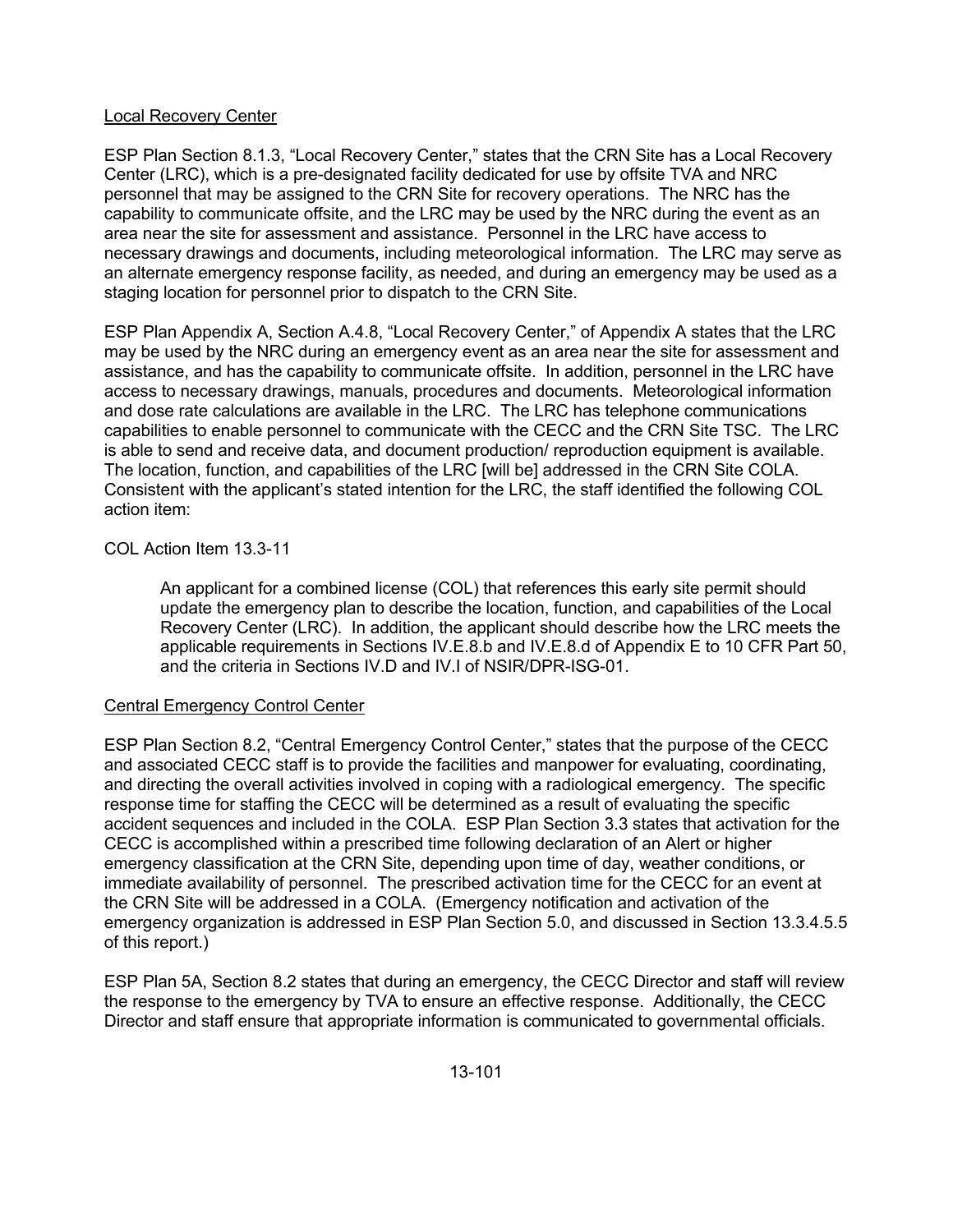Local Recovery Center

ESP Plan Section 8.1.3, “Local Recovery Center,” states that the CRN Site has a Local Recovery Center (LRC), which is a pre-designated facility dedicated for use by offsite TVA and NRC personnel that may be assigned to the CRN Site for recovery operations. The NRC has the capability to communicate offsite, and the LRC may be used by the NRC during the event as an area near the site for assessment and assistance. Personnel in the LRC have access to necessary drawings and documents, including meteorological information. The LRC may serve as an alternate emergency response facility, as needed, and during an emergency may be used as a staging location for personnel prior to dispatch to the CRN Site.

ESP Plan Appendix A, Section A.4.8, “Local Recovery Center,” of Appendix A states that the LRC may be used by the NRC during an emergency event as an area near the site for assessment and assistance, and has the capability to communicate offsite. In addition, personnel in the LRC have access to necessary drawings, manuals, procedures and documents. Meteorological information and dose rate calculations are available in the LRC. The LRC has telephone communications capabilities to enable personnel to communicate with the CECC and the CRN Site TSC. The LRC is able to send and receive data, and document production/ reproduction equipment is available. The location, function, and capabilities of the LRC [will be] addressed in the CRN Site COLA. Consistent with the applicant’s stated intention for the LRC, the staff identified the following COL action item:

COL Action Item 13.3-11

> An applicant for a combined license (COL) that references this early site permit should update the emergency plan to describe the location, function, and capabilities of the Local Recovery Center (LRC). In addition, the applicant should describe how the LRC meets the applicable requirements in Sections IV.E.8.b and IV.E.8.d of Appendix E to 10 CFR Part 50, and the criteria in Sections IV.D and IV.I of NSIR/DPR-ISG-01.

Central Emergency Control Center

ESP Plan Section 8.2, “Central Emergency Control Center,” states that the purpose of the CECC and associated CECC staff is to provide the facilities and manpower for evaluating, coordinating, and directing the overall activities involved in coping with a radiological emergency. The specific response time for staffing the CECC will be determined as a result of evaluating the specific accident sequences and included in the COLA. ESP Plan Section 3.3 states that activation for the CECC is accomplished within a prescribed time following declaration of an Alert or higher emergency classification at the CRN Site, depending upon time of day, weather conditions, or immediate availability of personnel. The prescribed activation time for the CECC for an event at the CRN Site will be addressed in a COLA. (Emergency notification and activation of the emergency organization is addressed in ESP Plan Section 5.0, and discussed in Section 13.3.4.5.5 of this report.)

ESP Plan 5A, Section 8.2 states that during an emergency, the CECC Director and staff will review the response to the emergency by TVA to ensure an effective response. Additionally, the CECC Director and staff ensure that appropriate information is communicated to governmental officials.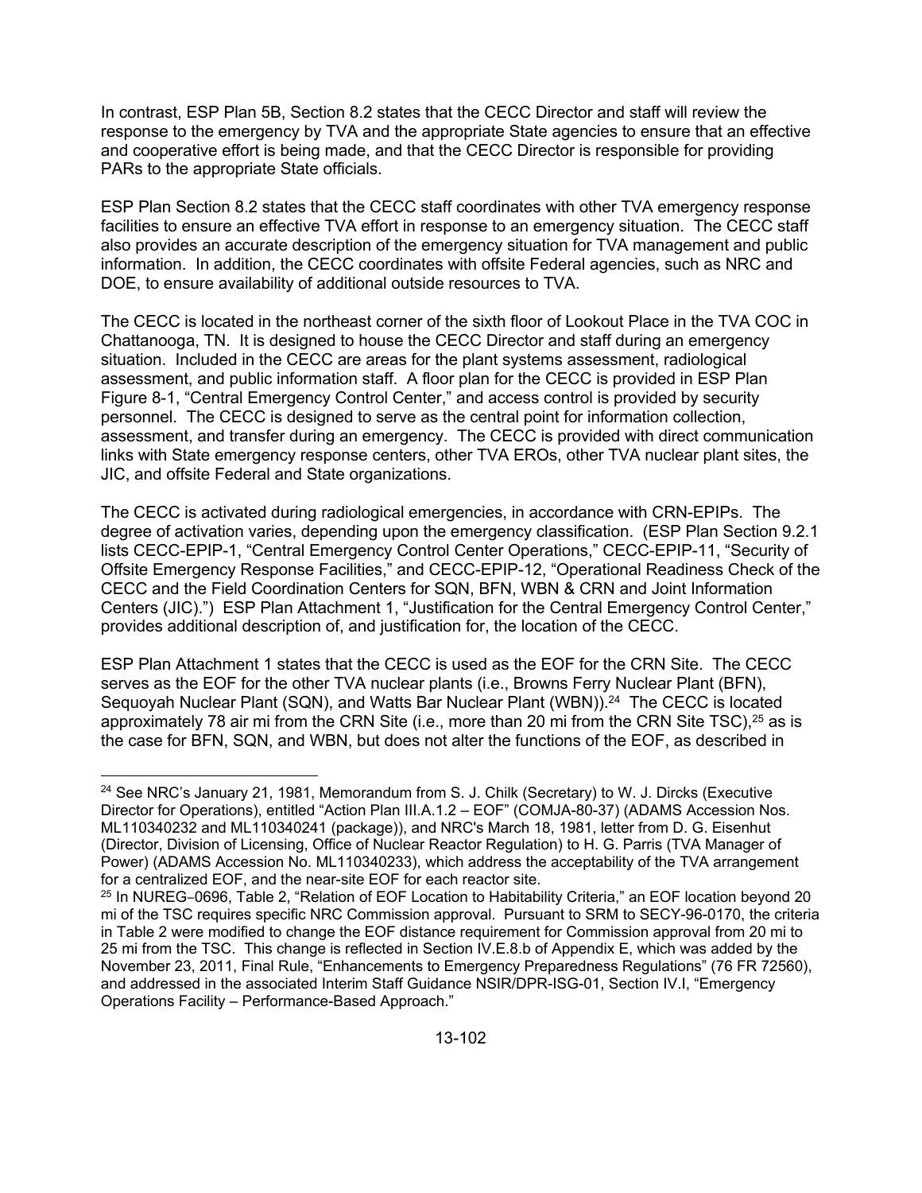In contrast, ESP Plan 5B, Section 8.2 states that the CECC Director and staff will review the response to the emergency by TVA and the appropriate State agencies to ensure that an effective and cooperative effort is being made, and that the CECC Director is responsible for providing PARs to the appropriate State officials.

ESP Plan Section 8.2 states that the CECC staff coordinates with other TVA emergency response facilities to ensure an effective TVA effort in response to an emergency situation. The CECC staff also provides an accurate description of the emergency situation for TVA management and public information. In addition, the CECC coordinates with offsite Federal agencies, such as NRC and DOE, to ensure availability of additional outside resources to TVA.

The CECC is located in the northeast corner of the sixth floor of Lookout Place in the TVA COC in Chattanooga, TN. It is designed to house the CECC Director and staff during an emergency situation. Included in the CECC are areas for the plant systems assessment, radiological assessment, and public information staff. A floor plan for the CECC is provided in ESP Plan Figure 8-1, "Central Emergency Control Center," and access control is provided by security personnel. The CECC is designed to serve as the central point for information collection, assessment, and transfer during an emergency. The CECC is provided with direct communication links with State emergency response centers, other TVA EROs, other TVA nuclear plant sites, the JIC, and offsite Federal and State organizations.

The CECC is activated during radiological emergencies, in accordance with CRN-EPIPs. The degree of activation varies, depending upon the emergency classification. (ESP Plan Section 9.2.1 lists CECC-EPIP-1, "Central Emergency Control Center Operations," CECC-EPIP-11, "Security of Offsite Emergency Response Facilities," and CECC-EPIP-12, "Operational Readiness Check of the CECC and the Field Coordination Centers for SQN, BFN, WBN & CRN and Joint Information Centers (JIC).") ESP Plan Attachment 1, "Justification for the Central Emergency Control Center," provides additional description of, and justification for, the location of the CECC.

ESP Plan Attachment 1 states that the CECC is used as the EOF for the CRN Site. The CECC serves as the EOF for the other TVA nuclear plants (i.e., Browns Ferry Nuclear Plant (BFN), Sequoyah Nuclear Plant (SQN), and Watts Bar Nuclear Plant (WBN)).[24] The CECC is located approximately 78 air mi from the CRN Site (i.e., more than 20 mi from the CRN Site TSC),[25] as is the case for BFN, SQN, and WBN, but does not alter the functions of the EOF, as described in

---

[24] See NRC's January 21, 1981, Memorandum from S. J. Chilk (Secretary) to W. J. Dircks (Executive Director for Operations), entitled "Action Plan III.A.1.2 – EOF" (COMJA-80-37) (ADAMS Accession Nos. ML110340232 and ML110340241 (package)), and NRC's March 18, 1981, letter from D. G. Eisenhut (Director, Division of Licensing, Office of Nuclear Reactor Regulation) to H. G. Parris (TVA Manager of Power) (ADAMS Accession No. ML110340233), which address the acceptability of the TVA arrangement for a centralized EOF, and the near-site EOF for each reactor site.

[25] In NUREG‑0696, Table 2, "Relation of EOF Location to Habitability Criteria," an EOF location beyond 20 mi of the TSC requires specific NRC Commission approval. Pursuant to SRM to SECY-96-0170, the criteria in Table 2 were modified to change the EOF distance requirement for Commission approval from 20 mi to 25 mi from the TSC. This change is reflected in Section IV.E.8.b of Appendix E, which was added by the November 23, 2011, Final Rule, "Enhancements to Emergency Preparedness Regulations" (76 FR 72560), and addressed in the associated Interim Staff Guidance NSIR/DPR-ISG-01, Section IV.I, "Emergency Operations Facility – Performance-Based Approach."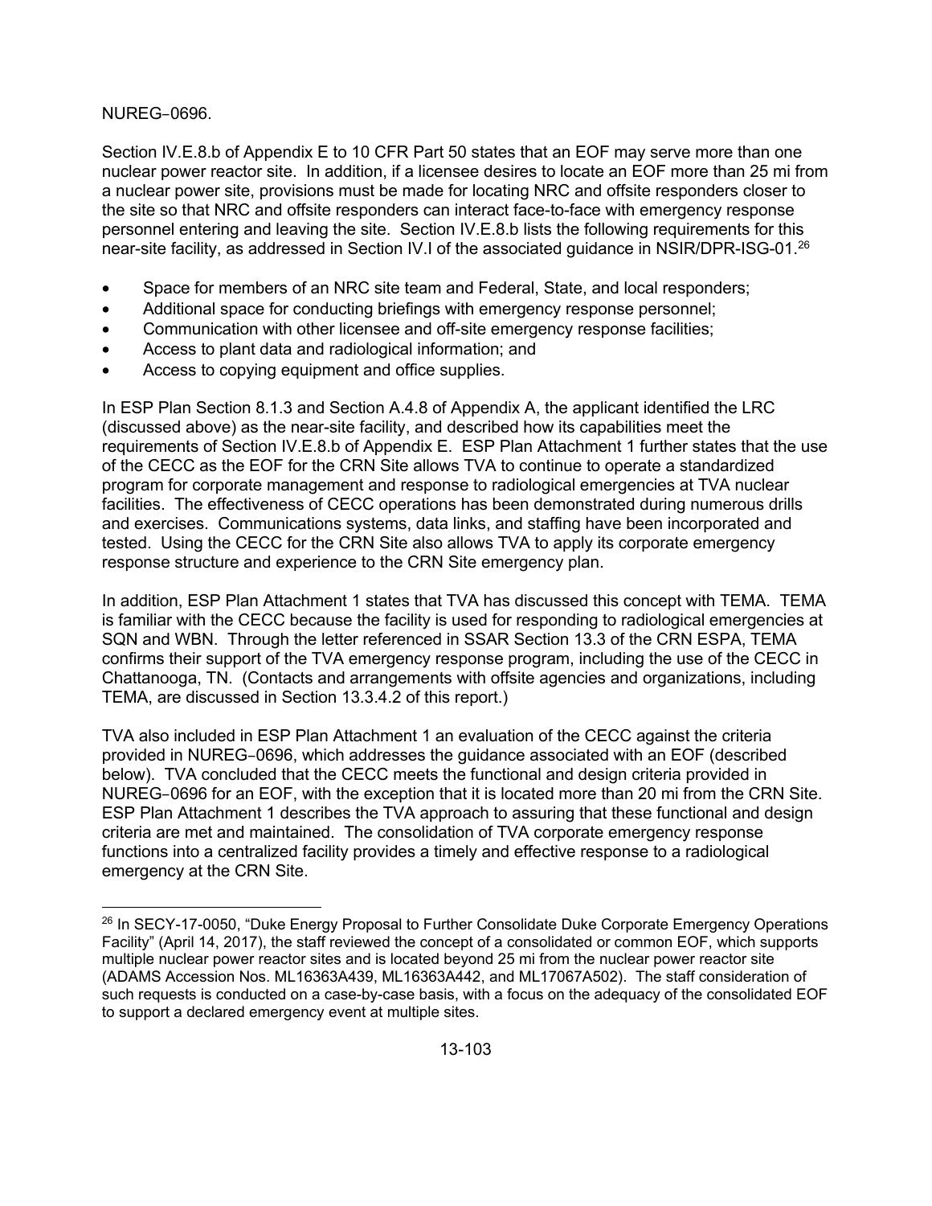NUREG‑0696.

Section IV.E.8.b of Appendix E to 10 CFR Part 50 states that an EOF may serve more than one nuclear power reactor site. In addition, if a licensee desires to locate an EOF more than 25 mi from a nuclear power site, provisions must be made for locating NRC and offsite responders closer to the site so that NRC and offsite responders can interact face-to-face with emergency response personnel entering and leaving the site. Section IV.E.8.b lists the following requirements for this near-site facility, as addressed in Section IV.I of the associated guidance in NSIR/DPR-ISG-01.[26]

- Space for members of an NRC site team and Federal, State, and local responders;
- Additional space for conducting briefings with emergency response personnel;
- Communication with other licensee and off-site emergency response facilities;
- Access to plant data and radiological information; and
- Access to copying equipment and office supplies.

In ESP Plan Section 8.1.3 and Section A.4.8 of Appendix A, the applicant identified the LRC (discussed above) as the near-site facility, and described how its capabilities meet the requirements of Section IV.E.8.b of Appendix E. ESP Plan Attachment 1 further states that the use of the CECC as the EOF for the CRN Site allows TVA to continue to operate a standardized program for corporate management and response to radiological emergencies at TVA nuclear facilities. The effectiveness of CECC operations has been demonstrated during numerous drills and exercises. Communications systems, data links, and staffing have been incorporated and tested. Using the CECC for the CRN Site also allows TVA to apply its corporate emergency response structure and experience to the CRN Site emergency plan.

In addition, ESP Plan Attachment 1 states that TVA has discussed this concept with TEMA. TEMA is familiar with the CECC because the facility is used for responding to radiological emergencies at SQN and WBN. Through the letter referenced in SSAR Section 13.3 of the CRN ESPA, TEMA confirms their support of the TVA emergency response program, including the use of the CECC in Chattanooga, TN. (Contacts and arrangements with offsite agencies and organizations, including TEMA, are discussed in Section 13.3.4.2 of this report.)

TVA also included in ESP Plan Attachment 1 an evaluation of the CECC against the criteria provided in NUREG‑0696, which addresses the guidance associated with an EOF (described below). TVA concluded that the CECC meets the functional and design criteria provided in NUREG‑0696 for an EOF, with the exception that it is located more than 20 mi from the CRN Site. ESP Plan Attachment 1 describes the TVA approach to assuring that these functional and design criteria are met and maintained. The consolidation of TVA corporate emergency response functions into a centralized facility provides a timely and effective response to a radiological emergency at the CRN Site.

[26] In SECY-17-0050, "Duke Energy Proposal to Further Consolidate Duke Corporate Emergency Operations Facility" (April 14, 2017), the staff reviewed the concept of a consolidated or common EOF, which supports multiple nuclear power reactor sites and is located beyond 25 mi from the nuclear power reactor site (ADAMS Accession Nos. ML16363A439, ML16363A442, and ML17067A502). The staff consideration of such requests is conducted on a case-by-case basis, with a focus on the adequacy of the consolidated EOF to support a declared emergency event at multiple sites.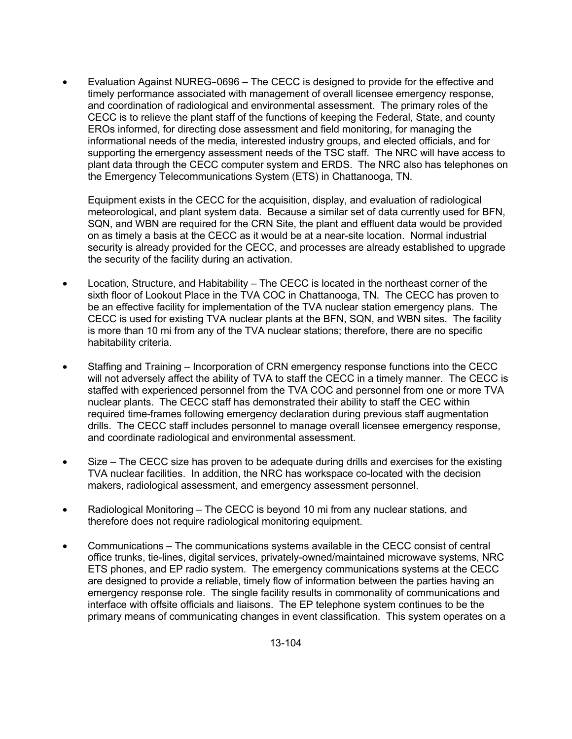- Evaluation Against NUREG‑0696 – The CECC is designed to provide for the effective and timely performance associated with management of overall licensee emergency response, and coordination of radiological and environmental assessment. The primary roles of the CECC is to relieve the plant staff of the functions of keeping the Federal, State, and county EROs informed, for directing dose assessment and field monitoring, for managing the informational needs of the media, interested industry groups, and elected officials, and for supporting the emergency assessment needs of the TSC staff. The NRC will have access to plant data through the CECC computer system and ERDS. The NRC also has telephones on the Emergency Telecommunications System (ETS) in Chattanooga, TN.

  Equipment exists in the CECC for the acquisition, display, and evaluation of radiological meteorological, and plant system data. Because a similar set of data currently used for BFN, SQN, and WBN are required for the CRN Site, the plant and effluent data would be provided on as timely a basis at the CECC as it would be at a near-site location. Normal industrial security is already provided for the CECC, and processes are already established to upgrade the security of the facility during an activation.

- Location, Structure, and Habitability – The CECC is located in the northeast corner of the sixth floor of Lookout Place in the TVA COC in Chattanooga, TN. The CECC has proven to be an effective facility for implementation of the TVA nuclear station emergency plans. The CECC is used for existing TVA nuclear plants at the BFN, SQN, and WBN sites. The facility is more than 10 mi from any of the TVA nuclear stations; therefore, there are no specific habitability criteria.

- Staffing and Training – Incorporation of CRN emergency response functions into the CECC will not adversely affect the ability of TVA to staff the CECC in a timely manner. The CECC is staffed with experienced personnel from the TVA COC and personnel from one or more TVA nuclear plants. The CECC staff has demonstrated their ability to staff the CEC within required time-frames following emergency declaration during previous staff augmentation drills. The CECC staff includes personnel to manage overall licensee emergency response, and coordinate radiological and environmental assessment.

- Size – The CECC size has proven to be adequate during drills and exercises for the existing TVA nuclear facilities. In addition, the NRC has workspace co-located with the decision makers, radiological assessment, and emergency assessment personnel.

- Radiological Monitoring – The CECC is beyond 10 mi from any nuclear stations, and therefore does not require radiological monitoring equipment.

- Communications – The communications systems available in the CECC consist of central office trunks, tie-lines, digital services, privately-owned/maintained microwave systems, NRC ETS phones, and EP radio system. The emergency communications systems at the CECC are designed to provide a reliable, timely flow of information between the parties having an emergency response role. The single facility results in commonality of communications and interface with offsite officials and liaisons. The EP telephone system continues to be the primary means of communicating changes in event classification. This system operates on a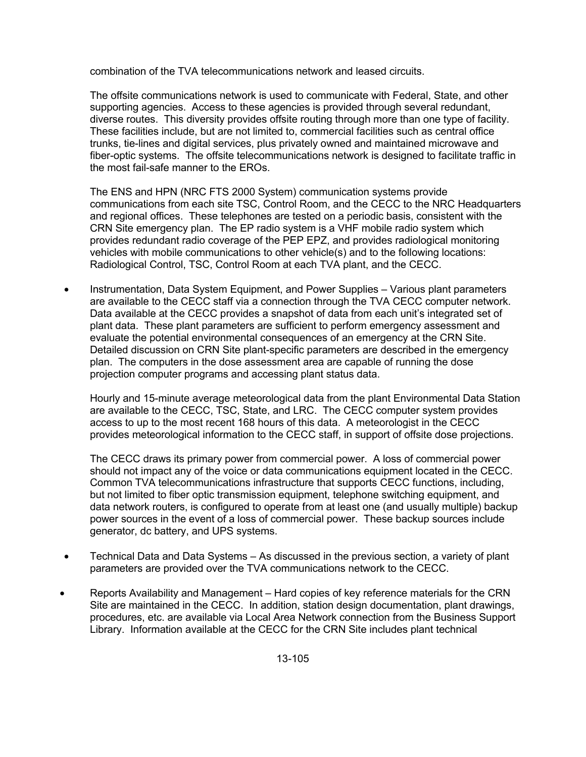combination of the TVA telecommunications network and leased circuits.

The offsite communications network is used to communicate with Federal, State, and other supporting agencies. Access to these agencies is provided through several redundant, diverse routes. This diversity provides offsite routing through more than one type of facility. These facilities include, but are not limited to, commercial facilities such as central office trunks, tie-lines and digital services, plus privately owned and maintained microwave and fiber-optic systems. The offsite telecommunications network is designed to facilitate traffic in the most fail-safe manner to the EROs.

The ENS and HPN (NRC FTS 2000 System) communication systems provide communications from each site TSC, Control Room, and the CECC to the NRC Headquarters and regional offices. These telephones are tested on a periodic basis, consistent with the CRN Site emergency plan. The EP radio system is a VHF mobile radio system which provides redundant radio coverage of the PEP EPZ, and provides radiological monitoring vehicles with mobile communications to other vehicle(s) and to the following locations: Radiological Control, TSC, Control Room at each TVA plant, and the CECC.

- Instrumentation, Data System Equipment, and Power Supplies – Various plant parameters are available to the CECC staff via a connection through the TVA CECC computer network. Data available at the CECC provides a snapshot of data from each unit's integrated set of plant data. These plant parameters are sufficient to perform emergency assessment and evaluate the potential environmental consequences of an emergency at the CRN Site. Detailed discussion on CRN Site plant-specific parameters are described in the emergency plan. The computers in the dose assessment area are capable of running the dose projection computer programs and accessing plant status data.

  Hourly and 15-minute average meteorological data from the plant Environmental Data Station are available to the CECC, TSC, State, and LRC. The CECC computer system provides access to up to the most recent 168 hours of this data. A meteorologist in the CECC provides meteorological information to the CECC staff, in support of offsite dose projections.

  The CECC draws its primary power from commercial power. A loss of commercial power should not impact any of the voice or data communications equipment located in the CECC. Common TVA telecommunications infrastructure that supports CECC functions, including, but not limited to fiber optic transmission equipment, telephone switching equipment, and data network routers, is configured to operate from at least one (and usually multiple) backup power sources in the event of a loss of commercial power. These backup sources include generator, dc battery, and UPS systems.

- Technical Data and Data Systems – As discussed in the previous section, a variety of plant parameters are provided over the TVA communications network to the CECC.

- Reports Availability and Management – Hard copies of key reference materials for the CRN Site are maintained in the CECC. In addition, station design documentation, plant drawings, procedures, etc. are available via Local Area Network connection from the Business Support Library. Information available at the CECC for the CRN Site includes plant technical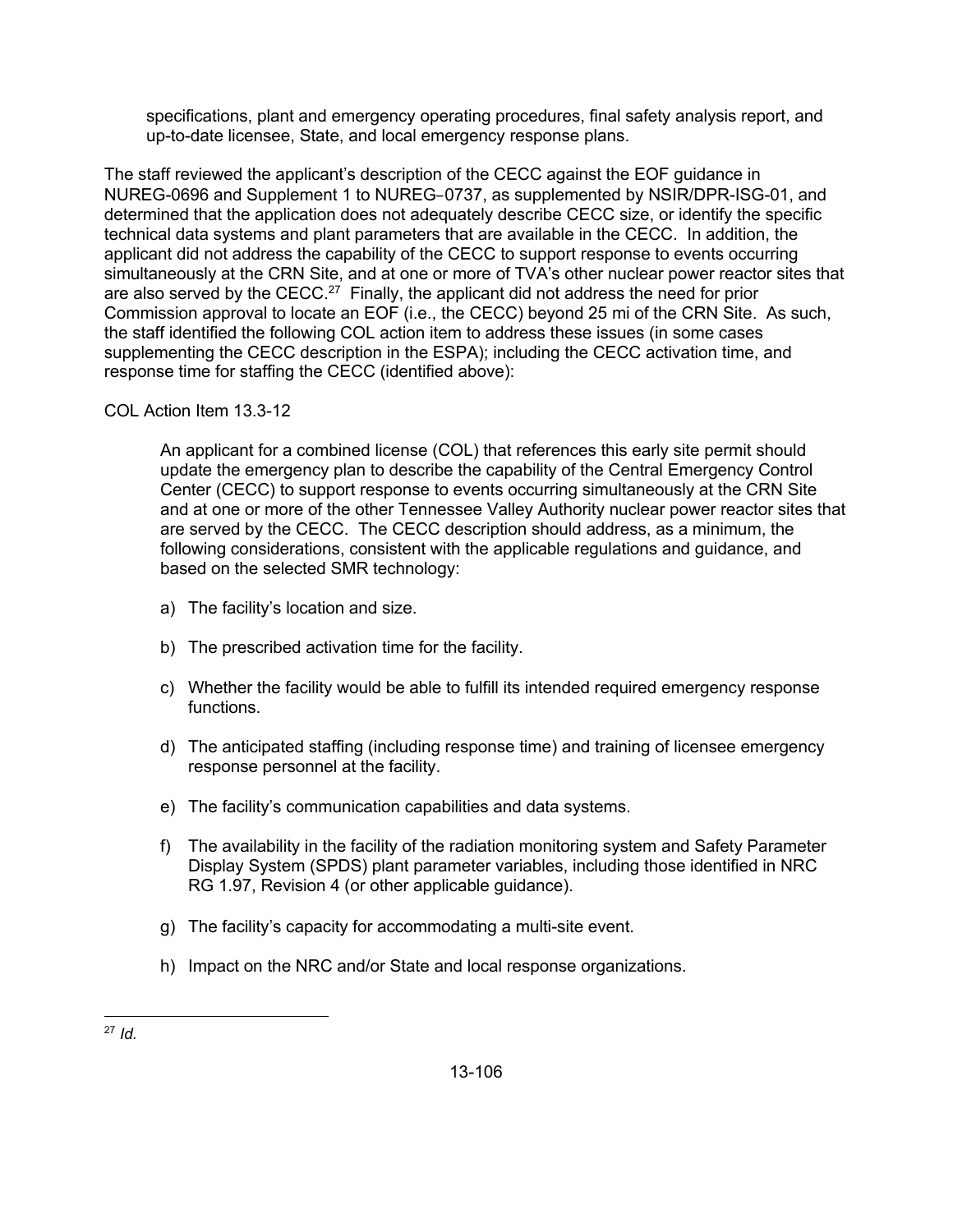specifications, plant and emergency operating procedures, final safety analysis report, and up-to-date licensee, State, and local emergency response plans.

The staff reviewed the applicant's description of the CECC against the EOF guidance in NUREG-0696 and Supplement 1 to NUREG-0737, as supplemented by NSIR/DPR-ISG-01, and determined that the application does not adequately describe CECC size, or identify the specific technical data systems and plant parameters that are available in the CECC. In addition, the applicant did not address the capability of the CECC to support response to events occurring simultaneously at the CRN Site, and at one or more of TVA's other nuclear power reactor sites that are also served by the CECC.[27] Finally, the applicant did not address the need for prior Commission approval to locate an EOF (i.e., the CECC) beyond 25 mi of the CRN Site. As such, the staff identified the following COL action item to address these issues (in some cases supplementing the CECC description in the ESPA); including the CECC activation time, and response time for staffing the CECC (identified above):

COL Action Item 13.3-12

> An applicant for a combined license (COL) that references this early site permit should update the emergency plan to describe the capability of the Central Emergency Control Center (CECC) to support response to events occurring simultaneously at the CRN Site and at one or more of the other Tennessee Valley Authority nuclear power reactor sites that are served by the CECC. The CECC description should address, as a minimum, the following considerations, consistent with the applicable regulations and guidance, and based on the selected SMR technology:
>
> a) The facility's location and size.
>
> b) The prescribed activation time for the facility.
>
> c) Whether the facility would be able to fulfill its intended required emergency response functions.
>
> d) The anticipated staffing (including response time) and training of licensee emergency response personnel at the facility.
>
> e) The facility's communication capabilities and data systems.
>
> f) The availability in the facility of the radiation monitoring system and Safety Parameter Display System (SPDS) plant parameter variables, including those identified in NRC RG 1.97, Revision 4 (or other applicable guidance).
>
> g) The facility's capacity for accommodating a multi-site event.
>
> h) Impact on the NRC and/or State and local response organizations.

---

[27] *Id.*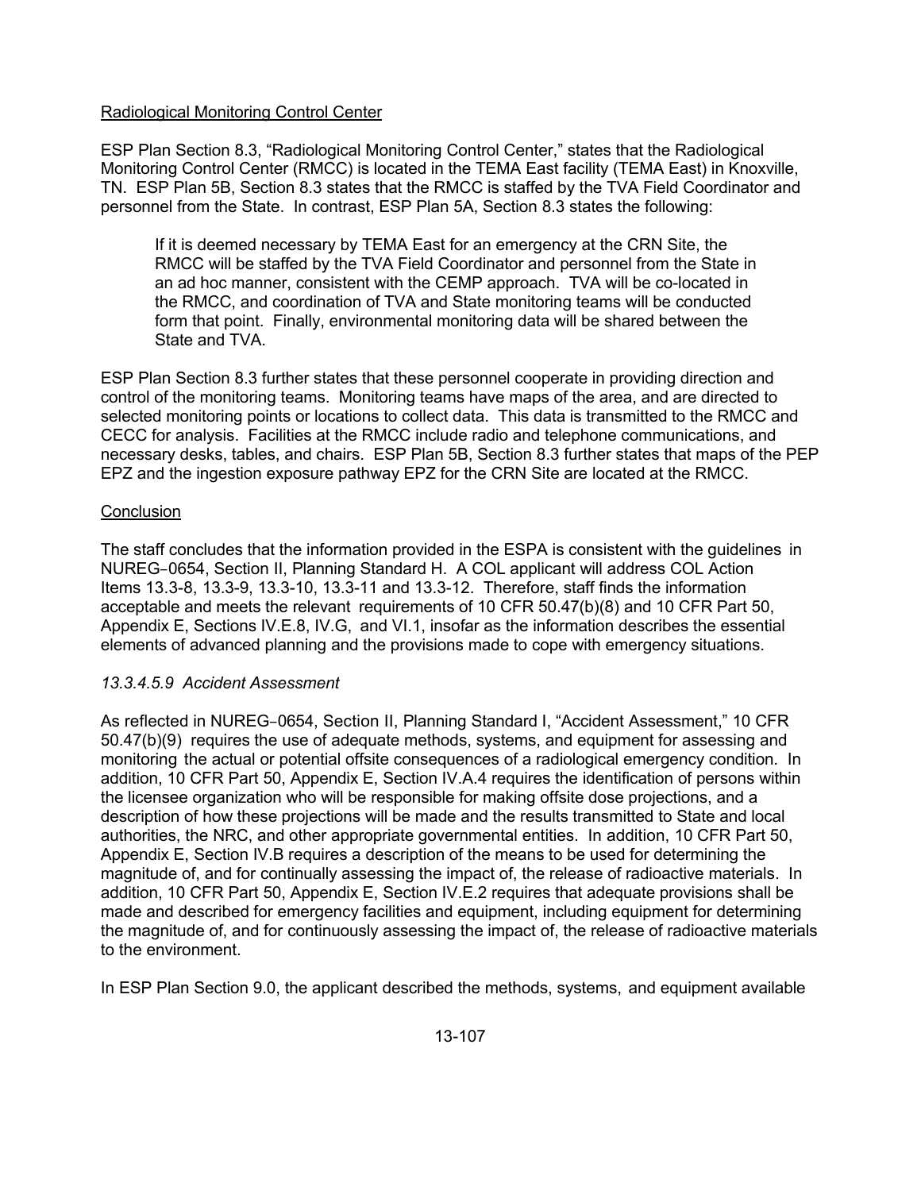Radiological Monitoring Control Center

ESP Plan Section 8.3, "Radiological Monitoring Control Center," states that the Radiological Monitoring Control Center (RMCC) is located in the TEMA East facility (TEMA East) in Knoxville, TN. ESP Plan 5B, Section 8.3 states that the RMCC is staffed by the TVA Field Coordinator and personnel from the State. In contrast, ESP Plan 5A, Section 8.3 states the following:

> If it is deemed necessary by TEMA East for an emergency at the CRN Site, the RMCC will be staffed by the TVA Field Coordinator and personnel from the State in an ad hoc manner, consistent with the CEMP approach. TVA will be co-located in the RMCC, and coordination of TVA and State monitoring teams will be conducted form that point. Finally, environmental monitoring data will be shared between the State and TVA.

ESP Plan Section 8.3 further states that these personnel cooperate in providing direction and control of the monitoring teams. Monitoring teams have maps of the area, and are directed to selected monitoring points or locations to collect data. This data is transmitted to the RMCC and CECC for analysis. Facilities at the RMCC include radio and telephone communications, and necessary desks, tables, and chairs. ESP Plan 5B, Section 8.3 further states that maps of the PEP EPZ and the ingestion exposure pathway EPZ for the CRN Site are located at the RMCC.

Conclusion

The staff concludes that the information provided in the ESPA is consistent with the guidelines in NUREG‑0654, Section II, Planning Standard H. A COL applicant will address COL Action Items 13.3-8, 13.3-9, 13.3-10, 13.3-11 and 13.3-12. Therefore, staff finds the information acceptable and meets the relevant requirements of 10 CFR 50.47(b)(8) and 10 CFR Part 50, Appendix E, Sections IV.E.8, IV.G, and VI.1, insofar as the information describes the essential elements of advanced planning and the provisions made to cope with emergency situations.

*13.3.4.5.9 Accident Assessment*

As reflected in NUREG‑0654, Section II, Planning Standard I, "Accident Assessment," 10 CFR 50.47(b)(9) requires the use of adequate methods, systems, and equipment for assessing and monitoring the actual or potential offsite consequences of a radiological emergency condition. In addition, 10 CFR Part 50, Appendix E, Section IV.A.4 requires the identification of persons within the licensee organization who will be responsible for making offsite dose projections, and a description of how these projections will be made and the results transmitted to State and local authorities, the NRC, and other appropriate governmental entities. In addition, 10 CFR Part 50, Appendix E, Section IV.B requires a description of the means to be used for determining the magnitude of, and for continually assessing the impact of, the release of radioactive materials. In addition, 10 CFR Part 50, Appendix E, Section IV.E.2 requires that adequate provisions shall be made and described for emergency facilities and equipment, including equipment for determining the magnitude of, and for continuously assessing the impact of, the release of radioactive materials to the environment.

In ESP Plan Section 9.0, the applicant described the methods, systems, and equipment available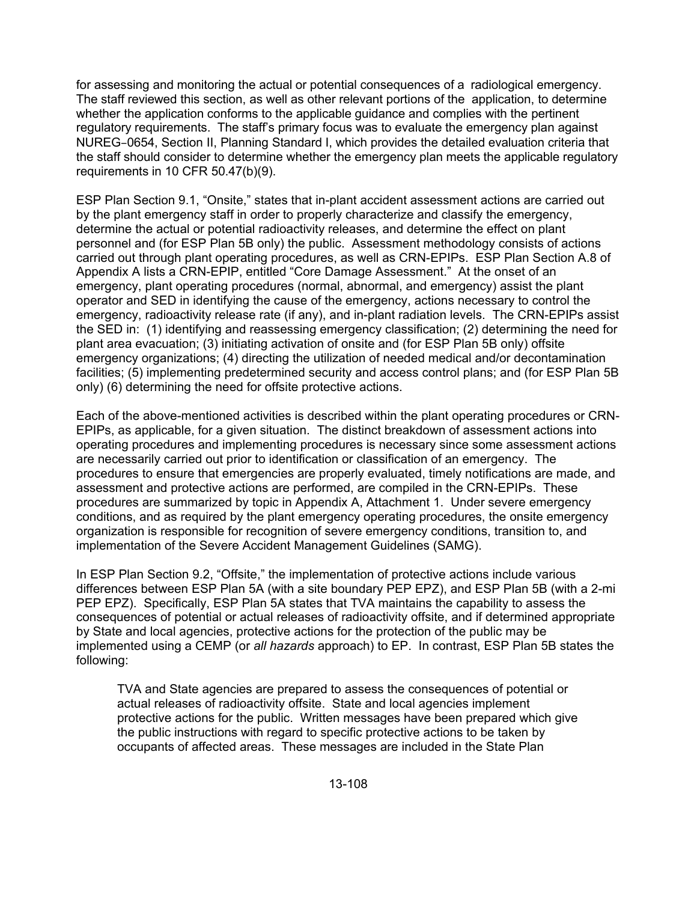for assessing and monitoring the actual or potential consequences of a radiological emergency. The staff reviewed this section, as well as other relevant portions of the application, to determine whether the application conforms to the applicable guidance and complies with the pertinent regulatory requirements. The staff's primary focus was to evaluate the emergency plan against NUREG‑0654, Section II, Planning Standard I, which provides the detailed evaluation criteria that the staff should consider to determine whether the emergency plan meets the applicable regulatory requirements in 10 CFR 50.47(b)(9).

ESP Plan Section 9.1, "Onsite," states that in-plant accident assessment actions are carried out by the plant emergency staff in order to properly characterize and classify the emergency, determine the actual or potential radioactivity releases, and determine the effect on plant personnel and (for ESP Plan 5B only) the public. Assessment methodology consists of actions carried out through plant operating procedures, as well as CRN-EPIPs. ESP Plan Section A.8 of Appendix A lists a CRN-EPIP, entitled "Core Damage Assessment." At the onset of an emergency, plant operating procedures (normal, abnormal, and emergency) assist the plant operator and SED in identifying the cause of the emergency, actions necessary to control the emergency, radioactivity release rate (if any), and in-plant radiation levels. The CRN-EPIPs assist the SED in: (1) identifying and reassessing emergency classification; (2) determining the need for plant area evacuation; (3) initiating activation of onsite and (for ESP Plan 5B only) offsite emergency organizations; (4) directing the utilization of needed medical and/or decontamination facilities; (5) implementing predetermined security and access control plans; and (for ESP Plan 5B only) (6) determining the need for offsite protective actions.

Each of the above-mentioned activities is described within the plant operating procedures or CRN-EPIPs, as applicable, for a given situation. The distinct breakdown of assessment actions into operating procedures and implementing procedures is necessary since some assessment actions are necessarily carried out prior to identification or classification of an emergency. The procedures to ensure that emergencies are properly evaluated, timely notifications are made, and assessment and protective actions are performed, are compiled in the CRN-EPIPs. These procedures are summarized by topic in Appendix A, Attachment 1. Under severe emergency conditions, and as required by the plant emergency operating procedures, the onsite emergency organization is responsible for recognition of severe emergency conditions, transition to, and implementation of the Severe Accident Management Guidelines (SAMG).

In ESP Plan Section 9.2, "Offsite," the implementation of protective actions include various differences between ESP Plan 5A (with a site boundary PEP EPZ), and ESP Plan 5B (with a 2-mi PEP EPZ). Specifically, ESP Plan 5A states that TVA maintains the capability to assess the consequences of potential or actual releases of radioactivity offsite, and if determined appropriate by State and local agencies, protective actions for the protection of the public may be implemented using a CEMP (or *all hazards* approach) to EP. In contrast, ESP Plan 5B states the following:

> TVA and State agencies are prepared to assess the consequences of potential or actual releases of radioactivity offsite. State and local agencies implement protective actions for the public. Written messages have been prepared which give the public instructions with regard to specific protective actions to be taken by occupants of affected areas. These messages are included in the State Plan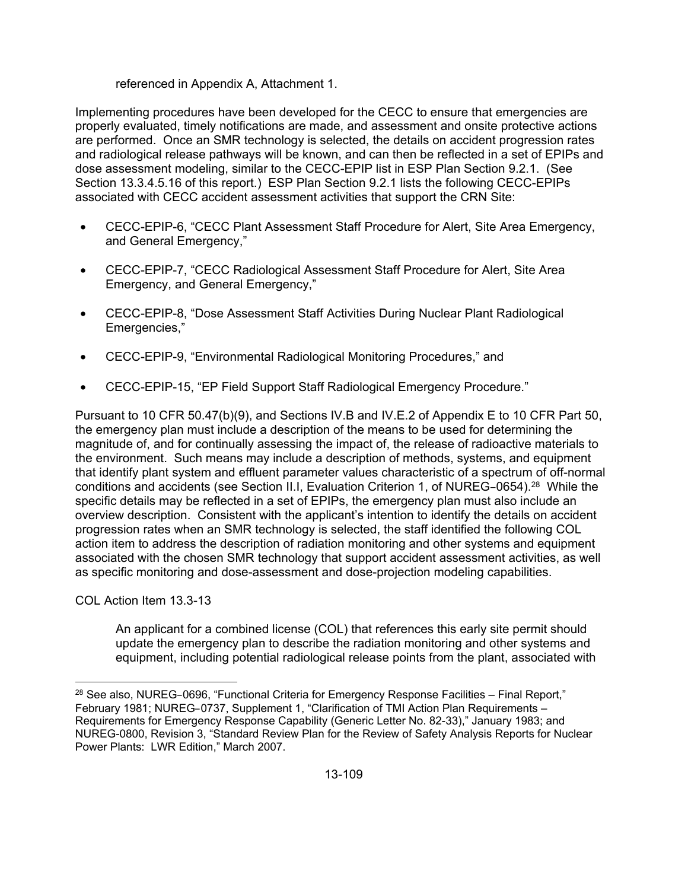referenced in Appendix A, Attachment 1.

Implementing procedures have been developed for the CECC to ensure that emergencies are properly evaluated, timely notifications are made, and assessment and onsite protective actions are performed. Once an SMR technology is selected, the details on accident progression rates and radiological release pathways will be known, and can then be reflected in a set of EPIPs and dose assessment modeling, similar to the CECC-EPIP list in ESP Plan Section 9.2.1. (See Section 13.3.4.5.16 of this report.) ESP Plan Section 9.2.1 lists the following CECC-EPIPs associated with CECC accident assessment activities that support the CRN Site:

- CECC-EPIP-6, "CECC Plant Assessment Staff Procedure for Alert, Site Area Emergency, and General Emergency,"
- CECC-EPIP-7, "CECC Radiological Assessment Staff Procedure for Alert, Site Area Emergency, and General Emergency,"
- CECC-EPIP-8, "Dose Assessment Staff Activities During Nuclear Plant Radiological Emergencies,"
- CECC-EPIP-9, "Environmental Radiological Monitoring Procedures," and
- CECC-EPIP-15, "EP Field Support Staff Radiological Emergency Procedure."

Pursuant to 10 CFR 50.47(b)(9), and Sections IV.B and IV.E.2 of Appendix E to 10 CFR Part 50, the emergency plan must include a description of the means to be used for determining the magnitude of, and for continually assessing the impact of, the release of radioactive materials to the environment. Such means may include a description of methods, systems, and equipment that identify plant system and effluent parameter values characteristic of a spectrum of off-normal conditions and accidents (see Section II.I, Evaluation Criterion 1, of NUREG‑0654).[28] While the specific details may be reflected in a set of EPIPs, the emergency plan must also include an overview description. Consistent with the applicant's intention to identify the details on accident progression rates when an SMR technology is selected, the staff identified the following COL action item to address the description of radiation monitoring and other systems and equipment associated with the chosen SMR technology that support accident assessment activities, as well as specific monitoring and dose-assessment and dose-projection modeling capabilities.

COL Action Item 13.3-13

> An applicant for a combined license (COL) that references this early site permit should update the emergency plan to describe the radiation monitoring and other systems and equipment, including potential radiological release points from the plant, associated with

[28] See also, NUREG‑0696, "Functional Criteria for Emergency Response Facilities – Final Report," February 1981; NUREG‑0737, Supplement 1, "Clarification of TMI Action Plan Requirements – Requirements for Emergency Response Capability (Generic Letter No. 82-33)," January 1983; and NUREG-0800, Revision 3, "Standard Review Plan for the Review of Safety Analysis Reports for Nuclear Power Plants: LWR Edition," March 2007.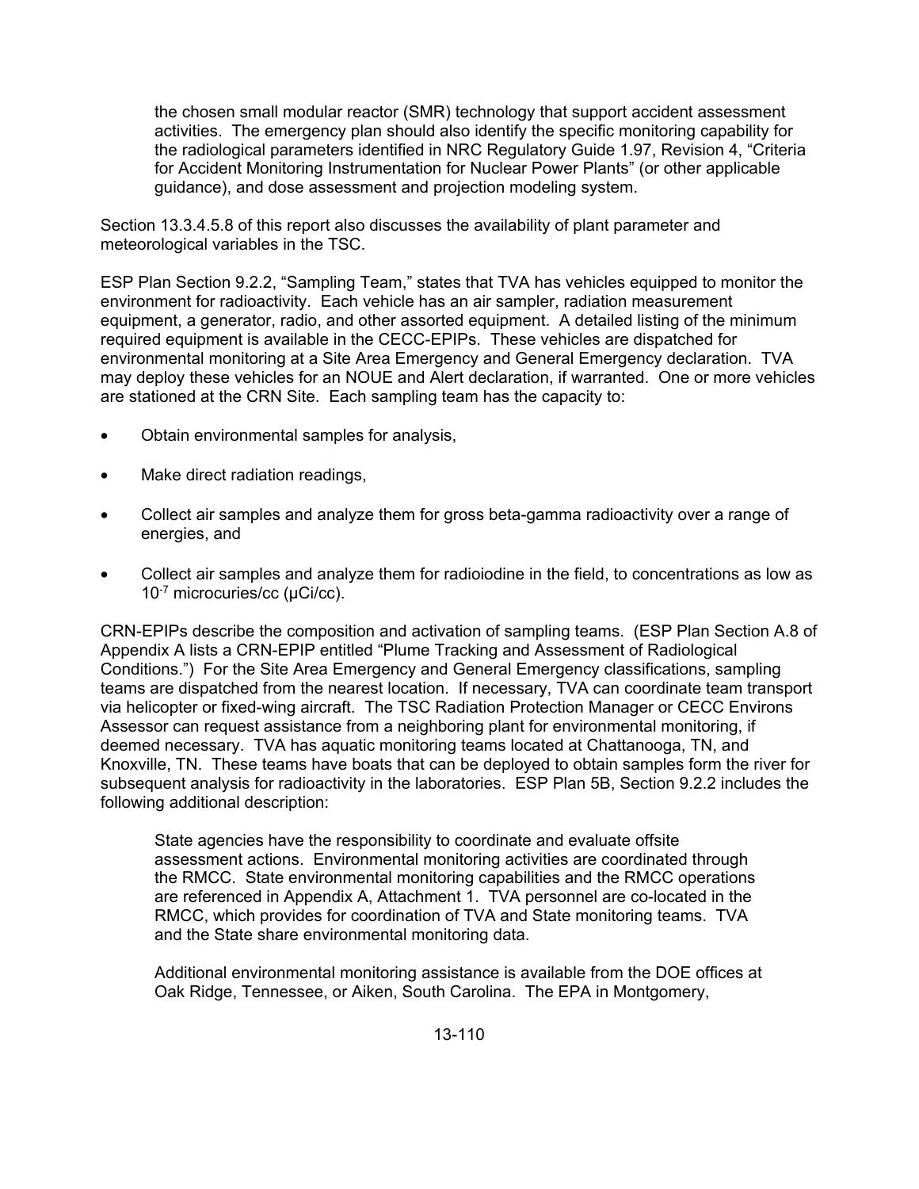the chosen small modular reactor (SMR) technology that support accident assessment activities. The emergency plan should also identify the specific monitoring capability for the radiological parameters identified in NRC Regulatory Guide 1.97, Revision 4, "Criteria for Accident Monitoring Instrumentation for Nuclear Power Plants" (or other applicable guidance), and dose assessment and projection modeling system.

Section 13.3.4.5.8 of this report also discusses the availability of plant parameter and meteorological variables in the TSC.

ESP Plan Section 9.2.2, "Sampling Team," states that TVA has vehicles equipped to monitor the environment for radioactivity. Each vehicle has an air sampler, radiation measurement equipment, a generator, radio, and other assorted equipment. A detailed listing of the minimum required equipment is available in the CECC-EPIPs. These vehicles are dispatched for environmental monitoring at a Site Area Emergency and General Emergency declaration. TVA may deploy these vehicles for an NOUE and Alert declaration, if warranted. One or more vehicles are stationed at the CRN Site. Each sampling team has the capacity to:

- Obtain environmental samples for analysis,
- Make direct radiation readings,
- Collect air samples and analyze them for gross beta-gamma radioactivity over a range of energies, and
- Collect air samples and analyze them for radioiodine in the field, to concentrations as low as $10^{-7}$ microcuries/cc (μCi/cc).

CRN-EPIPs describe the composition and activation of sampling teams. (ESP Plan Section A.8 of Appendix A lists a CRN-EPIP entitled "Plume Tracking and Assessment of Radiological Conditions.") For the Site Area Emergency and General Emergency classifications, sampling teams are dispatched from the nearest location. If necessary, TVA can coordinate team transport via helicopter or fixed-wing aircraft. The TSC Radiation Protection Manager or CECC Environs Assessor can request assistance from a neighboring plant for environmental monitoring, if deemed necessary. TVA has aquatic monitoring teams located at Chattanooga, TN, and Knoxville, TN. These teams have boats that can be deployed to obtain samples form the river for subsequent analysis for radioactivity in the laboratories. ESP Plan 5B, Section 9.2.2 includes the following additional description:

> State agencies have the responsibility to coordinate and evaluate offsite assessment actions. Environmental monitoring activities are coordinated through the RMCC. State environmental monitoring capabilities and the RMCC operations are referenced in Appendix A, Attachment 1. TVA personnel are co-located in the RMCC, which provides for coordination of TVA and State monitoring teams. TVA and the State share environmental monitoring data.
>
> Additional environmental monitoring assistance is available from the DOE offices at Oak Ridge, Tennessee, or Aiken, South Carolina. The EPA in Montgomery,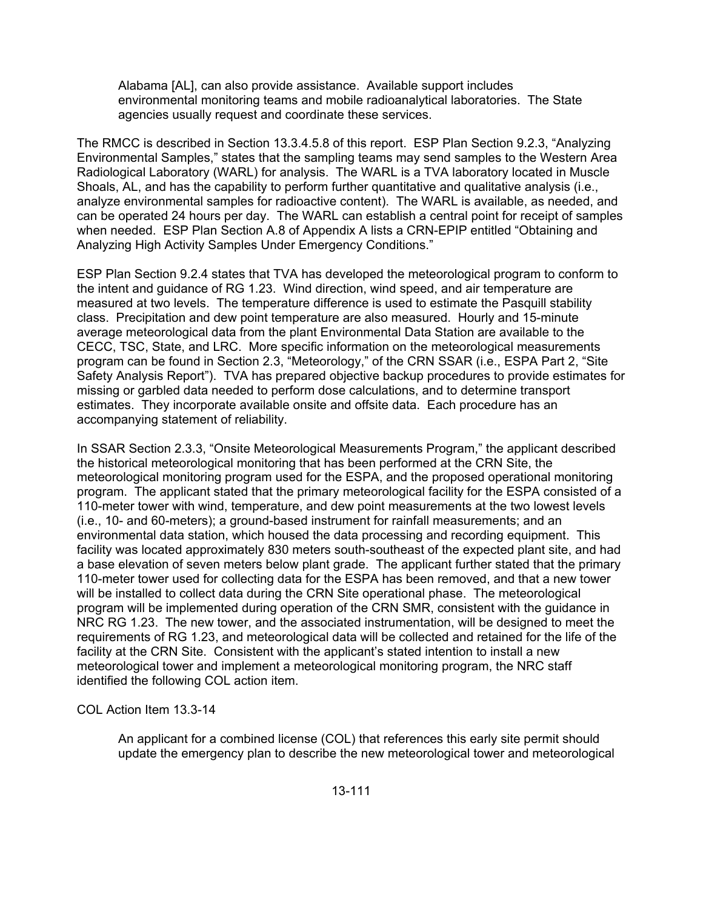> Alabama [AL], can also provide assistance. Available support includes environmental monitoring teams and mobile radioanalytical laboratories. The State agencies usually request and coordinate these services.

The RMCC is described in Section 13.3.4.5.8 of this report. ESP Plan Section 9.2.3, "Analyzing Environmental Samples," states that the sampling teams may send samples to the Western Area Radiological Laboratory (WARL) for analysis. The WARL is a TVA laboratory located in Muscle Shoals, AL, and has the capability to perform further quantitative and qualitative analysis (i.e., analyze environmental samples for radioactive content). The WARL is available, as needed, and can be operated 24 hours per day. The WARL can establish a central point for receipt of samples when needed. ESP Plan Section A.8 of Appendix A lists a CRN-EPIP entitled "Obtaining and Analyzing High Activity Samples Under Emergency Conditions."

ESP Plan Section 9.2.4 states that TVA has developed the meteorological program to conform to the intent and guidance of RG 1.23. Wind direction, wind speed, and air temperature are measured at two levels. The temperature difference is used to estimate the Pasquill stability class. Precipitation and dew point temperature are also measured. Hourly and 15-minute average meteorological data from the plant Environmental Data Station are available to the CECC, TSC, State, and LRC. More specific information on the meteorological measurements program can be found in Section 2.3, "Meteorology," of the CRN SSAR (i.e., ESPA Part 2, "Site Safety Analysis Report"). TVA has prepared objective backup procedures to provide estimates for missing or garbled data needed to perform dose calculations, and to determine transport estimates. They incorporate available onsite and offsite data. Each procedure has an accompanying statement of reliability.

In SSAR Section 2.3.3, "Onsite Meteorological Measurements Program," the applicant described the historical meteorological monitoring that has been performed at the CRN Site, the meteorological monitoring program used for the ESPA, and the proposed operational monitoring program. The applicant stated that the primary meteorological facility for the ESPA consisted of a 110-meter tower with wind, temperature, and dew point measurements at the two lowest levels (i.e., 10- and 60-meters); a ground-based instrument for rainfall measurements; and an environmental data station, which housed the data processing and recording equipment. This facility was located approximately 830 meters south-southeast of the expected plant site, and had a base elevation of seven meters below plant grade. The applicant further stated that the primary 110-meter tower used for collecting data for the ESPA has been removed, and that a new tower will be installed to collect data during the CRN Site operational phase. The meteorological program will be implemented during operation of the CRN SMR, consistent with the guidance in NRC RG 1.23. The new tower, and the associated instrumentation, will be designed to meet the requirements of RG 1.23, and meteorological data will be collected and retained for the life of the facility at the CRN Site. Consistent with the applicant's stated intention to install a new meteorological tower and implement a meteorological monitoring program, the NRC staff identified the following COL action item.

COL Action Item 13.3-14

> An applicant for a combined license (COL) that references this early site permit should update the emergency plan to describe the new meteorological tower and meteorological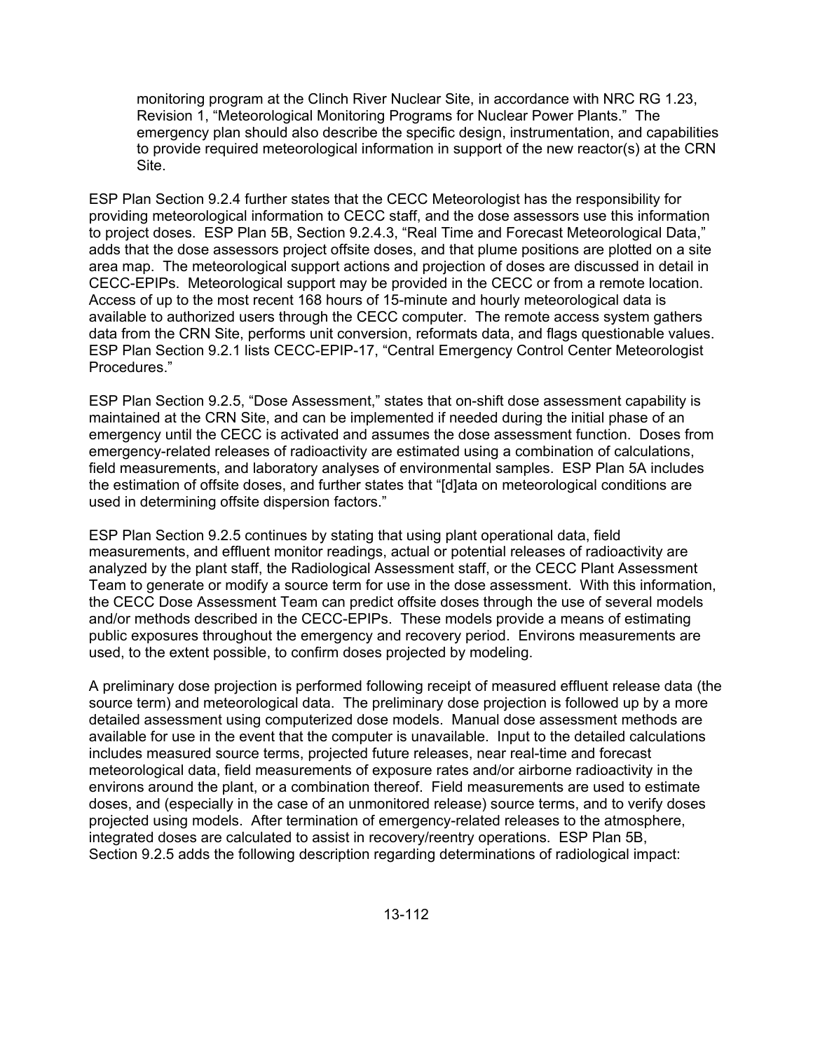> monitoring program at the Clinch River Nuclear Site, in accordance with NRC RG 1.23, Revision 1, "Meteorological Monitoring Programs for Nuclear Power Plants." The emergency plan should also describe the specific design, instrumentation, and capabilities to provide required meteorological information in support of the new reactor(s) at the CRN Site.

ESP Plan Section 9.2.4 further states that the CECC Meteorologist has the responsibility for providing meteorological information to CECC staff, and the dose assessors use this information to project doses. ESP Plan 5B, Section 9.2.4.3, "Real Time and Forecast Meteorological Data," adds that the dose assessors project offsite doses, and that plume positions are plotted on a site area map. The meteorological support actions and projection of doses are discussed in detail in CECC-EPIPs. Meteorological support may be provided in the CECC or from a remote location. Access of up to the most recent 168 hours of 15-minute and hourly meteorological data is available to authorized users through the CECC computer. The remote access system gathers data from the CRN Site, performs unit conversion, reformats data, and flags questionable values. ESP Plan Section 9.2.1 lists CECC-EPIP-17, "Central Emergency Control Center Meteorologist Procedures."

ESP Plan Section 9.2.5, "Dose Assessment," states that on-shift dose assessment capability is maintained at the CRN Site, and can be implemented if needed during the initial phase of an emergency until the CECC is activated and assumes the dose assessment function. Doses from emergency-related releases of radioactivity are estimated using a combination of calculations, field measurements, and laboratory analyses of environmental samples. ESP Plan 5A includes the estimation of offsite doses, and further states that "[d]ata on meteorological conditions are used in determining offsite dispersion factors."

ESP Plan Section 9.2.5 continues by stating that using plant operational data, field measurements, and effluent monitor readings, actual or potential releases of radioactivity are analyzed by the plant staff, the Radiological Assessment staff, or the CECC Plant Assessment Team to generate or modify a source term for use in the dose assessment. With this information, the CECC Dose Assessment Team can predict offsite doses through the use of several models and/or methods described in the CECC-EPIPs. These models provide a means of estimating public exposures throughout the emergency and recovery period. Environs measurements are used, to the extent possible, to confirm doses projected by modeling.

A preliminary dose projection is performed following receipt of measured effluent release data (the source term) and meteorological data. The preliminary dose projection is followed up by a more detailed assessment using computerized dose models. Manual dose assessment methods are available for use in the event that the computer is unavailable. Input to the detailed calculations includes measured source terms, projected future releases, near real-time and forecast meteorological data, field measurements of exposure rates and/or airborne radioactivity in the environs around the plant, or a combination thereof. Field measurements are used to estimate doses, and (especially in the case of an unmonitored release) source terms, and to verify doses projected using models. After termination of emergency-related releases to the atmosphere, integrated doses are calculated to assist in recovery/reentry operations. ESP Plan 5B, Section 9.2.5 adds the following description regarding determinations of radiological impact: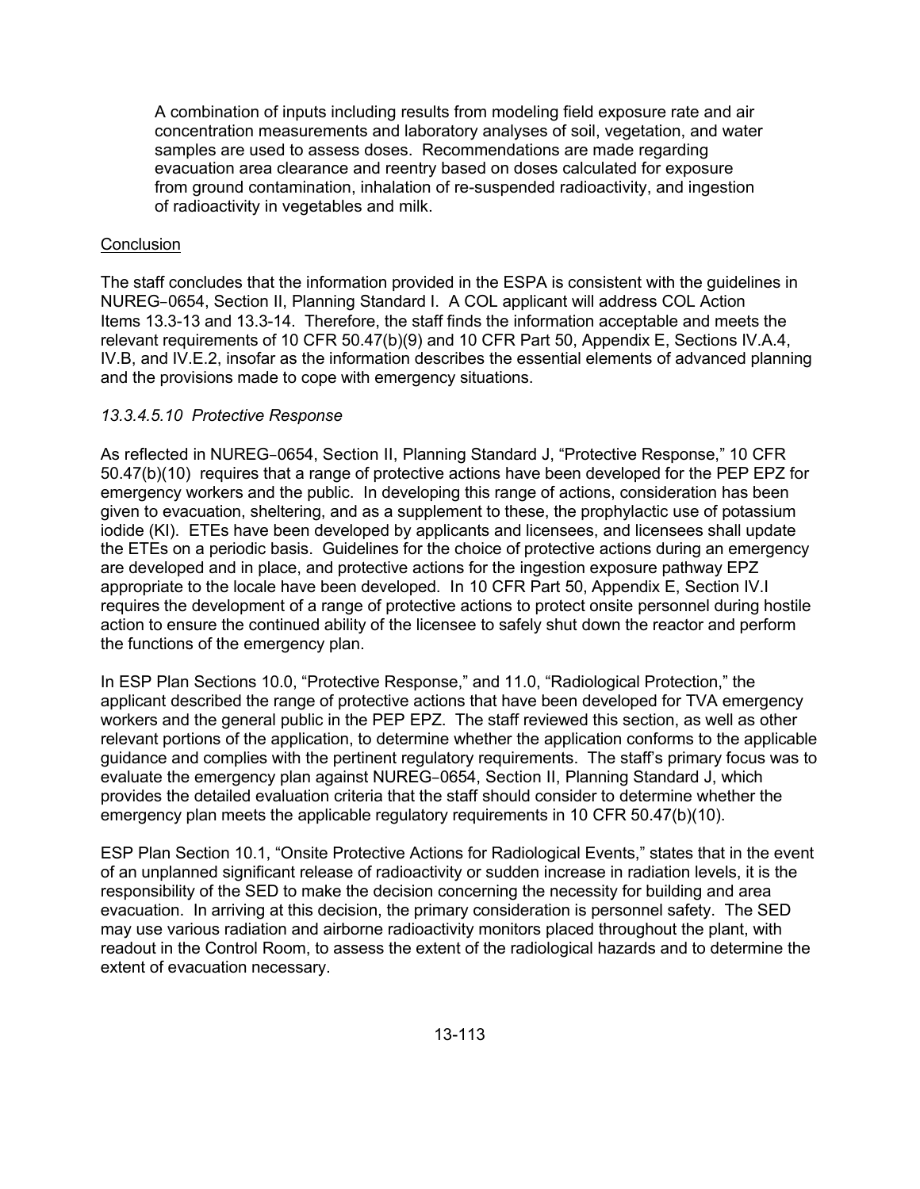> A combination of inputs including results from modeling field exposure rate and air concentration measurements and laboratory analyses of soil, vegetation, and water samples are used to assess doses. Recommendations are made regarding evacuation area clearance and reentry based on doses calculated for exposure from ground contamination, inhalation of re-suspended radioactivity, and ingestion of radioactivity in vegetables and milk.

Conclusion

The staff concludes that the information provided in the ESPA is consistent with the guidelines in NUREG‑0654, Section II, Planning Standard I. A COL applicant will address COL Action Items 13.3-13 and 13.3-14. Therefore, the staff finds the information acceptable and meets the relevant requirements of 10 CFR 50.47(b)(9) and 10 CFR Part 50, Appendix E, Sections IV.A.4, IV.B, and IV.E.2, insofar as the information describes the essential elements of advanced planning and the provisions made to cope with emergency situations.

*13.3.4.5.10 Protective Response*

As reflected in NUREG‑0654, Section II, Planning Standard J, "Protective Response," 10 CFR 50.47(b)(10) requires that a range of protective actions have been developed for the PEP EPZ for emergency workers and the public. In developing this range of actions, consideration has been given to evacuation, sheltering, and as a supplement to these, the prophylactic use of potassium iodide (KI). ETEs have been developed by applicants and licensees, and licensees shall update the ETEs on a periodic basis. Guidelines for the choice of protective actions during an emergency are developed and in place, and protective actions for the ingestion exposure pathway EPZ appropriate to the locale have been developed. In 10 CFR Part 50, Appendix E, Section IV.I requires the development of a range of protective actions to protect onsite personnel during hostile action to ensure the continued ability of the licensee to safely shut down the reactor and perform the functions of the emergency plan.

In ESP Plan Sections 10.0, "Protective Response," and 11.0, "Radiological Protection," the applicant described the range of protective actions that have been developed for TVA emergency workers and the general public in the PEP EPZ. The staff reviewed this section, as well as other relevant portions of the application, to determine whether the application conforms to the applicable guidance and complies with the pertinent regulatory requirements. The staff's primary focus was to evaluate the emergency plan against NUREG‑0654, Section II, Planning Standard J, which provides the detailed evaluation criteria that the staff should consider to determine whether the emergency plan meets the applicable regulatory requirements in 10 CFR 50.47(b)(10).

ESP Plan Section 10.1, "Onsite Protective Actions for Radiological Events," states that in the event of an unplanned significant release of radioactivity or sudden increase in radiation levels, it is the responsibility of the SED to make the decision concerning the necessity for building and area evacuation. In arriving at this decision, the primary consideration is personnel safety. The SED may use various radiation and airborne radioactivity monitors placed throughout the plant, with readout in the Control Room, to assess the extent of the radiological hazards and to determine the extent of evacuation necessary.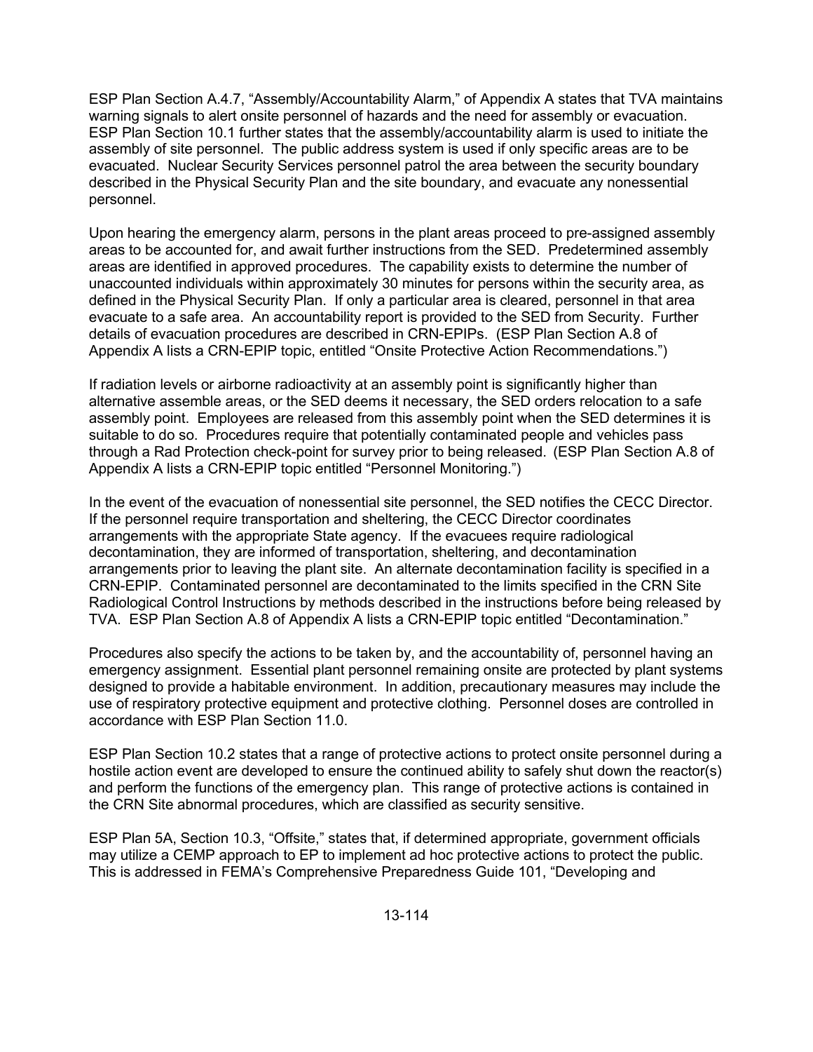ESP Plan Section A.4.7, "Assembly/Accountability Alarm," of Appendix A states that TVA maintains warning signals to alert onsite personnel of hazards and the need for assembly or evacuation. ESP Plan Section 10.1 further states that the assembly/accountability alarm is used to initiate the assembly of site personnel. The public address system is used if only specific areas are to be evacuated. Nuclear Security Services personnel patrol the area between the security boundary described in the Physical Security Plan and the site boundary, and evacuate any nonessential personnel.

Upon hearing the emergency alarm, persons in the plant areas proceed to pre-assigned assembly areas to be accounted for, and await further instructions from the SED. Predetermined assembly areas are identified in approved procedures. The capability exists to determine the number of unaccounted individuals within approximately 30 minutes for persons within the security area, as defined in the Physical Security Plan. If only a particular area is cleared, personnel in that area evacuate to a safe area. An accountability report is provided to the SED from Security. Further details of evacuation procedures are described in CRN-EPIPs. (ESP Plan Section A.8 of Appendix A lists a CRN-EPIP topic, entitled "Onsite Protective Action Recommendations.")

If radiation levels or airborne radioactivity at an assembly point is significantly higher than alternative assemble areas, or the SED deems it necessary, the SED orders relocation to a safe assembly point. Employees are released from this assembly point when the SED determines it is suitable to do so. Procedures require that potentially contaminated people and vehicles pass through a Rad Protection check-point for survey prior to being released. (ESP Plan Section A.8 of Appendix A lists a CRN-EPIP topic entitled "Personnel Monitoring.")

In the event of the evacuation of nonessential site personnel, the SED notifies the CECC Director. If the personnel require transportation and sheltering, the CECC Director coordinates arrangements with the appropriate State agency. If the evacuees require radiological decontamination, they are informed of transportation, sheltering, and decontamination arrangements prior to leaving the plant site. An alternate decontamination facility is specified in a CRN-EPIP. Contaminated personnel are decontaminated to the limits specified in the CRN Site Radiological Control Instructions by methods described in the instructions before being released by TVA. ESP Plan Section A.8 of Appendix A lists a CRN-EPIP topic entitled "Decontamination."

Procedures also specify the actions to be taken by, and the accountability of, personnel having an emergency assignment. Essential plant personnel remaining onsite are protected by plant systems designed to provide a habitable environment. In addition, precautionary measures may include the use of respiratory protective equipment and protective clothing. Personnel doses are controlled in accordance with ESP Plan Section 11.0.

ESP Plan Section 10.2 states that a range of protective actions to protect onsite personnel during a hostile action event are developed to ensure the continued ability to safely shut down the reactor(s) and perform the functions of the emergency plan. This range of protective actions is contained in the CRN Site abnormal procedures, which are classified as security sensitive.

ESP Plan 5A, Section 10.3, "Offsite," states that, if determined appropriate, government officials may utilize a CEMP approach to EP to implement ad hoc protective actions to protect the public. This is addressed in FEMA's Comprehensive Preparedness Guide 101, "Developing and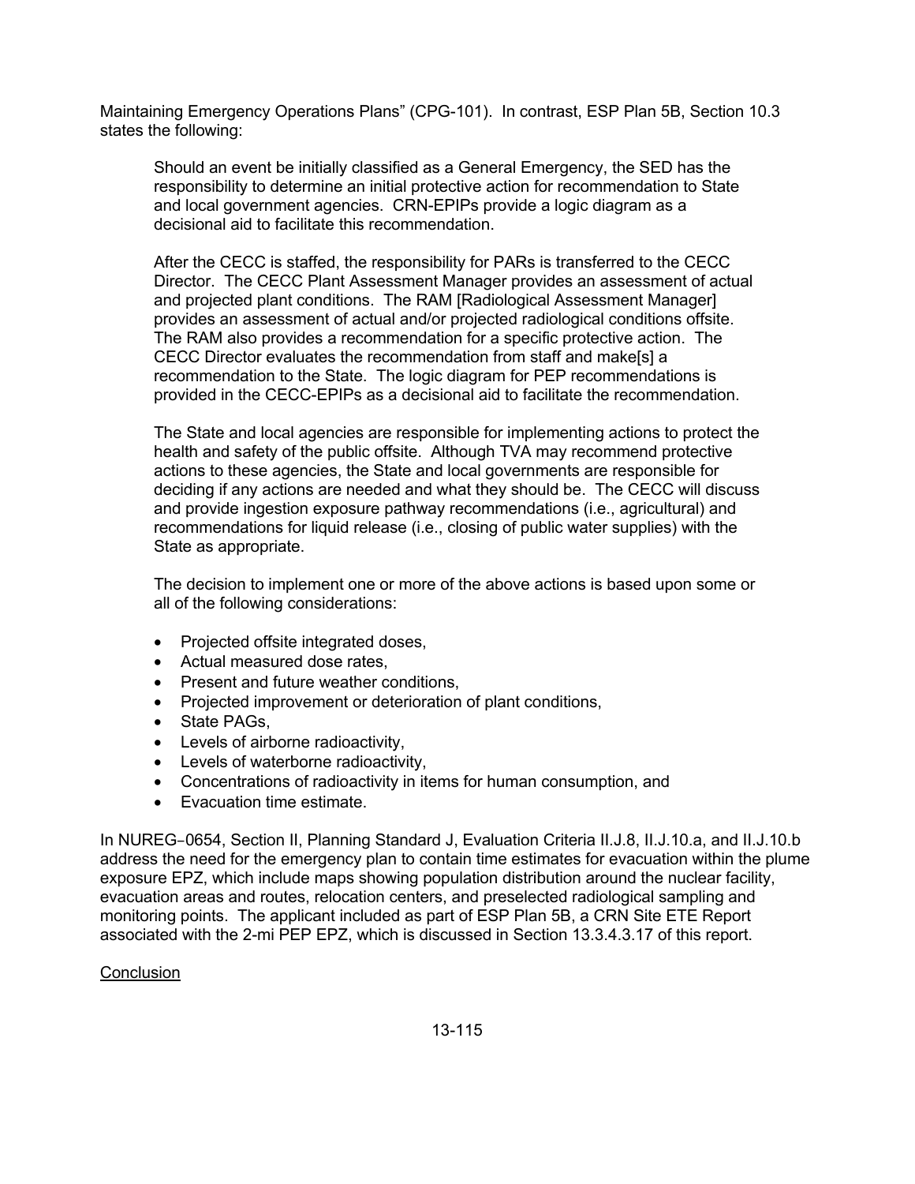Maintaining Emergency Operations Plans" (CPG-101). In contrast, ESP Plan 5B, Section 10.3 states the following:

> Should an event be initially classified as a General Emergency, the SED has the responsibility to determine an initial protective action for recommendation to State and local government agencies. CRN-EPIPs provide a logic diagram as a decisional aid to facilitate this recommendation.
>
> After the CECC is staffed, the responsibility for PARs is transferred to the CECC Director. The CECC Plant Assessment Manager provides an assessment of actual and projected plant conditions. The RAM [Radiological Assessment Manager] provides an assessment of actual and/or projected radiological conditions offsite. The RAM also provides a recommendation for a specific protective action. The CECC Director evaluates the recommendation from staff and make[s] a recommendation to the State. The logic diagram for PEP recommendations is provided in the CECC-EPIPs as a decisional aid to facilitate the recommendation.
>
> The State and local agencies are responsible for implementing actions to protect the health and safety of the public offsite. Although TVA may recommend protective actions to these agencies, the State and local governments are responsible for deciding if any actions are needed and what they should be. The CECC will discuss and provide ingestion exposure pathway recommendations (i.e., agricultural) and recommendations for liquid release (i.e., closing of public water supplies) with the State as appropriate.
>
> The decision to implement one or more of the above actions is based upon some or all of the following considerations:
>
> - Projected offsite integrated doses,
> - Actual measured dose rates,
> - Present and future weather conditions,
> - Projected improvement or deterioration of plant conditions,
> - State PAGs,
> - Levels of airborne radioactivity,
> - Levels of waterborne radioactivity,
> - Concentrations of radioactivity in items for human consumption, and
> - Evacuation time estimate.

In NUREG‑0654, Section II, Planning Standard J, Evaluation Criteria II.J.8, II.J.10.a, and II.J.10.b address the need for the emergency plan to contain time estimates for evacuation within the plume exposure EPZ, which include maps showing population distribution around the nuclear facility, evacuation areas and routes, relocation centers, and preselected radiological sampling and monitoring points. The applicant included as part of ESP Plan 5B, a CRN Site ETE Report associated with the 2-mi PEP EPZ, which is discussed in Section 13.3.4.3.17 of this report.

<u>Conclusion</u>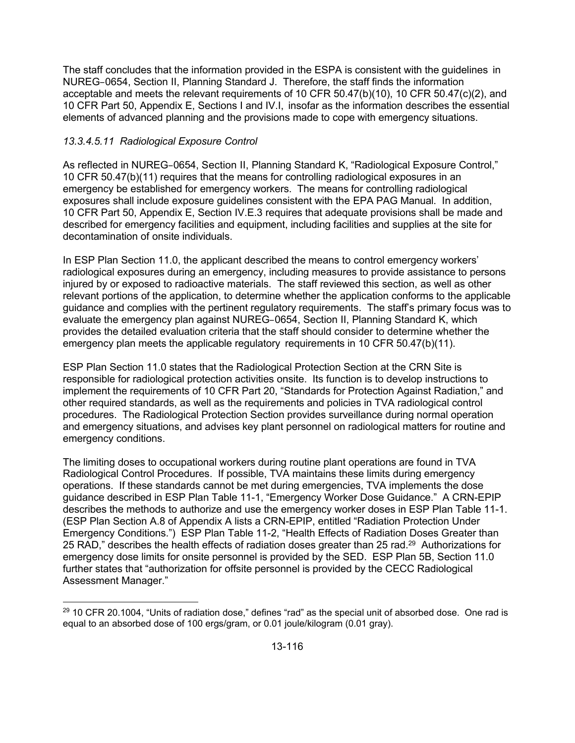The staff concludes that the information provided in the ESPA is consistent with the guidelines in NUREG‑0654, Section II, Planning Standard J. Therefore, the staff finds the information acceptable and meets the relevant requirements of 10 CFR 50.47(b)(10), 10 CFR 50.47(c)(2), and 10 CFR Part 50, Appendix E, Sections I and IV.I, insofar as the information describes the essential elements of advanced planning and the provisions made to cope with emergency situations.

### *13.3.4.5.11 Radiological Exposure Control*

As reflected in NUREG‑0654, Section II, Planning Standard K, "Radiological Exposure Control," 10 CFR 50.47(b)(11) requires that the means for controlling radiological exposures in an emergency be established for emergency workers. The means for controlling radiological exposures shall include exposure guidelines consistent with the EPA PAG Manual. In addition, 10 CFR Part 50, Appendix E, Section IV.E.3 requires that adequate provisions shall be made and described for emergency facilities and equipment, including facilities and supplies at the site for decontamination of onsite individuals.

In ESP Plan Section 11.0, the applicant described the means to control emergency workers' radiological exposures during an emergency, including measures to provide assistance to persons injured by or exposed to radioactive materials. The staff reviewed this section, as well as other relevant portions of the application, to determine whether the application conforms to the applicable guidance and complies with the pertinent regulatory requirements. The staff's primary focus was to evaluate the emergency plan against NUREG‑0654, Section II, Planning Standard K, which provides the detailed evaluation criteria that the staff should consider to determine whether the emergency plan meets the applicable regulatory requirements in 10 CFR 50.47(b)(11).

ESP Plan Section 11.0 states that the Radiological Protection Section at the CRN Site is responsible for radiological protection activities onsite. Its function is to develop instructions to implement the requirements of 10 CFR Part 20, "Standards for Protection Against Radiation," and other required standards, as well as the requirements and policies in TVA radiological control procedures. The Radiological Protection Section provides surveillance during normal operation and emergency situations, and advises key plant personnel on radiological matters for routine and emergency conditions.

The limiting doses to occupational workers during routine plant operations are found in TVA Radiological Control Procedures. If possible, TVA maintains these limits during emergency operations. If these standards cannot be met during emergencies, TVA implements the dose guidance described in ESP Plan Table 11-1, "Emergency Worker Dose Guidance." A CRN-EPIP describes the methods to authorize and use the emergency worker doses in ESP Plan Table 11-1. (ESP Plan Section A.8 of Appendix A lists a CRN-EPIP, entitled "Radiation Protection Under Emergency Conditions.") ESP Plan Table 11-2, "Health Effects of Radiation Doses Greater than 25 RAD," describes the health effects of radiation doses greater than 25 rad.[29] Authorizations for emergency dose limits for onsite personnel is provided by the SED. ESP Plan 5B, Section 11.0 further states that "authorization for offsite personnel is provided by the CECC Radiological Assessment Manager."

---

[29] 10 CFR 20.1004, "Units of radiation dose," defines "rad" as the special unit of absorbed dose. One rad is equal to an absorbed dose of 100 ergs/gram, or 0.01 joule/kilogram (0.01 gray).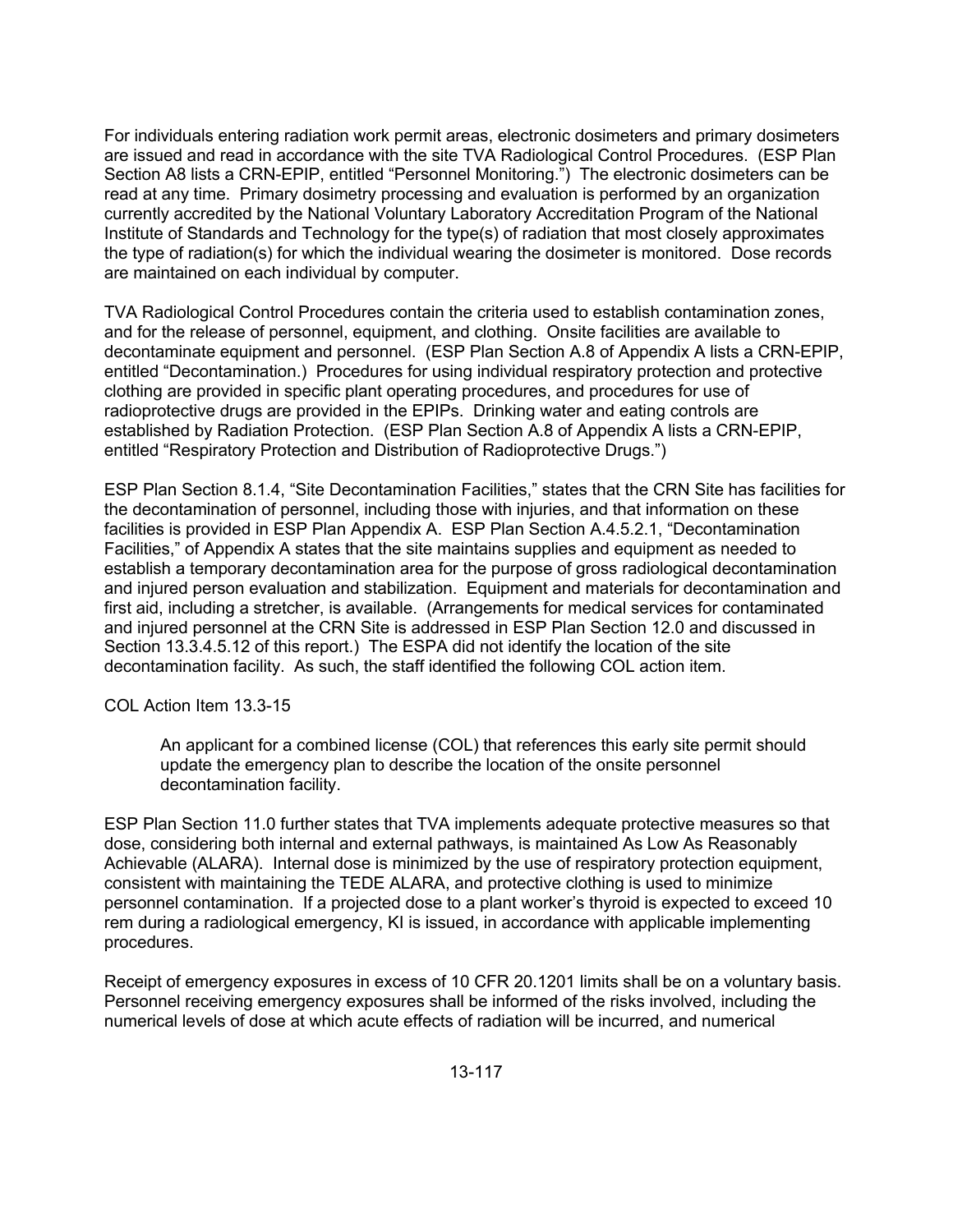For individuals entering radiation work permit areas, electronic dosimeters and primary dosimeters are issued and read in accordance with the site TVA Radiological Control Procedures. (ESP Plan Section A8 lists a CRN-EPIP, entitled "Personnel Monitoring.") The electronic dosimeters can be read at any time. Primary dosimetry processing and evaluation is performed by an organization currently accredited by the National Voluntary Laboratory Accreditation Program of the National Institute of Standards and Technology for the type(s) of radiation that most closely approximates the type of radiation(s) for which the individual wearing the dosimeter is monitored. Dose records are maintained on each individual by computer.

TVA Radiological Control Procedures contain the criteria used to establish contamination zones, and for the release of personnel, equipment, and clothing. Onsite facilities are available to decontaminate equipment and personnel. (ESP Plan Section A.8 of Appendix A lists a CRN-EPIP, entitled "Decontamination.) Procedures for using individual respiratory protection and protective clothing are provided in specific plant operating procedures, and procedures for use of radioprotective drugs are provided in the EPIPs. Drinking water and eating controls are established by Radiation Protection. (ESP Plan Section A.8 of Appendix A lists a CRN-EPIP, entitled "Respiratory Protection and Distribution of Radioprotective Drugs.")

ESP Plan Section 8.1.4, "Site Decontamination Facilities," states that the CRN Site has facilities for the decontamination of personnel, including those with injuries, and that information on these facilities is provided in ESP Plan Appendix A. ESP Plan Section A.4.5.2.1, "Decontamination Facilities," of Appendix A states that the site maintains supplies and equipment as needed to establish a temporary decontamination area for the purpose of gross radiological decontamination and injured person evaluation and stabilization. Equipment and materials for decontamination and first aid, including a stretcher, is available. (Arrangements for medical services for contaminated and injured personnel at the CRN Site is addressed in ESP Plan Section 12.0 and discussed in Section 13.3.4.5.12 of this report.) The ESPA did not identify the location of the site decontamination facility. As such, the staff identified the following COL action item.

COL Action Item 13.3-15

> An applicant for a combined license (COL) that references this early site permit should update the emergency plan to describe the location of the onsite personnel decontamination facility.

ESP Plan Section 11.0 further states that TVA implements adequate protective measures so that dose, considering both internal and external pathways, is maintained As Low As Reasonably Achievable (ALARA). Internal dose is minimized by the use of respiratory protection equipment, consistent with maintaining the TEDE ALARA, and protective clothing is used to minimize personnel contamination. If a projected dose to a plant worker's thyroid is expected to exceed 10 rem during a radiological emergency, KI is issued, in accordance with applicable implementing procedures.

Receipt of emergency exposures in excess of 10 CFR 20.1201 limits shall be on a voluntary basis. Personnel receiving emergency exposures shall be informed of the risks involved, including the numerical levels of dose at which acute effects of radiation will be incurred, and numerical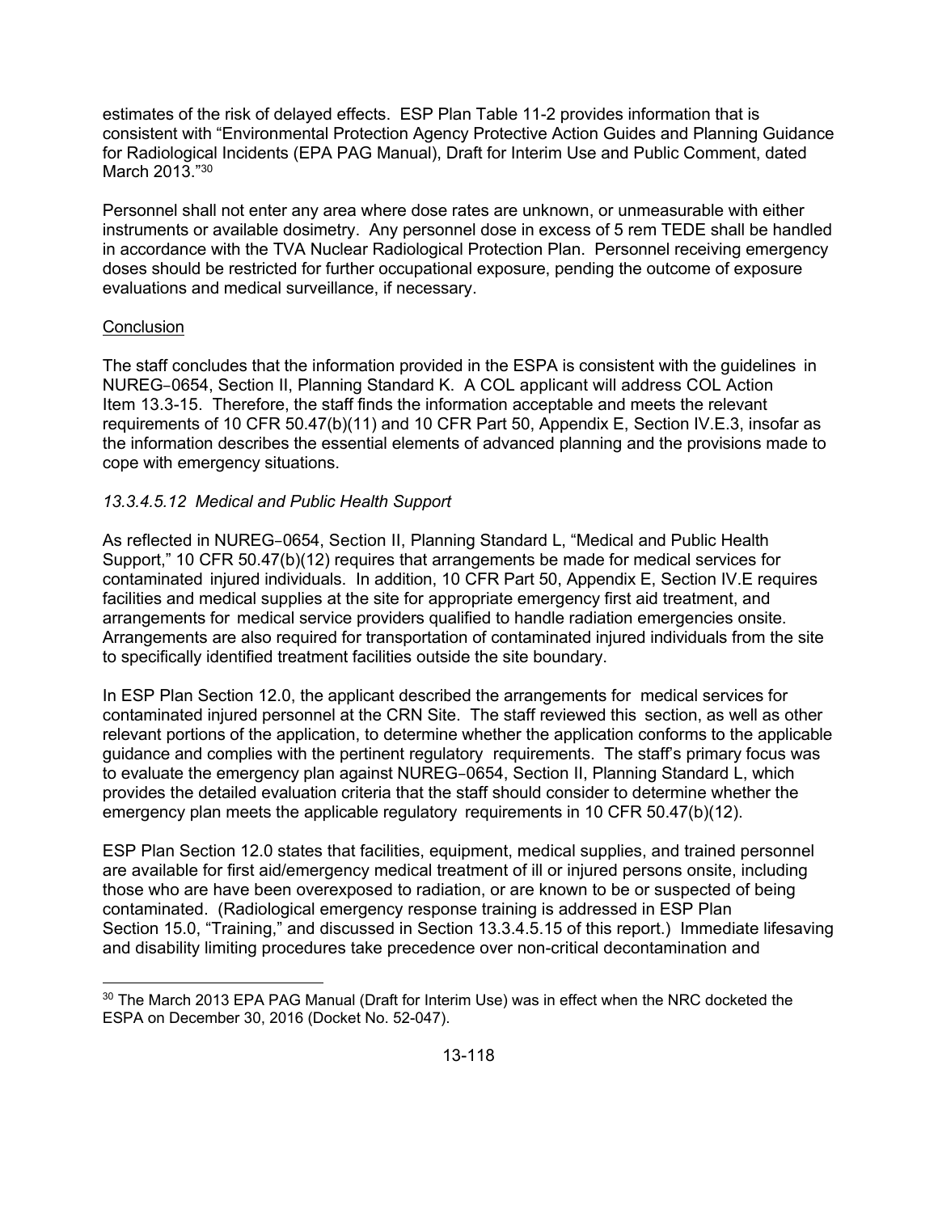estimates of the risk of delayed effects. ESP Plan Table 11-2 provides information that is consistent with "Environmental Protection Agency Protective Action Guides and Planning Guidance for Radiological Incidents (EPA PAG Manual), Draft for Interim Use and Public Comment, dated March 2013."[30]

Personnel shall not enter any area where dose rates are unknown, or unmeasurable with either instruments or available dosimetry. Any personnel dose in excess of 5 rem TEDE shall be handled in accordance with the TVA Nuclear Radiological Protection Plan. Personnel receiving emergency doses should be restricted for further occupational exposure, pending the outcome of exposure evaluations and medical surveillance, if necessary.

Conclusion

The staff concludes that the information provided in the ESPA is consistent with the guidelines in NUREG‑0654, Section II, Planning Standard K. A COL applicant will address COL Action Item 13.3-15. Therefore, the staff finds the information acceptable and meets the relevant requirements of 10 CFR 50.47(b)(11) and 10 CFR Part 50, Appendix E, Section IV.E.3, insofar as the information describes the essential elements of advanced planning and the provisions made to cope with emergency situations.

#### *13.3.4.5.12 Medical and Public Health Support*

As reflected in NUREG‑0654, Section II, Planning Standard L, "Medical and Public Health Support," 10 CFR 50.47(b)(12) requires that arrangements be made for medical services for contaminated injured individuals. In addition, 10 CFR Part 50, Appendix E, Section IV.E requires facilities and medical supplies at the site for appropriate emergency first aid treatment, and arrangements for medical service providers qualified to handle radiation emergencies onsite. Arrangements are also required for transportation of contaminated injured individuals from the site to specifically identified treatment facilities outside the site boundary.

In ESP Plan Section 12.0, the applicant described the arrangements for medical services for contaminated injured personnel at the CRN Site. The staff reviewed this section, as well as other relevant portions of the application, to determine whether the application conforms to the applicable guidance and complies with the pertinent regulatory requirements. The staff's primary focus was to evaluate the emergency plan against NUREG‑0654, Section II, Planning Standard L, which provides the detailed evaluation criteria that the staff should consider to determine whether the emergency plan meets the applicable regulatory requirements in 10 CFR 50.47(b)(12).

ESP Plan Section 12.0 states that facilities, equipment, medical supplies, and trained personnel are available for first aid/emergency medical treatment of ill or injured persons onsite, including those who are have been overexposed to radiation, or are known to be or suspected of being contaminated. (Radiological emergency response training is addressed in ESP Plan Section 15.0, "Training," and discussed in Section 13.3.4.5.15 of this report.) Immediate lifesaving and disability limiting procedures take precedence over non-critical decontamination and

[30] The March 2013 EPA PAG Manual (Draft for Interim Use) was in effect when the NRC docketed the ESPA on December 30, 2016 (Docket No. 52-047).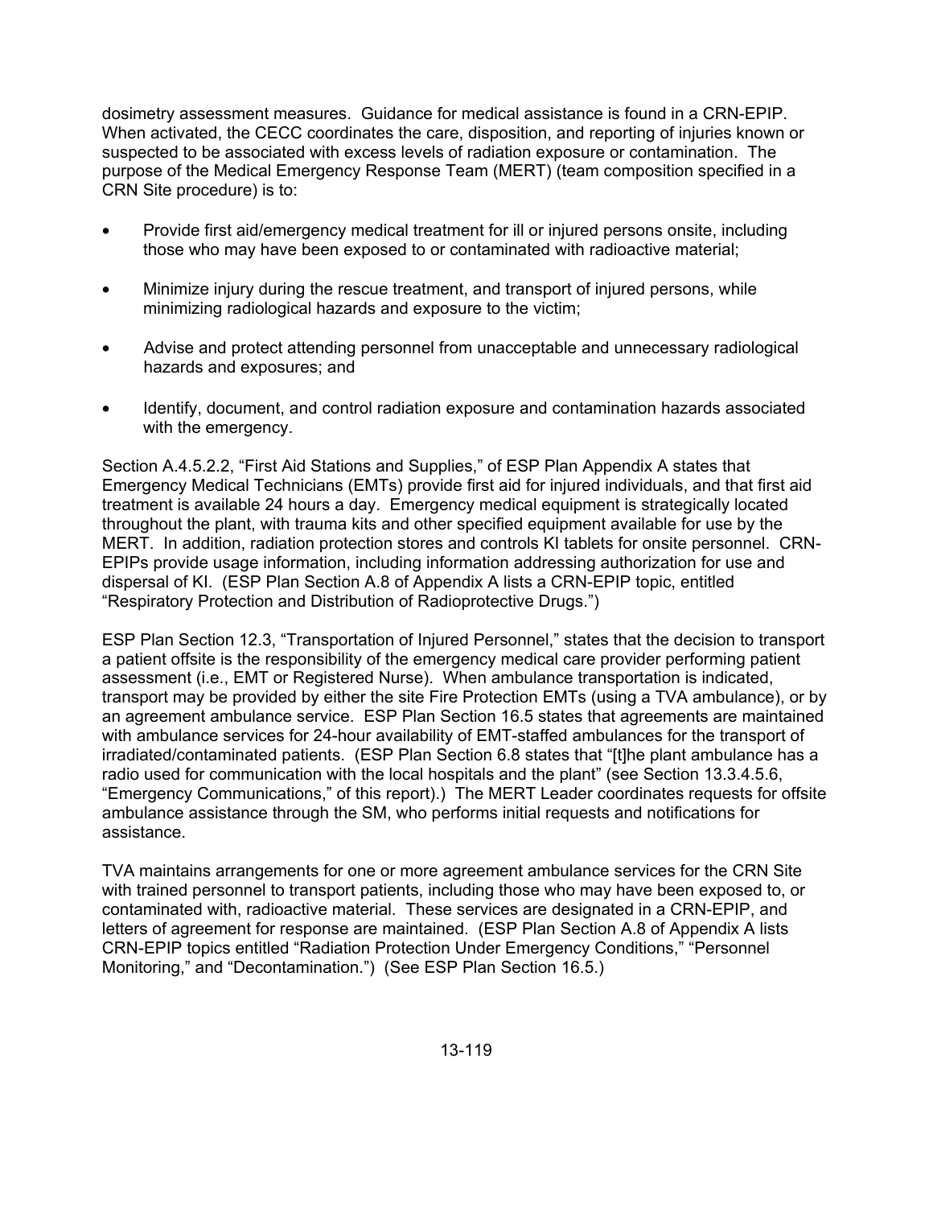dosimetry assessment measures. Guidance for medical assistance is found in a CRN-EPIP. When activated, the CECC coordinates the care, disposition, and reporting of injuries known or suspected to be associated with excess levels of radiation exposure or contamination. The purpose of the Medical Emergency Response Team (MERT) (team composition specified in a CRN Site procedure) is to:

- Provide first aid/emergency medical treatment for ill or injured persons onsite, including those who may have been exposed to or contaminated with radioactive material;
- Minimize injury during the rescue treatment, and transport of injured persons, while minimizing radiological hazards and exposure to the victim;
- Advise and protect attending personnel from unacceptable and unnecessary radiological hazards and exposures; and
- Identify, document, and control radiation exposure and contamination hazards associated with the emergency.

Section A.4.5.2.2, "First Aid Stations and Supplies," of ESP Plan Appendix A states that Emergency Medical Technicians (EMTs) provide first aid for injured individuals, and that first aid treatment is available 24 hours a day. Emergency medical equipment is strategically located throughout the plant, with trauma kits and other specified equipment available for use by the MERT. In addition, radiation protection stores and controls KI tablets for onsite personnel. CRN-EPIPs provide usage information, including information addressing authorization for use and dispersal of KI. (ESP Plan Section A.8 of Appendix A lists a CRN-EPIP topic, entitled "Respiratory Protection and Distribution of Radioprotective Drugs.")

ESP Plan Section 12.3, "Transportation of Injured Personnel," states that the decision to transport a patient offsite is the responsibility of the emergency medical care provider performing patient assessment (i.e., EMT or Registered Nurse). When ambulance transportation is indicated, transport may be provided by either the site Fire Protection EMTs (using a TVA ambulance), or by an agreement ambulance service. ESP Plan Section 16.5 states that agreements are maintained with ambulance services for 24-hour availability of EMT-staffed ambulances for the transport of irradiated/contaminated patients. (ESP Plan Section 6.8 states that "[t]he plant ambulance has a radio used for communication with the local hospitals and the plant" (see Section 13.3.4.5.6, "Emergency Communications," of this report).) The MERT Leader coordinates requests for offsite ambulance assistance through the SM, who performs initial requests and notifications for assistance.

TVA maintains arrangements for one or more agreement ambulance services for the CRN Site with trained personnel to transport patients, including those who may have been exposed to, or contaminated with, radioactive material. These services are designated in a CRN-EPIP, and letters of agreement for response are maintained. (ESP Plan Section A.8 of Appendix A lists CRN-EPIP topics entitled "Radiation Protection Under Emergency Conditions," "Personnel Monitoring," and "Decontamination.") (See ESP Plan Section 16.5.)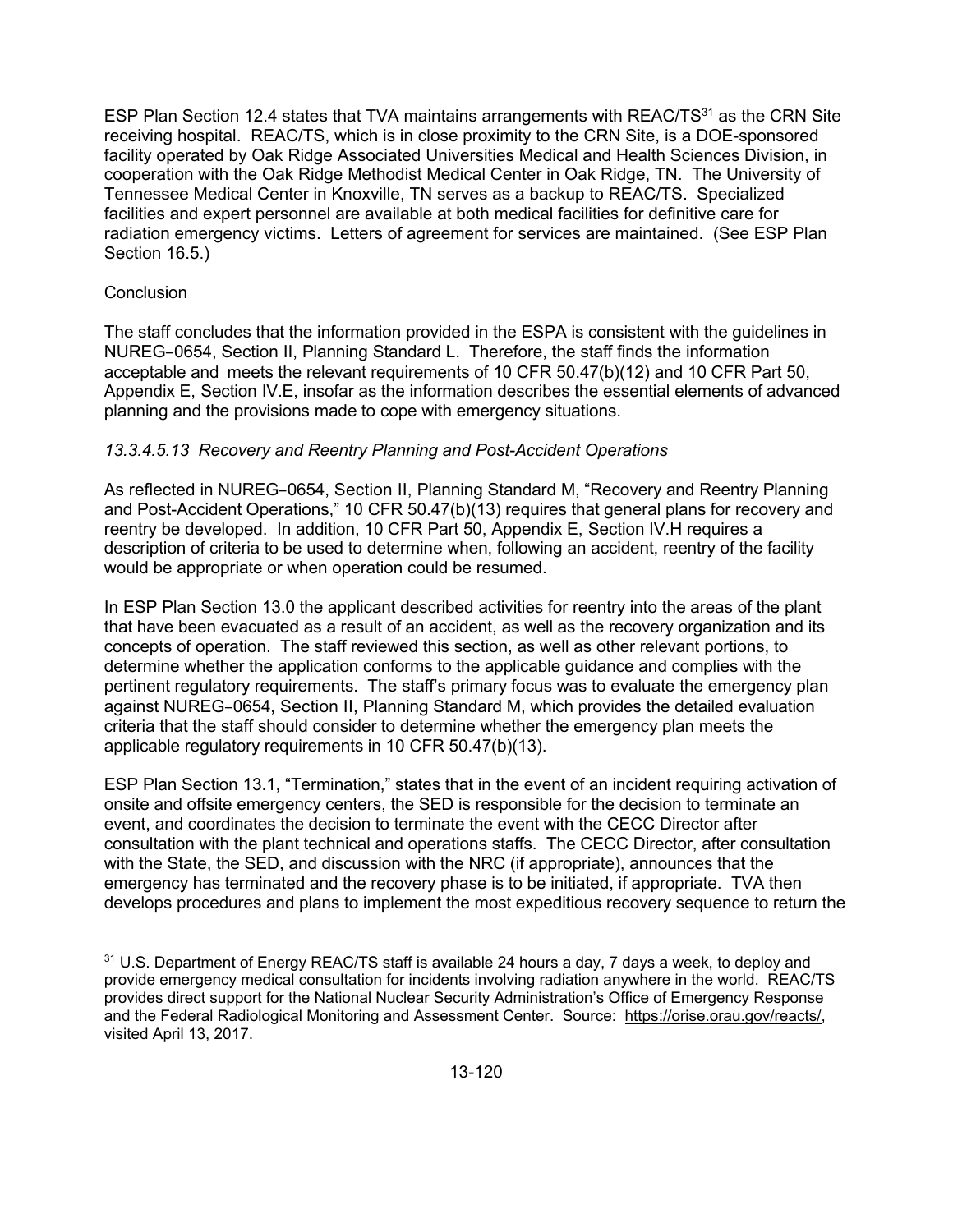ESP Plan Section 12.4 states that TVA maintains arrangements with REAC/TS[31] as the CRN Site receiving hospital. REAC/TS, which is in close proximity to the CRN Site, is a DOE-sponsored facility operated by Oak Ridge Associated Universities Medical and Health Sciences Division, in cooperation with the Oak Ridge Methodist Medical Center in Oak Ridge, TN. The University of Tennessee Medical Center in Knoxville, TN serves as a backup to REAC/TS. Specialized facilities and expert personnel are available at both medical facilities for definitive care for radiation emergency victims. Letters of agreement for services are maintained. (See ESP Plan Section 16.5.)

Conclusion

The staff concludes that the information provided in the ESPA is consistent with the guidelines in NUREG‑0654, Section II, Planning Standard L. Therefore, the staff finds the information acceptable and meets the relevant requirements of 10 CFR 50.47(b)(12) and 10 CFR Part 50, Appendix E, Section IV.E, insofar as the information describes the essential elements of advanced planning and the provisions made to cope with emergency situations.

*13.3.4.5.13 Recovery and Reentry Planning and Post-Accident Operations*

As reflected in NUREG‑0654, Section II, Planning Standard M, "Recovery and Reentry Planning and Post-Accident Operations," 10 CFR 50.47(b)(13) requires that general plans for recovery and reentry be developed. In addition, 10 CFR Part 50, Appendix E, Section IV.H requires a description of criteria to be used to determine when, following an accident, reentry of the facility would be appropriate or when operation could be resumed.

In ESP Plan Section 13.0 the applicant described activities for reentry into the areas of the plant that have been evacuated as a result of an accident, as well as the recovery organization and its concepts of operation. The staff reviewed this section, as well as other relevant portions, to determine whether the application conforms to the applicable guidance and complies with the pertinent regulatory requirements. The staff's primary focus was to evaluate the emergency plan against NUREG‑0654, Section II, Planning Standard M, which provides the detailed evaluation criteria that the staff should consider to determine whether the emergency plan meets the applicable regulatory requirements in 10 CFR 50.47(b)(13).

ESP Plan Section 13.1, "Termination," states that in the event of an incident requiring activation of onsite and offsite emergency centers, the SED is responsible for the decision to terminate an event, and coordinates the decision to terminate the event with the CECC Director after consultation with the plant technical and operations staffs. The CECC Director, after consultation with the State, the SED, and discussion with the NRC (if appropriate), announces that the emergency has terminated and the recovery phase is to be initiated, if appropriate. TVA then develops procedures and plans to implement the most expeditious recovery sequence to return the

[31] U.S. Department of Energy REAC/TS staff is available 24 hours a day, 7 days a week, to deploy and provide emergency medical consultation for incidents involving radiation anywhere in the world. REAC/TS provides direct support for the National Nuclear Security Administration's Office of Emergency Response and the Federal Radiological Monitoring and Assessment Center. Source: https://orise.orau.gov/reacts/, visited April 13, 2017.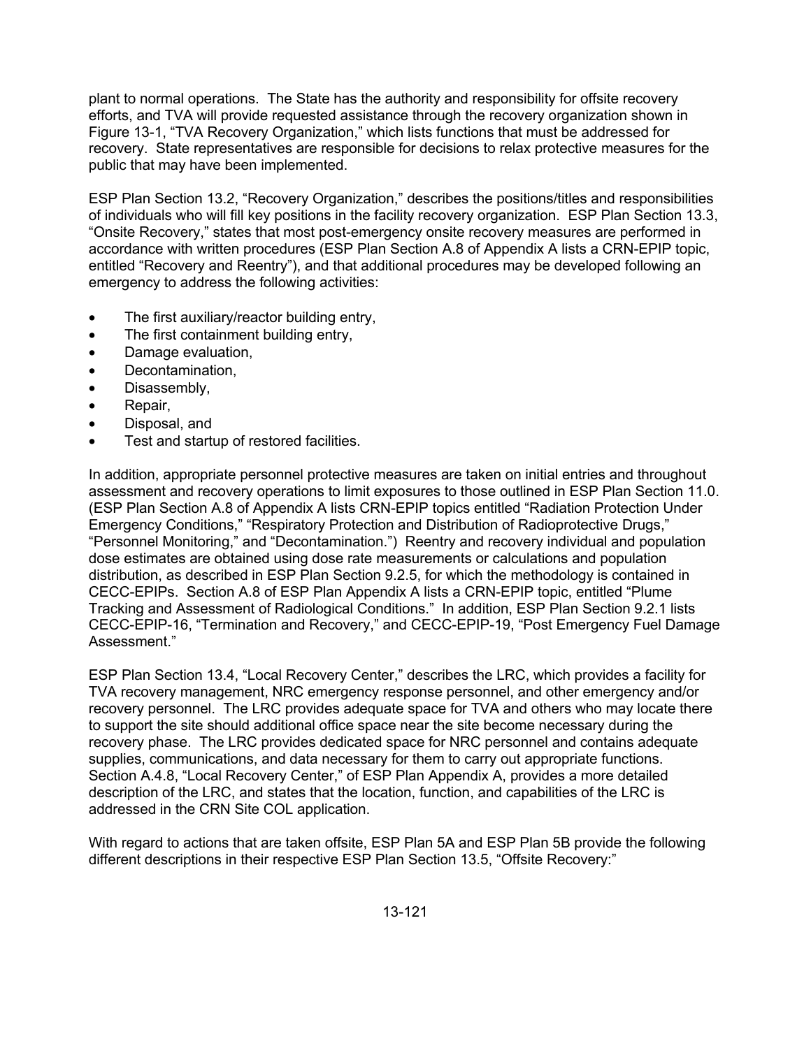plant to normal operations. The State has the authority and responsibility for offsite recovery efforts, and TVA will provide requested assistance through the recovery organization shown in Figure 13-1, "TVA Recovery Organization," which lists functions that must be addressed for recovery. State representatives are responsible for decisions to relax protective measures for the public that may have been implemented.

ESP Plan Section 13.2, "Recovery Organization," describes the positions/titles and responsibilities of individuals who will fill key positions in the facility recovery organization. ESP Plan Section 13.3, "Onsite Recovery," states that most post-emergency onsite recovery measures are performed in accordance with written procedures (ESP Plan Section A.8 of Appendix A lists a CRN-EPIP topic, entitled "Recovery and Reentry"), and that additional procedures may be developed following an emergency to address the following activities:

- The first auxiliary/reactor building entry,
- The first containment building entry,
- Damage evaluation,
- Decontamination,
- Disassembly,
- Repair,
- Disposal, and
- Test and startup of restored facilities.

In addition, appropriate personnel protective measures are taken on initial entries and throughout assessment and recovery operations to limit exposures to those outlined in ESP Plan Section 11.0. (ESP Plan Section A.8 of Appendix A lists CRN-EPIP topics entitled "Radiation Protection Under Emergency Conditions," "Respiratory Protection and Distribution of Radioprotective Drugs," "Personnel Monitoring," and "Decontamination.") Reentry and recovery individual and population dose estimates are obtained using dose rate measurements or calculations and population distribution, as described in ESP Plan Section 9.2.5, for which the methodology is contained in CECC-EPIPs. Section A.8 of ESP Plan Appendix A lists a CRN-EPIP topic, entitled "Plume Tracking and Assessment of Radiological Conditions." In addition, ESP Plan Section 9.2.1 lists CECC-EPIP-16, "Termination and Recovery," and CECC-EPIP-19, "Post Emergency Fuel Damage Assessment."

ESP Plan Section 13.4, "Local Recovery Center," describes the LRC, which provides a facility for TVA recovery management, NRC emergency response personnel, and other emergency and/or recovery personnel. The LRC provides adequate space for TVA and others who may locate there to support the site should additional office space near the site become necessary during the recovery phase. The LRC provides dedicated space for NRC personnel and contains adequate supplies, communications, and data necessary for them to carry out appropriate functions. Section A.4.8, "Local Recovery Center," of ESP Plan Appendix A, provides a more detailed description of the LRC, and states that the location, function, and capabilities of the LRC is addressed in the CRN Site COL application.

With regard to actions that are taken offsite, ESP Plan 5A and ESP Plan 5B provide the following different descriptions in their respective ESP Plan Section 13.5, "Offsite Recovery:"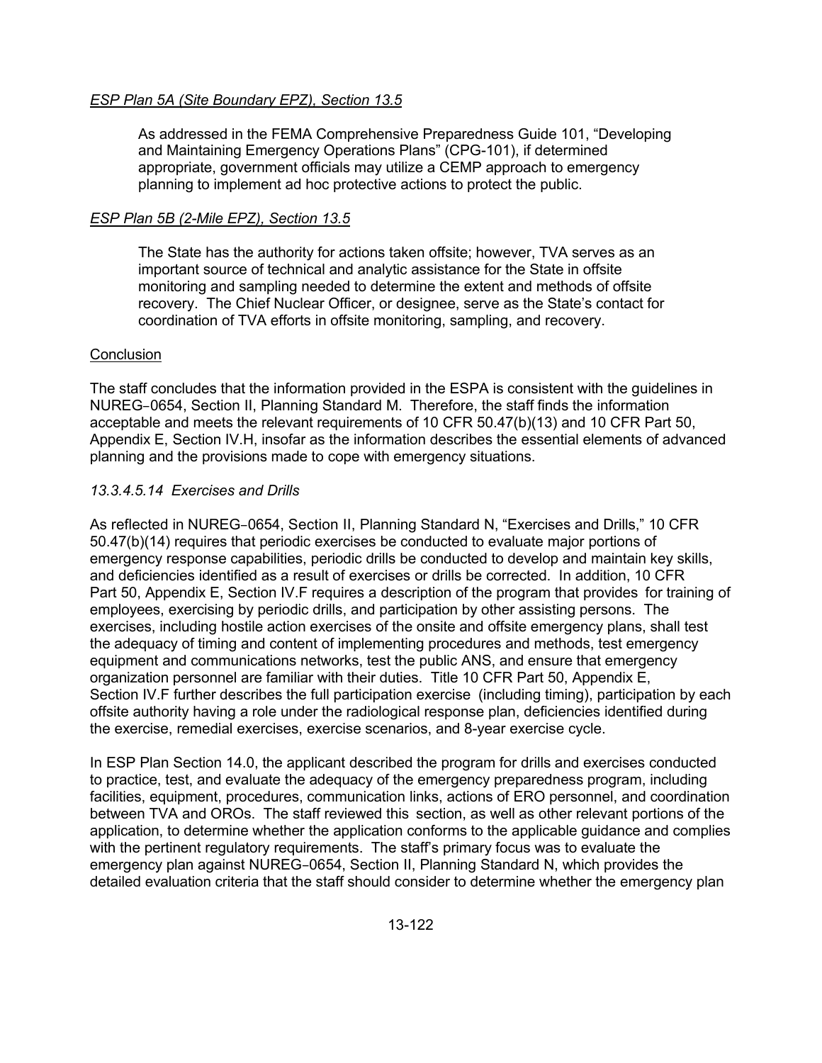*ESP Plan 5A (Site Boundary EPZ), Section 13.5*

> As addressed in the FEMA Comprehensive Preparedness Guide 101, "Developing and Maintaining Emergency Operations Plans" (CPG-101), if determined appropriate, government officials may utilize a CEMP approach to emergency planning to implement ad hoc protective actions to protect the public.

*ESP Plan 5B (2-Mile EPZ), Section 13.5*

> The State has the authority for actions taken offsite; however, TVA serves as an important source of technical and analytic assistance for the State in offsite monitoring and sampling needed to determine the extent and methods of offsite recovery. The Chief Nuclear Officer, or designee, serve as the State's contact for coordination of TVA efforts in offsite monitoring, sampling, and recovery.

Conclusion

The staff concludes that the information provided in the ESPA is consistent with the guidelines in NUREG‑0654, Section II, Planning Standard M. Therefore, the staff finds the information acceptable and meets the relevant requirements of 10 CFR 50.47(b)(13) and 10 CFR Part 50, Appendix E, Section IV.H, insofar as the information describes the essential elements of advanced planning and the provisions made to cope with emergency situations.

*13.3.4.5.14 Exercises and Drills*

As reflected in NUREG‑0654, Section II, Planning Standard N, "Exercises and Drills," 10 CFR 50.47(b)(14) requires that periodic exercises be conducted to evaluate major portions of emergency response capabilities, periodic drills be conducted to develop and maintain key skills, and deficiencies identified as a result of exercises or drills be corrected. In addition, 10 CFR Part 50, Appendix E, Section IV.F requires a description of the program that provides for training of employees, exercising by periodic drills, and participation by other assisting persons. The exercises, including hostile action exercises of the onsite and offsite emergency plans, shall test the adequacy of timing and content of implementing procedures and methods, test emergency equipment and communications networks, test the public ANS, and ensure that emergency organization personnel are familiar with their duties. Title 10 CFR Part 50, Appendix E, Section IV.F further describes the full participation exercise (including timing), participation by each offsite authority having a role under the radiological response plan, deficiencies identified during the exercise, remedial exercises, exercise scenarios, and 8-year exercise cycle.

In ESP Plan Section 14.0, the applicant described the program for drills and exercises conducted to practice, test, and evaluate the adequacy of the emergency preparedness program, including facilities, equipment, procedures, communication links, actions of ERO personnel, and coordination between TVA and OROs. The staff reviewed this section, as well as other relevant portions of the application, to determine whether the application conforms to the applicable guidance and complies with the pertinent regulatory requirements. The staff's primary focus was to evaluate the emergency plan against NUREG‑0654, Section II, Planning Standard N, which provides the detailed evaluation criteria that the staff should consider to determine whether the emergency plan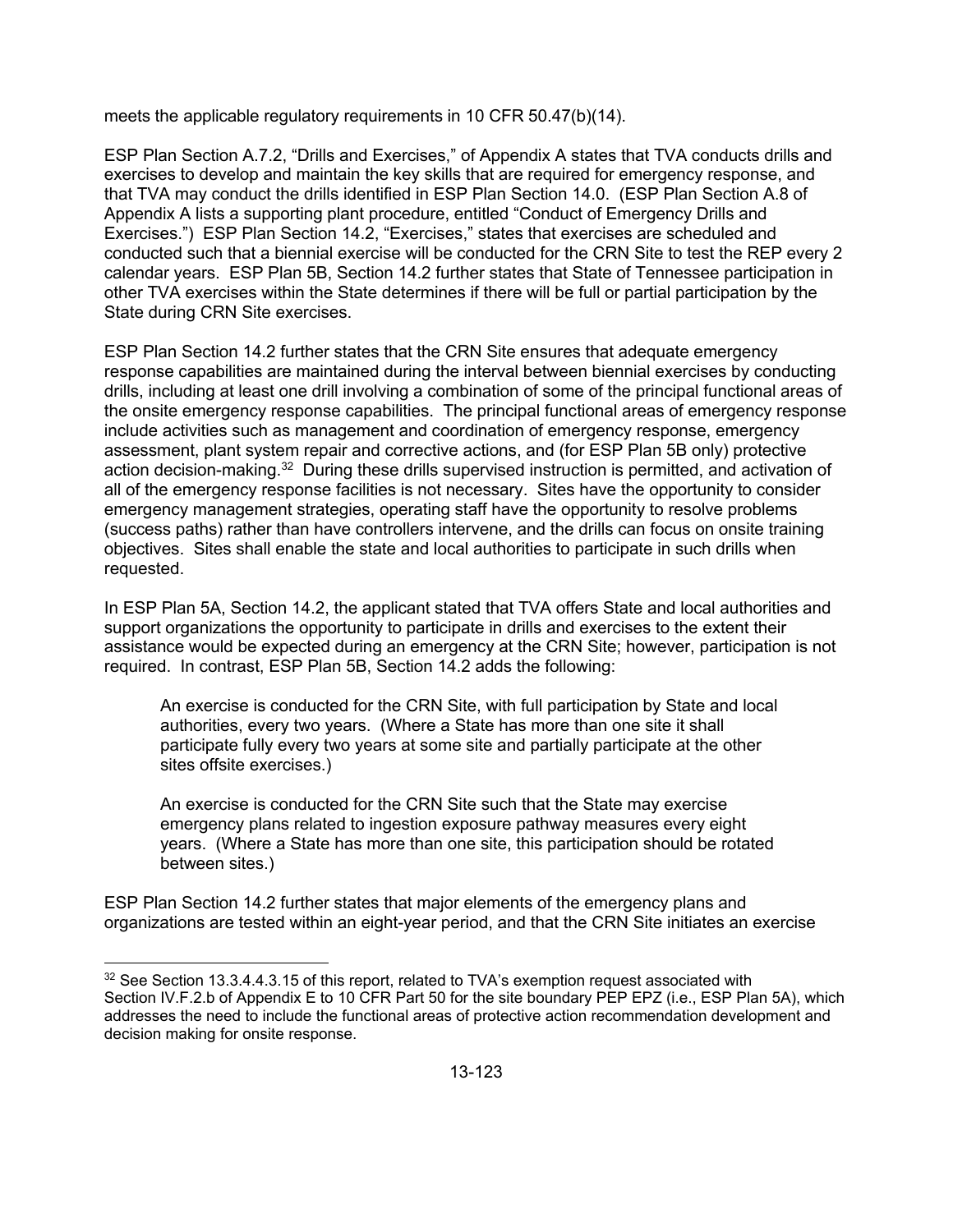meets the applicable regulatory requirements in 10 CFR 50.47(b)(14).

ESP Plan Section A.7.2, "Drills and Exercises," of Appendix A states that TVA conducts drills and exercises to develop and maintain the key skills that are required for emergency response, and that TVA may conduct the drills identified in ESP Plan Section 14.0. (ESP Plan Section A.8 of Appendix A lists a supporting plant procedure, entitled "Conduct of Emergency Drills and Exercises.") ESP Plan Section 14.2, "Exercises," states that exercises are scheduled and conducted such that a biennial exercise will be conducted for the CRN Site to test the REP every 2 calendar years. ESP Plan 5B, Section 14.2 further states that State of Tennessee participation in other TVA exercises within the State determines if there will be full or partial participation by the State during CRN Site exercises.

ESP Plan Section 14.2 further states that the CRN Site ensures that adequate emergency response capabilities are maintained during the interval between biennial exercises by conducting drills, including at least one drill involving a combination of some of the principal functional areas of the onsite emergency response capabilities. The principal functional areas of emergency response include activities such as management and coordination of emergency response, emergency assessment, plant system repair and corrective actions, and (for ESP Plan 5B only) protective action decision-making.[32] During these drills supervised instruction is permitted, and activation of all of the emergency response facilities is not necessary. Sites have the opportunity to consider emergency management strategies, operating staff have the opportunity to resolve problems (success paths) rather than have controllers intervene, and the drills can focus on onsite training objectives. Sites shall enable the state and local authorities to participate in such drills when requested.

In ESP Plan 5A, Section 14.2, the applicant stated that TVA offers State and local authorities and support organizations the opportunity to participate in drills and exercises to the extent their assistance would be expected during an emergency at the CRN Site; however, participation is not required. In contrast, ESP Plan 5B, Section 14.2 adds the following:

> An exercise is conducted for the CRN Site, with full participation by State and local authorities, every two years. (Where a State has more than one site it shall participate fully every two years at some site and partially participate at the other sites offsite exercises.)
>
> An exercise is conducted for the CRN Site such that the State may exercise emergency plans related to ingestion exposure pathway measures every eight years. (Where a State has more than one site, this participation should be rotated between sites.)

ESP Plan Section 14.2 further states that major elements of the emergency plans and organizations are tested within an eight-year period, and that the CRN Site initiates an exercise

---

[32] See Section 13.3.4.4.3.15 of this report, related to TVA's exemption request associated with Section IV.F.2.b of Appendix E to 10 CFR Part 50 for the site boundary PEP EPZ (i.e., ESP Plan 5A), which addresses the need to include the functional areas of protective action recommendation development and decision making for onsite response.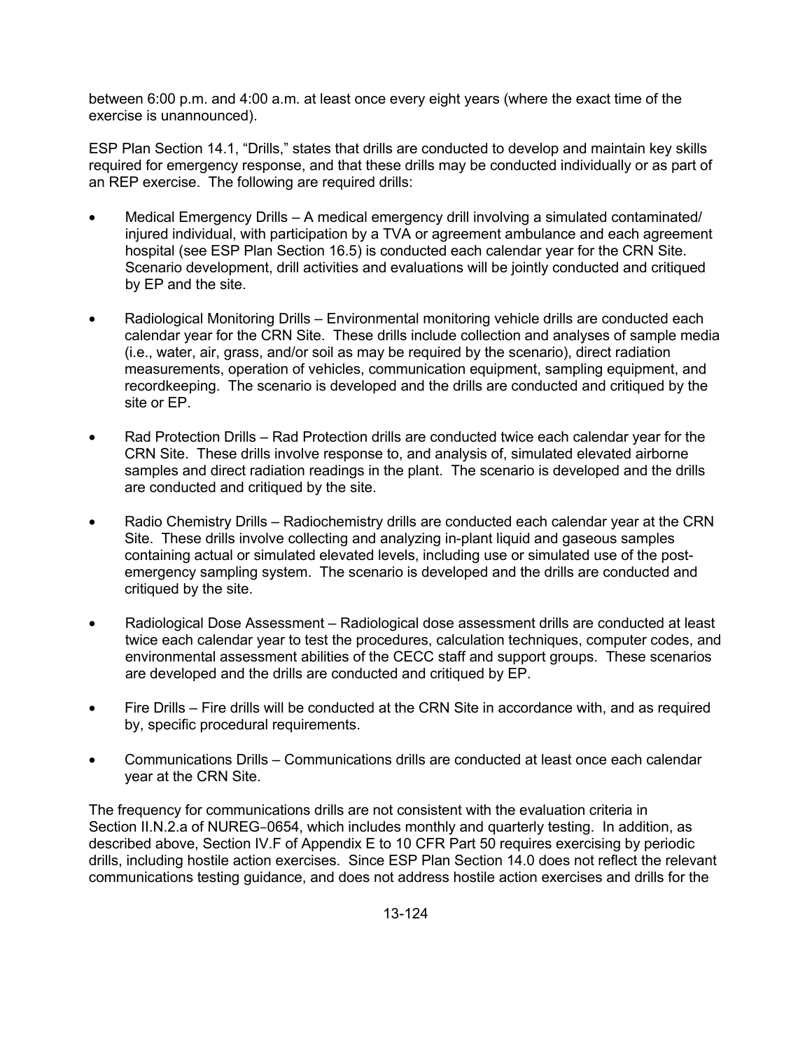between 6:00 p.m. and 4:00 a.m. at least once every eight years (where the exact time of the exercise is unannounced).

ESP Plan Section 14.1, "Drills," states that drills are conducted to develop and maintain key skills required for emergency response, and that these drills may be conducted individually or as part of an REP exercise. The following are required drills:

- Medical Emergency Drills – A medical emergency drill involving a simulated contaminated/ injured individual, with participation by a TVA or agreement ambulance and each agreement hospital (see ESP Plan Section 16.5) is conducted each calendar year for the CRN Site. Scenario development, drill activities and evaluations will be jointly conducted and critiqued by EP and the site.

- Radiological Monitoring Drills – Environmental monitoring vehicle drills are conducted each calendar year for the CRN Site. These drills include collection and analyses of sample media (i.e., water, air, grass, and/or soil as may be required by the scenario), direct radiation measurements, operation of vehicles, communication equipment, sampling equipment, and recordkeeping. The scenario is developed and the drills are conducted and critiqued by the site or EP.

- Rad Protection Drills – Rad Protection drills are conducted twice each calendar year for the CRN Site. These drills involve response to, and analysis of, simulated elevated airborne samples and direct radiation readings in the plant. The scenario is developed and the drills are conducted and critiqued by the site.

- Radio Chemistry Drills – Radiochemistry drills are conducted each calendar year at the CRN Site. These drills involve collecting and analyzing in-plant liquid and gaseous samples containing actual or simulated elevated levels, including use or simulated use of the post-emergency sampling system. The scenario is developed and the drills are conducted and critiqued by the site.

- Radiological Dose Assessment – Radiological dose assessment drills are conducted at least twice each calendar year to test the procedures, calculation techniques, computer codes, and environmental assessment abilities of the CECC staff and support groups. These scenarios are developed and the drills are conducted and critiqued by EP.

- Fire Drills – Fire drills will be conducted at the CRN Site in accordance with, and as required by, specific procedural requirements.

- Communications Drills – Communications drills are conducted at least once each calendar year at the CRN Site.

The frequency for communications drills are not consistent with the evaluation criteria in Section II.N.2.a of NUREG‑0654, which includes monthly and quarterly testing. In addition, as described above, Section IV.F of Appendix E to 10 CFR Part 50 requires exercising by periodic drills, including hostile action exercises. Since ESP Plan Section 14.0 does not reflect the relevant communications testing guidance, and does not address hostile action exercises and drills for the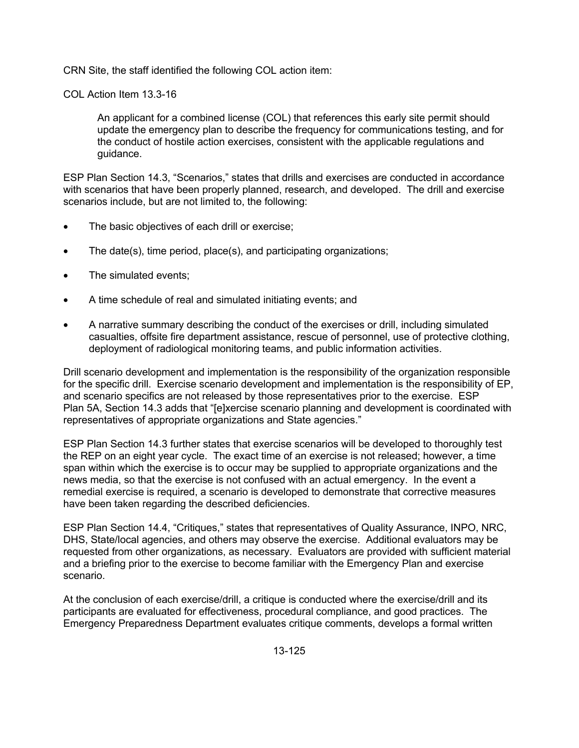CRN Site, the staff identified the following COL action item:

COL Action Item 13.3-16

> An applicant for a combined license (COL) that references this early site permit should update the emergency plan to describe the frequency for communications testing, and for the conduct of hostile action exercises, consistent with the applicable regulations and guidance.

ESP Plan Section 14.3, "Scenarios," states that drills and exercises are conducted in accordance with scenarios that have been properly planned, research, and developed. The drill and exercise scenarios include, but are not limited to, the following:

- The basic objectives of each drill or exercise;
- The date(s), time period, place(s), and participating organizations;
- The simulated events;
- A time schedule of real and simulated initiating events; and
- A narrative summary describing the conduct of the exercises or drill, including simulated casualties, offsite fire department assistance, rescue of personnel, use of protective clothing, deployment of radiological monitoring teams, and public information activities.

Drill scenario development and implementation is the responsibility of the organization responsible for the specific drill. Exercise scenario development and implementation is the responsibility of EP, and scenario specifics are not released by those representatives prior to the exercise. ESP Plan 5A, Section 14.3 adds that "[e]xercise scenario planning and development is coordinated with representatives of appropriate organizations and State agencies."

ESP Plan Section 14.3 further states that exercise scenarios will be developed to thoroughly test the REP on an eight year cycle. The exact time of an exercise is not released; however, a time span within which the exercise is to occur may be supplied to appropriate organizations and the news media, so that the exercise is not confused with an actual emergency. In the event a remedial exercise is required, a scenario is developed to demonstrate that corrective measures have been taken regarding the described deficiencies.

ESP Plan Section 14.4, "Critiques," states that representatives of Quality Assurance, INPO, NRC, DHS, State/local agencies, and others may observe the exercise. Additional evaluators may be requested from other organizations, as necessary. Evaluators are provided with sufficient material and a briefing prior to the exercise to become familiar with the Emergency Plan and exercise scenario.

At the conclusion of each exercise/drill, a critique is conducted where the exercise/drill and its participants are evaluated for effectiveness, procedural compliance, and good practices. The Emergency Preparedness Department evaluates critique comments, develops a formal written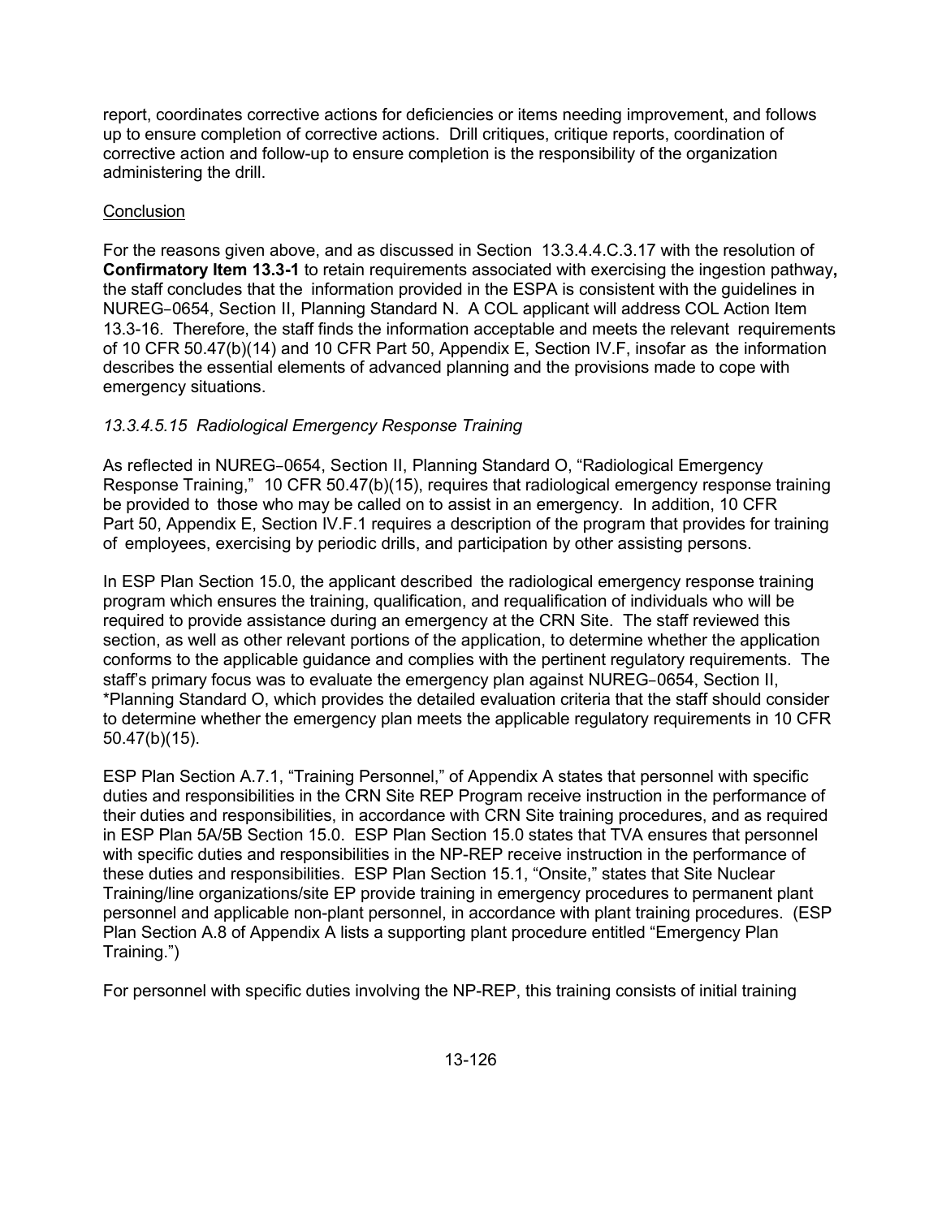report, coordinates corrective actions for deficiencies or items needing improvement, and follows up to ensure completion of corrective actions. Drill critiques, critique reports, coordination of corrective action and follow-up to ensure completion is the responsibility of the organization administering the drill.

Conclusion

For the reasons given above, and as discussed in Section 13.3.4.4.C.3.17 with the resolution of **Confirmatory Item 13.3-1** to retain requirements associated with exercising the ingestion pathway**,** the staff concludes that the information provided in the ESPA is consistent with the guidelines in NUREG-0654, Section II, Planning Standard N. A COL applicant will address COL Action Item 13.3-16. Therefore, the staff finds the information acceptable and meets the relevant requirements of 10 CFR 50.47(b)(14) and 10 CFR Part 50, Appendix E, Section IV.F, insofar as the information describes the essential elements of advanced planning and the provisions made to cope with emergency situations.

### *13.3.4.5.15 Radiological Emergency Response Training*

As reflected in NUREG-0654, Section II, Planning Standard O, "Radiological Emergency Response Training," 10 CFR 50.47(b)(15), requires that radiological emergency response training be provided to those who may be called on to assist in an emergency. In addition, 10 CFR Part 50, Appendix E, Section IV.F.1 requires a description of the program that provides for training of employees, exercising by periodic drills, and participation by other assisting persons.

In ESP Plan Section 15.0, the applicant described the radiological emergency response training program which ensures the training, qualification, and requalification of individuals who will be required to provide assistance during an emergency at the CRN Site. The staff reviewed this section, as well as other relevant portions of the application, to determine whether the application conforms to the applicable guidance and complies with the pertinent regulatory requirements. The staff's primary focus was to evaluate the emergency plan against NUREG-0654, Section II, *Planning Standard O, which provides the detailed evaluation criteria that the staff should consider to determine whether the emergency plan meets the applicable regulatory requirements in 10 CFR 50.47(b)(15).

ESP Plan Section A.7.1, "Training Personnel," of Appendix A states that personnel with specific duties and responsibilities in the CRN Site REP Program receive instruction in the performance of their duties and responsibilities, in accordance with CRN Site training procedures, and as required in ESP Plan 5A/5B Section 15.0. ESP Plan Section 15.0 states that TVA ensures that personnel with specific duties and responsibilities in the NP-REP receive instruction in the performance of these duties and responsibilities. ESP Plan Section 15.1, "Onsite," states that Site Nuclear Training/line organizations/site EP provide training in emergency procedures to permanent plant personnel and applicable non-plant personnel, in accordance with plant training procedures. (ESP Plan Section A.8 of Appendix A lists a supporting plant procedure entitled "Emergency Plan Training.")

For personnel with specific duties involving the NP-REP, this training consists of initial training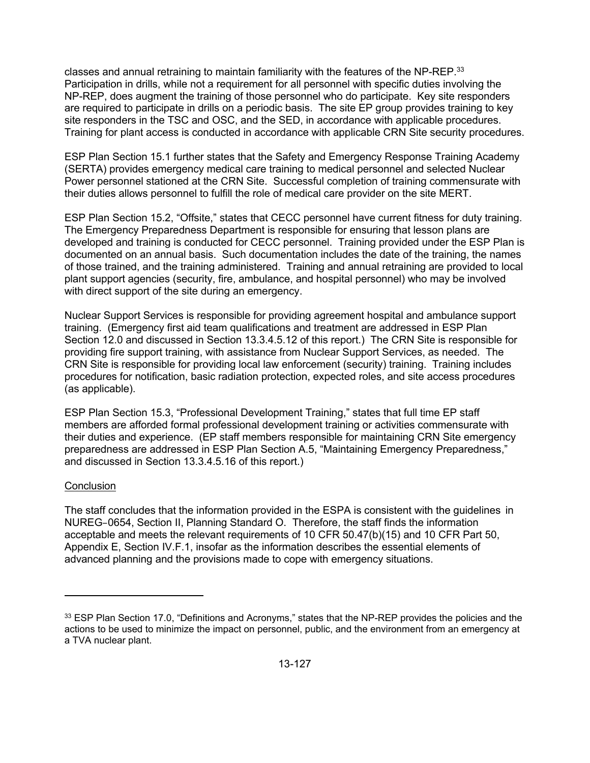classes and annual retraining to maintain familiarity with the features of the NP-REP.[33] Participation in drills, while not a requirement for all personnel with specific duties involving the NP-REP, does augment the training of those personnel who do participate. Key site responders are required to participate in drills on a periodic basis. The site EP group provides training to key site responders in the TSC and OSC, and the SED, in accordance with applicable procedures. Training for plant access is conducted in accordance with applicable CRN Site security procedures.

ESP Plan Section 15.1 further states that the Safety and Emergency Response Training Academy (SERTA) provides emergency medical care training to medical personnel and selected Nuclear Power personnel stationed at the CRN Site. Successful completion of training commensurate with their duties allows personnel to fulfill the role of medical care provider on the site MERT.

ESP Plan Section 15.2, "Offsite," states that CECC personnel have current fitness for duty training. The Emergency Preparedness Department is responsible for ensuring that lesson plans are developed and training is conducted for CECC personnel. Training provided under the ESP Plan is documented on an annual basis. Such documentation includes the date of the training, the names of those trained, and the training administered. Training and annual retraining are provided to local plant support agencies (security, fire, ambulance, and hospital personnel) who may be involved with direct support of the site during an emergency.

Nuclear Support Services is responsible for providing agreement hospital and ambulance support training. (Emergency first aid team qualifications and treatment are addressed in ESP Plan Section 12.0 and discussed in Section 13.3.4.5.12 of this report.) The CRN Site is responsible for providing fire support training, with assistance from Nuclear Support Services, as needed. The CRN Site is responsible for providing local law enforcement (security) training. Training includes procedures for notification, basic radiation protection, expected roles, and site access procedures (as applicable).

ESP Plan Section 15.3, "Professional Development Training," states that full time EP staff members are afforded formal professional development training or activities commensurate with their duties and experience. (EP staff members responsible for maintaining CRN Site emergency preparedness are addressed in ESP Plan Section A.5, "Maintaining Emergency Preparedness," and discussed in Section 13.3.4.5.16 of this report.)

Conclusion

The staff concludes that the information provided in the ESPA is consistent with the guidelines in NUREG-0654, Section II, Planning Standard O. Therefore, the staff finds the information acceptable and meets the relevant requirements of 10 CFR 50.47(b)(15) and 10 CFR Part 50, Appendix E, Section IV.F.1, insofar as the information describes the essential elements of advanced planning and the provisions made to cope with emergency situations.

---

[33] ESP Plan Section 17.0, "Definitions and Acronyms," states that the NP-REP provides the policies and the actions to be used to minimize the impact on personnel, public, and the environment from an emergency at a TVA nuclear plant.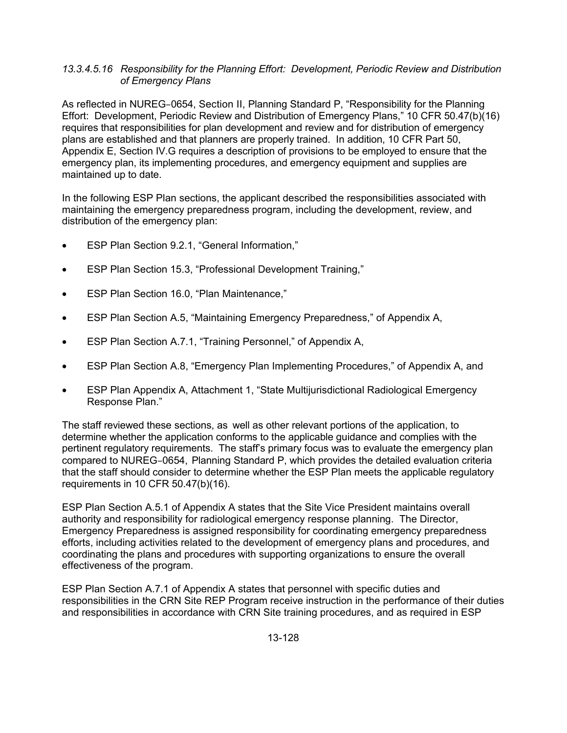#### *13.3.4.5.16 Responsibility for the Planning Effort: Development, Periodic Review and Distribution of Emergency Plans*

As reflected in NUREG‑0654, Section II, Planning Standard P, "Responsibility for the Planning Effort: Development, Periodic Review and Distribution of Emergency Plans," 10 CFR 50.47(b)(16) requires that responsibilities for plan development and review and for distribution of emergency plans are established and that planners are properly trained. In addition, 10 CFR Part 50, Appendix E, Section IV.G requires a description of provisions to be employed to ensure that the emergency plan, its implementing procedures, and emergency equipment and supplies are maintained up to date.

In the following ESP Plan sections, the applicant described the responsibilities associated with maintaining the emergency preparedness program, including the development, review, and distribution of the emergency plan:

- ESP Plan Section 9.2.1, "General Information,"
- ESP Plan Section 15.3, "Professional Development Training,"
- ESP Plan Section 16.0, "Plan Maintenance,"
- ESP Plan Section A.5, "Maintaining Emergency Preparedness," of Appendix A,
- ESP Plan Section A.7.1, "Training Personnel," of Appendix A,
- ESP Plan Section A.8, "Emergency Plan Implementing Procedures," of Appendix A, and
- ESP Plan Appendix A, Attachment 1, "State Multijurisdictional Radiological Emergency Response Plan."

The staff reviewed these sections, as well as other relevant portions of the application, to determine whether the application conforms to the applicable guidance and complies with the pertinent regulatory requirements. The staff's primary focus was to evaluate the emergency plan compared to NUREG‑0654, Planning Standard P, which provides the detailed evaluation criteria that the staff should consider to determine whether the ESP Plan meets the applicable regulatory requirements in 10 CFR 50.47(b)(16).

ESP Plan Section A.5.1 of Appendix A states that the Site Vice President maintains overall authority and responsibility for radiological emergency response planning. The Director, Emergency Preparedness is assigned responsibility for coordinating emergency preparedness efforts, including activities related to the development of emergency plans and procedures, and coordinating the plans and procedures with supporting organizations to ensure the overall effectiveness of the program.

ESP Plan Section A.7.1 of Appendix A states that personnel with specific duties and responsibilities in the CRN Site REP Program receive instruction in the performance of their duties and responsibilities in accordance with CRN Site training procedures, and as required in ESP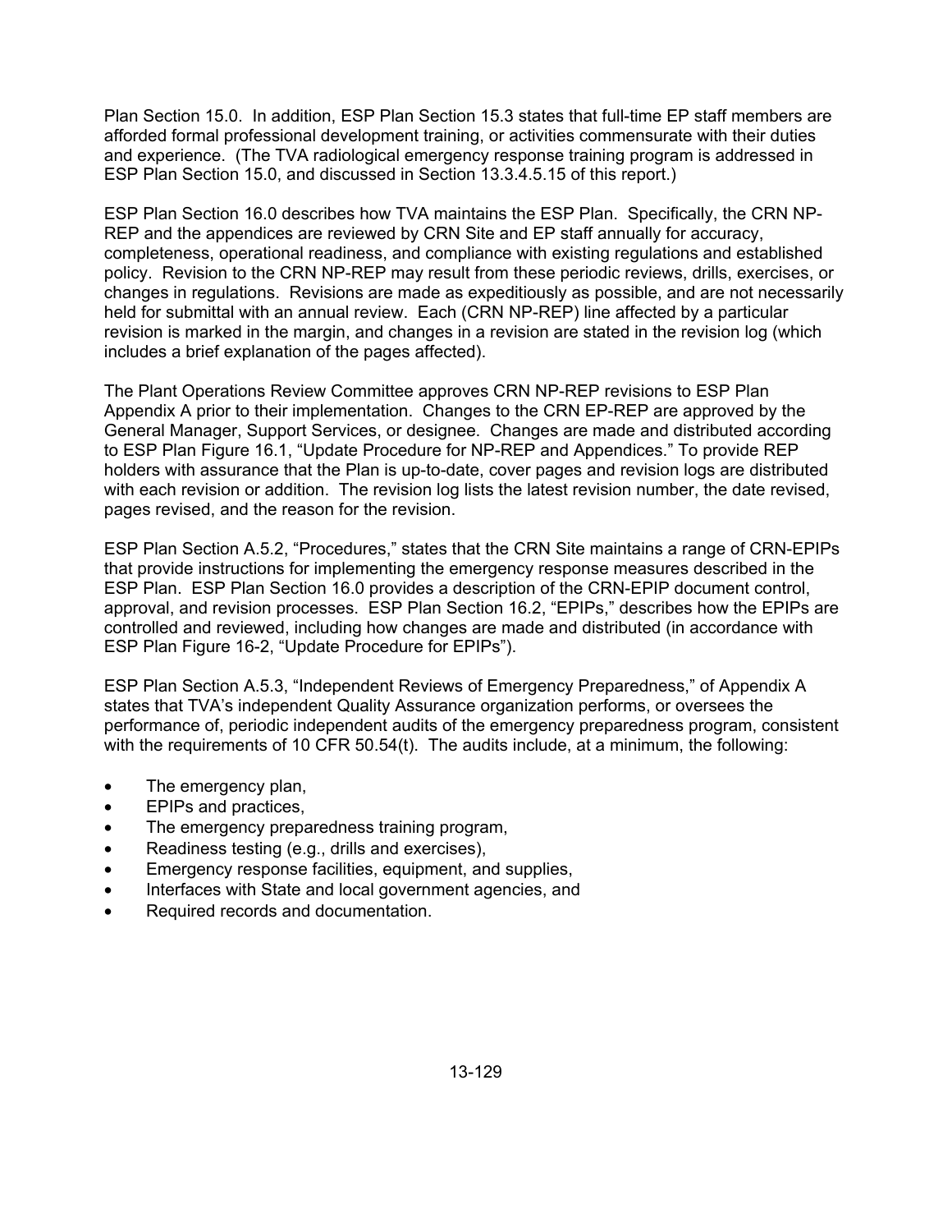Plan Section 15.0. In addition, ESP Plan Section 15.3 states that full-time EP staff members are afforded formal professional development training, or activities commensurate with their duties and experience. (The TVA radiological emergency response training program is addressed in ESP Plan Section 15.0, and discussed in Section 13.3.4.5.15 of this report.)

ESP Plan Section 16.0 describes how TVA maintains the ESP Plan. Specifically, the CRN NP-REP and the appendices are reviewed by CRN Site and EP staff annually for accuracy, completeness, operational readiness, and compliance with existing regulations and established policy. Revision to the CRN NP-REP may result from these periodic reviews, drills, exercises, or changes in regulations. Revisions are made as expeditiously as possible, and are not necessarily held for submittal with an annual review. Each (CRN NP-REP) line affected by a particular revision is marked in the margin, and changes in a revision are stated in the revision log (which includes a brief explanation of the pages affected).

The Plant Operations Review Committee approves CRN NP-REP revisions to ESP Plan Appendix A prior to their implementation. Changes to the CRN EP-REP are approved by the General Manager, Support Services, or designee. Changes are made and distributed according to ESP Plan Figure 16.1, "Update Procedure for NP-REP and Appendices." To provide REP holders with assurance that the Plan is up-to-date, cover pages and revision logs are distributed with each revision or addition. The revision log lists the latest revision number, the date revised, pages revised, and the reason for the revision.

ESP Plan Section A.5.2, "Procedures," states that the CRN Site maintains a range of CRN-EPIPs that provide instructions for implementing the emergency response measures described in the ESP Plan. ESP Plan Section 16.0 provides a description of the CRN-EPIP document control, approval, and revision processes. ESP Plan Section 16.2, "EPIPs," describes how the EPIPs are controlled and reviewed, including how changes are made and distributed (in accordance with ESP Plan Figure 16-2, "Update Procedure for EPIPs").

ESP Plan Section A.5.3, "Independent Reviews of Emergency Preparedness," of Appendix A states that TVA's independent Quality Assurance organization performs, or oversees the performance of, periodic independent audits of the emergency preparedness program, consistent with the requirements of 10 CFR 50.54(t). The audits include, at a minimum, the following:

- The emergency plan,
- EPIPs and practices,
- The emergency preparedness training program,
- Readiness testing (e.g., drills and exercises),
- Emergency response facilities, equipment, and supplies,
- Interfaces with State and local government agencies, and
- Required records and documentation.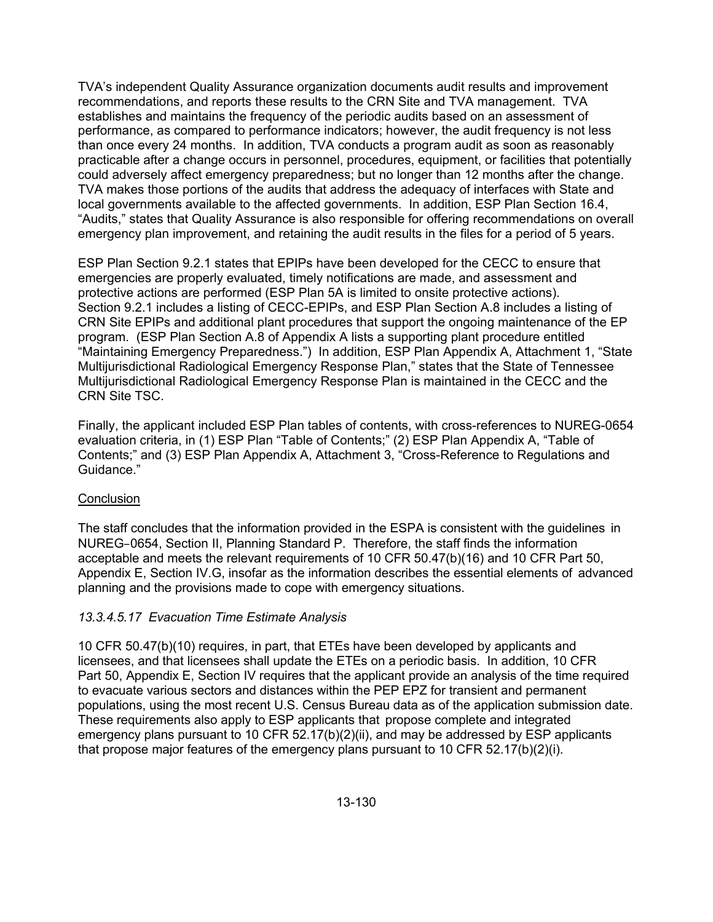TVA's independent Quality Assurance organization documents audit results and improvement recommendations, and reports these results to the CRN Site and TVA management. TVA establishes and maintains the frequency of the periodic audits based on an assessment of performance, as compared to performance indicators; however, the audit frequency is not less than once every 24 months. In addition, TVA conducts a program audit as soon as reasonably practicable after a change occurs in personnel, procedures, equipment, or facilities that potentially could adversely affect emergency preparedness; but no longer than 12 months after the change. TVA makes those portions of the audits that address the adequacy of interfaces with State and local governments available to the affected governments. In addition, ESP Plan Section 16.4, "Audits," states that Quality Assurance is also responsible for offering recommendations on overall emergency plan improvement, and retaining the audit results in the files for a period of 5 years.

ESP Plan Section 9.2.1 states that EPIPs have been developed for the CECC to ensure that emergencies are properly evaluated, timely notifications are made, and assessment and protective actions are performed (ESP Plan 5A is limited to onsite protective actions). Section 9.2.1 includes a listing of CECC-EPIPs, and ESP Plan Section A.8 includes a listing of CRN Site EPIPs and additional plant procedures that support the ongoing maintenance of the EP program. (ESP Plan Section A.8 of Appendix A lists a supporting plant procedure entitled "Maintaining Emergency Preparedness.") In addition, ESP Plan Appendix A, Attachment 1, "State Multijurisdictional Radiological Emergency Response Plan," states that the State of Tennessee Multijurisdictional Radiological Emergency Response Plan is maintained in the CECC and the CRN Site TSC.

Finally, the applicant included ESP Plan tables of contents, with cross-references to NUREG-0654 evaluation criteria, in (1) ESP Plan "Table of Contents;" (2) ESP Plan Appendix A, "Table of Contents;" and (3) ESP Plan Appendix A, Attachment 3, "Cross-Reference to Regulations and Guidance."

Conclusion

The staff concludes that the information provided in the ESPA is consistent with the guidelines in NUREG-0654, Section II, Planning Standard P. Therefore, the staff finds the information acceptable and meets the relevant requirements of 10 CFR 50.47(b)(16) and 10 CFR Part 50, Appendix E, Section IV.G, insofar as the information describes the essential elements of advanced planning and the provisions made to cope with emergency situations.

*13.3.4.5.17 Evacuation Time Estimate Analysis*

10 CFR 50.47(b)(10) requires, in part, that ETEs have been developed by applicants and licensees, and that licensees shall update the ETEs on a periodic basis. In addition, 10 CFR Part 50, Appendix E, Section IV requires that the applicant provide an analysis of the time required to evacuate various sectors and distances within the PEP EPZ for transient and permanent populations, using the most recent U.S. Census Bureau data as of the application submission date. These requirements also apply to ESP applicants that propose complete and integrated emergency plans pursuant to 10 CFR 52.17(b)(2)(ii), and may be addressed by ESP applicants that propose major features of the emergency plans pursuant to 10 CFR 52.17(b)(2)(i).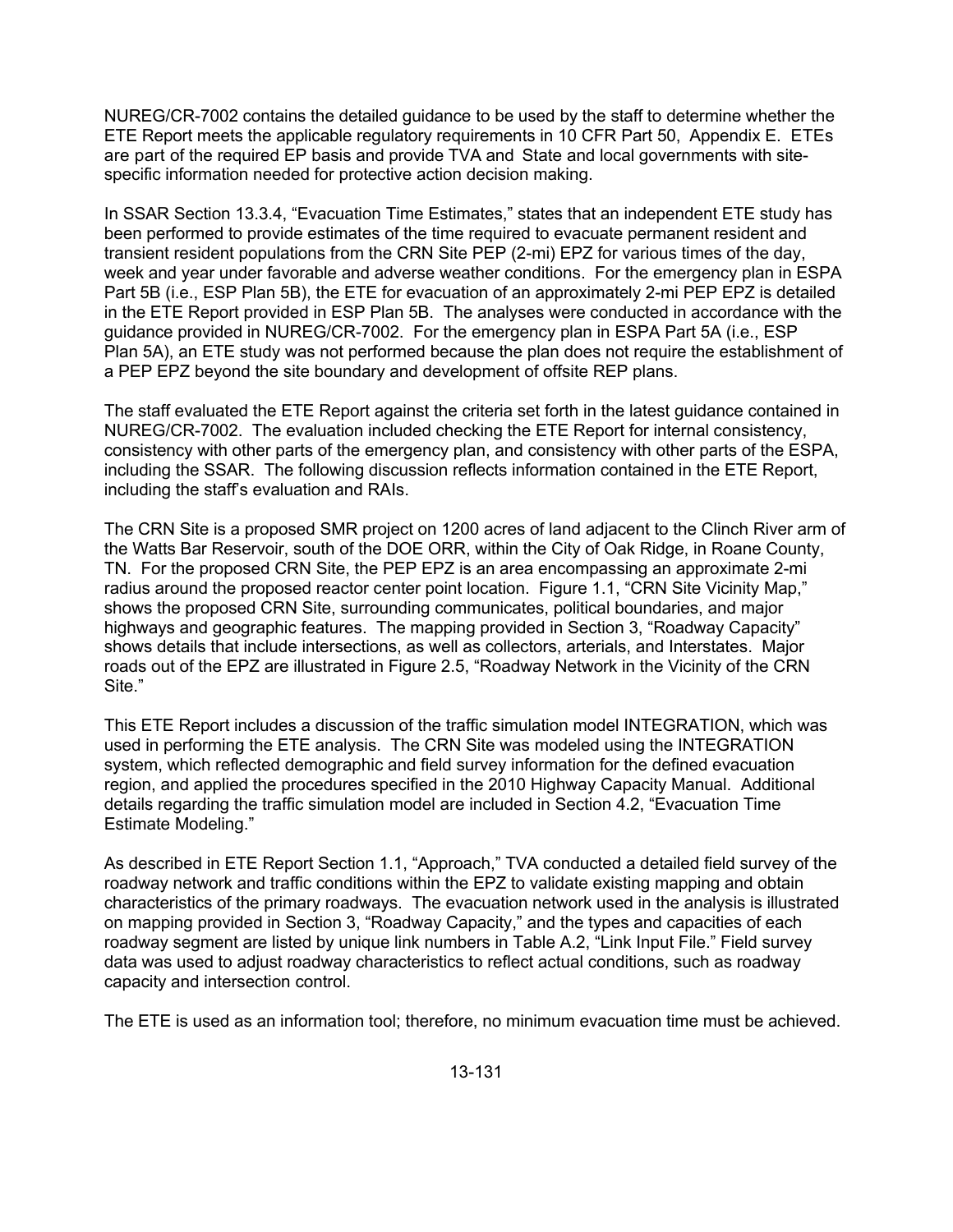NUREG/CR-7002 contains the detailed guidance to be used by the staff to determine whether the ETE Report meets the applicable regulatory requirements in 10 CFR Part 50, Appendix E. ETEs are part of the required EP basis and provide TVA and State and local governments with site-specific information needed for protective action decision making.

In SSAR Section 13.3.4, "Evacuation Time Estimates," states that an independent ETE study has been performed to provide estimates of the time required to evacuate permanent resident and transient resident populations from the CRN Site PEP (2-mi) EPZ for various times of the day, week and year under favorable and adverse weather conditions. For the emergency plan in ESPA Part 5B (i.e., ESP Plan 5B), the ETE for evacuation of an approximately 2-mi PEP EPZ is detailed in the ETE Report provided in ESP Plan 5B. The analyses were conducted in accordance with the guidance provided in NUREG/CR-7002. For the emergency plan in ESPA Part 5A (i.e., ESP Plan 5A), an ETE study was not performed because the plan does not require the establishment of a PEP EPZ beyond the site boundary and development of offsite REP plans.

The staff evaluated the ETE Report against the criteria set forth in the latest guidance contained in NUREG/CR-7002. The evaluation included checking the ETE Report for internal consistency, consistency with other parts of the emergency plan, and consistency with other parts of the ESPA, including the SSAR. The following discussion reflects information contained in the ETE Report, including the staff's evaluation and RAIs.

The CRN Site is a proposed SMR project on 1200 acres of land adjacent to the Clinch River arm of the Watts Bar Reservoir, south of the DOE ORR, within the City of Oak Ridge, in Roane County, TN. For the proposed CRN Site, the PEP EPZ is an area encompassing an approximate 2-mi radius around the proposed reactor center point location. Figure 1.1, "CRN Site Vicinity Map," shows the proposed CRN Site, surrounding communicates, political boundaries, and major highways and geographic features. The mapping provided in Section 3, "Roadway Capacity" shows details that include intersections, as well as collectors, arterials, and Interstates. Major roads out of the EPZ are illustrated in Figure 2.5, "Roadway Network in the Vicinity of the CRN Site."

This ETE Report includes a discussion of the traffic simulation model INTEGRATION, which was used in performing the ETE analysis. The CRN Site was modeled using the INTEGRATION system, which reflected demographic and field survey information for the defined evacuation region, and applied the procedures specified in the 2010 Highway Capacity Manual. Additional details regarding the traffic simulation model are included in Section 4.2, "Evacuation Time Estimate Modeling."

As described in ETE Report Section 1.1, "Approach," TVA conducted a detailed field survey of the roadway network and traffic conditions within the EPZ to validate existing mapping and obtain characteristics of the primary roadways. The evacuation network used in the analysis is illustrated on mapping provided in Section 3, "Roadway Capacity," and the types and capacities of each roadway segment are listed by unique link numbers in Table A.2, "Link Input File." Field survey data was used to adjust roadway characteristics to reflect actual conditions, such as roadway capacity and intersection control.

The ETE is used as an information tool; therefore, no minimum evacuation time must be achieved.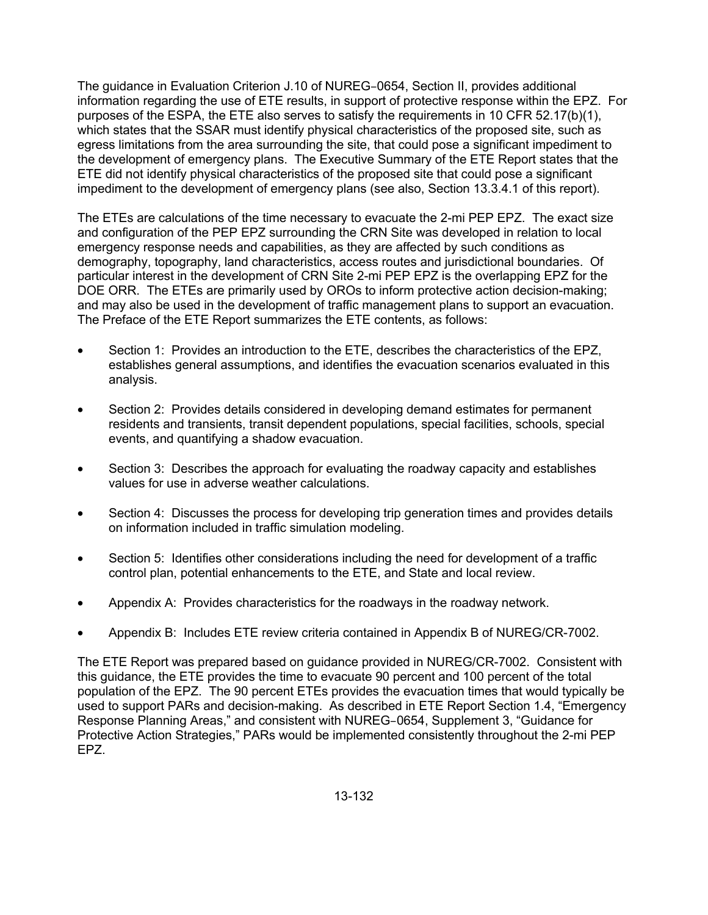The guidance in Evaluation Criterion J.10 of NUREG‑0654, Section II, provides additional information regarding the use of ETE results, in support of protective response within the EPZ. For purposes of the ESPA, the ETE also serves to satisfy the requirements in 10 CFR 52.17(b)(1), which states that the SSAR must identify physical characteristics of the proposed site, such as egress limitations from the area surrounding the site, that could pose a significant impediment to the development of emergency plans. The Executive Summary of the ETE Report states that the ETE did not identify physical characteristics of the proposed site that could pose a significant impediment to the development of emergency plans (see also, Section 13.3.4.1 of this report).

The ETEs are calculations of the time necessary to evacuate the 2-mi PEP EPZ. The exact size and configuration of the PEP EPZ surrounding the CRN Site was developed in relation to local emergency response needs and capabilities, as they are affected by such conditions as demography, topography, land characteristics, access routes and jurisdictional boundaries. Of particular interest in the development of CRN Site 2-mi PEP EPZ is the overlapping EPZ for the DOE ORR. The ETEs are primarily used by OROs to inform protective action decision-making; and may also be used in the development of traffic management plans to support an evacuation. The Preface of the ETE Report summarizes the ETE contents, as follows:

- Section 1: Provides an introduction to the ETE, describes the characteristics of the EPZ, establishes general assumptions, and identifies the evacuation scenarios evaluated in this analysis.
- Section 2: Provides details considered in developing demand estimates for permanent residents and transients, transit dependent populations, special facilities, schools, special events, and quantifying a shadow evacuation.
- Section 3: Describes the approach for evaluating the roadway capacity and establishes values for use in adverse weather calculations.
- Section 4: Discusses the process for developing trip generation times and provides details on information included in traffic simulation modeling.
- Section 5: Identifies other considerations including the need for development of a traffic control plan, potential enhancements to the ETE, and State and local review.
- Appendix A: Provides characteristics for the roadways in the roadway network.
- Appendix B: Includes ETE review criteria contained in Appendix B of NUREG/CR-7002.

The ETE Report was prepared based on guidance provided in NUREG/CR-7002. Consistent with this guidance, the ETE provides the time to evacuate 90 percent and 100 percent of the total population of the EPZ. The 90 percent ETEs provides the evacuation times that would typically be used to support PARs and decision-making. As described in ETE Report Section 1.4, "Emergency Response Planning Areas," and consistent with NUREG‑0654, Supplement 3, "Guidance for Protective Action Strategies," PARs would be implemented consistently throughout the 2-mi PEP EPZ.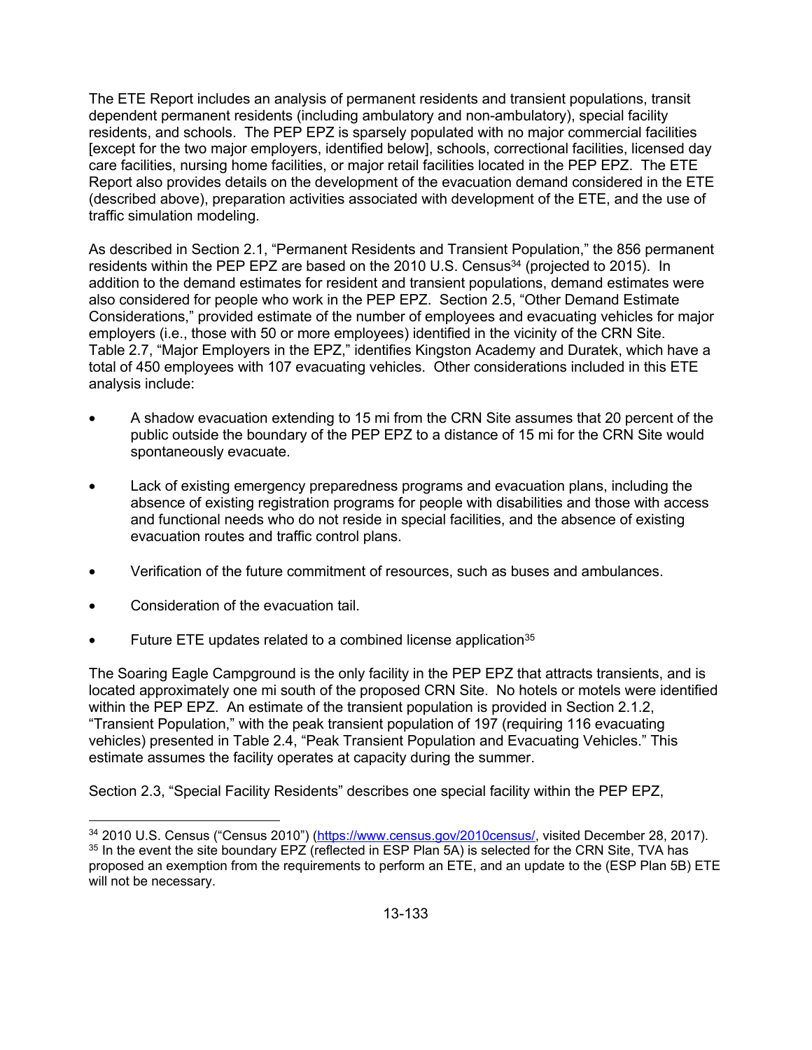The ETE Report includes an analysis of permanent residents and transient populations, transit dependent permanent residents (including ambulatory and non-ambulatory), special facility residents, and schools. The PEP EPZ is sparsely populated with no major commercial facilities [except for the two major employers, identified below], schools, correctional facilities, licensed day care facilities, nursing home facilities, or major retail facilities located in the PEP EPZ. The ETE Report also provides details on the development of the evacuation demand considered in the ETE (described above), preparation activities associated with development of the ETE, and the use of traffic simulation modeling.

As described in Section 2.1, "Permanent Residents and Transient Population," the 856 permanent residents within the PEP EPZ are based on the 2010 U.S. Census[34] (projected to 2015). In addition to the demand estimates for resident and transient populations, demand estimates were also considered for people who work in the PEP EPZ. Section 2.5, "Other Demand Estimate Considerations," provided estimate of the number of employees and evacuating vehicles for major employers (i.e., those with 50 or more employees) identified in the vicinity of the CRN Site. Table 2.7, "Major Employers in the EPZ," identifies Kingston Academy and Duratek, which have a total of 450 employees with 107 evacuating vehicles. Other considerations included in this ETE analysis include:

- A shadow evacuation extending to 15 mi from the CRN Site assumes that 20 percent of the public outside the boundary of the PEP EPZ to a distance of 15 mi for the CRN Site would spontaneously evacuate.
- Lack of existing emergency preparedness programs and evacuation plans, including the absence of existing registration programs for people with disabilities and those with access and functional needs who do not reside in special facilities, and the absence of existing evacuation routes and traffic control plans.
- Verification of the future commitment of resources, such as buses and ambulances.
- Consideration of the evacuation tail.
- Future ETE updates related to a combined license application[35]

The Soaring Eagle Campground is the only facility in the PEP EPZ that attracts transients, and is located approximately one mi south of the proposed CRN Site. No hotels or motels were identified within the PEP EPZ. An estimate of the transient population is provided in Section 2.1.2, "Transient Population," with the peak transient population of 197 (requiring 116 evacuating vehicles) presented in Table 2.4, "Peak Transient Population and Evacuating Vehicles." This estimate assumes the facility operates at capacity during the summer.

Section 2.3, "Special Facility Residents" describes one special facility within the PEP EPZ,

---

[34] 2010 U.S. Census ("Census 2010") (https://www.census.gov/2010census/, visited December 28, 2017).

[35] In the event the site boundary EPZ (reflected in ESP Plan 5A) is selected for the CRN Site, TVA has proposed an exemption from the requirements to perform an ETE, and an update to the (ESP Plan 5B) ETE will not be necessary.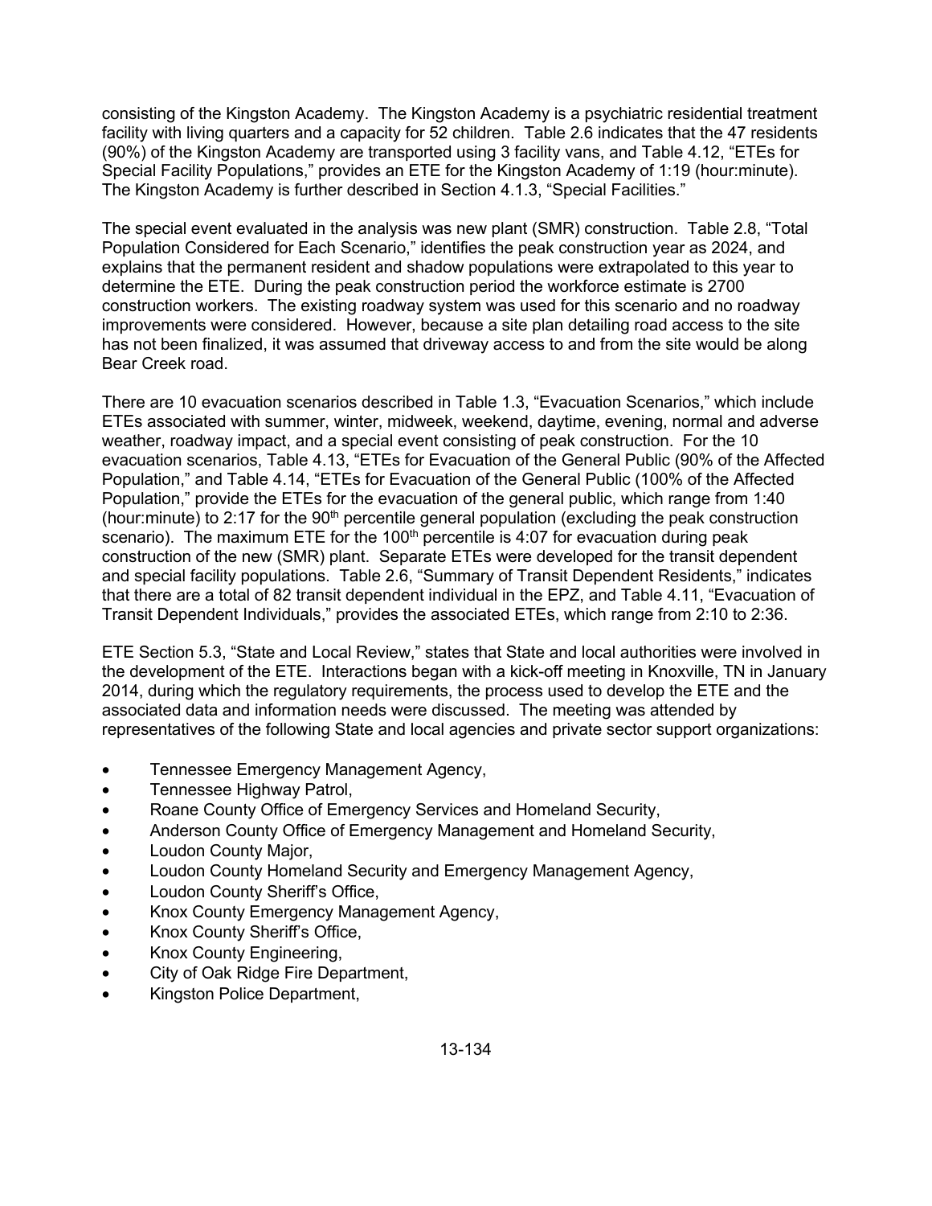consisting of the Kingston Academy. The Kingston Academy is a psychiatric residential treatment facility with living quarters and a capacity for 52 children. Table 2.6 indicates that the 47 residents (90%) of the Kingston Academy are transported using 3 facility vans, and Table 4.12, "ETEs for Special Facility Populations," provides an ETE for the Kingston Academy of 1:19 (hour:minute). The Kingston Academy is further described in Section 4.1.3, "Special Facilities."

The special event evaluated in the analysis was new plant (SMR) construction. Table 2.8, "Total Population Considered for Each Scenario," identifies the peak construction year as 2024, and explains that the permanent resident and shadow populations were extrapolated to this year to determine the ETE. During the peak construction period the workforce estimate is 2700 construction workers. The existing roadway system was used for this scenario and no roadway improvements were considered. However, because a site plan detailing road access to the site has not been finalized, it was assumed that driveway access to and from the site would be along Bear Creek road.

There are 10 evacuation scenarios described in Table 1.3, "Evacuation Scenarios," which include ETEs associated with summer, winter, midweek, weekend, daytime, evening, normal and adverse weather, roadway impact, and a special event consisting of peak construction. For the 10 evacuation scenarios, Table 4.13, "ETEs for Evacuation of the General Public (90% of the Affected Population," and Table 4.14, "ETEs for Evacuation of the General Public (100% of the Affected Population," provide the ETEs for the evacuation of the general public, which range from 1:40 (hour:minute) to 2:17 for the 90th percentile general population (excluding the peak construction scenario). The maximum ETE for the 100th percentile is 4:07 for evacuation during peak construction of the new (SMR) plant. Separate ETEs were developed for the transit dependent and special facility populations. Table 2.6, "Summary of Transit Dependent Residents," indicates that there are a total of 82 transit dependent individual in the EPZ, and Table 4.11, "Evacuation of Transit Dependent Individuals," provides the associated ETEs, which range from 2:10 to 2:36.

ETE Section 5.3, "State and Local Review," states that State and local authorities were involved in the development of the ETE. Interactions began with a kick-off meeting in Knoxville, TN in January 2014, during which the regulatory requirements, the process used to develop the ETE and the associated data and information needs were discussed. The meeting was attended by representatives of the following State and local agencies and private sector support organizations:

- Tennessee Emergency Management Agency,
- Tennessee Highway Patrol,
- Roane County Office of Emergency Services and Homeland Security,
- Anderson County Office of Emergency Management and Homeland Security,
- Loudon County Major,
- Loudon County Homeland Security and Emergency Management Agency,
- Loudon County Sheriff's Office,
- Knox County Emergency Management Agency,
- Knox County Sheriff's Office,
- Knox County Engineering,
- City of Oak Ridge Fire Department,
- Kingston Police Department,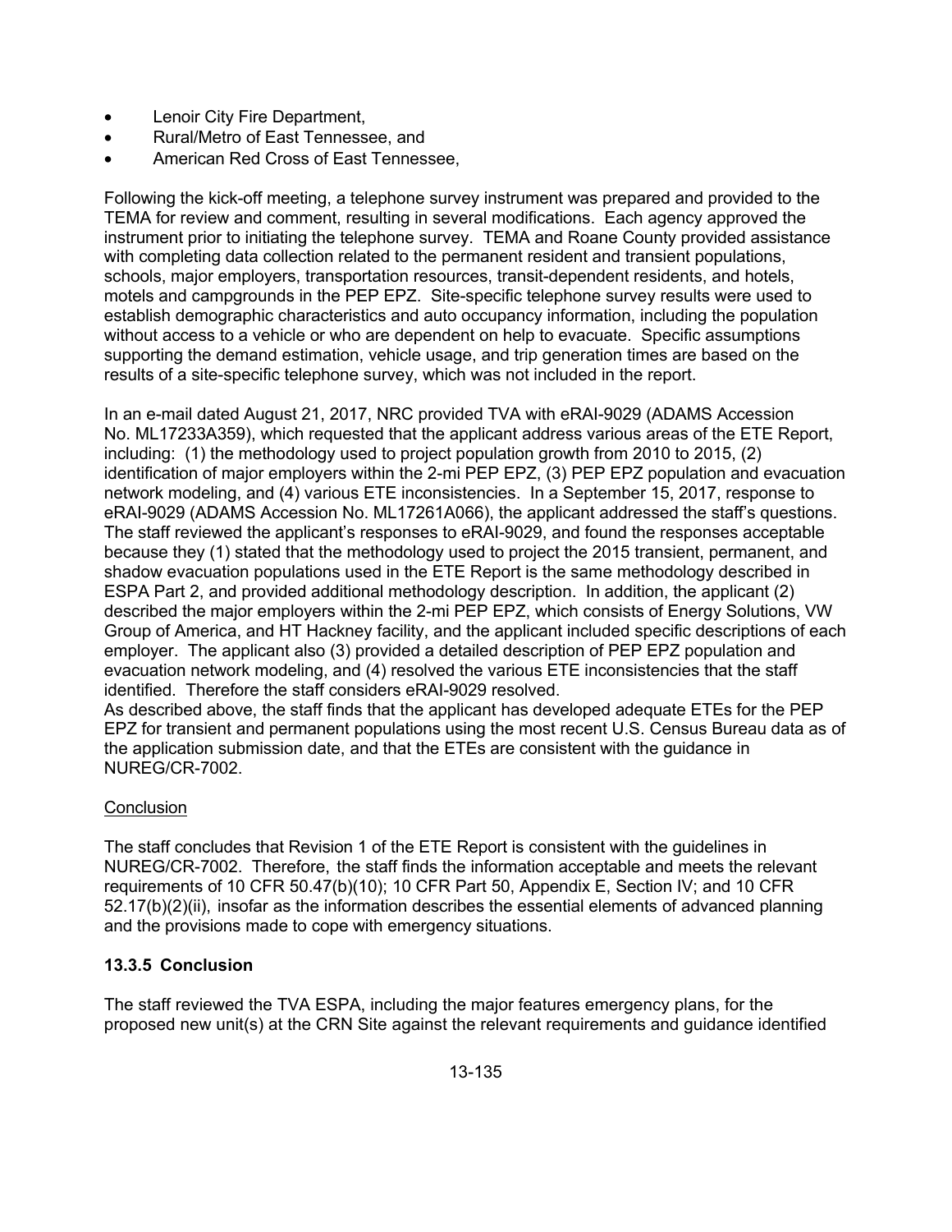- Lenoir City Fire Department,
- Rural/Metro of East Tennessee, and
- American Red Cross of East Tennessee,

Following the kick-off meeting, a telephone survey instrument was prepared and provided to the TEMA for review and comment, resulting in several modifications. Each agency approved the instrument prior to initiating the telephone survey. TEMA and Roane County provided assistance with completing data collection related to the permanent resident and transient populations, schools, major employers, transportation resources, transit-dependent residents, and hotels, motels and campgrounds in the PEP EPZ. Site-specific telephone survey results were used to establish demographic characteristics and auto occupancy information, including the population without access to a vehicle or who are dependent on help to evacuate. Specific assumptions supporting the demand estimation, vehicle usage, and trip generation times are based on the results of a site-specific telephone survey, which was not included in the report.

In an e-mail dated August 21, 2017, NRC provided TVA with eRAI-9029 (ADAMS Accession No. ML17233A359), which requested that the applicant address various areas of the ETE Report, including: (1) the methodology used to project population growth from 2010 to 2015, (2) identification of major employers within the 2-mi PEP EPZ, (3) PEP EPZ population and evacuation network modeling, and (4) various ETE inconsistencies. In a September 15, 2017, response to eRAI-9029 (ADAMS Accession No. ML17261A066), the applicant addressed the staff's questions. The staff reviewed the applicant's responses to eRAI-9029, and found the responses acceptable because they (1) stated that the methodology used to project the 2015 transient, permanent, and shadow evacuation populations used in the ETE Report is the same methodology described in ESPA Part 2, and provided additional methodology description. In addition, the applicant (2) described the major employers within the 2-mi PEP EPZ, which consists of Energy Solutions, VW Group of America, and HT Hackney facility, and the applicant included specific descriptions of each employer. The applicant also (3) provided a detailed description of PEP EPZ population and evacuation network modeling, and (4) resolved the various ETE inconsistencies that the staff identified. Therefore the staff considers eRAI-9029 resolved.

As described above, the staff finds that the applicant has developed adequate ETEs for the PEP EPZ for transient and permanent populations using the most recent U.S. Census Bureau data as of the application submission date, and that the ETEs are consistent with the guidance in NUREG/CR-7002.

Conclusion

The staff concludes that Revision 1 of the ETE Report is consistent with the guidelines in NUREG/CR-7002. Therefore, the staff finds the information acceptable and meets the relevant requirements of 10 CFR 50.47(b)(10); 10 CFR Part 50, Appendix E, Section IV; and 10 CFR 52.17(b)(2)(ii), insofar as the information describes the essential elements of advanced planning and the provisions made to cope with emergency situations.

### 13.3.5 Conclusion

The staff reviewed the TVA ESPA, including the major features emergency plans, for the proposed new unit(s) at the CRN Site against the relevant requirements and guidance identified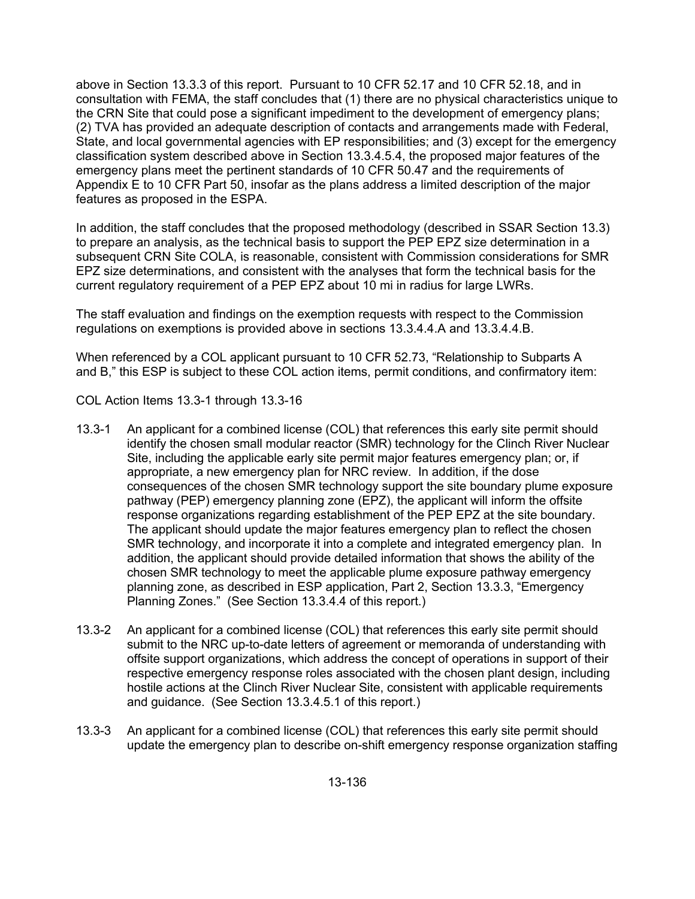above in Section 13.3.3 of this report. Pursuant to 10 CFR 52.17 and 10 CFR 52.18, and in consultation with FEMA, the staff concludes that (1) there are no physical characteristics unique to the CRN Site that could pose a significant impediment to the development of emergency plans; (2) TVA has provided an adequate description of contacts and arrangements made with Federal, State, and local governmental agencies with EP responsibilities; and (3) except for the emergency classification system described above in Section 13.3.4.5.4, the proposed major features of the emergency plans meet the pertinent standards of 10 CFR 50.47 and the requirements of Appendix E to 10 CFR Part 50, insofar as the plans address a limited description of the major features as proposed in the ESPA.

In addition, the staff concludes that the proposed methodology (described in SSAR Section 13.3) to prepare an analysis, as the technical basis to support the PEP EPZ size determination in a subsequent CRN Site COLA, is reasonable, consistent with Commission considerations for SMR EPZ size determinations, and consistent with the analyses that form the technical basis for the current regulatory requirement of a PEP EPZ about 10 mi in radius for large LWRs.

The staff evaluation and findings on the exemption requests with respect to the Commission regulations on exemptions is provided above in sections 13.3.4.4.A and 13.3.4.4.B.

When referenced by a COL applicant pursuant to 10 CFR 52.73, "Relationship to Subparts A and B," this ESP is subject to these COL action items, permit conditions, and confirmatory item:

COL Action Items 13.3-1 through 13.3-16

13.3-1 An applicant for a combined license (COL) that references this early site permit should identify the chosen small modular reactor (SMR) technology for the Clinch River Nuclear Site, including the applicable early site permit major features emergency plan; or, if appropriate, a new emergency plan for NRC review. In addition, if the dose consequences of the chosen SMR technology support the site boundary plume exposure pathway (PEP) emergency planning zone (EPZ), the applicant will inform the offsite response organizations regarding establishment of the PEP EPZ at the site boundary. The applicant should update the major features emergency plan to reflect the chosen SMR technology, and incorporate it into a complete and integrated emergency plan. In addition, the applicant should provide detailed information that shows the ability of the chosen SMR technology to meet the applicable plume exposure pathway emergency planning zone, as described in ESP application, Part 2, Section 13.3.3, "Emergency Planning Zones." (See Section 13.3.4.4 of this report.)

13.3-2 An applicant for a combined license (COL) that references this early site permit should submit to the NRC up-to-date letters of agreement or memoranda of understanding with offsite support organizations, which address the concept of operations in support of their respective emergency response roles associated with the chosen plant design, including hostile actions at the Clinch River Nuclear Site, consistent with applicable requirements and guidance. (See Section 13.3.4.5.1 of this report.)

13.3-3 An applicant for a combined license (COL) that references this early site permit should update the emergency plan to describe on-shift emergency response organization staffing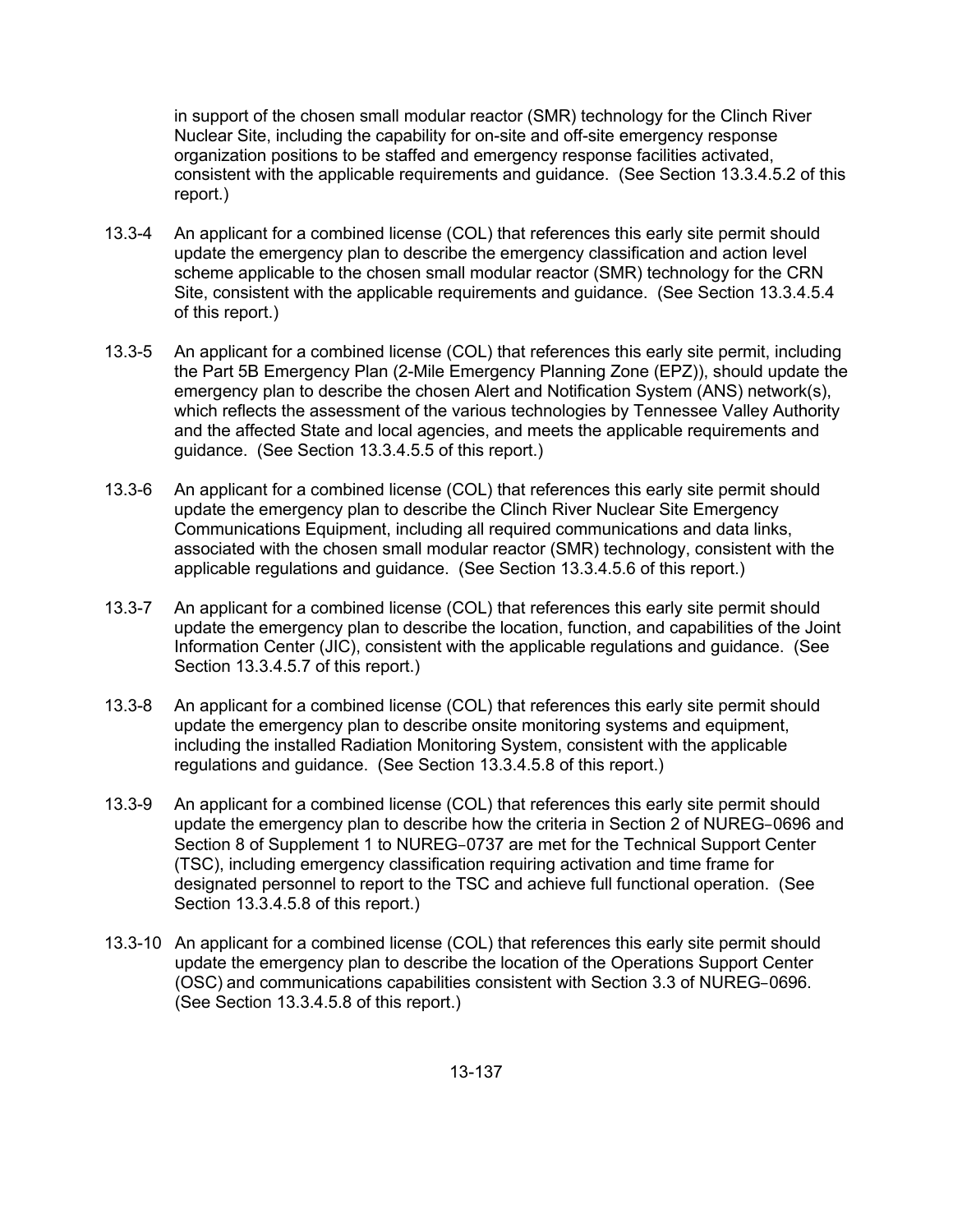in support of the chosen small modular reactor (SMR) technology for the Clinch River Nuclear Site, including the capability for on-site and off-site emergency response organization positions to be staffed and emergency response facilities activated, consistent with the applicable requirements and guidance. (See Section 13.3.4.5.2 of this report.)

13.3-4 An applicant for a combined license (COL) that references this early site permit should update the emergency plan to describe the emergency classification and action level scheme applicable to the chosen small modular reactor (SMR) technology for the CRN Site, consistent with the applicable requirements and guidance. (See Section 13.3.4.5.4 of this report.)

13.3-5 An applicant for a combined license (COL) that references this early site permit, including the Part 5B Emergency Plan (2-Mile Emergency Planning Zone (EPZ)), should update the emergency plan to describe the chosen Alert and Notification System (ANS) network(s), which reflects the assessment of the various technologies by Tennessee Valley Authority and the affected State and local agencies, and meets the applicable requirements and guidance. (See Section 13.3.4.5.5 of this report.)

13.3-6 An applicant for a combined license (COL) that references this early site permit should update the emergency plan to describe the Clinch River Nuclear Site Emergency Communications Equipment, including all required communications and data links, associated with the chosen small modular reactor (SMR) technology, consistent with the applicable regulations and guidance. (See Section 13.3.4.5.6 of this report.)

13.3-7 An applicant for a combined license (COL) that references this early site permit should update the emergency plan to describe the location, function, and capabilities of the Joint Information Center (JIC), consistent with the applicable regulations and guidance. (See Section 13.3.4.5.7 of this report.)

13.3-8 An applicant for a combined license (COL) that references this early site permit should update the emergency plan to describe onsite monitoring systems and equipment, including the installed Radiation Monitoring System, consistent with the applicable regulations and guidance. (See Section 13.3.4.5.8 of this report.)

13.3-9 An applicant for a combined license (COL) that references this early site permit should update the emergency plan to describe how the criteria in Section 2 of NUREG-0696 and Section 8 of Supplement 1 to NUREG-0737 are met for the Technical Support Center (TSC), including emergency classification requiring activation and time frame for designated personnel to report to the TSC and achieve full functional operation. (See Section 13.3.4.5.8 of this report.)

13.3-10 An applicant for a combined license (COL) that references this early site permit should update the emergency plan to describe the location of the Operations Support Center (OSC) and communications capabilities consistent with Section 3.3 of NUREG-0696. (See Section 13.3.4.5.8 of this report.)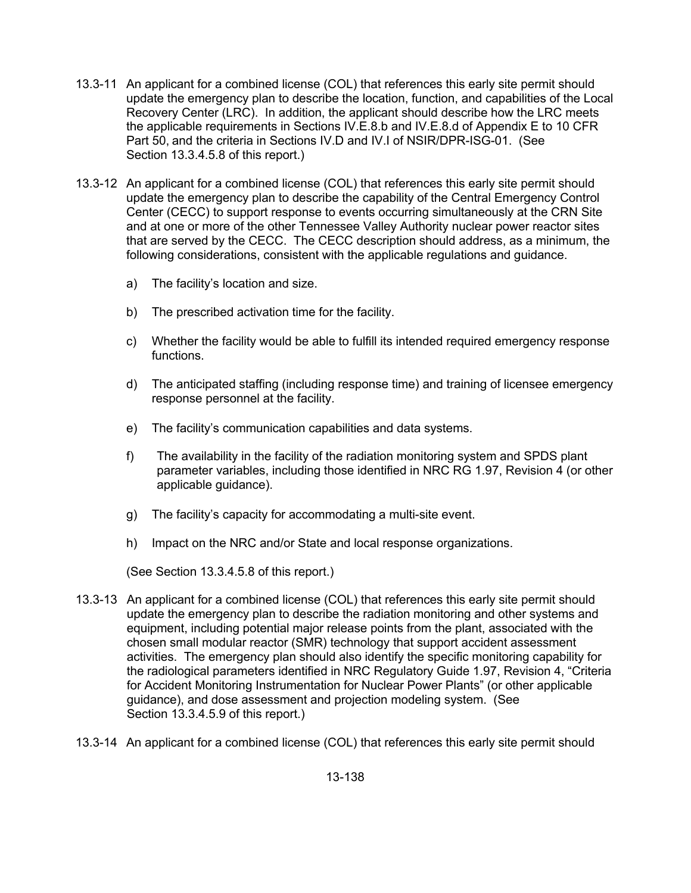13.3-11 An applicant for a combined license (COL) that references this early site permit should update the emergency plan to describe the location, function, and capabilities of the Local Recovery Center (LRC). In addition, the applicant should describe how the LRC meets the applicable requirements in Sections IV.E.8.b and IV.E.8.d of Appendix E to 10 CFR Part 50, and the criteria in Sections IV.D and IV.I of NSIR/DPR-ISG-01. (See Section 13.3.4.5.8 of this report.)

13.3-12 An applicant for a combined license (COL) that references this early site permit should update the emergency plan to describe the capability of the Central Emergency Control Center (CECC) to support response to events occurring simultaneously at the CRN Site and at one or more of the other Tennessee Valley Authority nuclear power reactor sites that are served by the CECC. The CECC description should address, as a minimum, the following considerations, consistent with the applicable regulations and guidance.

a) The facility's location and size.

b) The prescribed activation time for the facility.

c) Whether the facility would be able to fulfill its intended required emergency response functions.

d) The anticipated staffing (including response time) and training of licensee emergency response personnel at the facility.

e) The facility's communication capabilities and data systems.

f) The availability in the facility of the radiation monitoring system and SPDS plant parameter variables, including those identified in NRC RG 1.97, Revision 4 (or other applicable guidance).

g) The facility's capacity for accommodating a multi-site event.

h) Impact on the NRC and/or State and local response organizations.

(See Section 13.3.4.5.8 of this report.)

13.3-13 An applicant for a combined license (COL) that references this early site permit should update the emergency plan to describe the radiation monitoring and other systems and equipment, including potential major release points from the plant, associated with the chosen small modular reactor (SMR) technology that support accident assessment activities. The emergency plan should also identify the specific monitoring capability for the radiological parameters identified in NRC Regulatory Guide 1.97, Revision 4, "Criteria for Accident Monitoring Instrumentation for Nuclear Power Plants" (or other applicable guidance), and dose assessment and projection modeling system. (See Section 13.3.4.5.9 of this report.)

13.3-14 An applicant for a combined license (COL) that references this early site permit should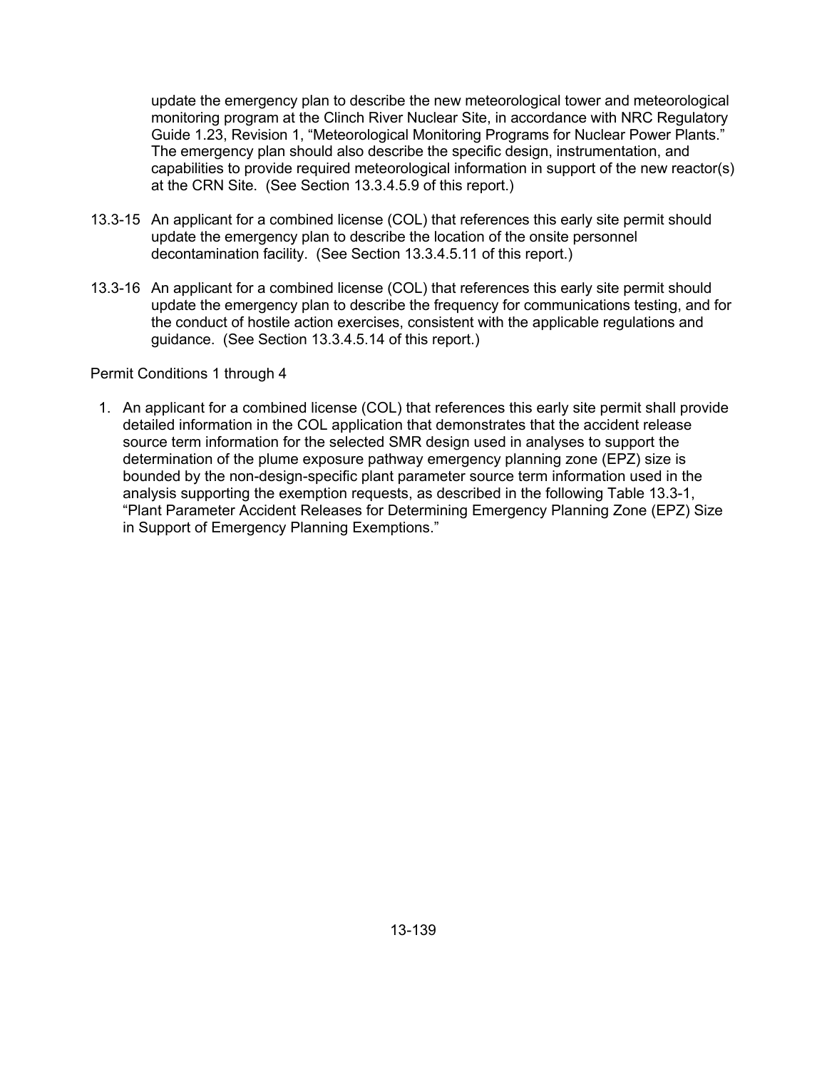update the emergency plan to describe the new meteorological tower and meteorological monitoring program at the Clinch River Nuclear Site, in accordance with NRC Regulatory Guide 1.23, Revision 1, "Meteorological Monitoring Programs for Nuclear Power Plants." The emergency plan should also describe the specific design, instrumentation, and capabilities to provide required meteorological information in support of the new reactor(s) at the CRN Site. (See Section 13.3.4.5.9 of this report.)

13.3-15 An applicant for a combined license (COL) that references this early site permit should update the emergency plan to describe the location of the onsite personnel decontamination facility. (See Section 13.3.4.5.11 of this report.)

13.3-16 An applicant for a combined license (COL) that references this early site permit should update the emergency plan to describe the frequency for communications testing, and for the conduct of hostile action exercises, consistent with the applicable regulations and guidance. (See Section 13.3.4.5.14 of this report.)

Permit Conditions 1 through 4

1. An applicant for a combined license (COL) that references this early site permit shall provide detailed information in the COL application that demonstrates that the accident release source term information for the selected SMR design used in analyses to support the determination of the plume exposure pathway emergency planning zone (EPZ) size is bounded by the non-design-specific plant parameter source term information used in the analysis supporting the exemption requests, as described in the following Table 13.3-1, "Plant Parameter Accident Releases for Determining Emergency Planning Zone (EPZ) Size in Support of Emergency Planning Exemptions."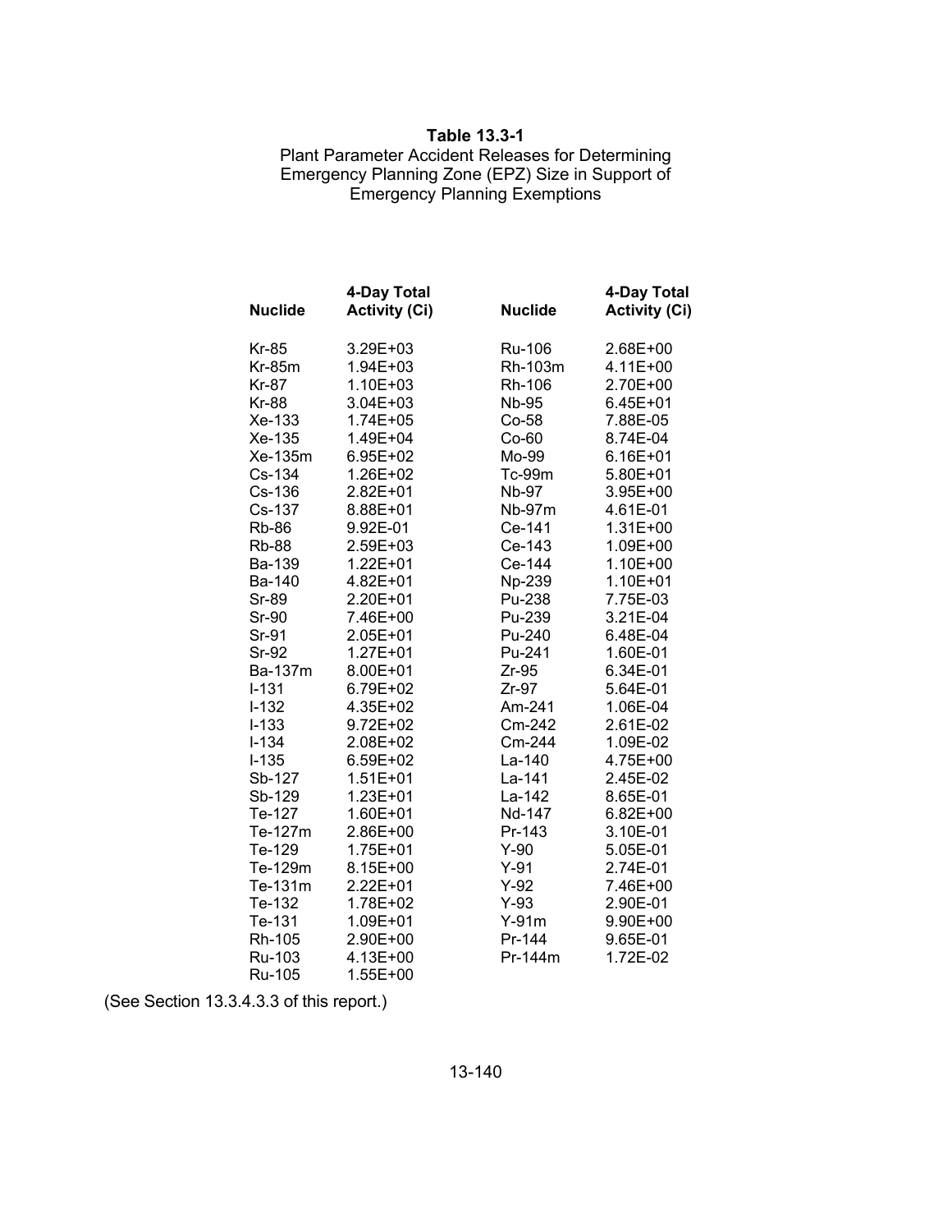**Table 13.3-1**
Plant Parameter Accident Releases for Determining Emergency Planning Zone (EPZ) Size in Support of Emergency Planning Exemptions

| Nuclide | 4-Day Total Activity (Ci) | Nuclide | 4-Day Total Activity (Ci) |
|---|---|---|---|
| Kr-85 | 3.29E+03 | Ru-106 | 2.68E+00 |
| Kr-85m | 1.94E+03 | Rh-103m | 4.11E+00 |
| Kr-87 | 1.10E+03 | Rh-106 | 2.70E+00 |
| Kr-88 | 3.04E+03 | Nb-95 | 6.45E+01 |
| Xe-133 | 1.74E+05 | Co-58 | 7.88E-05 |
| Xe-135 | 1.49E+04 | Co-60 | 8.74E-04 |
| Xe-135m | 6.95E+02 | Mo-99 | 6.16E+01 |
| Cs-134 | 1.26E+02 | Tc-99m | 5.80E+01 |
| Cs-136 | 2.82E+01 | Nb-97 | 3.95E+00 |
| Cs-137 | 8.88E+01 | Nb-97m | 4.61E-01 |
| Rb-86 | 9.92E-01 | Ce-141 | 1.31E+00 |
| Rb-88 | 2.59E+03 | Ce-143 | 1.09E+00 |
| Ba-139 | 1.22E+01 | Ce-144 | 1.10E+00 |
| Ba-140 | 4.82E+01 | Np-239 | 1.10E+01 |
| Sr-89 | 2.20E+01 | Pu-238 | 7.75E-03 |
| Sr-90 | 7.46E+00 | Pu-239 | 3.21E-04 |
| Sr-91 | 2.05E+01 | Pu-240 | 6.48E-04 |
| Sr-92 | 1.27E+01 | Pu-241 | 1.60E-01 |
| Ba-137m | 8.00E+01 | Zr-95 | 6.34E-01 |
| I-131 | 6.79E+02 | Zr-97 | 5.64E-01 |
| I-132 | 4.35E+02 | Am-241 | 1.06E-04 |
| I-133 | 9.72E+02 | Cm-242 | 2.61E-02 |
| I-134 | 2.08E+02 | Cm-244 | 1.09E-02 |
| I-135 | 6.59E+02 | La-140 | 4.75E+00 |
| Sb-127 | 1.51E+01 | La-141 | 2.45E-02 |
| Sb-129 | 1.23E+01 | La-142 | 8.65E-01 |
| Te-127 | 1.60E+01 | Nd-147 | 6.82E+00 |
| Te-127m | 2.86E+00 | Pr-143 | 3.10E-01 |
| Te-129 | 1.75E+01 | Y-90 | 5.05E-01 |
| Te-129m | 8.15E+00 | Y-91 | 2.74E-01 |
| Te-131m | 2.22E+01 | Y-92 | 7.46E+00 |
| Te-132 | 1.78E+02 | Y-93 | 2.90E-01 |
| Te-131 | 1.09E+01 | Y-91m | 9.90E+00 |
| Rh-105 | 2.90E+00 | Pr-144 | 9.65E-01 |
| Ru-103 | 4.13E+00 | Pr-144m | 1.72E-02 |
| Ru-105 | 1.55E+00 | | |

(See Section 13.3.4.3.3 of this report.)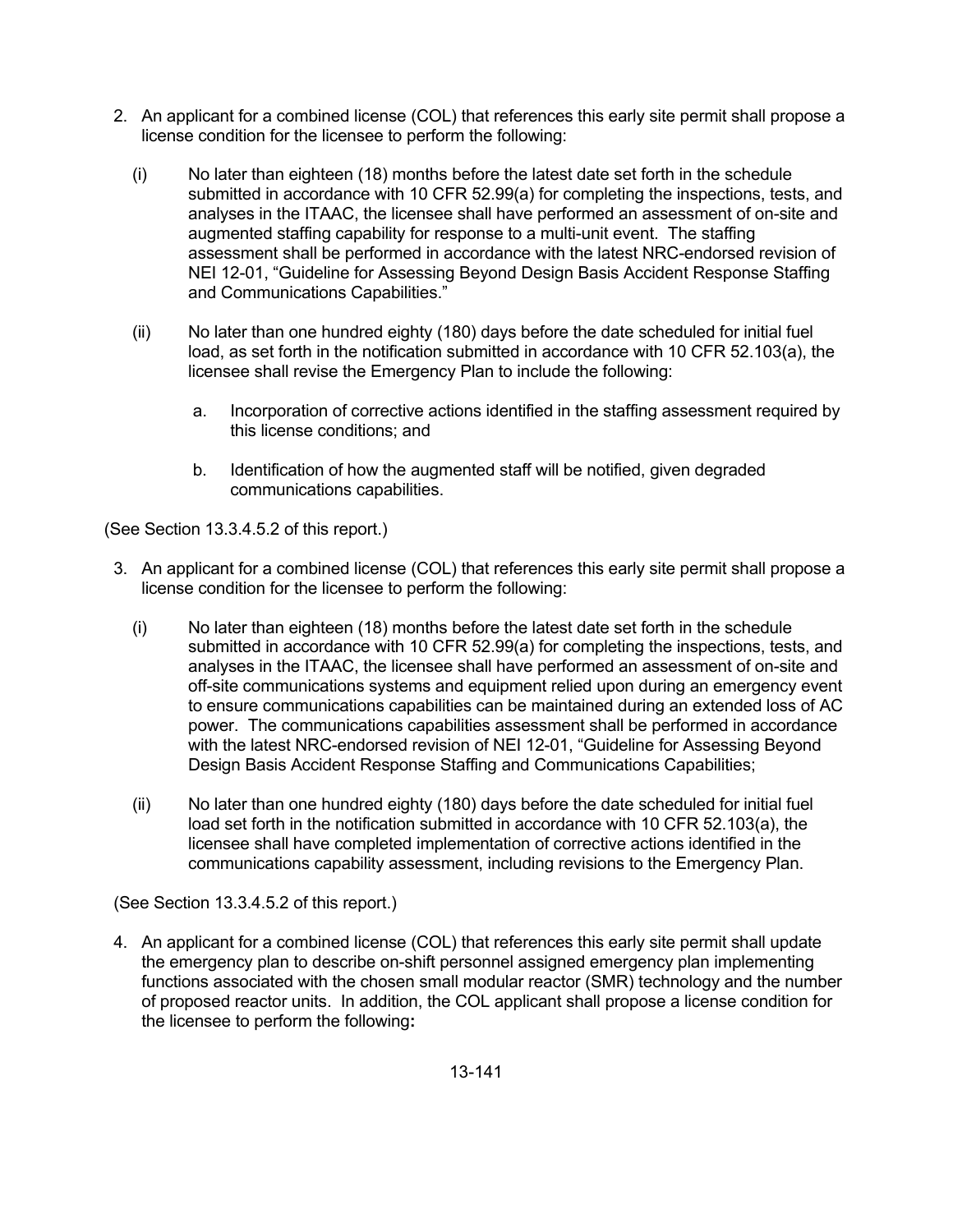2. An applicant for a combined license (COL) that references this early site permit shall propose a license condition for the licensee to perform the following:

   (i) No later than eighteen (18) months before the latest date set forth in the schedule submitted in accordance with 10 CFR 52.99(a) for completing the inspections, tests, and analyses in the ITAAC, the licensee shall have performed an assessment of on-site and augmented staffing capability for response to a multi-unit event. The staffing assessment shall be performed in accordance with the latest NRC-endorsed revision of NEI 12-01, "Guideline for Assessing Beyond Design Basis Accident Response Staffing and Communications Capabilities."

   (ii) No later than one hundred eighty (180) days before the date scheduled for initial fuel load, as set forth in the notification submitted in accordance with 10 CFR 52.103(a), the licensee shall revise the Emergency Plan to include the following:

      a. Incorporation of corrective actions identified in the staffing assessment required by this license conditions; and

      b. Identification of how the augmented staff will be notified, given degraded communications capabilities.

(See Section 13.3.4.5.2 of this report.)

3. An applicant for a combined license (COL) that references this early site permit shall propose a license condition for the licensee to perform the following:

   (i) No later than eighteen (18) months before the latest date set forth in the schedule submitted in accordance with 10 CFR 52.99(a) for completing the inspections, tests, and analyses in the ITAAC, the licensee shall have performed an assessment of on-site and off-site communications systems and equipment relied upon during an emergency event to ensure communications capabilities can be maintained during an extended loss of AC power. The communications capabilities assessment shall be performed in accordance with the latest NRC-endorsed revision of NEI 12-01, "Guideline for Assessing Beyond Design Basis Accident Response Staffing and Communications Capabilities;

   (ii) No later than one hundred eighty (180) days before the date scheduled for initial fuel load set forth in the notification submitted in accordance with 10 CFR 52.103(a), the licensee shall have completed implementation of corrective actions identified in the communications capability assessment, including revisions to the Emergency Plan.

(See Section 13.3.4.5.2 of this report.)

4. An applicant for a combined license (COL) that references this early site permit shall update the emergency plan to describe on-shift personnel assigned emergency plan implementing functions associated with the chosen small modular reactor (SMR) technology and the number of proposed reactor units. In addition, the COL applicant shall propose a license condition for the licensee to perform the following**:**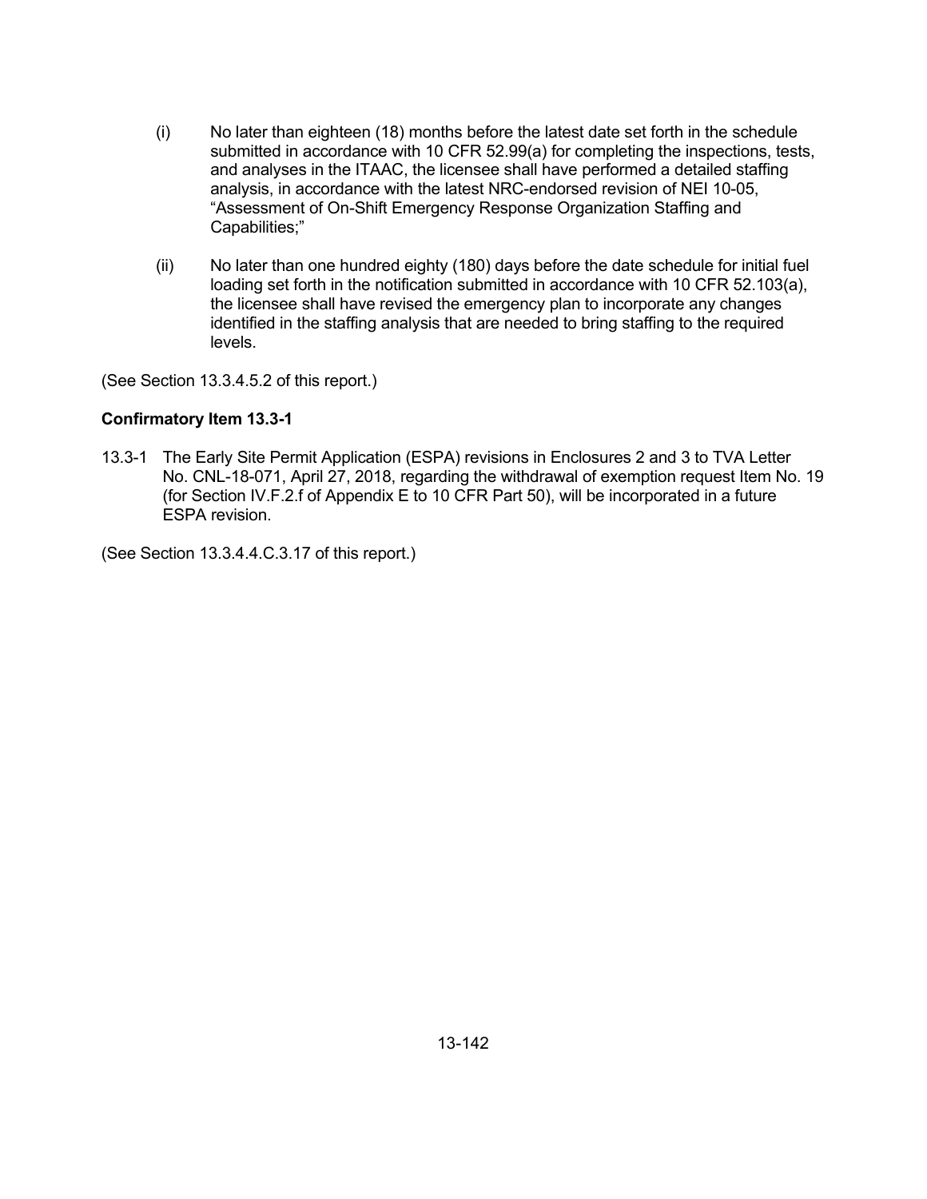(i) No later than eighteen (18) months before the latest date set forth in the schedule submitted in accordance with 10 CFR 52.99(a) for completing the inspections, tests, and analyses in the ITAAC, the licensee shall have performed a detailed staffing analysis, in accordance with the latest NRC-endorsed revision of NEI 10-05, "Assessment of On-Shift Emergency Response Organization Staffing and Capabilities;"

(ii) No later than one hundred eighty (180) days before the date schedule for initial fuel loading set forth in the notification submitted in accordance with 10 CFR 52.103(a), the licensee shall have revised the emergency plan to incorporate any changes identified in the staffing analysis that are needed to bring staffing to the required levels.

(See Section 13.3.4.5.2 of this report.)

**Confirmatory Item 13.3-1**

13.3-1 The Early Site Permit Application (ESPA) revisions in Enclosures 2 and 3 to TVA Letter No. CNL-18-071, April 27, 2018, regarding the withdrawal of exemption request Item No. 19 (for Section IV.F.2.f of Appendix E to 10 CFR Part 50), will be incorporated in a future ESPA revision.

(See Section 13.3.4.4.C.3.17 of this report.)